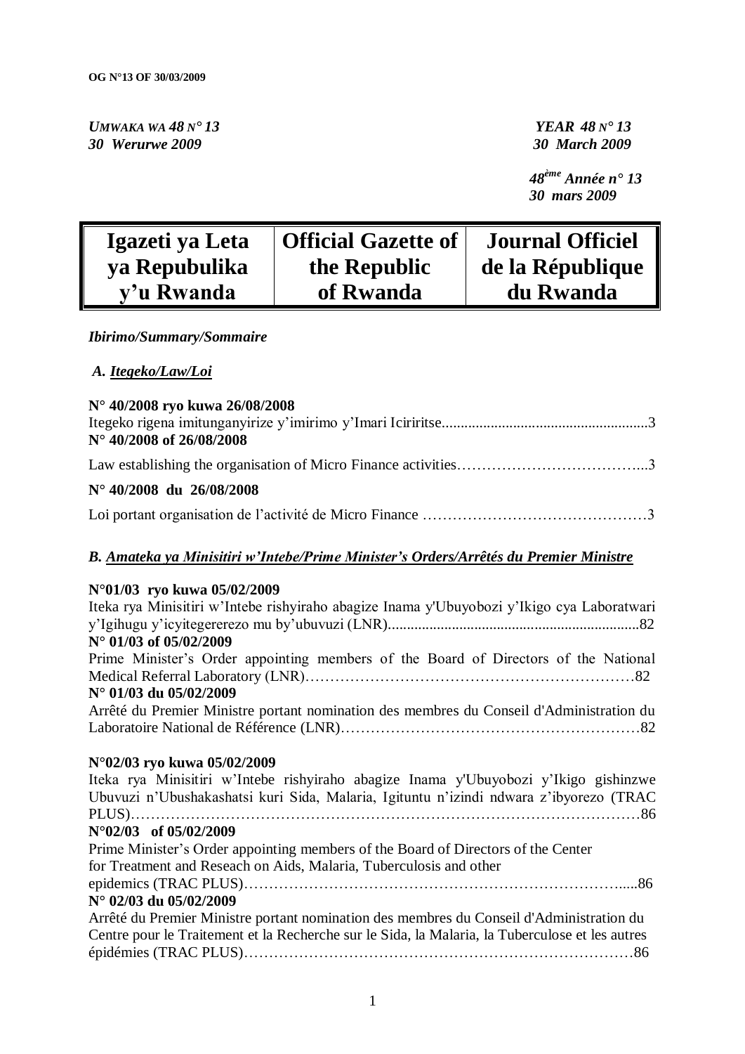*UMWAKA WA 48 N° 13*
*30 Werurwe 2009*

*YEAR 48 N° 13*
*30 March 2009*

*48ème Année n° 13*
*30 mars 2009*

| **Igazeti ya Leta ya Repubulika y'u Rwanda** | **Official Gazette of the Republic of Rwanda** | **Journal Officiel de la République du Rwanda** |
|---|---|---|

*Ibirimo/Summary/Sommaire*

## *A. Itegeko/Law/Loi*

**N° 40/2008 ryo kuwa 26/08/2008**
Itegeko rigena imitunganyirize y'imirimo y'Imari Iciriritse......................................................3
**N° 40/2008 of 26/08/2008**
Law establishing the organisation of Micro Finance activities………………………………...3
**N° 40/2008 du 26/08/2008**
Loi portant organisation de l'activité de Micro Finance ………………………………………3

## *B. Amateka ya Minisitiri w'Intebe/Prime Minister's Orders/Arrêtés du Premier Ministre*

**N°01/03 ryo kuwa 05/02/2009**
Iteka rya Minisitiri w'Intebe rishyiraho abagize Inama y'Ubuyobozi y'Ikigo cya Laboratwari y'Igihugu y'icyitegererezo mu by'ubuvuzi (LNR)..................................................................82
**N° 01/03 of 05/02/2009**
Prime Minister's Order appointing members of the Board of Directors of the National Medical Referral Laboratory (LNR)………………………………………………………82
**N° 01/03 du 05/02/2009**
Arrêté du Premier Ministre portant nomination des membres du Conseil d'Administration du Laboratoire National de Référence (LNR)…………………………………………………82

**N°02/03 ryo kuwa 05/02/2009**
Iteka rya Minisitiri w'Intebe rishyiraho abagize Inama y'Ubuyobozi y'Ikigo gishinzwe Ubuvuzi n'Ubushakashatsi kuri Sida, Malaria, Igituntu n'izindi ndwara z'ibyorezo (TRAC PLUS)……………………………………………………………………………………86
**N°02/03 of 05/02/2009**
Prime Minister's Order appointing members of the Board of Directors of the Center for Treatment and Reseach on Aids, Malaria, Tuberculosis and other epidemics (TRAC PLUS)……………………………………………………………….....86
**N° 02/03 du 05/02/2009**
Arrêté du Premier Ministre portant nomination des membres du Conseil d'Administration du Centre pour le Traitement et la Recherche sur le Sida, la Malaria, la Tuberculose et les autres épidémies (TRAC PLUS)…………………………………………………………………86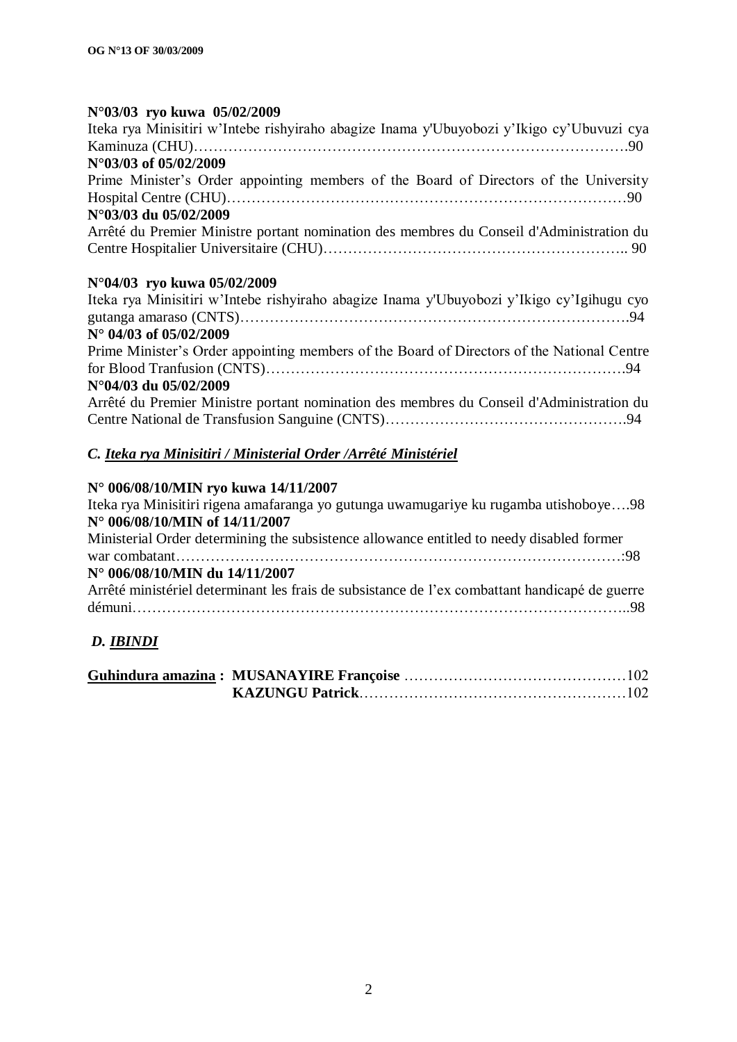**N°03/03 ryo kuwa 05/02/2009**

Iteka rya Minisitiri w'Intebe rishyiraho abagize Inama y'Ubuyobozi y'Ikigo cy'Ubuvuzi cya Kaminuza (CHU)……………………………………………………………………………….90

**N°03/03 of 05/02/2009**

Prime Minister's Order appointing members of the Board of Directors of the University Hospital Centre (CHU)…………………………………………………………………………90

**N°03/03 du 05/02/2009**

Arrêté du Premier Ministre portant nomination des membres du Conseil d'Administration du Centre Hospitalier Universitaire (CHU)………………………………………………….. 90

**N°04/03 ryo kuwa 05/02/2009**

Iteka rya Minisitiri w'Intebe rishyiraho abagize Inama y'Ubuyobozi y'Ikigo cy'Igihugu cyo gutanga amaraso (CNTS)…………………………………………………………………….94

**N° 04/03 of 05/02/2009**

Prime Minister's Order appointing members of the Board of Directors of the National Centre for Blood Tranfusion (CNTS)……………………………………………………………….94

**N°04/03 du 05/02/2009**

Arrêté du Premier Ministre portant nomination des membres du Conseil d'Administration du Centre National de Transfusion Sanguine (CNTS)………………………………………….94

## *C. Iteka rya Minisitiri / Ministerial Order /Arrêté Ministériel*

**N° 006/08/10/MIN ryo kuwa 14/11/2007**

Iteka rya Minisitiri rigena amafaranga yo gutunga uwamugariye ku rugamba utishoboye….98

**N° 006/08/10/MIN of 14/11/2007**

Ministerial Order determining the subsistence allowance entitled to needy disabled former war combatant…………………………………………………………………………….:98

**N° 006/08/10/MIN du 14/11/2007**

Arrêté ministériel determinant les frais de subsistance de l'ex combattant handicapé de guerre démuni…………………………………………………………………………………..98

## *D. IBINDI*

**Guhindura amazina : MUSANAYIRE Françoise** ………………………………………102
**KAZUNGU Patrick**……………………………………………….102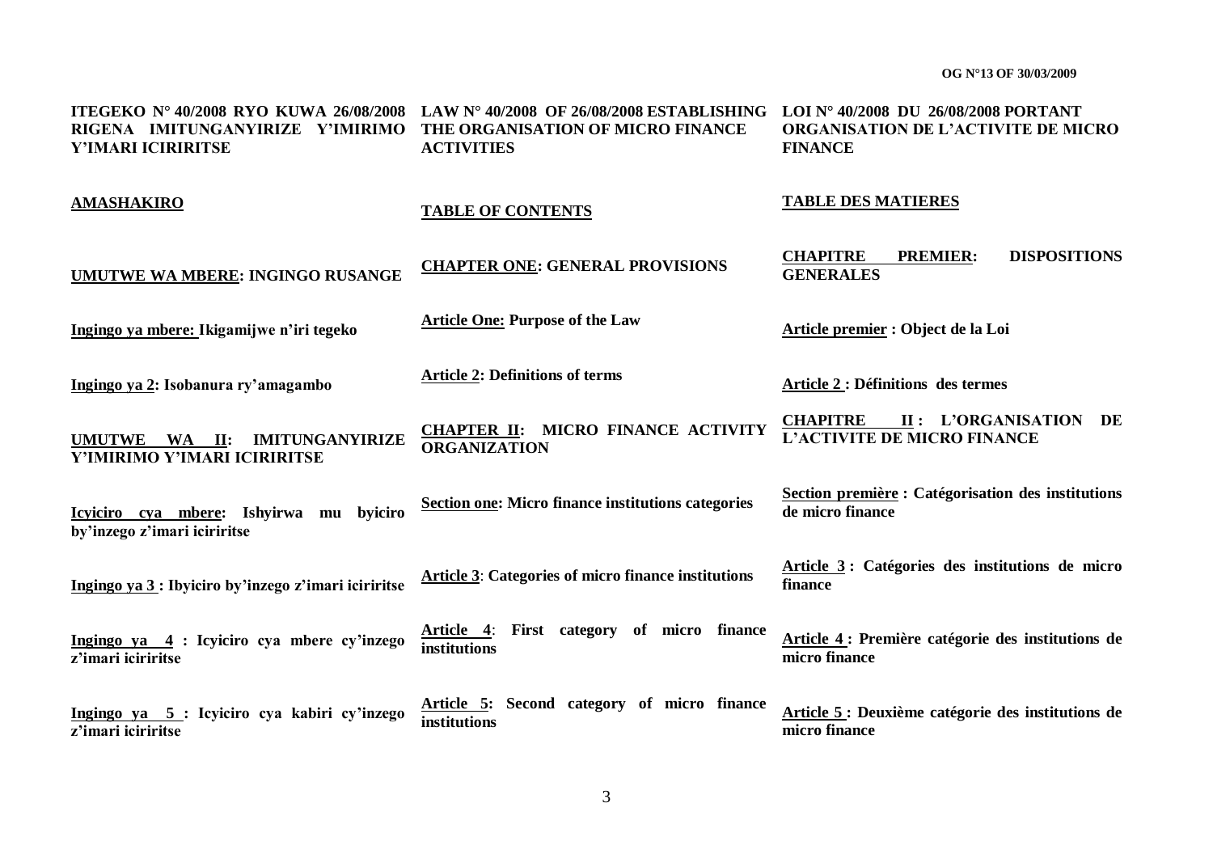**ITEGEKO N° 40/2008 RYO KUWA 26/08/2008 RIGENA IMITUNGANYIRIZE Y'IMIRIMO Y'IMARI ICIRIRITSE**

**AMASHAKIRO**

**UMUTWE WA MBERE: INGINGO RUSANGE**

**Ingingo ya mbere: Ikigamijwe n'iri tegeko**

**Ingingo ya 2: Isobanura ry'amagambo**

**UMUTWE WA II: IMITUNGANYIRIZE Y'IMIRIMO Y'IMARI ICIRIRITSE**

**Icyiciro cya mbere: Ishyirwa mu byiciro by'inzego z'imari iciriritse**

**Ingingo ya 3 : Ibyiciro by'inzego z'imari iciriritse**

**Ingingo ya 4 : Icyiciro cya mbere cy'inzego z'imari iciriritse**

**Ingingo ya 5 : Icyiciro cya kabiri cy'inzego z'imari iciriritse**

**LAW N° 40/2008 OF 26/08/2008 ESTABLISHING THE ORGANISATION OF MICRO FINANCE ACTIVITIES**

**TABLE OF CONTENTS**

**CHAPTER ONE: GENERAL PROVISIONS**

**Article One: Purpose of the Law**

**Article 2: Definitions of terms**

**CHAPTER II: MICRO FINANCE ACTIVITY ORGANIZATION**

**Section one: Micro finance institutions categories**

**Article 3: Categories of micro finance institutions**

**Article 4: First category of micro finance institutions**

**Article 5: Second category of micro finance institutions**

**LOI N° 40/2008 DU 26/08/2008 PORTANT ORGANISATION DE L'ACTIVITE DE MICRO FINANCE**

**TABLE DES MATIERES**

**CHAPITRE PREMIER: DISPOSITIONS GENERALES**

**Article premier : Object de la Loi**

**Article 2 : Définitions des termes**

**CHAPITRE II : L'ORGANISATION DE L'ACTIVITE DE MICRO FINANCE**

**Section première : Catégorisation des institutions de micro finance**

**Article 3 : Catégories des institutions de micro finance**

**Article 4 : Première catégorie des institutions de micro finance**

**Article 5 : Deuxième catégorie des institutions de micro finance**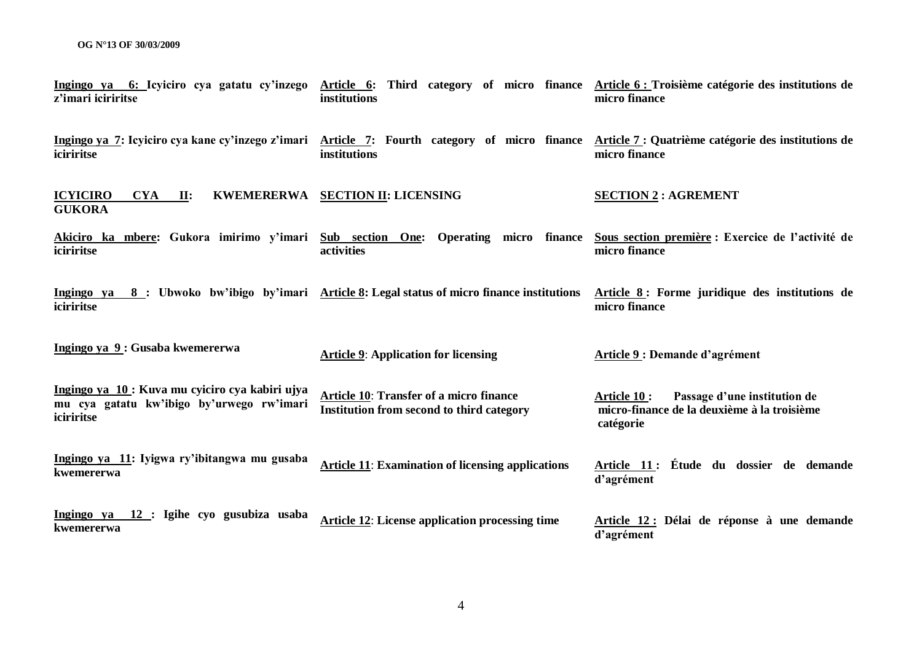| | | |
|---|---|---|
| **<u>Ingingo ya 6:</u> Icyiciro cya gatatu cy'inzego z'imari iciriritse** | **<u>Article 6</u>: Third category of micro finance institutions** | **<u>Article 6 :</u> Troisième catégorie des institutions de micro finance** |
| **<u>Ingingo ya 7</u>: Icyiciro cya kane cy'inzego z'imari iciriritse** | **<u>Article 7</u>: Fourth category of micro finance institutions** | **<u>Article 7 :</u> Quatrième catégorie des institutions de micro finance** |
| **<u>ICYICIRO CYA II</u>: KWEMERERWA GUKORA** | **<u>SECTION II</u>: LICENSING** | **<u>SECTION 2</u> : AGREMENT** |
| **<u>Akiciro ka mbere</u>: Gukora imirimo y'imari iciriritse** | **<u>Sub section One</u>: Operating micro finance activities** | **<u>Sous section première</u> : Exercice de l'activité de micro finance** |
| **<u>Ingingo ya 8</u> : Ubwoko bw'ibigo by'imari iciriritse** | **<u>Article 8</u>: Legal status of micro finance institutions** | **<u>Article 8</u> : Forme juridique des institutions de micro finance** |
| **<u>Ingingo ya 9</u> : Gusaba kwemererwa** | **<u>Article 9</u>: Application for licensing** | **<u>Article 9</u> : Demande d'agrément** |
| **<u>Ingingo ya 10</u> : Kuva mu cyiciro cya kabiri ujya mu cya gatatu kw'ibigo by'urwego rw'imari iciriritse** | **<u>Article 10</u>: Transfer of a micro finance Institution from second to third category** | **<u>Article 10</u> : Passage d'une institution de micro-finance de la deuxième à la troisième catégorie** |
| **<u>Ingingo ya 11</u>: Iyigwa ry'ibitangwa mu gusaba kwemererwa** | **<u>Article 11</u>: Examination of licensing applications** | **<u>Article 11</u> : Étude du dossier de demande d'agrément** |
| **<u>Ingingo ya 12</u> : Igihe cyo gusubiza usaba kwemererwa** | **<u>Article 12</u>: License application processing time** | **<u>Article 12</u> : Délai de réponse à une demande d'agrément** |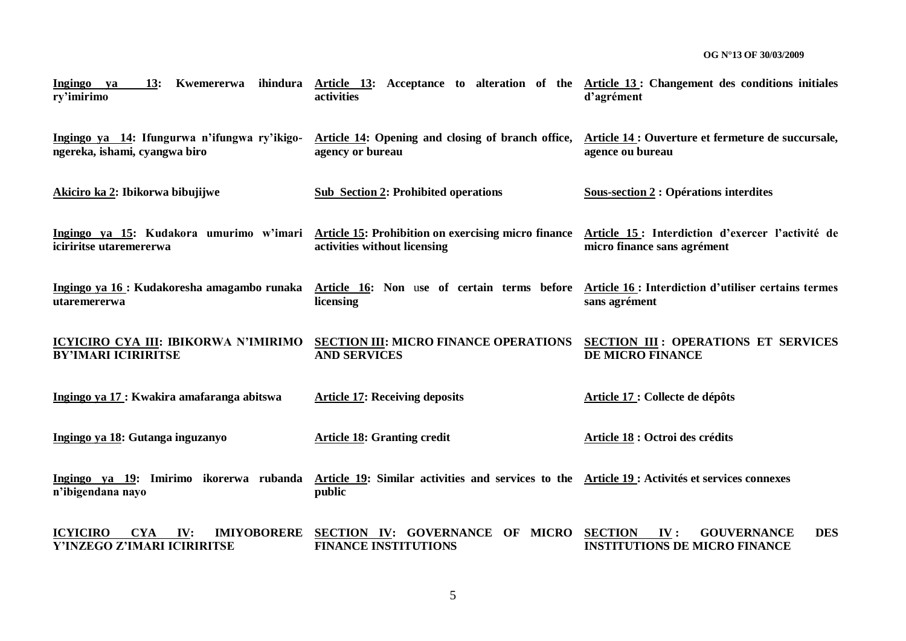**Ingingo ya 13: Kwemererwa ihindura ry'imirimo**

**Article 13: Acceptance to alteration of the activities**

**Article 13 : Changement des conditions initiales d'agrément**

**Ingingo ya 14: Ifungurwa n'ifungwa ry'ikigo-ngereka, ishami, cyangwa biro**

**Article 14: Opening and closing of branch office, agency or bureau**

**Article 14 : Ouverture et fermeture de succursale, agence ou bureau**

**Akiciro ka 2: Ibikorwa bibujijwe**

**Sub Section 2: Prohibited operations**

**Sous-section 2 : Opérations interdites**

**Ingingo ya 15: Kudakora umurimo w'imari iciriritse utaremererwa**

**Article 15: Prohibition on exercising micro finance activities without licensing**

**Article 15 : Interdiction d'exercer l'activité de micro finance sans agrément**

**Ingingo ya 16 : Kudakoresha amagambo runaka utaremererwa**

**Article 16: Non use of certain terms before licensing**

**Article 16 : Interdiction d'utiliser certains termes sans agrément**

**ICYICIRO CYA III: IBIKORWA N'IMIRIMO BY'IMARI ICIRIRITSE**

**SECTION III: MICRO FINANCE OPERATIONS AND SERVICES**

**SECTION III : OPERATIONS ET SERVICES DE MICRO FINANCE**

**Ingingo ya 17 : Kwakira amafaranga abitswa**

**Article 17: Receiving deposits**

**Article 17 : Collecte de dépôts**

**Ingingo ya 18: Gutanga inguzanyo**

**Article 18: Granting credit**

**Article 18 : Octroi des crédits**

**Ingingo ya 19: Imirimo ikorerwa rubanda n'ibigendana nayo**

**Article 19: Similar activities and services to the public**

**Article 19 : Activités et services connexes**

**ICYICIRO CYA IV: IMIYOBORERE Y'INZEGO Z'IMARI ICIRIRITSE**

**SECTION IV: GOVERNANCE OF MICRO FINANCE INSTITUTIONS**

**SECTION IV : GOUVERNANCE DES INSTITUTIONS DE MICRO FINANCE**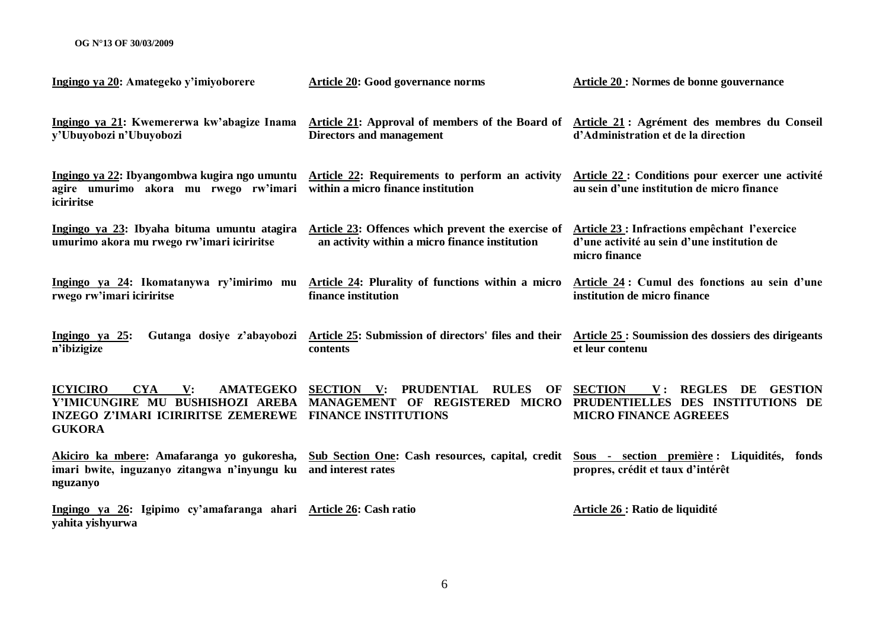| Kinyarwanda | English | Français |
| --- | --- | --- |
| **Ingingo ya 20: Amategeko y'imiyoborere** | **Article 20: Good governance norms** | **Article 20 : Normes de bonne gouvernance** |
| **Ingingo ya 21: Kwemererwa kw'abagize Inama y'Ubuyobozi n'Ubuyobozi** | **Article 21: Approval of members of the Board of Directors and management** | **Article 21 : Agrément des membres du Conseil d'Administration et de la direction** |
| **Ingingo ya 22: Ibyangombwa kugira ngo umuntu agire umurimo akora mu rwego rw'imari iciriritse** | **Article 22: Requirements to perform an activity within a micro finance institution** | **Article 22 : Conditions pour exercer une activité au sein d'une institution de micro finance** |
| **Ingingo ya 23: Ibyaha bituma umuntu atagira umurimo akora mu rwego rw'imari iciriritse** | **Article 23: Offences which prevent the exercise of an activity within a micro finance institution** | **Article 23 : Infractions empêchant l'exercice d'une activité au sein d'une institution de micro finance** |
| **Ingingo ya 24: Ikomatanywa ry'imirimo mu rwego rw'imari iciriritse** | **Article 24: Plurality of functions within a micro finance institution** | **Article 24 : Cumul des fonctions au sein d'une institution de micro finance** |
| **Ingingo ya 25: Gutanga dosiye z'abayobozi n'ibizigize** | **Article 25: Submission of directors' files and their contents** | **Article 25 : Soumission des dossiers des dirigeants et leur contenu** |
| **ICYICIRO CYA V: AMATEGEKO Y'IMICUNGIRE MU BUSHISHOZI AREBA INZEGO Z'IMARI ICIRIRITSE ZEMEREWE GUKORA** | **SECTION V: PRUDENTIAL RULES OF MANAGEMENT OF REGISTERED MICRO FINANCE INSTITUTIONS** | **SECTION V : REGLES DE GESTION PRUDENTIELLES DES INSTITUTIONS DE MICRO FINANCE AGREEES** |
| **Akiciro ka mbere: Amafaranga yo gukoresha, imari bwite, inguzanyo zitangwa n'inyungu ku nguzanyo** | **Sub Section One: Cash resources, capital, credit and interest rates** | **Sous - section première : Liquidités, fonds propres, crédit et taux d'intérêt** |
| **Ingingo ya 26: Igipimo cy'amafaranga ahari yahita yishyurwa** | **Article 26: Cash ratio** | **Article 26 : Ratio de liquidité** |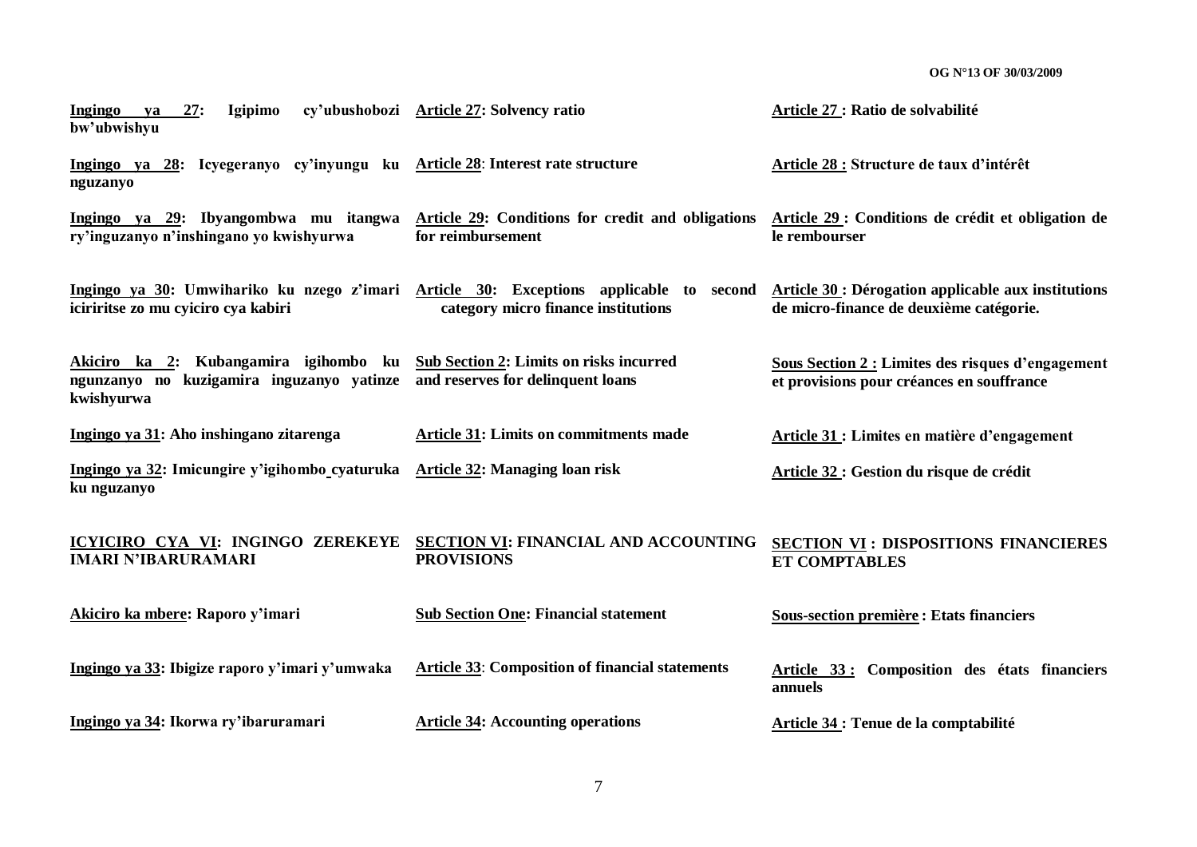| | | |
|---|---|---|
| **Ingingo ya 27: Igipimo cy'ubushobozi bw'ubwishyu** | **Article 27: Solvency ratio** | **Article 27 : Ratio de solvabilité** |
| **Ingingo ya 28: Icyegeranyo cy'inyungu ku nguzanyo** | **Article 28: Interest rate structure** | **Article 28 : Structure de taux d'intérêt** |
| **Ingingo ya 29: Ibyangombwa mu itangwa ry'inguzanyo n'inshingano yo kwishyurwa** | **Article 29: Conditions for credit and obligations for reimbursement** | **Article 29 : Conditions de crédit et obligation de le rembourser** |
| **Ingingo ya 30: Umwihariko ku nzego z'imari iciriritse zo mu cyiciro cya kabiri** | **Article 30: Exceptions applicable to second category micro finance institutions** | **Article 30 : Dérogation applicable aux institutions de micro-finance de deuxième catégorie.** |
| **Akiciro ka 2: Kubangamira igihombo ku ngunzanyo no kuzigamira inguzanyo yatinze kwishyurwa** | **Sub Section 2: Limits on risks incurred and reserves for delinquent loans** | **Sous Section 2 : Limites des risques d'engagement et provisions pour créances en souffrance** |
| **Ingingo ya 31: Aho inshingano zitarenga** | **Article 31: Limits on commitments made** | **Article 31 : Limites en matière d'engagement** |
| **Ingingo ya 32: Imicungire y'igihombo cyaturuka ku nguzanyo** | **Article 32: Managing loan risk** | **Article 32 : Gestion du risque de crédit** |
| **ICYICIRO CYA VI: INGINGO ZEREKEYE IMARI N'IBARURAMARI** | **SECTION VI: FINANCIAL AND ACCOUNTING PROVISIONS** | **SECTION VI : DISPOSITIONS FINANCIERES ET COMPTABLES** |
| **Akiciro ka mbere: Raporo y'imari** | **Sub Section One: Financial statement** | **Sous-section première : Etats financiers** |
| **Ingingo ya 33: Ibigize raporo y'imari y'umwaka** | **Article 33: Composition of financial statements** | **Article 33 : Composition des états financiers annuels** |
| **Ingingo ya 34: Ikorwa ry'ibaruramari** | **Article 34: Accounting operations** | **Article 34 : Tenue de la comptabilité** |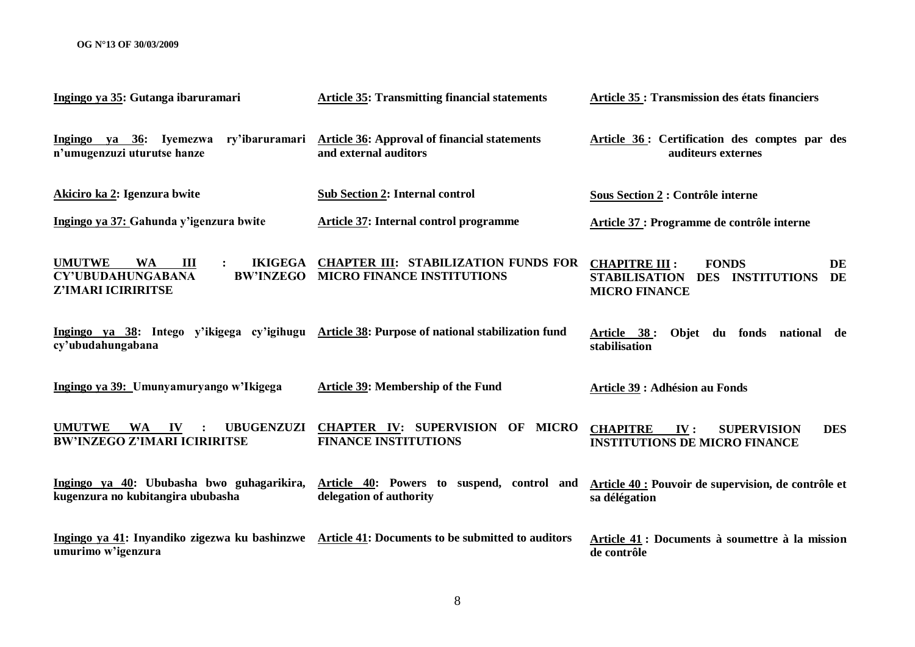**Ingingo ya 35: Gutanga ibaruramari**

**Article 35: Transmitting financial statements**

**Article 35 : Transmission des états financiers**

**Ingingo ya 36: Iyemezwa ry'ibaruramari n'umugenzuzi uturutse hanze**

**Article 36: Approval of financial statements and external auditors**

**Article 36 : Certification des comptes par des auditeurs externes**

**Akiciro ka 2: Igenzura bwite**

**Sub Section 2: Internal control**

**Sous Section 2 : Contrôle interne**

**Ingingo ya 37: Gahunda y'igenzura bwite**

**Article 37: Internal control programme**

**Article 37 : Programme de contrôle interne**

**UMUTWE WA III : IKIGEGA CY'UBUDAHUNGABANA BW'INZEGO Z'IMARI ICIRIRITSE**

**CHAPTER III: STABILIZATION FUNDS FOR MICRO FINANCE INSTITUTIONS**

**CHAPITRE III : FONDS DE STABILISATION DES INSTITUTIONS DE MICRO FINANCE**

**Ingingo ya 38: Intego y'ikigega cy'igihugu cy'ubudahungabana**

**Article 38: Purpose of national stabilization fund**

**Article 38 : Objet du fonds national de stabilisation**

**Ingingo ya 39: Umunyamuryango w'Ikigega**

**Article 39: Membership of the Fund**

**Article 39 : Adhésion au Fonds**

**UMUTWE WA IV : UBUGENZUZI BW'INZEGO Z'IMARI ICIRIRITSE**

**CHAPTER IV: SUPERVISION OF MICRO FINANCE INSTITUTIONS**

**CHAPITRE IV : SUPERVISION DES INSTITUTIONS DE MICRO FINANCE**

**Ingingo ya 40: Ububasha bwo guhagarikira, kugenzura no kubitangira ububasha**

**Article 40: Powers to suspend, control and delegation of authority**

**Article 40 : Pouvoir de supervision, de contrôle et sa délégation**

**Ingingo ya 41: Inyandiko zigezwa ku bashinzwe umurimo w'igenzura**

**Article 41: Documents to be submitted to auditors**

**Article 41 : Documents à soumettre à la mission de contrôle**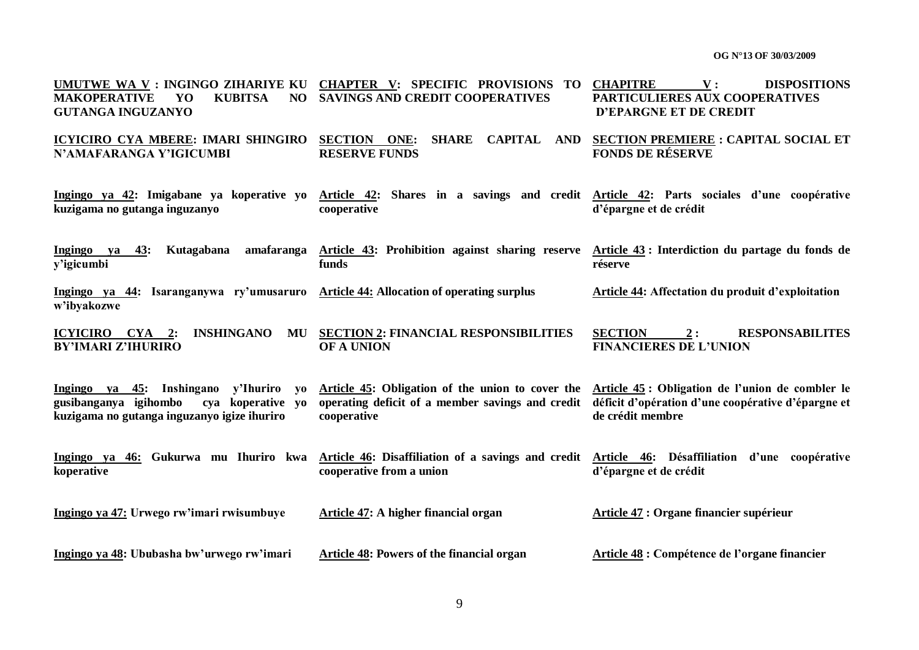| | | |
|---|---|---|
| **UMUTWE WA V : INGINGO ZIHARIYE KU MAKOPERATIVE YO KUBITSA NO GUTANGA INGUZANYO** | **CHAPTER V: SPECIFIC PROVISIONS TO SAVINGS AND CREDIT COOPERATIVES** | **CHAPITRE V : DISPOSITIONS PARTICULIERES AUX COOPERATIVES D'EPARGNE ET DE CREDIT** |
| **ICYICIRO CYA MBERE: IMARI SHINGIRO N'AMAFARANGA Y'IGICUMBI** | **SECTION ONE: SHARE CAPITAL AND RESERVE FUNDS** | **SECTION PREMIERE : CAPITAL SOCIAL ET FONDS DE RÉSERVE** |
| **Ingingo ya 42: Imigabane ya koperative yo kuzigama no gutanga inguzanyo** | **Article 42: Shares in a savings and credit cooperative** | **Article 42: Parts sociales d'une coopérative d'épargne et de crédit** |
| **Ingingo ya 43: Kutagabana amafaranga y'igicumbi** | **Article 43: Prohibition against sharing reserve funds** | **Article 43 : Interdiction du partage du fonds de réserve** |
| **Ingingo ya 44: Isaranganywa ry'umusaruro w'ibyakozwe** | **Article 44: Allocation of operating surplus** | **Article 44: Affectation du produit d'exploitation** |
| **ICYICIRO CYA 2: INSHINGANO MU BY'IMARI Z'IHURIRO** | **SECTION 2: FINANCIAL RESPONSIBILITIES OF A UNION** | **SECTION 2 : RESPONSABILITES FINANCIERES DE L'UNION** |
| **Ingingo ya 45: Inshingano y'Ihuriro yo gusibanganya igihombo cya koperative yo kuzigama no gutanga inguzanyo igize ihuriro** | **Article 45: Obligation of the union to cover the operating deficit of a member savings and credit cooperative** | **Article 45 : Obligation de l'union de combler le déficit d'opération d'une coopérative d'épargne et de crédit membre** |
| **Ingingo ya 46: Gukurwa mu Ihuriro kwa koperative** | **Article 46: Disaffiliation of a savings and credit cooperative from a union** | **Article 46: Désaffiliation d'une coopérative d'épargne et de crédit** |
| **Ingingo ya 47: Urwego rw'imari rwisumbuye** | **Article 47: A higher financial organ** | **Article 47 : Organe financier supérieur** |
| **Ingingo ya 48: Ububasha bw'urwego rw'imari** | **Article 48: Powers of the financial organ** | **Article 48 : Compétence de l'organe financier** |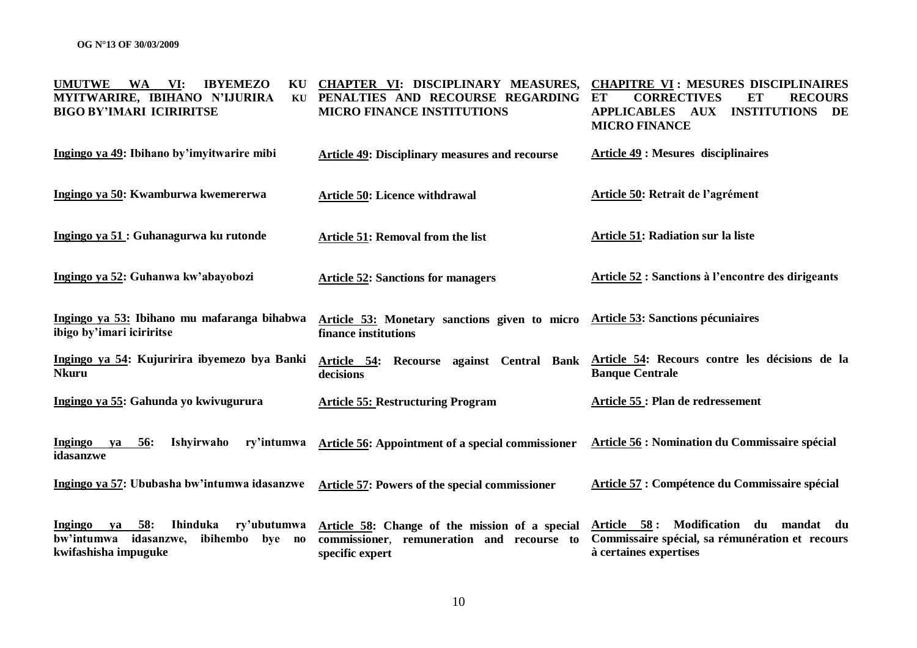| **UMUTWE WA VI: IBYEMEZO KU MYITWARIRE, IBIHANO N'IJURIRA KU BIGO BY'IMARI ICIRIRITSE** | **CHAPTER VI: DISCIPLINARY MEASURES, PENALTIES AND RECOURSE REGARDING MICRO FINANCE INSTITUTIONS** | **CHAPITRE VI : MESURES DISCIPLINAIRES ET CORRECTIVES ET RECOURS APPLICABLES AUX INSTITUTIONS DE MICRO FINANCE** |
|---|---|---|
| **Ingingo ya 49: Ibihano by'imyitwarire mibi** | **Article 49: Disciplinary measures and recourse** | **Article 49 : Mesures disciplinaires** |
| **Ingingo ya 50: Kwamburwa kwemererwa** | **Article 50: Licence withdrawal** | **Article 50: Retrait de l'agrément** |
| **Ingingo ya 51 : Guhanagurwa ku rutonde** | **Article 51: Removal from the list** | **Article 51: Radiation sur la liste** |
| **Ingingo ya 52: Guhanwa kw'abayobozi** | **Article 52: Sanctions for managers** | **Article 52 : Sanctions à l'encontre des dirigeants** |
| **Ingingo ya 53: Ibihano mu mafaranga bihabwa ibigo by'imari iciriritse** | **Article 53: Monetary sanctions given to micro finance institutions** | **Article 53: Sanctions pécuniaires** |
| **Ingingo ya 54: Kujuririra ibyemezo bya Banki Nkuru** | **Article 54: Recourse against Central Bank decisions** | **Article 54: Recours contre les décisions de la Banque Centrale** |
| **Ingingo ya 55: Gahunda yo kwivugurura** | **Article 55: Restructuring Program** | **Article 55 : Plan de redressement** |
| **Ingingo ya 56: Ishyirwaho ry'intumwa idasanzwe** | **Article 56: Appointment of a special commissioner** | **Article 56 : Nomination du Commissaire spécial** |
| **Ingingo ya 57: Ububasha bw'intumwa idasanzwe** | **Article 57: Powers of the special commissioner** | **Article 57 : Compétence du Commissaire spécial** |
| **Ingingo ya 58: Ihinduka ry'ubutumwa bw'intumwa idasanzwe, ibihembo bye no kwifashisha impuguke** | **Article 58: Change of the mission of a special commissioner, remuneration and recourse to specific expert** | **Article 58 : Modification du mandat du Commissaire spécial, sa rémunération et recours à certaines expertises** |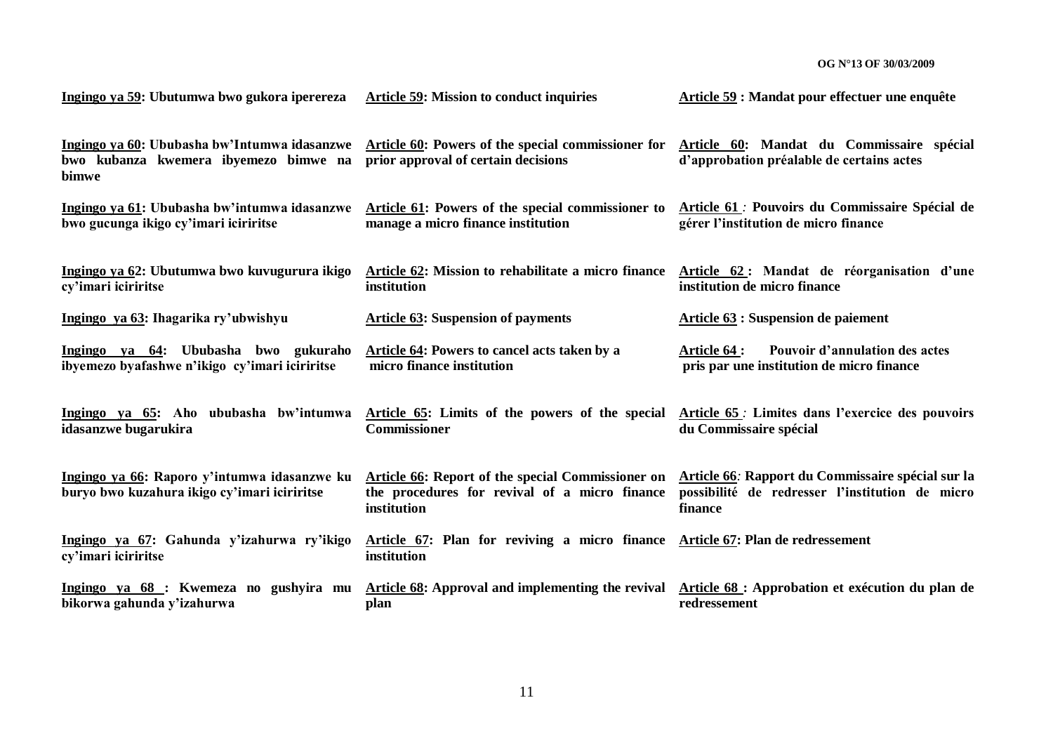| | | |
|---|---|---|
| **Ingingo ya 59: Ubutumwa bwo gukora iperereza** | **Article 59: Mission to conduct inquiries** | **Article 59 : Mandat pour effectuer une enquête** |
| **Ingingo ya 60: Ububasha bw'Intumwa idasanzwe bwo kubanza kwemera ibyemezo bimwe na bimwe** | **Article 60: Powers of the special commissioner for prior approval of certain decisions** | **Article 60: Mandat du Commissaire spécial d'approbation préalable de certains actes** |
| **Ingingo ya 61: Ububasha bw'intumwa idasanzwe bwo gucunga ikigo cy'imari iciriritse** | **Article 61: Powers of the special commissioner to manage a micro finance institution** | **Article 61 : Pouvoirs du Commissaire Spécial de gérer l'institution de micro finance** |
| **Ingingo ya 62: Ubutumwa bwo kuvugurura ikigo cy'imari iciriritse** | **Article 62: Mission to rehabilitate a micro finance institution** | **Article 62 : Mandat de réorganisation d'une institution de micro finance** |
| **Ingingo ya 63: Ihagarika ry'ubwishyu** | **Article 63: Suspension of payments** | **Article 63 : Suspension de paiement** |
| **Ingingo ya 64: Ububasha bwo gukuraho ibyemezo byafashwe n'ikigo cy'imari iciriritse** | **Article 64: Powers to cancel acts taken by a micro finance institution** | **Article 64 : Pouvoir d'annulation des actes pris par une institution de micro finance** |
| **Ingingo ya 65: Aho ububasha bw'intumwa idasanzwe bugarukira** | **Article 65: Limits of the powers of the special Commissioner** | **Article 65 : Limites dans l'exercice des pouvoirs du Commissaire spécial** |
| **Ingingo ya 66: Raporo y'intumwa idasanzwe ku buryo bwo kuzahura ikigo cy'imari iciriritse** | **Article 66: Report of the special Commissioner on the procedures for revival of a micro finance institution** | **Article 66: Rapport du Commissaire spécial sur la possibilité de redresser l'institution de micro finance** |
| **Ingingo ya 67: Gahunda y'izahurwa ry'ikigo cy'imari iciriritse** | **Article 67: Plan for reviving a micro finance institution** | **Article 67: Plan de redressement** |
| **Ingingo ya 68 : Kwemeza no gushyira mu bikorwa gahunda y'izahurwa** | **Article 68: Approval and implementing the revival plan** | **Article 68 : Approbation et exécution du plan de redressement** |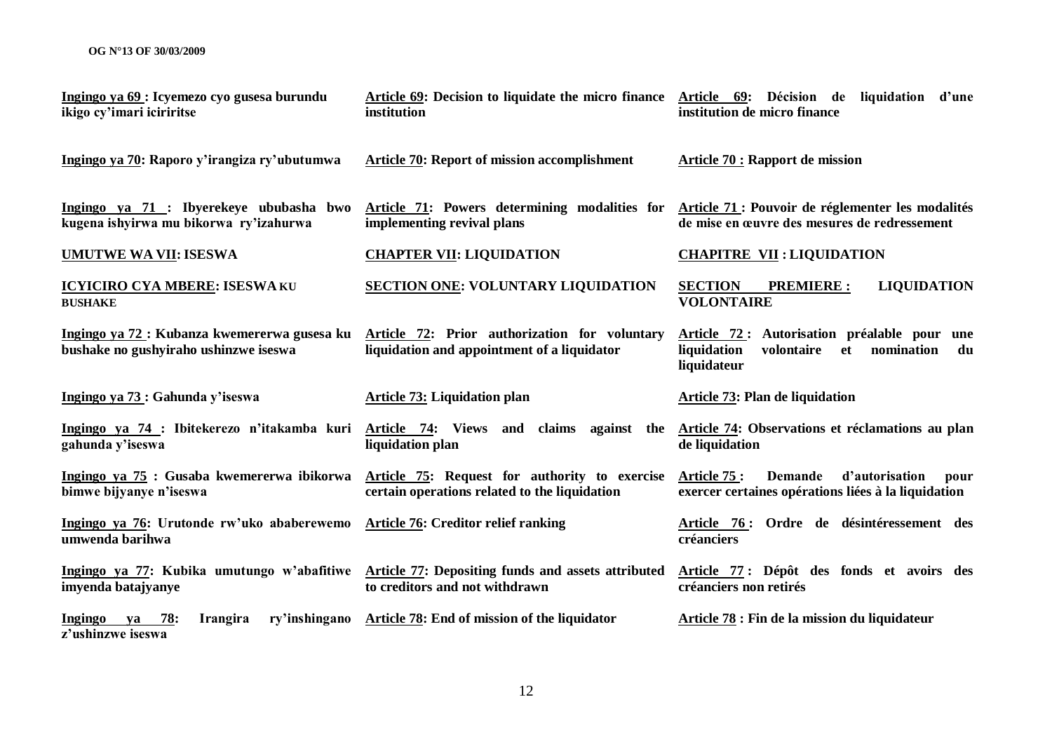| | | |
|---|---|---|
| **Ingingo ya 69 : Icyemezo cyo gusesa burundu ikigo cy'imari iciriritse** | **Article 69: Decision to liquidate the micro finance institution** | **Article 69: Décision de liquidation d'une institution de micro finance** |
| **Ingingo ya 70: Raporo y'irangiza ry'ubutumwa** | **Article 70: Report of mission accomplishment** | **Article 70 : Rapport de mission** |
| **Ingingo ya 71 : Ibyerekeye ububasha bwo kugena ishyirwa mu bikorwa ry'izahurwa** | **Article 71: Powers determining modalities for implementing revival plans** | **Article 71 : Pouvoir de réglementer les modalités de mise en œuvre des mesures de redressement** |
| **UMUTWE WA VII: ISESWA** | **CHAPTER VII: LIQUIDATION** | **CHAPITRE VII : LIQUIDATION** |
| **ICYICIRO CYA MBERE: ISESWA KU BUSHAKE** | **SECTION ONE: VOLUNTARY LIQUIDATION** | **SECTION PREMIERE : LIQUIDATION VOLONTAIRE** |
| **Ingingo ya 72 : Kubanza kwemererwa gusesa ku bushake no gushyiraho ushinzwe iseswa** | **Article 72: Prior authorization for voluntary liquidation and appointment of a liquidator** | **Article 72 : Autorisation préalable pour une liquidation volontaire et nomination du liquidateur** |
| **Ingingo ya 73 : Gahunda y'iseswa** | **Article 73: Liquidation plan** | **Article 73: Plan de liquidation** |
| **Ingingo ya 74 : Ibitekerezo n'itakamba kuri gahunda y'iseswa** | **Article 74: Views and claims against the liquidation plan** | **Article 74: Observations et réclamations au plan de liquidation** |
| **Ingingo ya 75 : Gusaba kwemererwa ibikorwa bimwe bijyanye n'iseswa** | **Article 75: Request for authority to exercise certain operations related to the liquidation** | **Article 75 : Demande d'autorisation pour exercer certaines opérations liées à la liquidation** |
| **Ingingo ya 76: Urutonde rw'uko ababerewemo umwenda barihwa** | **Article 76: Creditor relief ranking** | **Article 76 : Ordre de désintéressement des créanciers** |
| **Ingingo ya 77: Kubika umutungo w'abafitiwe imyenda batajyanye** | **Article 77: Depositing funds and assets attributed to creditors and not withdrawn** | **Article 77 : Dépôt des fonds et avoirs des créanciers non retirés** |
| **Ingingo ya 78: Irangira ry'inshingano z'ushinzwe iseswa** | **Article 78: End of mission of the liquidator** | **Article 78 : Fin de la mission du liquidateur** |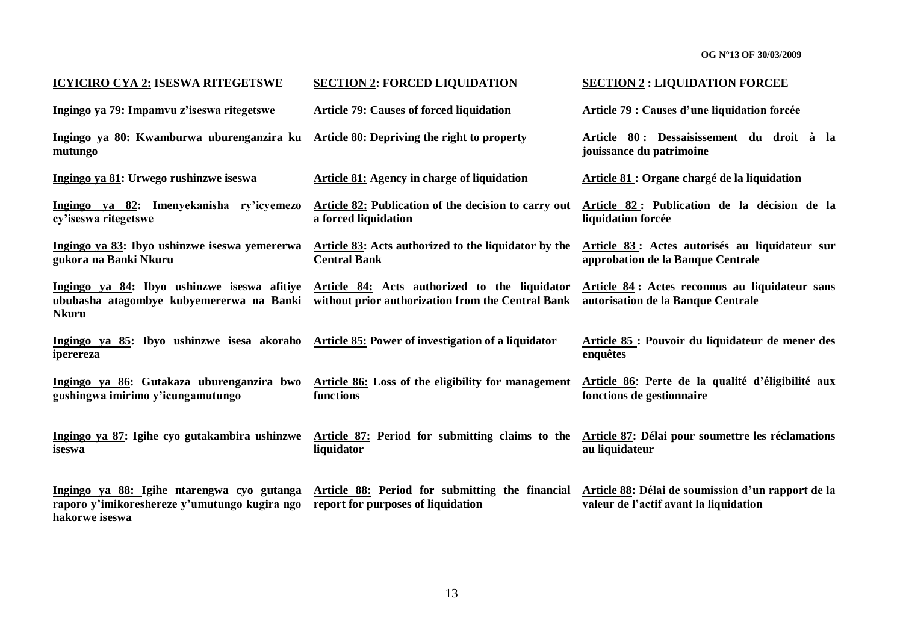| **ICYICIRO CYA 2: ISESWA RITEGETSWE** | **SECTION 2: FORCED LIQUIDATION** | **SECTION 2 : LIQUIDATION FORCEE** |
|---|---|---|
| **Ingingo ya 79: Impamvu z'iseswa ritegetswe** | **Article 79: Causes of forced liquidation** | **Article 79 : Causes d'une liquidation forcée** |
| **Ingingo ya 80: Kwamburwa uburenganzira ku mutungo** | **Article 80: Depriving the right to property** | **Article 80 : Dessaisissement du droit à la jouissance du patrimoine** |
| **Ingingo ya 81: Urwego rushinzwe iseswa** | **Article 81: Agency in charge of liquidation** | **Article 81 : Organe chargé de la liquidation** |
| **Ingingo ya 82: Imenyekanisha ry'icyemezo cy'iseswa ritegetswe** | **Article 82: Publication of the decision to carry out a forced liquidation** | **Article 82 : Publication de la décision de la liquidation forcée** |
| **Ingingo ya 83: Ibyo ushinzwe iseswa yemererwa gukora na Banki Nkuru** | **Article 83: Acts authorized to the liquidator by the Central Bank** | **Article 83 : Actes autorisés au liquidateur sur approbation de la Banque Centrale** |
| **Ingingo ya 84: Ibyo ushinzwe iseswa afitiye ububasha atagombye kubyemererwa na Banki Nkuru** | **Article 84: Acts authorized to the liquidator without prior authorization from the Central Bank** | **Article 84 : Actes reconnus au liquidateur sans autorisation de la Banque Centrale** |
| **Ingingo ya 85: Ibyo ushinzwe isesa akoraho iperereza** | **Article 85: Power of investigation of a liquidator** | **Article 85 : Pouvoir du liquidateur de mener des enquêtes** |
| **Ingingo ya 86: Gutakaza uburenganzira bwo gushingwa imirimo y'icungamutungo** | **Article 86: Loss of the eligibility for management functions** | **Article 86: Perte de la qualité d'éligibilité aux fonctions de gestionnaire** |
| **Ingingo ya 87: Igihe cyo gutakambira ushinzwe iseswa** | **Article 87: Period for submitting claims to the liquidator** | **Article 87: Délai pour soumettre les réclamations au liquidateur** |
| **Ingingo ya 88: Igihe ntarengwa cyo gutanga raporo y'imikoreshereze y'umutungo kugira ngo hakorwe iseswa** | **Article 88: Period for submitting the financial report for purposes of liquidation** | **Article 88: Délai de soumission d'un rapport de la valeur de l'actif avant la liquidation** |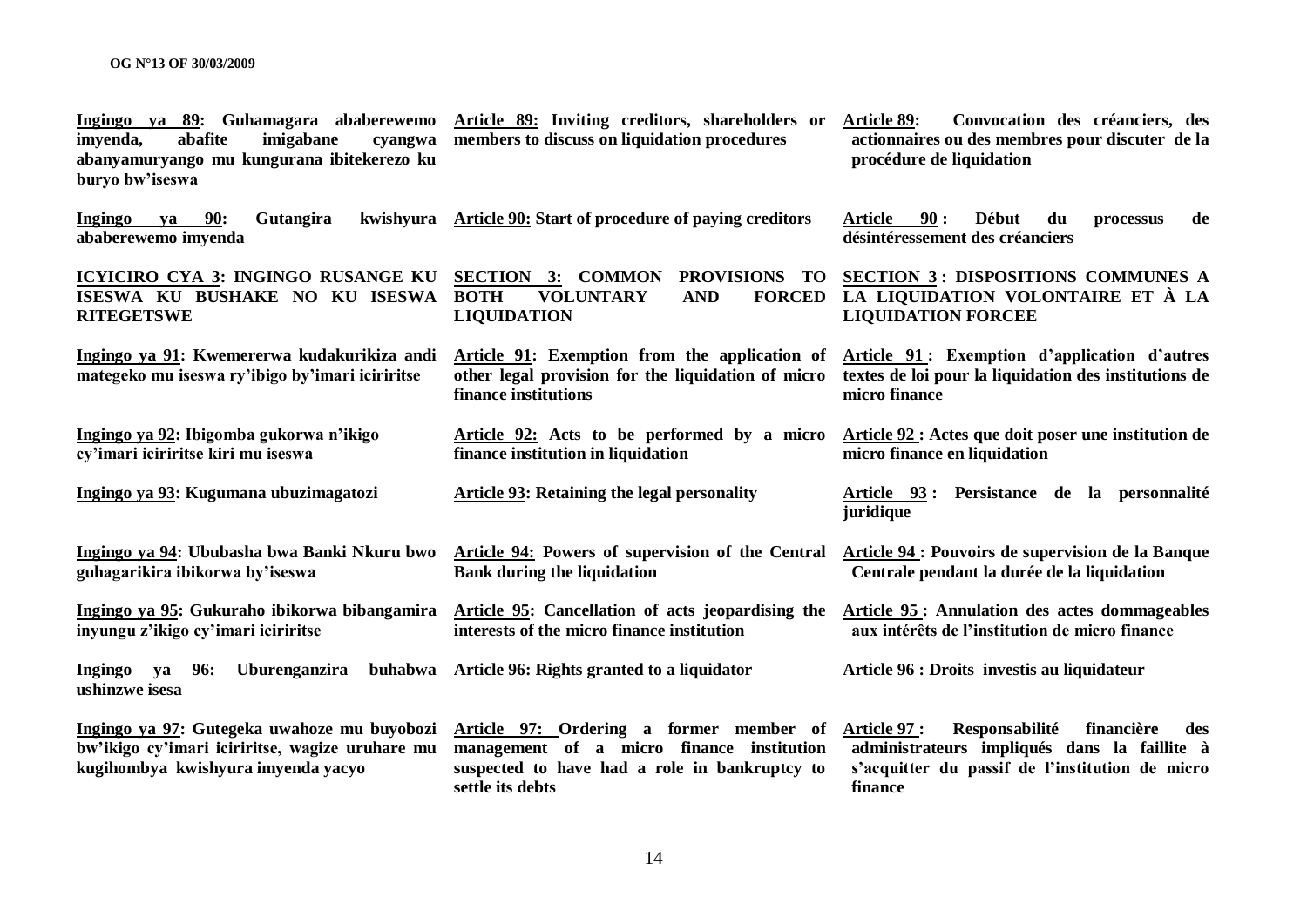| | | |
|---|---|---|
| **Ingingo ya 89: Guhamagara ababerewemo imyenda, abafite imigabane cyangwa abanyamuryango mu kungurana ibitekerezo ku buryo bw'iseswa** | **Article 89: Inviting creditors, shareholders or members to discuss on liquidation procedures** | **Article 89: Convocation des créanciers, des actionnaires ou des membres pour discuter de la procédure de liquidation** |
| **Ingingo ya 90: Gutangira kwishyura ababerewemo imyenda** | **Article 90: Start of procedure of paying creditors** | **Article 90 : Début du processus de désintéressement des créanciers** |
| **ICYICIRO CYA 3: INGINGO RUSANGE KU ISESWA KU BUSHAKE NO KU ISESWA RITEGETSWE** | **SECTION 3: COMMON PROVISIONS TO BOTH VOLUNTARY AND FORCED LIQUIDATION** | **SECTION 3 : DISPOSITIONS COMMUNES A LA LIQUIDATION VOLONTAIRE ET À LA LIQUIDATION FORCEE** |
| **Ingingo ya 91: Kwemererwa kudakurikiza andi mategeko mu iseswa ry'ibigo by'imari iciriritse** | **Article 91: Exemption from the application of other legal provision for the liquidation of micro finance institutions** | **Article 91 : Exemption d'application d'autres textes de loi pour la liquidation des institutions de micro finance** |
| **Ingingo ya 92: Ibigomba gukorwa n'ikigo cy'imari iciriritse kiri mu iseswa** | **Article 92: Acts to be performed by a micro finance institution in liquidation** | **Article 92 : Actes que doit poser une institution de micro finance en liquidation** |
| **Ingingo ya 93: Kugumana ubuzimagatozi** | **Article 93: Retaining the legal personality** | **Article 93 : Persistance de la personnalité juridique** |
| **Ingingo ya 94: Ububasha bwa Banki Nkuru bwo guhagarikira ibikorwa by'iseswa** | **Article 94: Powers of supervision of the Central Bank during the liquidation** | **Article 94 : Pouvoirs de supervision de la Banque Centrale pendant la durée de la liquidation** |
| **Ingingo ya 95: Gukuraho ibikorwa bibangamira inyungu z'ikigo cy'imari iciriritse** | **Article 95: Cancellation of acts jeopardising the interests of the micro finance institution** | **Article 95 : Annulation des actes dommageables aux intérêts de l'institution de micro finance** |
| **Ingingo ya 96: Uburenganzira buhabwa ushinzwe isesa** | **Article 96: Rights granted to a liquidator** | **Article 96 : Droits investis au liquidateur** |
| **Ingingo ya 97: Gutegeka uwahoze mu buyobozi bw'ikigo cy'imari iciriritse, wagize uruhare mu kugihombya kwishyura imyenda yacyo** | **Article 97: Ordering a former member of management of a micro finance institution suspected to have had a role in bankruptcy to settle its debts** | **Article 97 : Responsabilité financière des administrateurs impliqués dans la faillite à s'acquitter du passif de l'institution de micro finance** |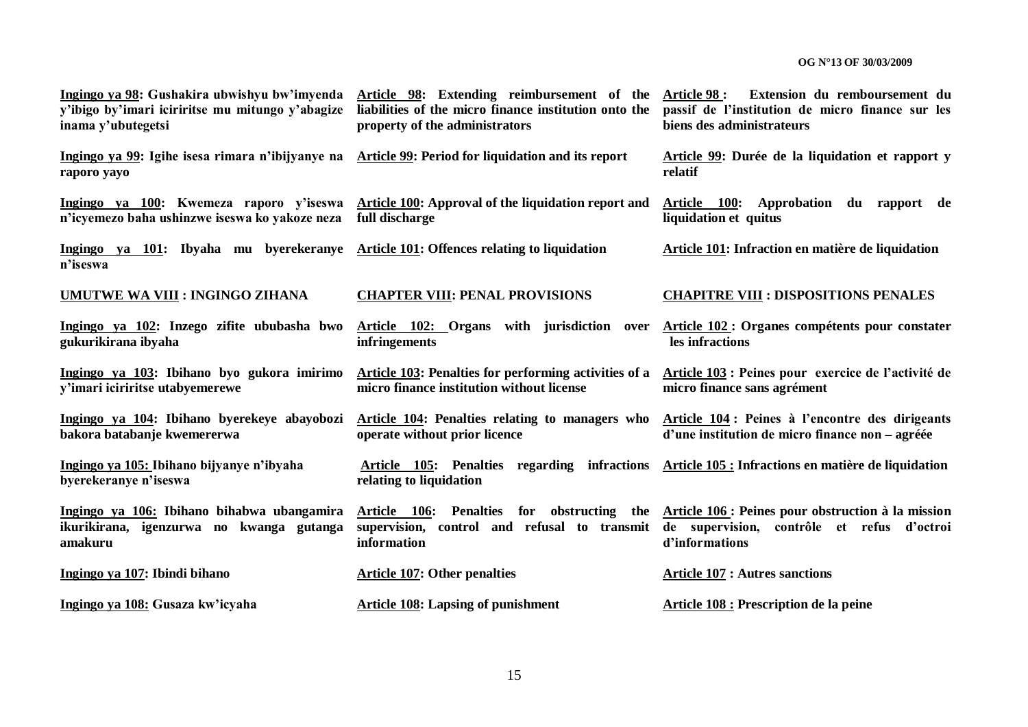**Ingingo ya 98: Gushakira ubwishyu bw'imyenda y'ibigo by'imari iciriritse mu mitungo y'abagize inama y'ubutegetsi**

**Ingingo ya 99: Igihe isesa rimara n'ibijyanye na raporo yayo**

**Ingingo ya 100: Kwemeza raporo y'iseswa n'icyemezo baha ushinzwe iseswa ko yakoze neza**

**Ingingo ya 101: Ibyaha mu byerekeranye n'iseswa**

**UMUTWE WA VIII : INGINGO ZIHANA**

**Ingingo ya 102: Inzego zifite ububasha bwo gukurikirana ibyaha**

**Ingingo ya 103: Ibihano byo gukora imirimo y'imari iciriritse utabyemerewe**

**Ingingo ya 104: Ibihano byerekeye abayobozi bakora batabanje kwemererwa**

**Ingingo ya 105: Ibihano bijyanye n'ibyaha byerekeranye n'iseswa**

**Ingingo ya 106: Ibihano bihabwa ubangamira ikurikirana, igenzurwa no kwanga gutanga amakuru**

**Ingingo ya 107: Ibindi bihano**

**Ingingo ya 108: Gusaza kw'icyaha**

**Article 98: Extending reimbursement of the liabilities of the micro finance institution onto the property of the administrators**

**Article 99: Period for liquidation and its report**

**Article 100: Approval of the liquidation report and full discharge**

**Article 101: Offences relating to liquidation**

**CHAPTER VIII: PENAL PROVISIONS**

**Article 102: Organs with jurisdiction over infringements**

**Article 103: Penalties for performing activities of a micro finance institution without license**

**Article 104: Penalties relating to managers who operate without prior licence**

**Article 105: Penalties regarding infractions relating to liquidation**

**Article 106: Penalties for obstructing the supervision, control and refusal to transmit information**

**Article 107: Other penalties**

**Article 108: Lapsing of punishment**

**Article 98 : Extension du remboursement du passif de l'institution de micro finance sur les biens des administrateurs**

**Article 99: Durée de la liquidation et rapport y relatif**

**Article 100: Approbation du rapport de liquidation et quitus**

**Article 101: Infraction en matière de liquidation**

**CHAPITRE VIII : DISPOSITIONS PENALES**

**Article 102 : Organes compétents pour constater les infractions**

**Article 103 : Peines pour exercice de l'activité de micro finance sans agrément**

**Article 104 : Peines à l'encontre des dirigeants d'une institution de micro finance non – agréée**

**Article 105 : Infractions en matière de liquidation**

**Article 106 : Peines pour obstruction à la mission de supervision, contrôle et refus d'octroi d'informations**

**Article 107 : Autres sanctions**

**Article 108 : Prescription de la peine**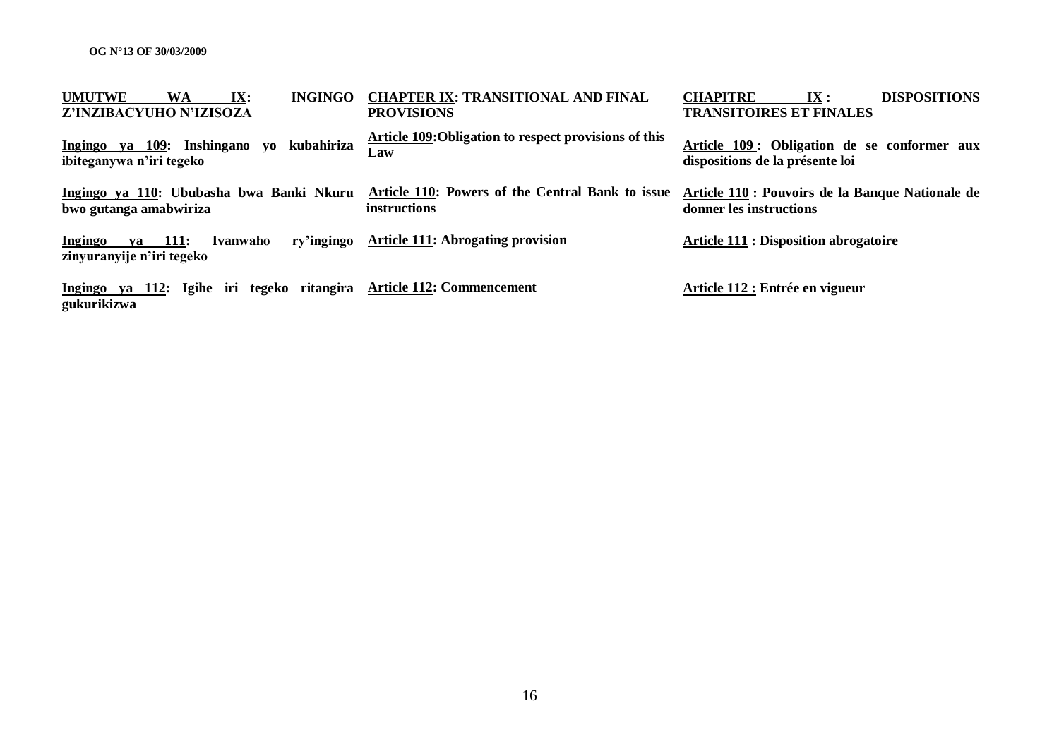**UMUTWE WA IX: INGINGO Z'INZIBACYUHO N'IZISOZA**

**Ingingo ya 109: Inshingano yo kubahiriza ibiteganywa n'iri tegeko**

**Ingingo ya 110: Ububasha bwa Banki Nkuru bwo gutanga amabwiriza**

**Ingingo ya 111: Ivanwaho ry'ingingo zinyuranyije n'iri tegeko**

**Ingingo ya 112: Igihe iri tegeko ritangira gukurikizwa**

**CHAPTER IX: TRANSITIONAL AND FINAL PROVISIONS**

**Article 109: Obligation to respect provisions of this Law**

**Article 110: Powers of the Central Bank to issue instructions**

**Article 111: Abrogating provision**

**Article 112: Commencement**

**CHAPITRE IX : DISPOSITIONS TRANSITOIRES ET FINALES**

**Article 109 : Obligation de se conformer aux dispositions de la présente loi**

**Article 110 : Pouvoirs de la Banque Nationale de donner les instructions**

**Article 111 : Disposition abrogatoire**

**Article 112 : Entrée en vigueur**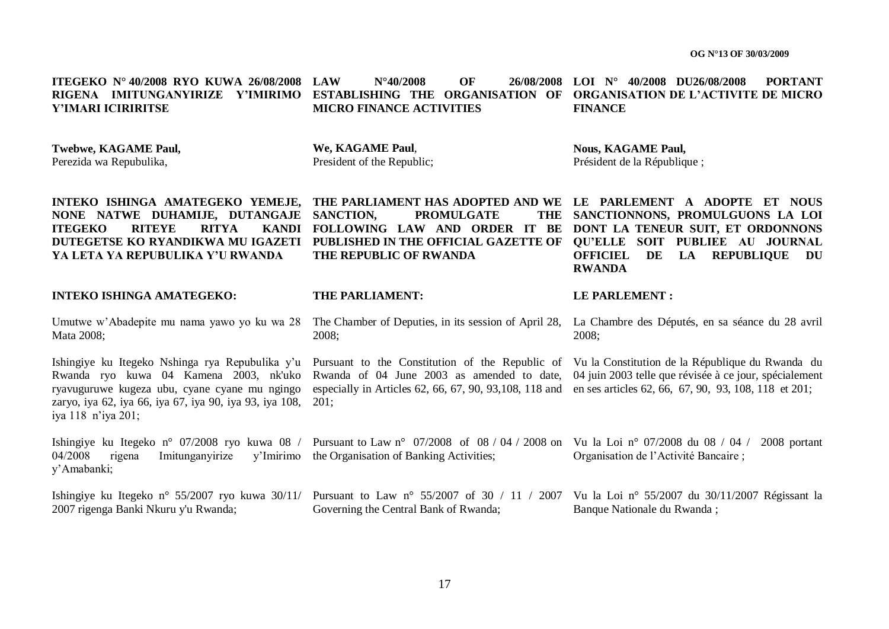**ITEGEKO N° 40/2008 RYO KUWA 26/08/2008 RIGENA IMITUNGANYIRIZE Y'IMIRIMO Y'IMARI ICIRIRITSE**

**Twebwe, KAGAME Paul,**
Perezida wa Repubulika,

**INTEKO ISHINGA AMATEGEKO YEMEJE, NONE NATWE DUHAMIJE, DUTANGAJE ITEGEKO RITEYE RITYA KANDI DUTEGETSE KO RYANDIKWA MU IGAZETI YA LETA YA REPUBULIKA Y'U RWANDA**

**INTEKO ISHINGA AMATEGEKO:**

Umutwe w'Abadepite mu nama yawo yo ku wa 28 Mata 2008;

Ishingiye ku Itegeko Nshinga rya Repubulika y'u Rwanda ryo kuwa 04 Kamena 2003, nk'uko ryavuguruwe kugeza ubu, cyane cyane mu ngingo zaryo, iya 62, iya 66, iya 67, iya 90, iya 93, iya 108, iya 118 n'iya 201;

Ishingiye ku Itegeko n° 07/2008 ryo kuwa 08 / 04/2008 rigena Imitunganyirize y'Imirimo y'Amabanki;

Ishingiye ku Itegeko n° 55/2007 ryo kuwa 30/11/ 2007 rigenga Banki Nkuru y'u Rwanda;

**LAW N°40/2008 OF 26/08/2008 ESTABLISHING THE ORGANISATION OF MICRO FINANCE ACTIVITIES**

**We, KAGAME Paul**,
President of the Republic;

**THE PARLIAMENT HAS ADOPTED AND WE SANCTION, PROMULGATE THE FOLLOWING LAW AND ORDER IT BE PUBLISHED IN THE OFFICIAL GAZETTE OF THE REPUBLIC OF RWANDA**

**THE PARLIAMENT:**

The Chamber of Deputies, in its session of April 28, 2008;

Pursuant to the Constitution of the Republic of Rwanda of 04 June 2003 as amended to date, especially in Articles 62, 66, 67, 90, 93,108, 118 and 201;

Pursuant to Law n° 07/2008 of 08 / 04 / 2008 on the Organisation of Banking Activities;

Pursuant to Law n° 55/2007 of 30 / 11 / 2007 Governing the Central Bank of Rwanda;

**LOI N° 40/2008 DU26/08/2008 PORTANT ORGANISATION DE L'ACTIVITE DE MICRO FINANCE**

**Nous, KAGAME Paul,**
Président de la République ;

**LE PARLEMENT A ADOPTE ET NOUS SANCTIONNONS, PROMULGUONS LA LOI DONT LA TENEUR SUIT, ET ORDONNONS QU'ELLE SOIT PUBLIEE AU JOURNAL OFFICIEL DE LA REPUBLIQUE DU RWANDA**

**LE PARLEMENT :**

La Chambre des Députés, en sa séance du 28 avril 2008;

Vu la Constitution de la République du Rwanda du 04 juin 2003 telle que révisée à ce jour, spécialement en ses articles 62, 66, 67, 90, 93, 108, 118 et 201;

Vu la Loi n° 07/2008 du 08 / 04 / 2008 portant Organisation de l'Activité Bancaire ;

Vu la Loi n° 55/2007 du 30/11/2007 Régissant la Banque Nationale du Rwanda ;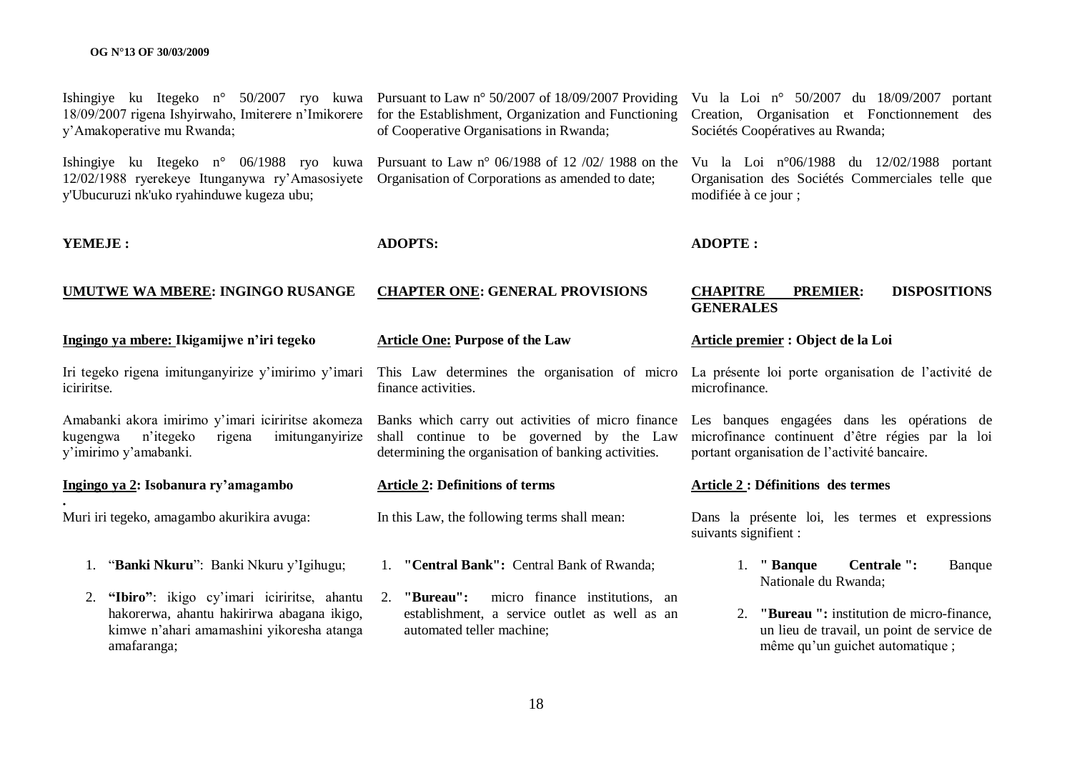Ishingiye ku Itegeko n° 50/2007 ryo kuwa 18/09/2007 rigena Ishyirwaho, Imiterere n'Imikorere y'Amakoperative mu Rwanda;

Ishingiye ku Itegeko n° 06/1988 ryo kuwa 12/02/1988 ryerekeye Itunganywa ry'Amasosiyete y'Ubucuruzi nk'uko ryahinduwe kugeza ubu;

**YEMEJE :**

**UMUTWE WA MBERE: INGINGO RUSANGE**

**Ingingo ya mbere: Ikigamijwe n'iri tegeko**

Iri tegeko rigena imitunganyirize y'imirimo y'imari iciriritse.

Amabanki akora imirimo y'imari iciriritse akomeza kugengwa n'itegeko rigena imitunganyirize y'imirimo y'amabanki.

**Ingingo ya 2: Isobanura ry'amagambo**

Muri iri tegeko, amagambo akurikira avuga:

1. "**Banki Nkuru**": Banki Nkuru y'Igihugu;
2. **"Ibiro"**: ikigo cy'imari iciriritse, ahantu hakorerwa, ahantu hakirirwa abagana ikigo, kimwe n'ahari amamashini yikoresha atanga amafaranga;

Pursuant to Law n° 50/2007 of 18/09/2007 Providing for the Establishment, Organization and Functioning of Cooperative Organisations in Rwanda;

Pursuant to Law n° 06/1988 of 12 /02/ 1988 on the Organisation of Corporations as amended to date;

**ADOPTS:**

**CHAPTER ONE: GENERAL PROVISIONS**

**Article One: Purpose of the Law**

This Law determines the organisation of micro finance activities.

Banks which carry out activities of micro finance shall continue to be governed by the Law determining the organisation of banking activities.

**Article 2: Definitions of terms**

In this Law, the following terms shall mean:

1. **"Central Bank":** Central Bank of Rwanda;
2. **"Bureau":** micro finance institutions, an establishment, a service outlet as well as an automated teller machine;

Vu la Loi n° 50/2007 du 18/09/2007 portant Creation, Organisation et Fonctionnement des Sociétés Coopératives au Rwanda;

Vu la Loi n°06/1988 du 12/02/1988 portant Organisation des Sociétés Commerciales telle que modifiée à ce jour ;

**ADOPTE :**

**CHAPITRE PREMIER: DISPOSITIONS GENERALES**

**Article premier : Object de la Loi**

La présente loi porte organisation de l'activité de microfinance.

Les banques engagées dans les opérations de microfinance continuent d'être régies par la loi portant organisation de l'activité bancaire.

**Article 2 : Définitions des termes**

Dans la présente loi, les termes et expressions suivants signifient :

1. **" Banque Centrale ":** Banque Nationale du Rwanda;
2. **"Bureau ":** institution de micro-finance, un lieu de travail, un point de service de même qu'un guichet automatique ;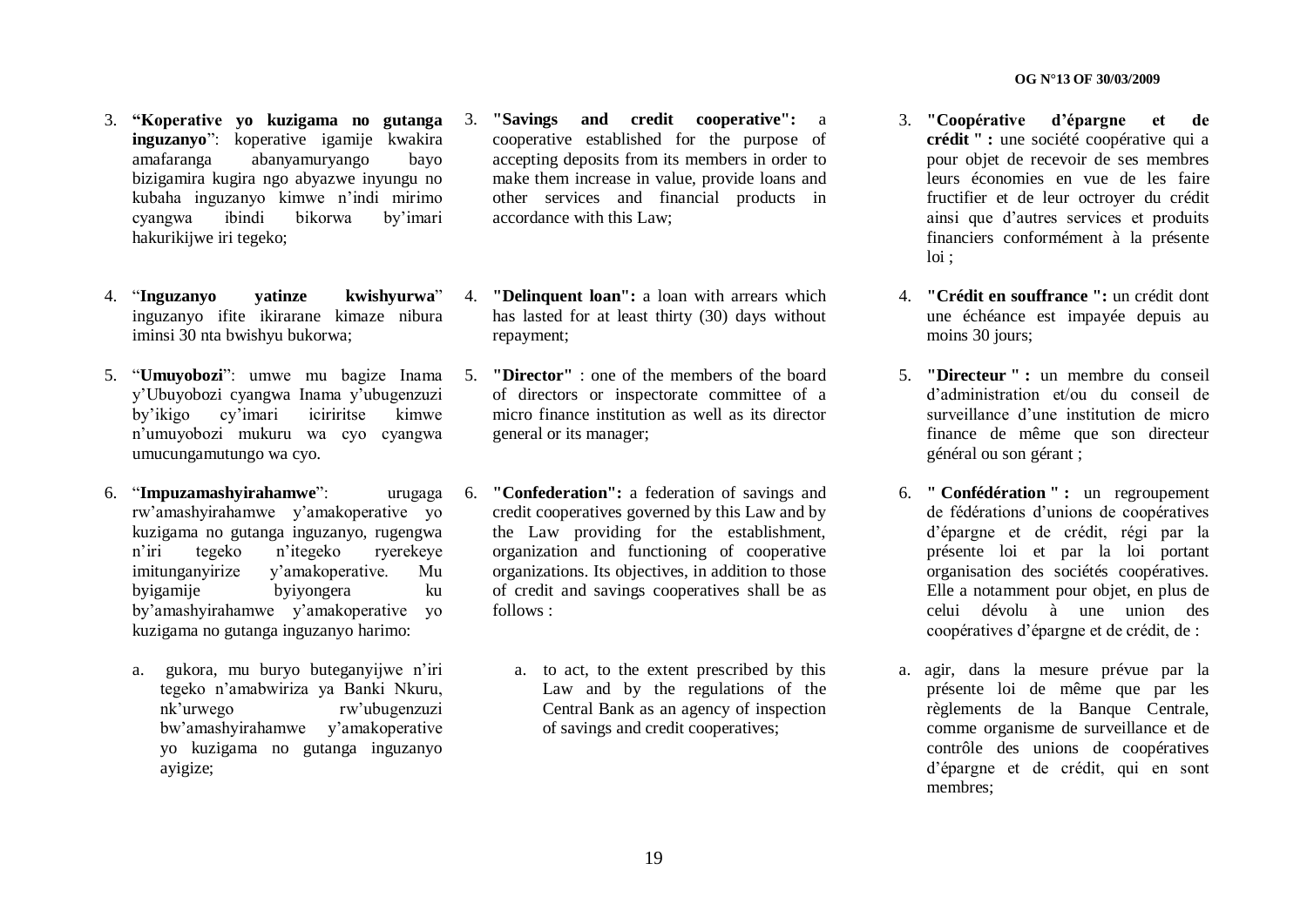3. **"Koperative yo kuzigama no gutanga inguzanyo"**: koperative igamije kwakira amafaranga abanyamuryango bayo bizigamira kugira ngo abyazwe inyungu no kubaha inguzanyo kimwe n'indi mirimo cyangwa ibindi bikorwa by'imari hakurikijwe iri tegeko;

4. "**Inguzanyo yatinze kwishyurwa**" inguzanyo ifite ikirarane kimaze nibura iminsi 30 nta bwishyu bukorwa;

5. "**Umuyobozi**": umwe mu bagize Inama y'Ubuyobozi cyangwa Inama y'ubugenzuzi by'ikigo cy'imari iciriritse kimwe n'umuyobozi mukuru wa cyo cyangwa umucungamutungo wa cyo.

6. "**Impuzamashyirahamwe**": urugaga rw'amashyirahamwe y'amakoperative yo kuzigama no gutanga inguzanyo, rugengwa n'iri tegeko n'itegeko ryerekeye imitunganyirize y'amakoperative. Mu byigamije byiyongera ku by'amashyirahamwe y'amakoperative yo kuzigama no gutanga inguzanyo harimo:

   a. gukora, mu buryo buteganyijwe n'iri tegeko n'amabwiriza ya Banki Nkuru, nk'urwego rw'ubugenzuzi bw'amashyirahamwe y'amakoperative yo kuzigama no gutanga inguzanyo ayigize;

3. **"Savings and credit cooperative":** a cooperative established for the purpose of accepting deposits from its members in order to make them increase in value, provide loans and other services and financial products in accordance with this Law;

4. **"Delinquent loan":** a loan with arrears which has lasted for at least thirty (30) days without repayment;

5. **"Director"** : one of the members of the board of directors or inspectorate committee of a micro finance institution as well as its director general or its manager;

6. **"Confederation":** a federation of savings and credit cooperatives governed by this Law and by the Law providing for the establishment, organization and functioning of cooperative organizations. Its objectives, in addition to those of credit and savings cooperatives shall be as follows :

   a. to act, to the extent prescribed by this Law and by the regulations of the Central Bank as an agency of inspection of savings and credit cooperatives;

3. **"Coopérative d'épargne et de crédit " :** une société coopérative qui a pour objet de recevoir de ses membres leurs économies en vue de les faire fructifier et de leur octroyer du crédit ainsi que d'autres services et produits financiers conformément à la présente loi ;

4. **"Crédit en souffrance ":** un crédit dont une échéance est impayée depuis au moins 30 jours;

5. **"Directeur " :** un membre du conseil d'administration et/ou du conseil de surveillance d'une institution de micro finance de même que son directeur général ou son gérant ;

6. **" Confédération " :** un regroupement de fédérations d'unions de coopératives d'épargne et de crédit, régi par la présente loi et par la loi portant organisation des sociétés coopératives. Elle a notamment pour objet, en plus de celui dévolu à une union des coopératives d'épargne et de crédit, de :

   a. agir, dans la mesure prévue par la présente loi de même que par les règlements de la Banque Centrale, comme organisme de surveillance et de contrôle des unions de coopératives d'épargne et de crédit, qui en sont membres;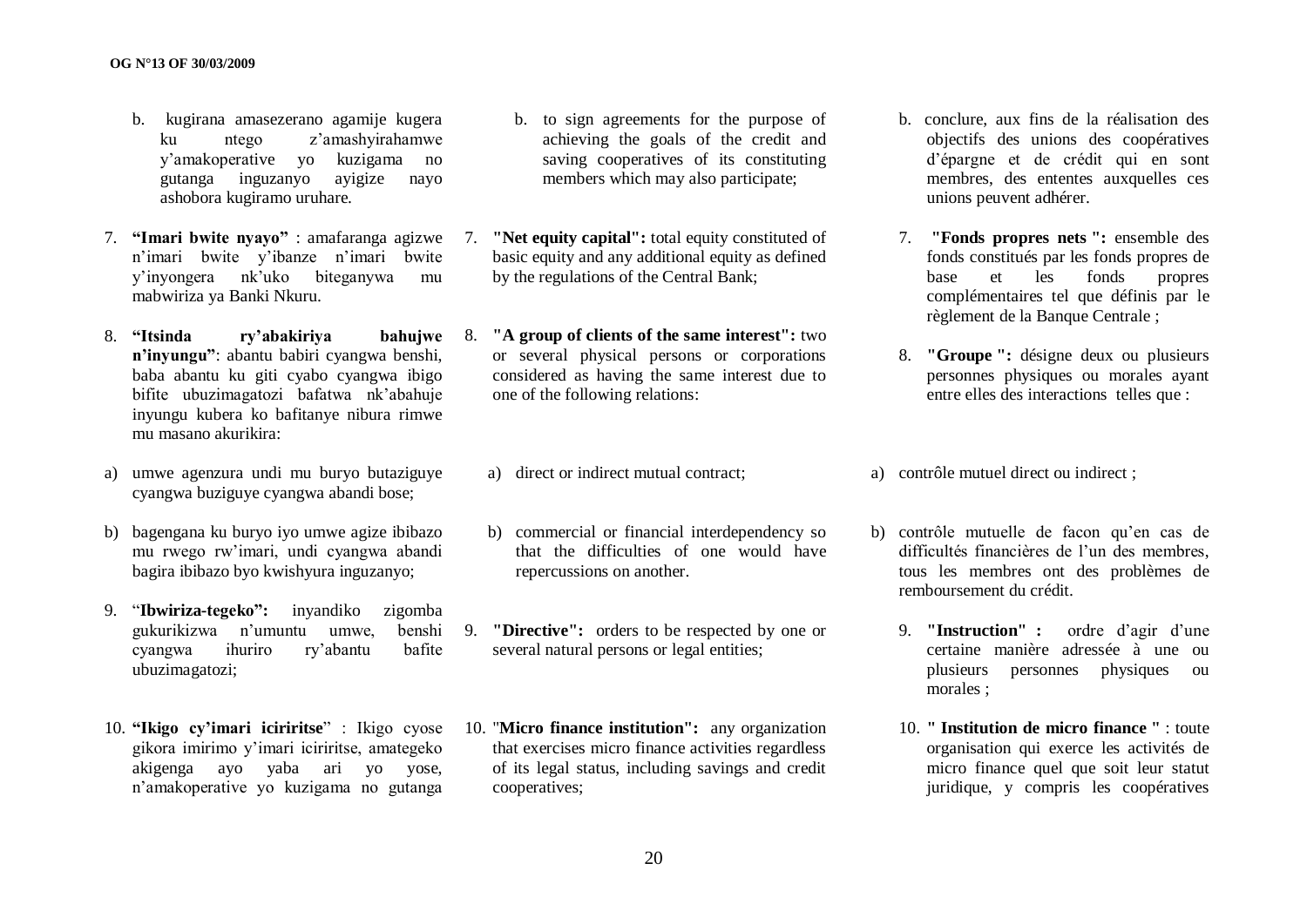b. kugirana amasezerano agamije kugera ku ntego z'amashyirahamwe y'amakoperative yo kuzigama no gutanga inguzanyo ayigize nayo ashobora kugiramo uruhare.

7. **"Imari bwite nyayo"** : amafaranga agizwe n'imari bwite y'ibanze n'imari bwite y'inyongera nk'uko biteganywa mu mabwiriza ya Banki Nkuru.

8. **"Itsinda ry'abakiriya bahujwe n'inyungu"**: abantu babiri cyangwa benshi, baba abantu ku giti cyabo cyangwa ibigo bifite ubuzimagatozi bafatwa nk'abahuje inyungu kubera ko bafitanye nibura rimwe mu masano akurikira:

a) umwe agenzura undi mu buryo butaziguye cyangwa buziguye cyangwa abandi bose;

b) bagengana ku buryo iyo umwe agize ibibazo mu rwego rw'imari, undi cyangwa abandi bagira ibibazo byo kwishyura inguzanyo;

9. "**Ibwiriza-tegeko":** inyandiko zigomba gukurikizwa n'umuntu umwe, benshi cyangwa ihuriro ry'abantu bafite ubuzimagatozi;

10. **"Ikigo cy'imari iciriritse**" : Ikigo cyose gikora imirimo y'imari iciriritse, amategeko akigenga ayo yaba ari yo yose, n'amakoperative yo kuzigama no gutanga

b. to sign agreements for the purpose of achieving the goals of the credit and saving cooperatives of its constituting members which may also participate;

7. **"Net equity capital":** total equity constituted of basic equity and any additional equity as defined by the regulations of the Central Bank;

8. **"A group of clients of the same interest":** two or several physical persons or corporations considered as having the same interest due to one of the following relations:

a) direct or indirect mutual contract;

b) commercial or financial interdependency so that the difficulties of one would have repercussions on another.

9. **"Directive":** orders to be respected by one or several natural persons or legal entities;

10. "**Micro finance institution":** any organization that exercises micro finance activities regardless of its legal status, including savings and credit cooperatives;

b. conclure, aux fins de la réalisation des objectifs des unions des coopératives d'épargne et de crédit qui en sont membres, des ententes auxquelles ces unions peuvent adhérer.

7. **"Fonds propres nets ":** ensemble des fonds constitués par les fonds propres de base et les fonds propres complémentaires tel que définis par le règlement de la Banque Centrale ;

8. **"Groupe ":** désigne deux ou plusieurs personnes physiques ou morales ayant entre elles des interactions telles que :

a) contrôle mutuel direct ou indirect ;

b) contrôle mutuelle de facon qu'en cas de difficultés financières de l'un des membres, tous les membres ont des problèmes de remboursement du crédit.

9. **"Instruction" :** ordre d'agir d'une certaine manière adressée à une ou plusieurs personnes physiques ou morales ;

10. **" Institution de micro finance "** : toute organisation qui exerce les activités de micro finance quel que soit leur statut juridique, y compris les coopératives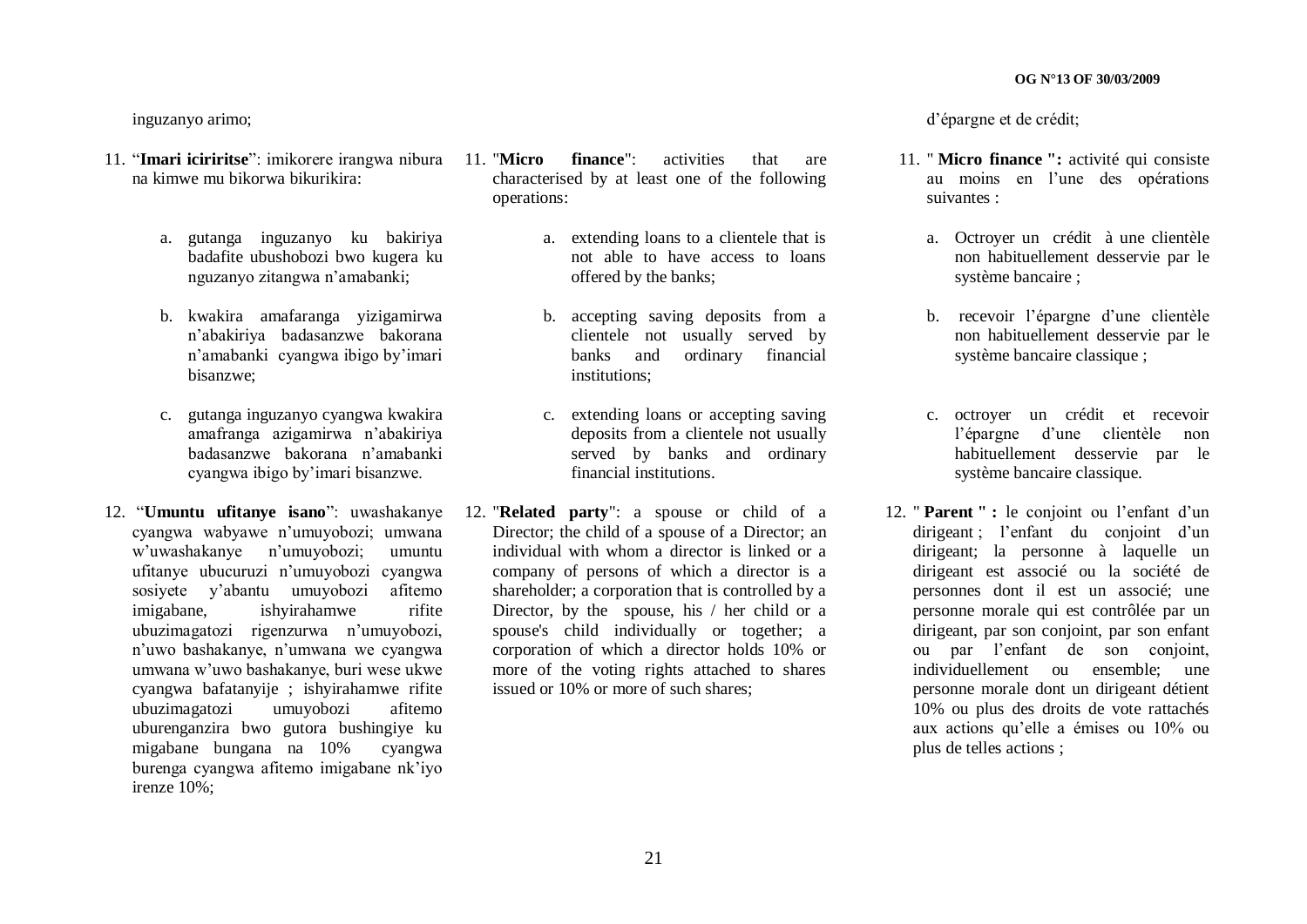inguzanyo arimo;

11. "**Imari iciriritse**": imikorere irangwa nibura na kimwe mu bikorwa bikurikira:

    a. gutanga inguzanyo ku bakiriya badafite ubushobozi bwo kugera ku nguzanyo zitangwa n'amabanki;

    b. kwakira amafaranga yizigamirwa n'abakiriya badasanzwe bakorana n'amabanki cyangwa ibigo by'imari bisanzwe;

    c. gutanga inguzanyo cyangwa kwakira amafranga azigamirwa n'abakiriya badasanzwe bakorana n'amabanki cyangwa ibigo by'imari bisanzwe.

12. "**Umuntu ufitanye isano**": uwashakanye cyangwa wabyawe n'umuyobozi; umwana w'uwashakanye n'umuyobozi; umuntu ufitanye ubucuruzi n'umuyobozi cyangwa sosiyete y'abantu umuyobozi afitemo imigabane, ishyirahamwe rifite ubuzimagatozi rigenzurwa n'umuyobozi, n'uwo bashakanye, n'umwana we cyangwa umwana w'uwo bashakanye, buri wese ukwe cyangwa bafatanyije ; ishyirahamwe rifite ubuzimagatozi umuyobozi afitemo uburenganzira bwo gutora bushingiye ku migabane bungana na 10% cyangwa burenga cyangwa afitemo imigabane nk'iyo irenze 10%;

11. "**Micro finance**": activities that are characterised by at least one of the following operations:

    a. extending loans to a clientele that is not able to have access to loans offered by the banks;

    b. accepting saving deposits from a clientele not usually served by banks and ordinary financial institutions;

    c. extending loans or accepting saving deposits from a clientele not usually served by banks and ordinary financial institutions.

12. "**Related party**": a spouse or child of a Director; the child of a spouse of a Director; an individual with whom a director is linked or a company of persons of which a director is a shareholder; a corporation that is controlled by a Director, by the spouse, his / her child or a spouse's child individually or together; a corporation of which a director holds 10% or more of the voting rights attached to shares issued or 10% or more of such shares;

d'épargne et de crédit;

11. " **Micro finance ":** activité qui consiste au moins en l'une des opérations suivantes :

    a. Octroyer un crédit à une clientèle non habituellement desservie par le système bancaire ;

    b. recevoir l'épargne d'une clientèle non habituellement desservie par le système bancaire classique ;

    c. octroyer un crédit et recevoir l'épargne d'une clientèle non habituellement desservie par le système bancaire classique.

12. " **Parent " :** le conjoint ou l'enfant d'un dirigeant ; l'enfant du conjoint d'un dirigeant; la personne à laquelle un dirigeant est associé ou la société de personnes dont il est un associé; une personne morale qui est contrôlée par un dirigeant, par son conjoint, par son enfant ou par l'enfant de son conjoint, individuellement ou ensemble; une personne morale dont un dirigeant détient 10% ou plus des droits de vote rattachés aux actions qu'elle a émises ou 10% ou plus de telles actions ;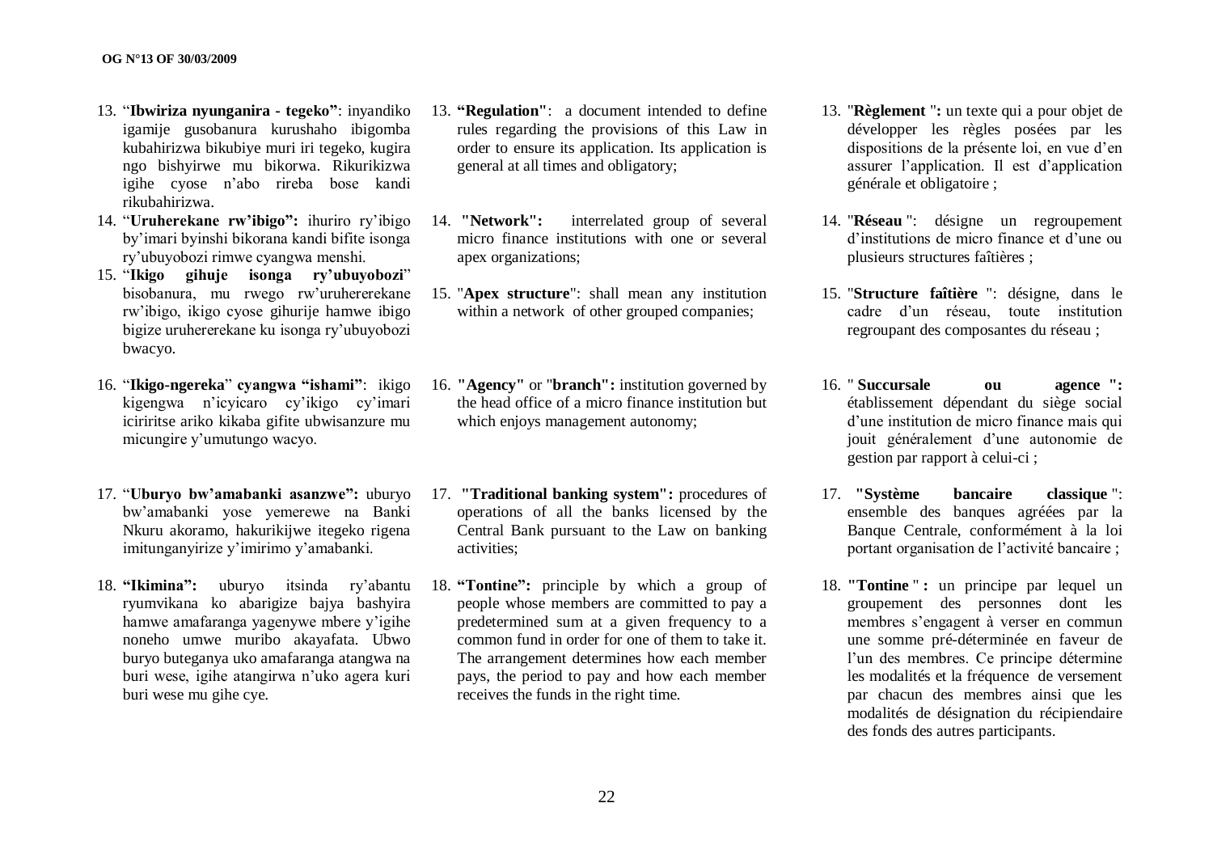13. "**Ibwiriza nyunganira - tegeko**": inyandiko igamije gusobanura kurushaho ibigomba kubahirizwa bikubiye muri iri tegeko, kugira ngo bishyirwe mu bikorwa. Rikurikizwa igihe cyose n'abo rireba bose kandi rikubahirizwa.
14. "**Uruherekane rw'ibigo":** ihuriro ry'ibigo by'imari byinshi bikorana kandi bifite isonga ry'ubuyobozi rimwe cyangwa menshi.
15. "**Ikigo gihuje isonga ry'ubuyobozi**" bisobanura, mu rwego rw'uruhererekane rw'ibigo, ikigo cyose gihurije hamwe ibigo bigize uruhererekane ku isonga ry'ubuyobozi bwacyo.
16. "**Ikigo-ngereka**" **cyangwa "ishami"**: ikigo kigengwa n'icyicaro cy'ikigo cy'imari iciriritse ariko kikaba gifite ubwisanzure mu micungire y'umutungo wacyo.
17. "**Uburyo bw'amabanki asanzwe":** uburyo bw'amabanki yose yemerewe na Banki Nkuru akoramo, hakurikijwe itegeko rigena imitunganyirize y'imirimo y'amabanki.
18. **"Ikimina":** uburyo itsinda ry'abantu ryumvikana ko abarigize bajya bashyira hamwe amafaranga yagenywe mbere y'igihe noneho umwe muribo akayafata. Ubwo buryo buteganya uko amafaranga atangwa na buri wese, igihe atangirwa n'uko agera kuri buri wese mu gihe cye.

13. **"Regulation"**: a document intended to define rules regarding the provisions of this Law in order to ensure its application. Its application is general at all times and obligatory;
14. **"Network":** interrelated group of several micro finance institutions with one or several apex organizations;
15. "**Apex structure**": shall mean any institution within a network of other grouped companies;
16. **"Agency"** or "**branch":** institution governed by the head office of a micro finance institution but which enjoys management autonomy;
17. **"Traditional banking system":** procedures of operations of all the banks licensed by the Central Bank pursuant to the Law on banking activities;
18. **"Tontine":** principle by which a group of people whose members are committed to pay a predetermined sum at a given frequency to a common fund in order for one of them to take it. The arrangement determines how each member pays, the period to pay and how each member receives the funds in the right time.

13. "**Règlement** "**:** un texte qui a pour objet de développer les règles posées par les dispositions de la présente loi, en vue d'en assurer l'application. Il est d'application générale et obligatoire ;
14. "**Réseau** ": désigne un regroupement d'institutions de micro finance et d'une ou plusieurs structures faîtières ;
15. "**Structure faîtière** ": désigne, dans le cadre d'un réseau, toute institution regroupant des composantes du réseau ;
16. " **Succursale ou agence ":** établissement dépendant du siège social d'une institution de micro finance mais qui jouit généralement d'une autonomie de gestion par rapport à celui-ci ;
17. **"Système bancaire classique** ": ensemble des banques agréées par la Banque Centrale, conformément à la loi portant organisation de l'activité bancaire ;
18. **"Tontine** " **:** un principe par lequel un groupement des personnes dont les membres s'engagent à verser en commun une somme pré-déterminée en faveur de l'un des membres. Ce principe détermine les modalités et la fréquence de versement par chacun des membres ainsi que les modalités de désignation du récipiendaire des fonds des autres participants.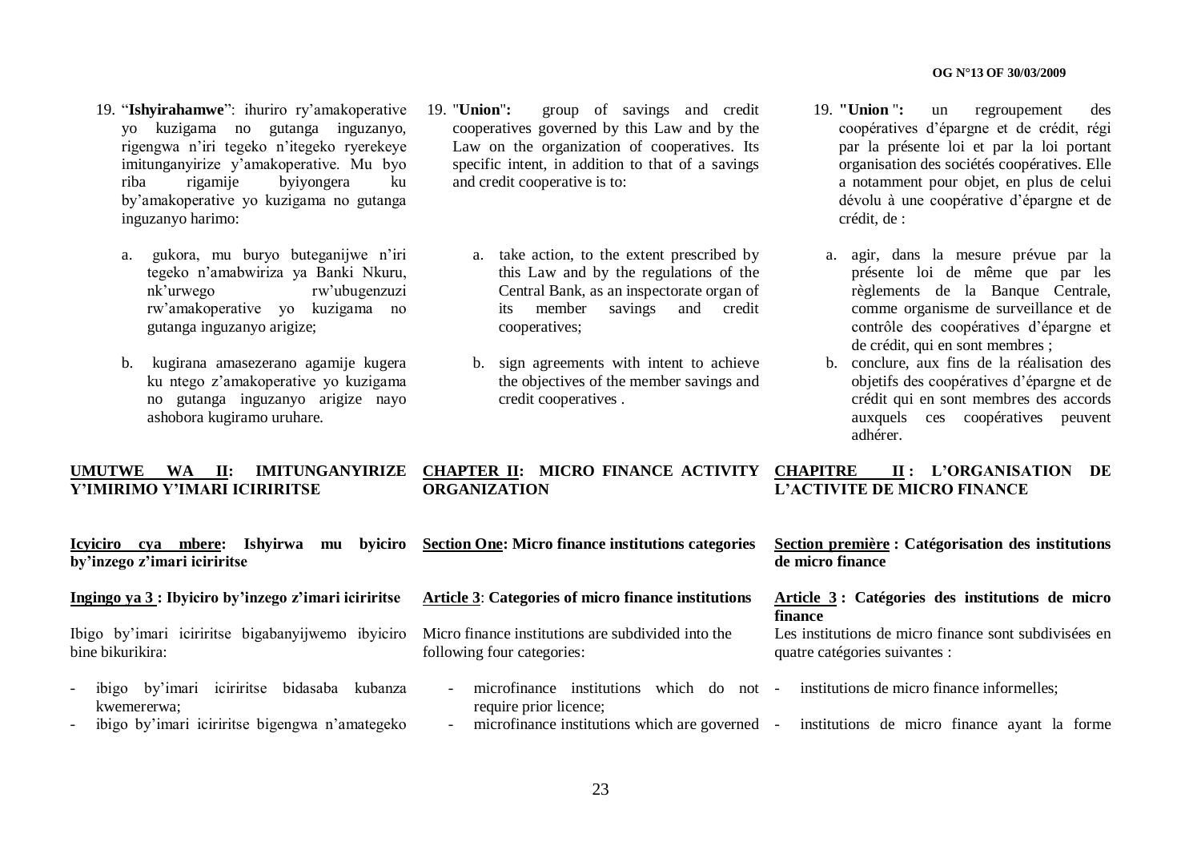19. "**Ishyirahamwe**": ihuriro ry'amakoperative yo kuzigama no gutanga inguzanyo, rigengwa n'iri tegeko n'itegeko ryerekeye imitunganyirize y'amakoperative. Mu byo riba rigamije byiyongera ku by'amakoperative yo kuzigama no gutanga inguzanyo harimo:

   a. gukora, mu buryo buteganijwe n'iri tegeko n'amabwiriza ya Banki Nkuru, nk'urwego rw'ubugenzuzi rw'amakoperative yo kuzigama no gutanga inguzanyo arigize;

   b. kugirana amasezerano agamije kugera ku ntego z'amakoperative yo kuzigama no gutanga inguzanyo arigize nayo ashobora kugiramo uruhare.

19. "**Union**": group of savings and credit cooperatives governed by this Law and by the Law on the organization of cooperatives. Its specific intent, in addition to that of a savings and credit cooperative is to:

   a. take action, to the extent prescribed by this Law and by the regulations of the Central Bank, as an inspectorate organ of its member savings and credit cooperatives;

   b. sign agreements with intent to achieve the objectives of the member savings and credit cooperatives .

19. **"Union "**: un regroupement des coopératives d'épargne et de crédit, régi par la présente loi et par la loi portant organisation des sociétés coopératives. Elle a notamment pour objet, en plus de celui dévolu à une coopérative d'épargne et de crédit, de :

   a. agir, dans la mesure prévue par la présente loi de même que par les règlements de la Banque Centrale, comme organisme de surveillance et de contrôle des coopératives d'épargne et de crédit, qui en sont membres ;

   b. conclure, aux fins de la réalisation des objetifs des coopératives d'épargne et de crédit qui en sont membres des accords auxquels ces coopératives peuvent adhérer.

## UMUTWE WA II: IMITUNGANYIRIZE Y'IMIRIMO Y'IMARI ICIRIRITSE

### Icyiciro cya mbere: Ishyirwa mu byiciro by'inzego z'imari iciriritse

#### Ingingo ya 3 : Ibyiciro by'inzego z'imari iciriritse

Ibigo by'imari iciriritse bigabanyijwemo ibyiciro bine bikurikira:

- ibigo by'imari iciriritse bidasaba kubanza kwemererwa;
- ibigo by'imari iciriritse bigengwa n'amategeko

## CHAPTER II: MICRO FINANCE ACTIVITY ORGANIZATION

### Section One: Micro finance institutions categories

#### Article 3: Categories of micro finance institutions

Micro finance institutions are subdivided into the following four categories:

- microfinance institutions which do not require prior licence;
- microfinance institutions which are governed

## CHAPITRE II : L'ORGANISATION DE L'ACTIVITE DE MICRO FINANCE

### Section première : Catégorisation des institutions de micro finance

#### Article 3 : Catégories des institutions de micro finance

Les institutions de micro finance sont subdivisées en quatre catégories suivantes :

- institutions de micro finance informelles;
- institutions de micro finance ayant la forme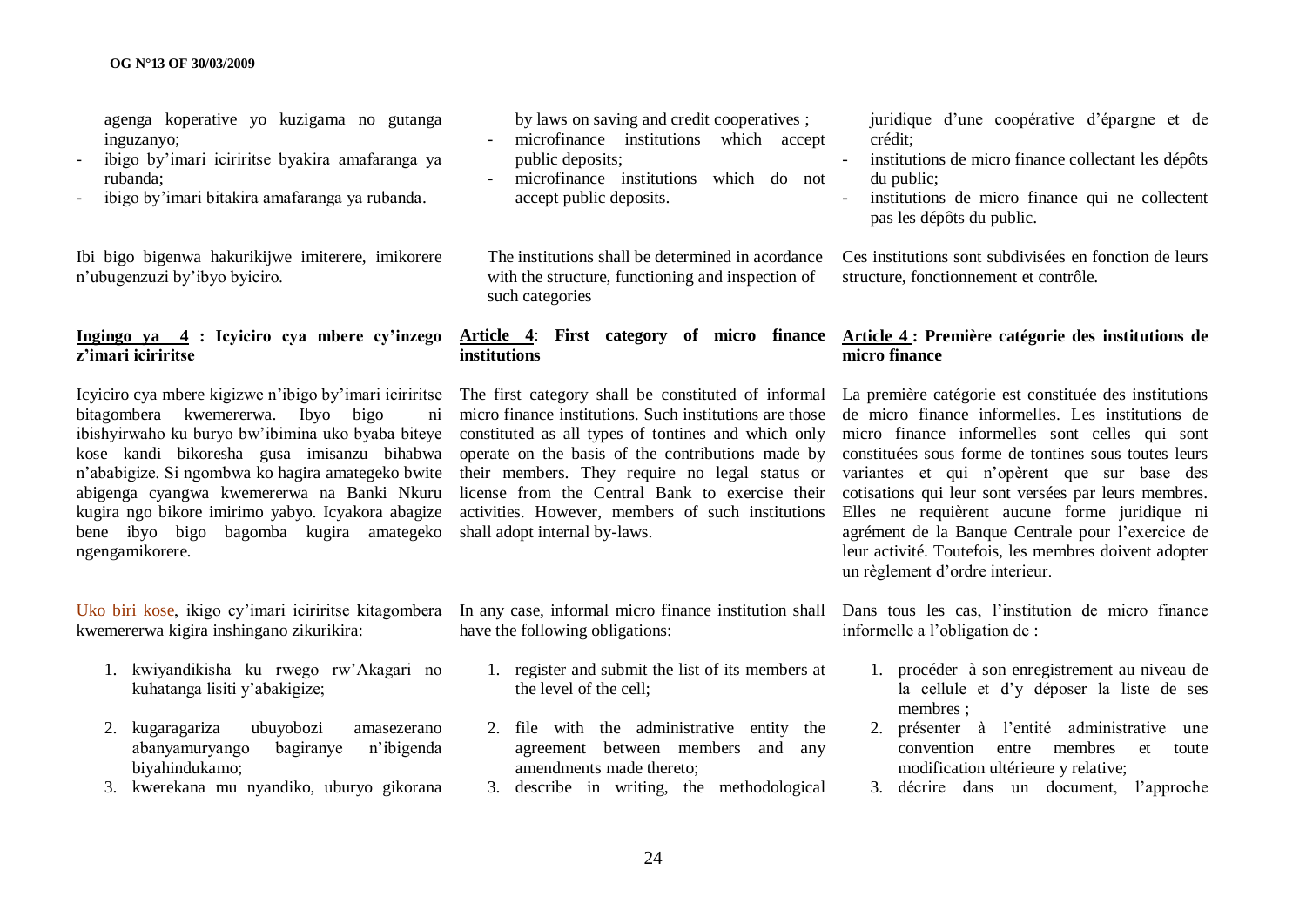agenga koperative yo kuzigama no gutanga inguzanyo;
- ibigo by'imari iciriritse byakira amafaranga ya rubanda;
- ibigo by'imari bitakira amafaranga ya rubanda.

Ibi bigo bigenwa hakurikijwe imiterere, imikorere n'ubugenzuzi by'ibyo byiciro.

**Ingingo ya 4 : Icyiciro cya mbere cy'inzego z'imari iciriritse**

Icyiciro cya mbere kigizwe n'ibigo by'imari iciriritse bitagombera kwemererwa. Ibyo bigo ni ibishyirwaho ku buryo bw'ibimina uko byaba biteye kose kandi bikoresha gusa imisanzu bihabwa n'ababigize. Si ngombwa ko hagira amategeko bwite abigenga cyangwa kwemererwa na Banki Nkuru kugira ngo bikore imirimo yabyo. Icyakora abagize bene ibyo bigo bagomba kugira amategeko ngengamikorere.

Uko biri kose, ikigo cy'imari iciriritse kitagombera kwemererwa kigira inshingano zikurikira:

1. kwiyandikisha ku rwego rw'Akagari no kuhatanga lisiti y'abakigize;
2. kugaragariza ubuyobozi amasezerano abanyamuryango bagiranye n'ibigenda biyahindukamo;
3. kwerekana mu nyandiko, uburyo gikorana

by laws on saving and credit cooperatives ;
- microfinance institutions which accept public deposits;
- microfinance institutions which do not accept public deposits.

The institutions shall be determined in acordance with the structure, functioning and inspection of such categories

**Article 4: First category of micro finance institutions**

The first category shall be constituted of informal micro finance institutions. Such institutions are those constituted as all types of tontines and which only operate on the basis of the contributions made by their members. They require no legal status or license from the Central Bank to exercise their activities. However, members of such institutions shall adopt internal by-laws.

In any case, informal micro finance institution shall have the following obligations:

1. register and submit the list of its members at the level of the cell;
2. file with the administrative entity the agreement between members and any amendments made thereto;
3. describe in writing, the methodological

juridique d'une coopérative d'épargne et de crédit;
- institutions de micro finance collectant les dépôts du public;
- institutions de micro finance qui ne collectent pas les dépôts du public.

Ces institutions sont subdivisées en fonction de leurs structure, fonctionnement et contrôle.

**Article 4 : Première catégorie des institutions de micro finance**

La première catégorie est constituée des institutions de micro finance informelles. Les institutions de micro finance informelles sont celles qui sont constituées sous forme de tontines sous toutes leurs variantes et qui n'opèrent que sur base des cotisations qui leur sont versées par leurs membres. Elles ne requièrent aucune forme juridique ni agrément de la Banque Centrale pour l'exercice de leur activité. Toutefois, les membres doivent adopter un règlement d'ordre interieur.

Dans tous les cas, l'institution de micro finance informelle a l'obligation de :

1. procéder à son enregistrement au niveau de la cellule et d'y déposer la liste de ses membres ;
2. présenter à l'entité administrative une convention entre membres et toute modification ultérieure y relative;
3. décrire dans un document, l'approche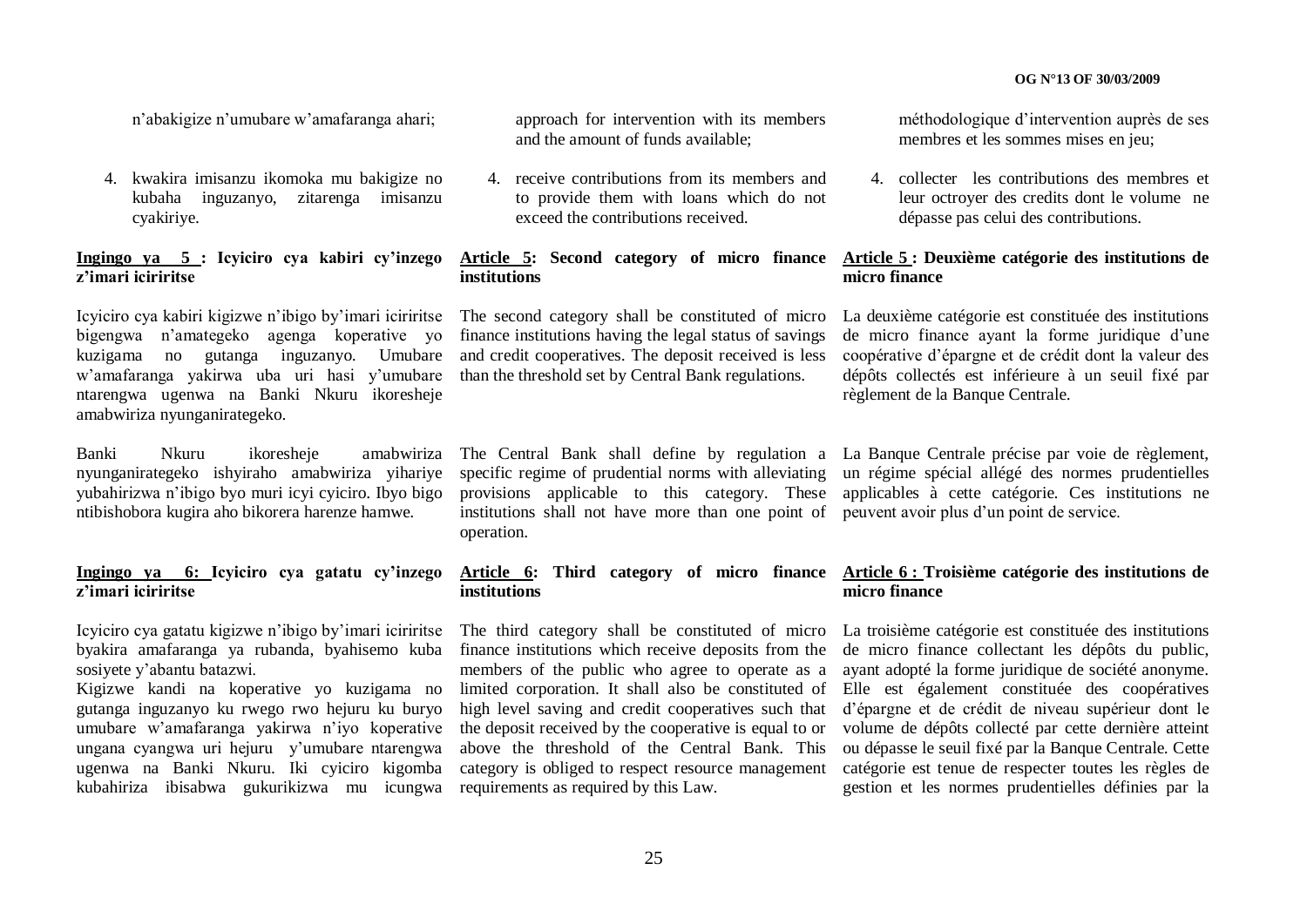n'abakigize n'umubare w'amafaranga ahari;

4. kwakira imisanzu ikomoka mu bakigize no kubaha inguzanyo, zitarenga imisanzu cyakiriye.

**Ingingo ya 5 : Icyiciro cya kabiri cy'inzego z'imari iciriritse**

Icyiciro cya kabiri kigizwe n'ibigo by'imari iciriritse bigengwa n'amategeko agenga koperative yo kuzigama no gutanga inguzanyo. Umubare w'amafaranga yakirwa uba uri hasi y'umubare ntarengwa ugenwa na Banki Nkuru ikoresheje amabwiriza nyunganirategeko.

Banki Nkuru ikoresheje amabwiriza nyunganirategeko ishyiraho amabwiriza yihariye yubahirizwa n'ibigo byo muri icyi cyiciro. Ibyo bigo ntibishobora kugira aho bikorera harenze hamwe.

**Ingingo ya 6: Icyiciro cya gatatu cy'inzego z'imari iciriritse**

Icyiciro cya gatatu kigizwe n'ibigo by'imari iciriritse byakira amafaranga ya rubanda, byahisemo kuba sosiyete y'abantu batazwi.

Kigizwe kandi na koperative yo kuzigama no gutanga inguzanyo ku rwego rwo hejuru ku buryo umubare w'amafaranga yakirwa n'iyo koperative ungana cyangwa uri hejuru y'umubare ntarengwa ugenwa na Banki Nkuru. Iki cyiciro kigomba kubahiriza ibisabwa gukurikizwa mu icungwa

approach for intervention with its members and the amount of funds available;

4. receive contributions from its members and to provide them with loans which do not exceed the contributions received.

**Article 5: Second category of micro finance institutions**

The second category shall be constituted of micro finance institutions having the legal status of savings and credit cooperatives. The deposit received is less than the threshold set by Central Bank regulations.

The Central Bank shall define by regulation a specific regime of prudential norms with alleviating provisions applicable to this category. These institutions shall not have more than one point of operation.

**Article 6: Third category of micro finance institutions**

The third category shall be constituted of micro finance institutions which receive deposits from the members of the public who agree to operate as a limited corporation. It shall also be constituted of high level saving and credit cooperatives such that the deposit received by the cooperative is equal to or above the threshold of the Central Bank. This category is obliged to respect resource management requirements as required by this Law.

méthodologique d'intervention auprès de ses membres et les sommes mises en jeu;

4. collecter les contributions des membres et leur octroyer des credits dont le volume ne dépasse pas celui des contributions.

**Article 5 : Deuxième catégorie des institutions de micro finance**

La deuxième catégorie est constituée des institutions de micro finance ayant la forme juridique d'une coopérative d'épargne et de crédit dont la valeur des dépôts collectés est inférieure à un seuil fixé par règlement de la Banque Centrale.

La Banque Centrale précise par voie de règlement, un régime spécial allégé des normes prudentielles applicables à cette catégorie. Ces institutions ne peuvent avoir plus d'un point de service.

**Article 6 : Troisième catégorie des institutions de micro finance**

La troisième catégorie est constituée des institutions de micro finance collectant les dépôts du public, ayant adopté la forme juridique de société anonyme. Elle est également constituée des coopératives d'épargne et de crédit de niveau supérieur dont le volume de dépôts collecté par cette dernière atteint ou dépasse le seuil fixé par la Banque Centrale. Cette catégorie est tenue de respecter toutes les règles de gestion et les normes prudentielles définies par la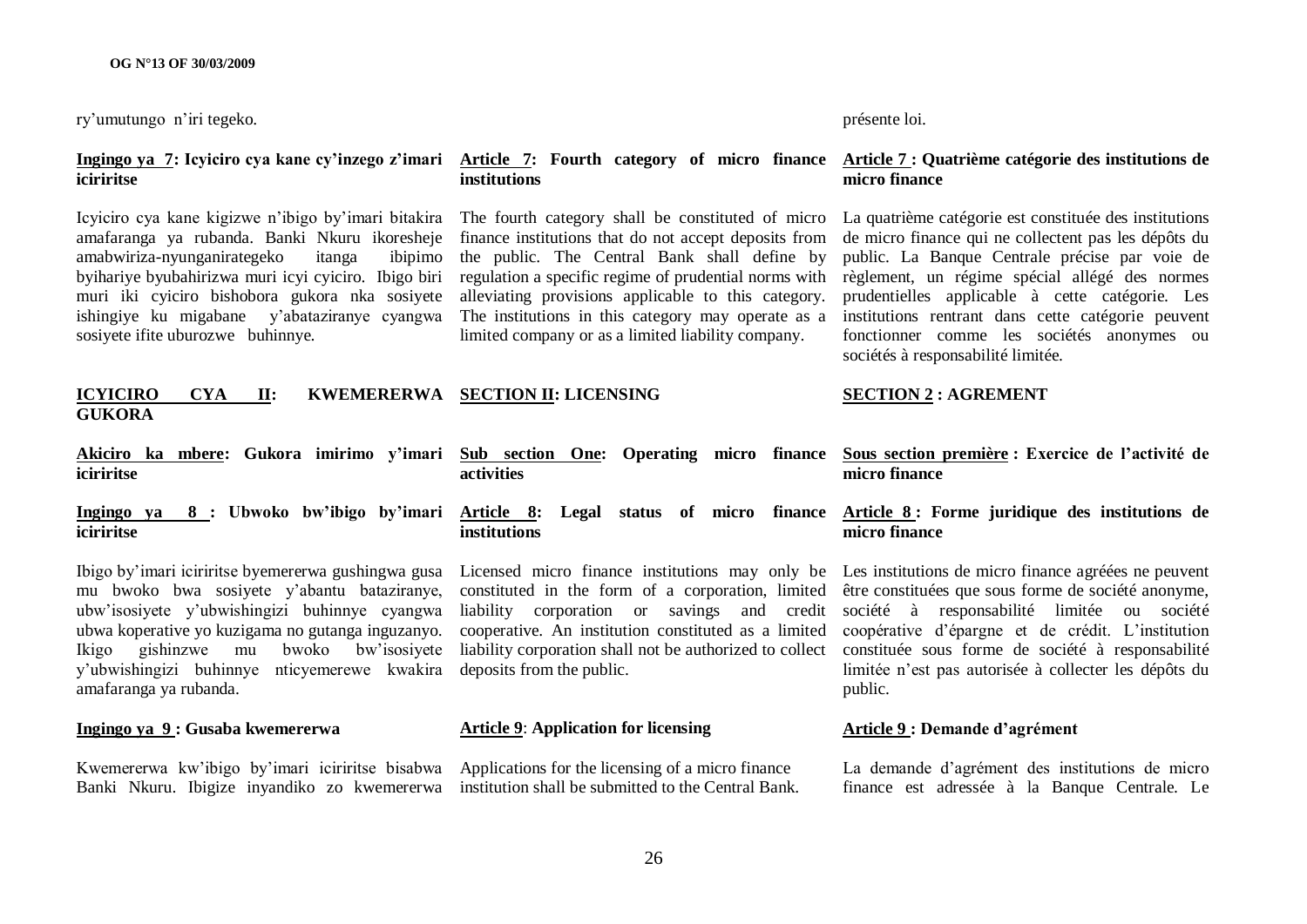ry'umutungo n'iri tegeko.

présente loi.

**Ingingo ya 7: Icyiciro cya kane cy'inzego z'imari iciriritse**

Icyiciro cya kane kigizwe n'ibigo by'imari bitakira amafaranga ya rubanda. Banki Nkuru ikoresheje amabwiriza-nyunganirategeko itanga ibipimo byihariye byubahirizwa muri icyi cyiciro. Ibigo biri muri iki cyiciro bishobora gukora nka sosiyete ishingiye ku migabane y'abataziranye cyangwa sosiyete ifite uburozwe buhinnye.

**Article 7: Fourth category of micro finance institutions**

The fourth category shall be constituted of micro finance institutions that do not accept deposits from the public. The Central Bank shall define by regulation a specific regime of prudential norms with alleviating provisions applicable to this category. The institutions in this category may operate as a limited company or as a limited liability company.

**Article 7 : Quatrième catégorie des institutions de micro finance**

La quatrième catégorie est constituée des institutions de micro finance qui ne collectent pas les dépôts du public. La Banque Centrale précise par voie de règlement, un régime spécial allégé des normes prudentielles applicable à cette catégorie. Les institutions rentrant dans cette catégorie peuvent fonctionner comme les sociétés anonymes ou sociétés à responsabilité limitée.

## ICYICIRO CYA II: KWEMERERWA GUKORA

## SECTION II: LICENSING

## SECTION 2 : AGREMENT

### Akiciro ka mbere: Gukora imirimo y'imari iciriritse

### Sub section One: Operating micro finance activities

### Sous section première : Exercice de l'activité de micro finance

**Ingingo ya 8 : Ubwoko bw'ibigo by'imari iciriritse**

Ibigo by'imari iciriritse byemererwa gushingwa gusa mu bwoko bwa sosiyete y'abantu bataziranye, ubw'isosiyete y'ubwishingizi buhinnye cyangwa ubwa koperative yo kuzigama no gutanga inguzanyo. Ikigo gishinzwe mu bwoko bw'isosiyete y'ubwishingizi buhinnye nticyemerewe kwakira amafaranga ya rubanda.

**Article 8: Legal status of micro finance institutions**

Licensed micro finance institutions may only be constituted in the form of a corporation, limited liability corporation or savings and credit cooperative. An institution constituted as a limited liability corporation shall not be authorized to collect deposits from the public.

**Article 8 : Forme juridique des institutions de micro finance**

Les institutions de micro finance agréées ne peuvent être constituées que sous forme de société anonyme, société à responsabilité limitée ou société coopérative d'épargne et de crédit. L'institution constituée sous forme de société à responsabilité limitée n'est pas autorisée à collecter les dépôts du public.

**Ingingo ya 9 : Gusaba kwemererwa**

Kwemererwa kw'ibigo by'imari iciriritse bisabwa Banki Nkuru. Ibigize inyandiko zo kwemererwa

**Article 9: Application for licensing**

Applications for the licensing of a micro finance institution shall be submitted to the Central Bank.

**Article 9 : Demande d'agrément**

La demande d'agrément des institutions de micro finance est adressée à la Banque Centrale. Le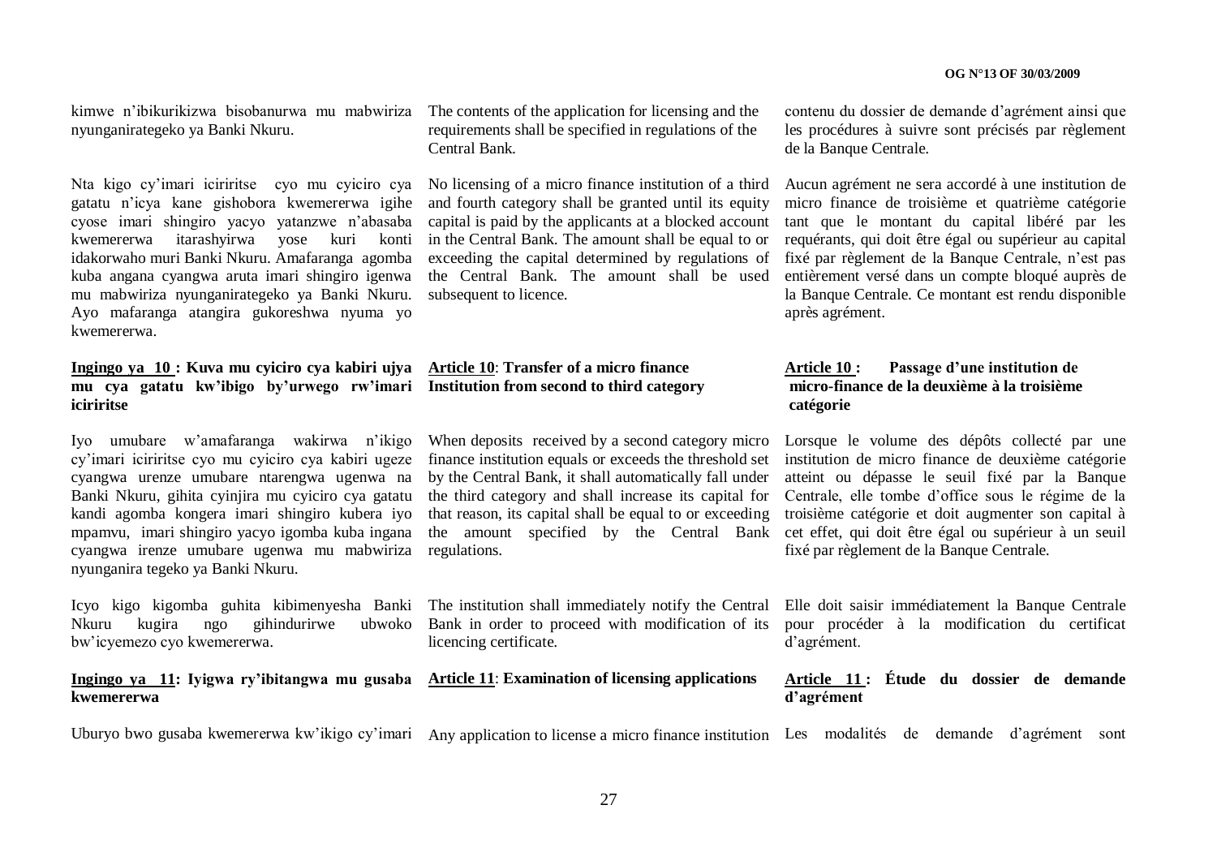kimwe n'ibikurikizwa bisobanurwa mu mabwiriza nyunganirategeko ya Banki Nkuru.

Nta kigo cy'imari iciriritse cyo mu cyiciro cya gatatu n'icya kane gishobora kwemererwa igihe cyose imari shingiro yacyo yatanzwe n'abasaba kwemererwa itarashyirwa yose kuri konti idakorwaho muri Banki Nkuru. Amafaranga agomba kuba angana cyangwa aruta imari shingiro igenwa mu mabwiriza nyunganirategeko ya Banki Nkuru. Ayo mafaranga atangira gukoreshwa nyuma yo kwemererwa.

**Ingingo ya 10 : Kuva mu cyiciro cya kabiri ujya mu cya gatatu kw'ibigo by'urwego rw'imari iciriritse**

Iyo umubare w'amafaranga wakirwa n'ikigo cy'imari iciriritse cyo mu cyiciro cya kabiri ugeze cyangwa urenze umubare ntarengwa ugenwa na Banki Nkuru, gihita cyinjira mu cyiciro cya gatatu kandi agomba kongera imari shingiro kubera iyo mpamvu, imari shingiro yacyo igomba kuba ingana cyangwa irenze umubare ugenwa mu mabwiriza nyunganira tegeko ya Banki Nkuru.

Icyo kigo kigomba guhita kibimenyesha Banki Nkuru kugira ngo gihindurirwe ubwoko bw'icyemezo cyo kwemererwa.

**Ingingo ya 11: Iyigwa ry'ibitangwa mu gusaba kwemererwa**

Uburyo bwo gusaba kwemererwa kw'ikigo cy'imari

The contents of the application for licensing and the requirements shall be specified in regulations of the Central Bank.

No licensing of a micro finance institution of a third and fourth category shall be granted until its equity capital is paid by the applicants at a blocked account in the Central Bank. The amount shall be equal to or exceeding the capital determined by regulations of the Central Bank. The amount shall be used subsequent to licence.

**Article 10: Transfer of a micro finance Institution from second to third category**

When deposits received by a second category micro finance institution equals or exceeds the threshold set by the Central Bank, it shall automatically fall under the third category and shall increase its capital for that reason, its capital shall be equal to or exceeding the amount specified by the Central Bank regulations.

The institution shall immediately notify the Central Bank in order to proceed with modification of its licencing certificate.

**Article 11: Examination of licensing applications**

Any application to license a micro finance institution

contenu du dossier de demande d'agrément ainsi que les procédures à suivre sont précisés par règlement de la Banque Centrale.

Aucun agrément ne sera accordé à une institution de micro finance de troisième et quatrième catégorie tant que le montant du capital libéré par les requérants, qui doit être égal ou supérieur au capital fixé par règlement de la Banque Centrale, n'est pas entièrement versé dans un compte bloqué auprès de la Banque Centrale. Ce montant est rendu disponible après agrément.

**Article 10 : Passage d'une institution de micro-finance de la deuxième à la troisième catégorie**

Lorsque le volume des dépôts collecté par une institution de micro finance de deuxième catégorie atteint ou dépasse le seuil fixé par la Banque Centrale, elle tombe d'office sous le régime de la troisième catégorie et doit augmenter son capital à cet effet, qui doit être égal ou supérieur à un seuil fixé par règlement de la Banque Centrale.

Elle doit saisir immédiatement la Banque Centrale pour procéder à la modification du certificat d'agrément.

**Article 11 : Étude du dossier de demande d'agrément**

Les modalités de demande d'agrément sont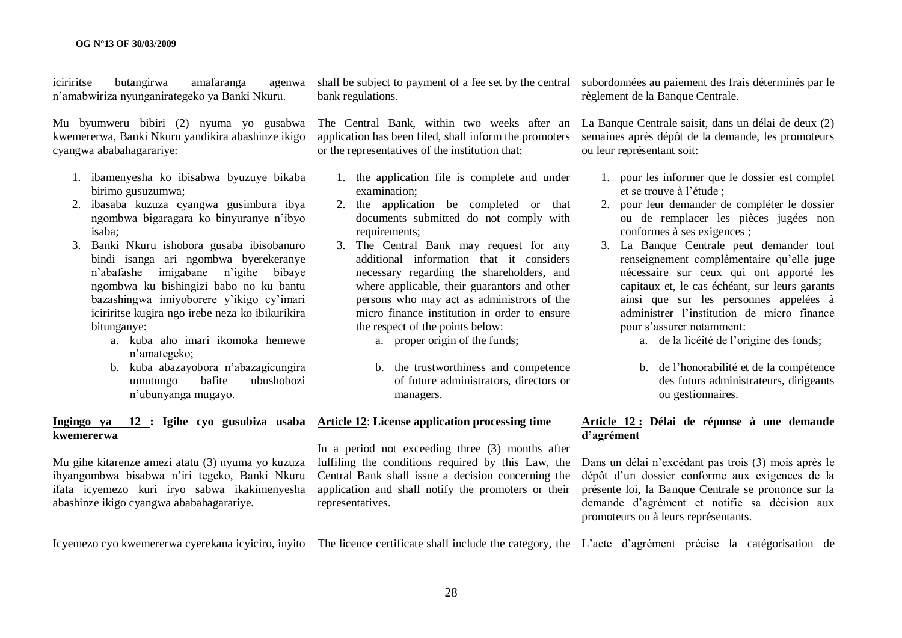icíriritse butangirwa amafaranga agenwa n'amabwiriza nyunganirategeko ya Banki Nkuru.

Mu byumweru bibiri (2) nyuma yo gusabwa kwemererwa, Banki Nkuru yandikira abashinze ikigo cyangwa ababahagarariye:

1. ibamenyesha ko ibisabwa byuzuye bikaba birimo gusuzumwa;
2. ibasaba kuzuza cyangwa gusimbura ibya ngombwa bigaragara ko binyuranye n'ibyo isaba;
3. Banki Nkuru ishobora gusaba ibisobanuro bindi isanga ari ngombwa byerekeranye n'abafashe imigabane n'igihe bibaye ngombwa ku bishingizi babo no ku bantu bazashingwa imiyoborere y'ikigo cy'imari iciriritse kugira ngo irebe neza ko ibikurikira bitunganye:
    a. kuba aho imari ikomoka hemewe n'amategeko;
    b. kuba abazayobora n'abazagicungira umutungo bafite ubushobozi n'ubunyanga mugayo.

**Ingingo ya 12 : Igihe cyo gusubiza usaba kwemererwa**

Mu gihe kitarenze amezi atatu (3) nyuma yo kuzuza ibyangombwa bisabwa n'iri tegeko, Banki Nkuru ifata icyemezo kuri iryo sabwa ikakimenyesha abashinze ikigo cyangwa ababahagarariye.

Icyemezo cyo kwemererwa cyerekana icyiciro, inyito

shall be subject to payment of a fee set by the central bank regulations.

The Central Bank, within two weeks after an application has been filed, shall inform the promoters or the representatives of the institution that:

1. the application file is complete and under examination;
2. the application be completed or that documents submitted do not comply with requirements;
3. The Central Bank may request for any additional information that it considers necessary regarding the shareholders, and where applicable, their guarantors and other persons who may act as administrors of the micro finance institution in order to ensure the respect of the points below:
    a. proper origin of the funds;
    b. the trustworthiness and competence of future administrators, directors or managers.

**Article 12**: **License application processing time**

In a period not exceeding three (3) months after fulfiling the conditions required by this Law, the Central Bank shall issue a decision concerning the application and shall notify the promoters or their representatives.

The licence certificate shall include the category, the

subordonnées au paiement des frais déterminés par le règlement de la Banque Centrale.

La Banque Centrale saisit, dans un délai de deux (2) semaines après dépôt de la demande, les promoteurs ou leur représentant soit:

1. pour les informer que le dossier est complet et se trouve à l'étude ;
2. pour leur demander de compléter le dossier ou de remplacer les pièces jugées non conformes à ses exigences ;
3. La Banque Centrale peut demander tout renseignement complémentaire qu'elle juge nécessaire sur ceux qui ont apporté les capitaux et, le cas échéant, sur leurs garants ainsi que sur les personnes appelées à administrer l'institution de micro finance pour s'assurer notamment:
    a. de la licéité de l'origine des fonds;
    b. de l'honorabilité et de la compétence des futurs administrateurs, dirigeants ou gestionnaires.

**Article 12 : Délai de réponse à une demande d'agrément**

Dans un délai n'excédant pas trois (3) mois après le dépôt d'un dossier conforme aux exigences de la présente loi, la Banque Centrale se prononce sur la demande d'agrément et notifie sa décision aux promoteurs ou à leurs représentants.

L'acte d'agrément précise la catégorisation de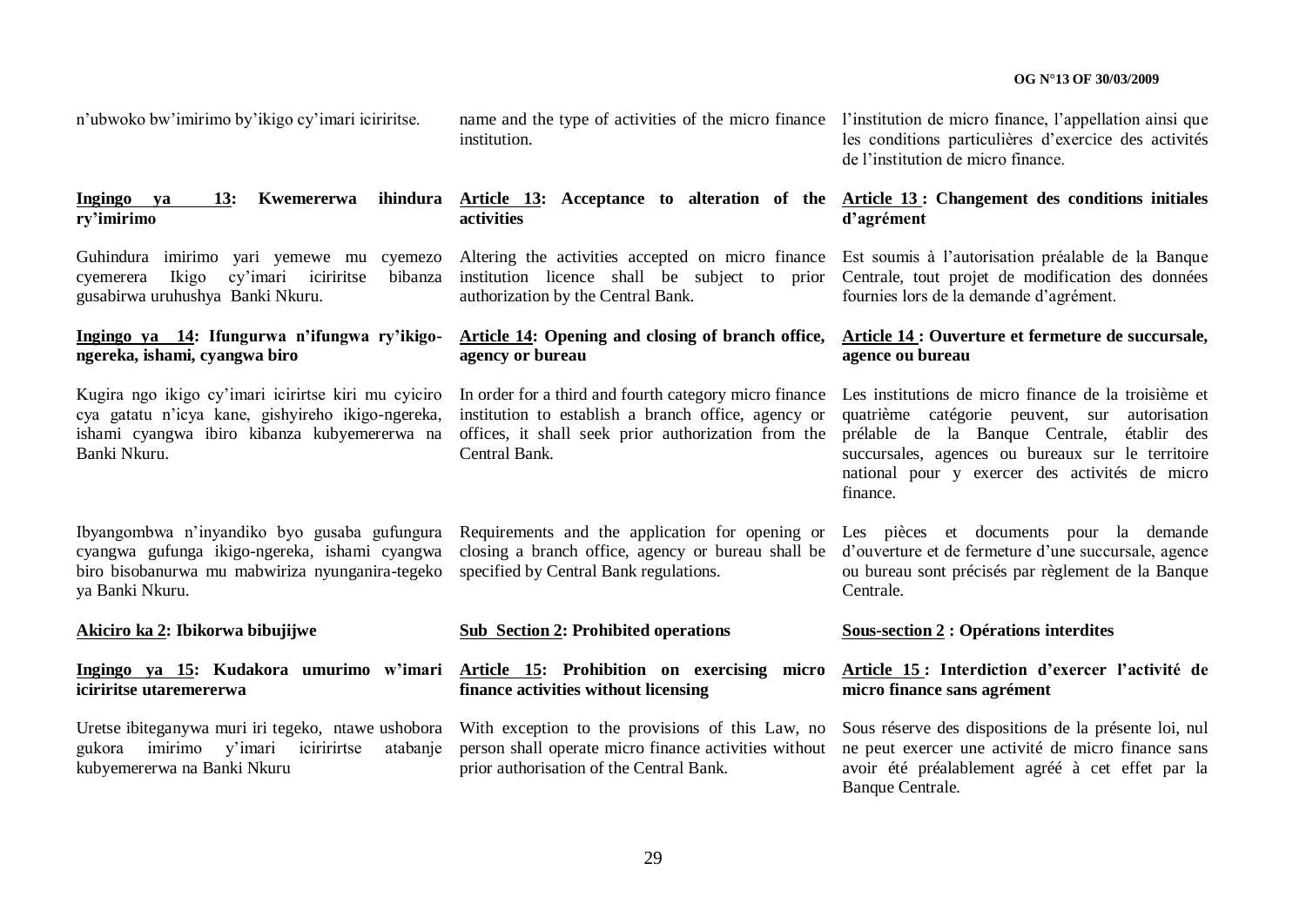n'ubwoko bw'imirimo by'ikigo cy'imari iciriritse.

name and the type of activities of the micro finance institution.

l'institution de micro finance, l'appellation ainsi que les conditions particulières d'exercice des activités de l'institution de micro finance.

**Ingingo ya 13: Kwemererwa ihindura ry'imirimo**

Guhindura imirimo yari yemewe mu cyemezo cyemerera Ikigo cy'imari iciriritse bibanza gusabirwa uruhushya Banki Nkuru.

**Article 13: Acceptance to alteration of the activities**

Altering the activities accepted on micro finance institution licence shall be subject to prior authorization by the Central Bank.

**Article 13 : Changement des conditions initiales d'agrément**

Est soumis à l'autorisation préalable de la Banque Centrale, tout projet de modification des données fournies lors de la demande d'agrément.

**Ingingo ya 14: Ifungurwa n'ifungwa ry'ikigo-ngereka, ishami, cyangwa biro**

Kugira ngo ikigo cy'imari icirirtse kiri mu cyiciro cya gatatu n'icya kane, gishyireho ikigo-ngereka, ishami cyangwa ibiro kibanza kubyemererwa na Banki Nkuru.

Ibyangombwa n'inyandiko byo gusaba gufungura cyangwa gufunga ikigo-ngereka, ishami cyangwa biro bisobanurwa mu mabwiriza nyunganira-tegeko ya Banki Nkuru.

**Article 14: Opening and closing of branch office, agency or bureau**

In order for a third and fourth category micro finance institution to establish a branch office, agency or offices, it shall seek prior authorization from the Central Bank.

Requirements and the application for opening or closing a branch office, agency or bureau shall be specified by Central Bank regulations.

**Article 14 : Ouverture et fermeture de succursale, agence ou bureau**

Les institutions de micro finance de la troisième et quatrième catégorie peuvent, sur autorisation prélable de la Banque Centrale, établir des succursales, agences ou bureaux sur le territoire national pour y exercer des activités de micro finance.

Les pièces et documents pour la demande d'ouverture et de fermeture d'une succursale, agence ou bureau sont précisés par règlement de la Banque Centrale.

**Akiciro ka 2: Ibikorwa bibujijwe**

**Ingingo ya 15: Kudakora umurimo w'imari iciriritse utaremererwa**

Uretse ibiteganywa muri iri tegeko, ntawe ushobora gukora imirimo y'imari icirirtse atabanje kubyemererwa na Banki Nkuru

**Sub Section 2: Prohibited operations**

**Article 15: Prohibition on exercising micro finance activities without licensing**

With exception to the provisions of this Law, no person shall operate micro finance activities without prior authorisation of the Central Bank.

**Sous-section 2 : Opérations interdites**

**Article 15 : Interdiction d'exercer l'activité de micro finance sans agrément**

Sous réserve des dispositions de la présente loi, nul ne peut exercer une activité de micro finance sans avoir été préalablement agréé à cet effet par la Banque Centrale.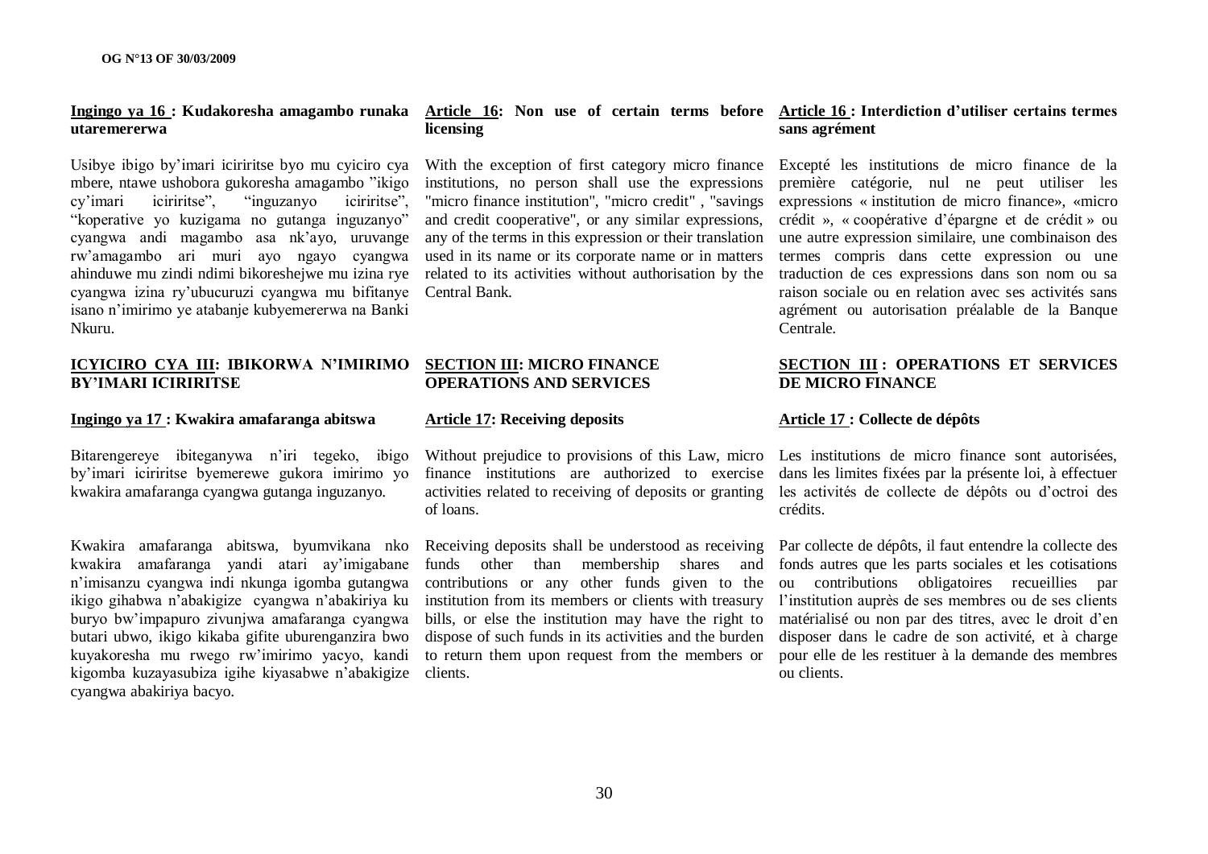**Ingingo ya 16 : Kudakoresha amagambo runaka utaremererwa**

Usibye ibigo by'imari iciriritse byo mu cyiciro cya mbere, ntawe ushobora gukoresha amagambo "ikigo cy'imari iciriritse", "inguzanyo iciriritse", "koperative yo kuzigama no gutanga inguzanyo" cyangwa andi magambo asa nk'ayo, uruvange rw'amagambo ari muri ayo ngayo cyangwa ahinduwe mu zindi ndimi bikoreshejwe mu izina rye cyangwa izina ry'ubucuruzi cyangwa mu bifitanye isano n'imirimo ye atabanje kubyemererwa na Banki Nkuru.

**ICYICIRO CYA III: IBIKORWA N'IMIRIMO BY'IMARI ICIRIRITSE**

**Ingingo ya 17 : Kwakira amafaranga abitswa**

Bitarengereye ibiteganywa n'iri tegeko, ibigo by'imari iciriritse byemerewe gukora imirimo yo kwakira amafaranga cyangwa gutanga inguzanyo.

Kwakira amafaranga abitswa, byumvikana nko kwakira amafaranga yandi atari ay'imigabane n'imisanzu cyangwa indi nkunga igomba gutangwa ikigo gihabwa n'abakigize cyangwa n'abakiriya ku buryo bw'impapuro zivunjwa amafaranga cyangwa butari ubwo, ikigo kikaba gifite uburenganzira bwo kuyakoresha mu rwego rw'imirimo yacyo, kandi kigomba kuzayasubiza igihe kiyasabwe n'abakigize cyangwa abakiriya bacyo.

**Article 16: Non use of certain terms before licensing**

With the exception of first category micro finance institutions, no person shall use the expressions "micro finance institution", "micro credit" , "savings and credit cooperative", or any similar expressions, any of the terms in this expression or their translation used in its name or its corporate name or in matters related to its activities without authorisation by the Central Bank.

**SECTION III: MICRO FINANCE OPERATIONS AND SERVICES**

**Article 17: Receiving deposits**

Without prejudice to provisions of this Law, micro finance institutions are authorized to exercise activities related to receiving of deposits or granting of loans.

Receiving deposits shall be understood as receiving funds other than membership shares and contributions or any other funds given to the institution from its members or clients with treasury bills, or else the institution may have the right to dispose of such funds in its activities and the burden to return them upon request from the members or clients.

**Article 16 : Interdiction d'utiliser certains termes sans agrément**

Excepté les institutions de micro finance de la première catégorie, nul ne peut utiliser les expressions « institution de micro finance», «micro crédit », « coopérative d'épargne et de crédit » ou une autre expression similaire, une combinaison des termes compris dans cette expression ou une traduction de ces expressions dans son nom ou sa raison sociale ou en relation avec ses activités sans agrément ou autorisation préalable de la Banque Centrale.

**SECTION III : OPERATIONS ET SERVICES DE MICRO FINANCE**

**Article 17 : Collecte de dépôts**

Les institutions de micro finance sont autorisées, dans les limites fixées par la présente loi, à effectuer les activités de collecte de dépôts ou d'octroi des crédits.

Par collecte de dépôts, il faut entendre la collecte des fonds autres que les parts sociales et les cotisations ou contributions obligatoires recueillies par l'institution auprès de ses membres ou de ses clients matérialisé ou non par des titres, avec le droit d'en disposer dans le cadre de son activité, et à charge pour elle de les restituer à la demande des membres ou clients.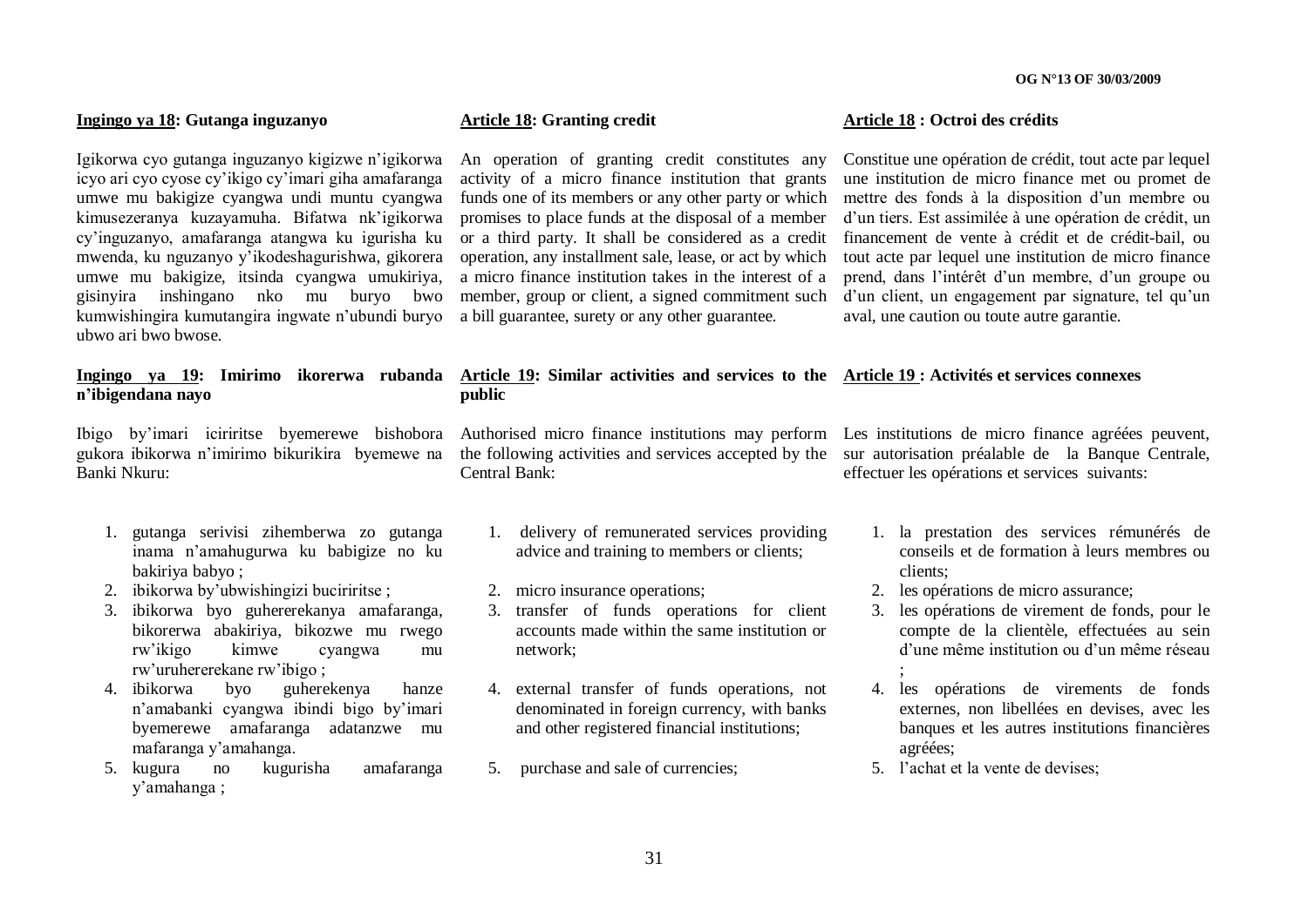**Ingingo ya 18: Gutanga inguzanyo**

Igikorwa cyo gutanga inguzanyo kigizwe n'igikorwa icyo ari cyo cyose cy'ikigo cy'imari giha amafaranga umwe mu bakigize cyangwa undi muntu cyangwa kimusezeranya kuzayamuha. Bifatwa nk'igikorwa cy'inguzanyo, amafaranga atangwa ku igurisha ku mwenda, ku nguzanyo y'ikodeshagurishwa, gikorera umwe mu bakigize, itsinda cyangwa umukiriya, gisinyira inshingano nko mu buryo bwo kumwishingira kumutangira ingwate n'ubundi buryo ubwo ari bwo bwose.

**Ingingo ya 19: Imirimo ikorerwa rubanda n'ibigendana nayo**

Ibigo by'imari iciriritse byemerewe bishobora gukora ibikorwa n'imirimo bikurikira byemewe na Banki Nkuru:

1. gutanga serivisi zihemberwa zo gutanga inama n'amahugurwa ku babigize no ku bakiriya babyo ;
2. ibikorwa by'ubwishingizi buciriritse ;
3. ibikorwa byo guhererekanya amafaranga, bikorerwa abakiriya, bikozwe mu rwego rw'ikigo kimwe cyangwa mu rw'uruhererekane rw'ibigo ;
4. ibikorwa byo guherekenya hanze n'amabanki cyangwa ibindi bigo by'imari byemerewe amafaranga adatanzwe mu mafaranga y'amahanga.
5. kugura no kugurisha amafaranga y'amahanga ;

**Article 18: Granting credit**

An operation of granting credit constitutes any activity of a micro finance institution that grants funds one of its members or any other party or which promises to place funds at the disposal of a member or a third party. It shall be considered as a credit operation, any installment sale, lease, or act by which a micro finance institution takes in the interest of a member, group or client, a signed commitment such a bill guarantee, surety or any other guarantee.

**Article 19: Similar activities and services to the public**

Authorised micro finance institutions may perform the following activities and services accepted by the Central Bank:

1. delivery of remunerated services providing advice and training to members or clients;
2. micro insurance operations;
3. transfer of funds operations for client accounts made within the same institution or network;
4. external transfer of funds operations, not denominated in foreign currency, with banks and other registered financial institutions;
5. purchase and sale of currencies;

**Article 18 : Octroi des crédits**

Constitue une opération de crédit, tout acte par lequel une institution de micro finance met ou promet de mettre des fonds à la disposition d'un membre ou d'un tiers. Est assimilée à une opération de crédit, un financement de vente à crédit et de crédit-bail, ou tout acte par lequel une institution de micro finance prend, dans l'intérêt d'un membre, d'un groupe ou d'un client, un engagement par signature, tel qu'un aval, une caution ou toute autre garantie.

**Article 19 : Activités et services connexes**

Les institutions de micro finance agréées peuvent, sur autorisation préalable de la Banque Centrale, effectuer les opérations et services suivants:

1. la prestation des services rémunérés de conseils et de formation à leurs membres ou clients;
2. les opérations de micro assurance;
3. les opérations de virement de fonds, pour le compte de la clientèle, effectuées au sein d'une même institution ou d'un même réseau ;
4. les opérations de virements de fonds externes, non libellées en devises, avec les banques et les autres institutions financières agréées;
5. l'achat et la vente de devises;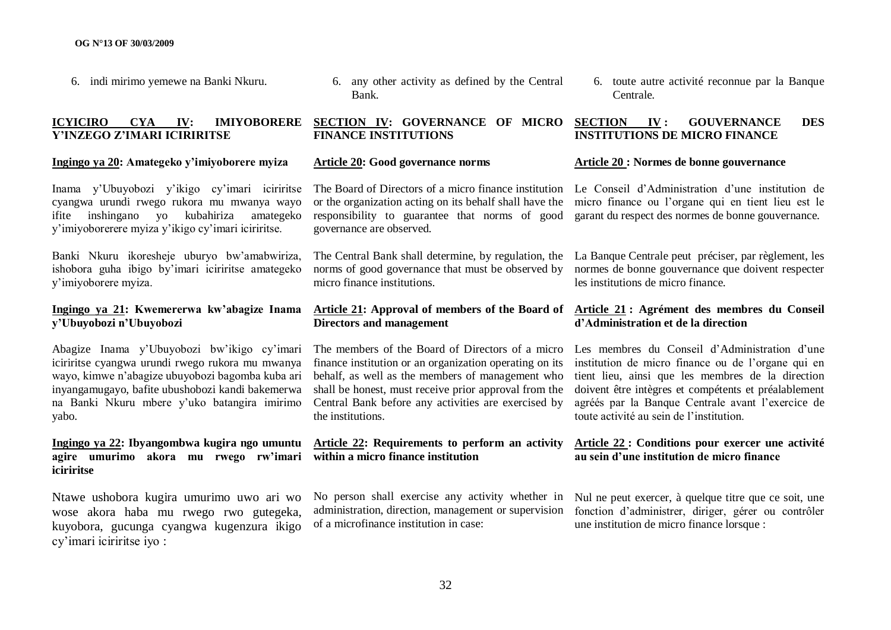6. indi mirimo yemewe na Banki Nkuru.

**ICYICIRO CYA IV: IMIYOBORERE Y'INZEGO Z'IMARI ICIRIRITSE**

**Ingingo ya 20: Amategeko y'imiyoborere myiza**

Inama y'Ubuyobozi y'ikigo cy'imari iciriritse cyangwa urundi rwego rukora mu mwanya wayo ifite inshingano yo kubahiriza amategeko y'imiyoborerere myiza y'ikigo cy'imari iciriritse.

Banki Nkuru ikoresheje uburyo bw'amabwiriza, ishobora guha ibigo by'imari iciriritse amategeko y'imiyoborere myiza.

**Ingingo ya 21: Kwemererwa kw'abagize Inama y'Ubuyobozi n'Ubuyobozi**

Abagize Inama y'Ubuyobozi bw'ikigo cy'imari iciriritse cyangwa urundi rwego rukora mu mwanya wayo, kimwe n'abagize ubuyobozi bagomba kuba ari inyangamugayo, bafite ubushobozi kandi bakemerwa na Banki Nkuru mbere y'uko batangira imirimo yabo.

**Ingingo ya 22: Ibyangombwa kugira ngo umuntu agire umurimo akora mu rwego rw'imari iciriritse**

Ntawe ushobora kugira umurimo uwo ari wo wose akora haba mu rwego rwo gutegeka, kuyobora, gucunga cyangwa kugenzura ikigo cy'imari iciriritse iyo :

6. any other activity as defined by the Central Bank.

**SECTION IV: GOVERNANCE OF MICRO FINANCE INSTITUTIONS**

**Article 20: Good governance norms**

The Board of Directors of a micro finance institution or the organization acting on its behalf shall have the responsibility to guarantee that norms of good governance are observed.

The Central Bank shall determine, by regulation, the norms of good governance that must be observed by micro finance institutions.

**Article 21: Approval of members of the Board of Directors and management**

The members of the Board of Directors of a micro finance institution or an organization operating on its behalf, as well as the members of management who shall be honest, must receive prior approval from the Central Bank before any activities are exercised by the institutions.

**Article 22: Requirements to perform an activity within a micro finance institution**

No person shall exercise any activity whether in administration, direction, management or supervision of a microfinance institution in case:

6. toute autre activité reconnue par la Banque Centrale.

**SECTION IV : GOUVERNANCE DES INSTITUTIONS DE MICRO FINANCE**

**Article 20 : Normes de bonne gouvernance**

Le Conseil d'Administration d'une institution de micro finance ou l'organe qui en tient lieu est le garant du respect des normes de bonne gouvernance.

La Banque Centrale peut préciser, par règlement, les normes de bonne gouvernance que doivent respecter les institutions de micro finance.

**Article 21 : Agrément des membres du Conseil d'Administration et de la direction**

Les membres du Conseil d'Administration d'une institution de micro finance ou de l'organe qui en tient lieu, ainsi que les membres de la direction doivent être intègres et compétents et préalablement agréés par la Banque Centrale avant l'exercice de toute activité au sein de l'institution.

**Article 22 : Conditions pour exercer une activité au sein d'une institution de micro finance**

Nul ne peut exercer, à quelque titre que ce soit, une fonction d'administrer, diriger, gérer ou contrôler une institution de micro finance lorsque :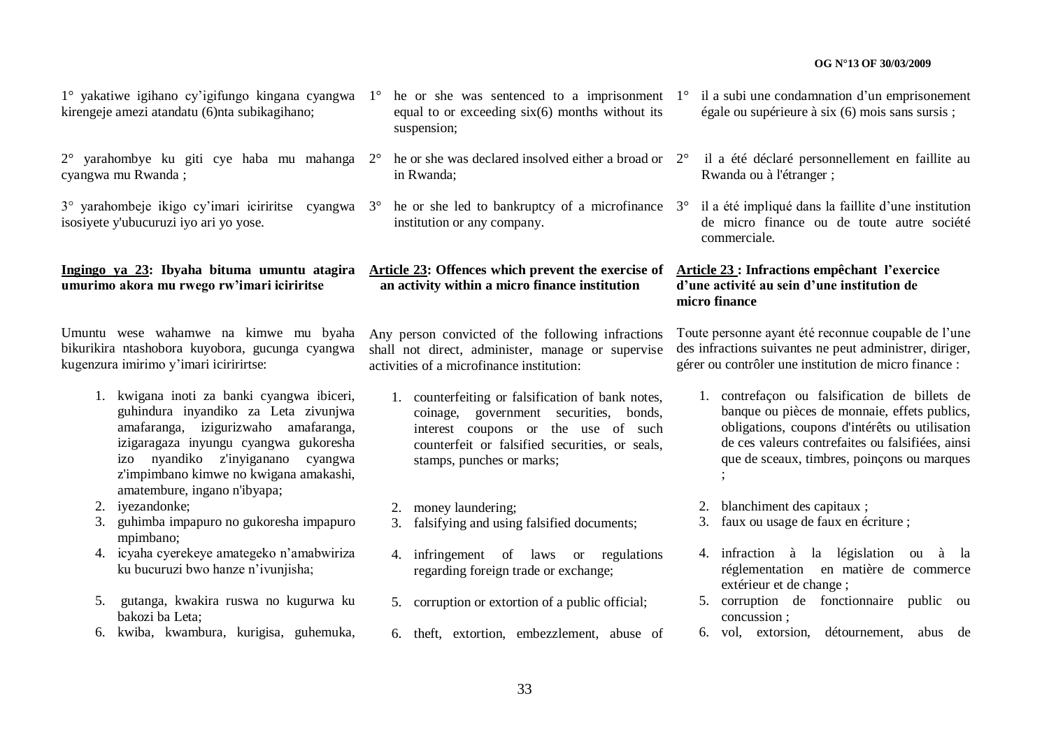1° yakatiwe igihano cy'igifungo kingana cyangwa kirengeje amezi atandatu (6)nta subikagihano;

2° yarahombye ku giti cye haba mu mahanga cyangwa mu Rwanda ;

3° yarahombeje ikigo cy'imari iciriritse cyangwa isosiyete y'ubucuruzi iyo ari yo yose.

**Ingingo ya 23: Ibyaha bituma umuntu atagira umurimo akora mu rwego rw'imari iciriritse**

Umuntu wese wahamwe na kimwe mu byaha bikurikira ntashobora kuyobora, gucunga cyangwa kugenzura imirimo y'imari iciririrtse:

1. kwigana inoti za banki cyangwa ibiceri, guhindura inyandiko za Leta zivunjwa amafaranga, izigurizwaho amafaranga, izigaragaza inyungu cyangwa gukoresha izo nyandiko z'inyiganano cyangwa z'impimbano kimwe no kwigana amakashi, amatembure, ingano n'ibyapa;
2. iyezandonke;
3. guhimba impapuro no gukoresha impapuro mpimbano;
4. icyaha cyerekeye amategeko n'amabwiriza ku bucuruzi bwo hanze n'ivunjisha;
5. gutanga, kwakira ruswa no kugurwa ku bakozi ba Leta;
6. kwiba, kwambura, kurigisa, guhemuka,

1° he or she was sentenced to a imprisonment equal to or exceeding six(6) months without its suspension;

2° he or she was declared insolved either a broad or in Rwanda;

3° he or she led to bankruptcy of a microfinance institution or any company.

**Article 23: Offences which prevent the exercise of an activity within a micro finance institution**

Any person convicted of the following infractions shall not direct, administer, manage or supervise activities of a microfinance institution:

1. counterfeiting or falsification of bank notes, coinage, government securities, bonds, interest coupons or the use of such counterfeit or falsified securities, or seals, stamps, punches or marks;
2. money laundering;
3. falsifying and using falsified documents;
4. infringement of laws or regulations regarding foreign trade or exchange;
5. corruption or extortion of a public official;
6. theft, extortion, embezzlement, abuse of

1° il a subi une condamnation d'un emprisonement égale ou supérieure à six (6) mois sans sursis ;

2° il a été déclaré personnellement en faillite au Rwanda ou à l'étranger ;

3° il a été impliqué dans la faillite d'une institution de micro finance ou de toute autre société commerciale.

**Article 23 : Infractions empêchant l'exercice d'une activité au sein d'une institution de micro finance**

Toute personne ayant été reconnue coupable de l'une des infractions suivantes ne peut administrer, diriger, gérer ou contrôler une institution de micro finance :

1. contrefaçon ou falsification de billets de banque ou pièces de monnaie, effets publics, obligations, coupons d'intérêts ou utilisation de ces valeurs contrefaites ou falsifiées, ainsi que de sceaux, timbres, poinçons ou marques ;
2. blanchiment des capitaux ;
3. faux ou usage de faux en écriture ;
4. infraction à la législation ou à la réglementation en matière de commerce extérieur et de change ;
5. corruption de fonctionnaire public ou concussion ;
6. vol, extorsion, détournement, abus de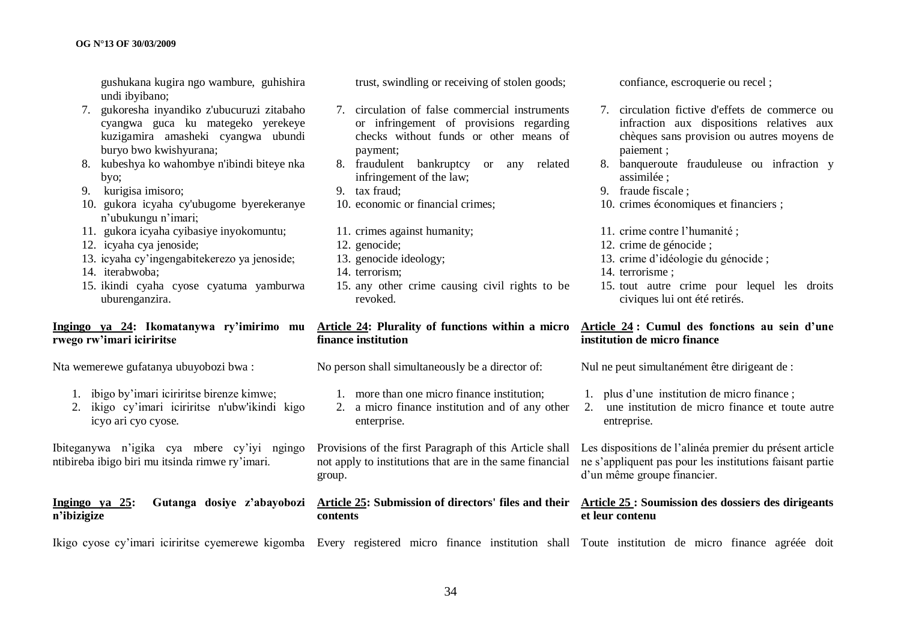gushukana kugira ngo wambure, guhishira undi ibyibano;

7. gukoresha inyandiko z'ubucuruzi zitabaho cyangwa guca ku mategeko yerekeye kuzigamira amasheki cyangwa ubundi buryo bwo kwishyurana;
8. kubeshya ko wahombye n'ibindi biteye nka byo;
9. kurigisa imisoro;
10. gukora icyaha cy'ubugome byerekeranye n'ubukungu n'imari;
11. gukora icyaha cyibasiye inyokomuntu;
12. icyaha cya jenoside;
13. icyaha cy'ingengabitekerezo ya jenoside;
14. iterabwoba;
15. ikindi cyaha cyose cyatuma yamburwa uburenganzira.

## Ingingo ya 24: Ikomatanywa ry'imirimo mu rwego rw'imari iciriritse

Nta wemerewe gufatanya ubuyobozi bwa :

1. ibigo by'imari iciriritse birenze kimwe;
2. ikigo cy'imari iciriritse n'ubw'ikindi kigo icyo ari cyo cyose.

Ibiteganywa n'igika cya mbere cy'iyi ngingo ntibireba ibigo biri mu itsinda rimwe ry'imari.

## Ingingo ya 25: Gutanga dosiye z'abayobozi n'ibizigize

Ikigo cyose cy'imari iciriritse cyemerewe kigomba

trust, swindling or receiving of stolen goods;

7. circulation of false commercial instruments or infringement of provisions regarding checks without funds or other means of payment;
8. fraudulent bankruptcy or any related infringement of the law;
9. tax fraud;
10. economic or financial crimes;
11. crimes against humanity;
12. genocide;
13. genocide ideology;
14. terrorism;
15. any other crime causing civil rights to be revoked.

## Article 24: Plurality of functions within a micro finance institution

No person shall simultaneously be a director of:

1. more than one micro finance institution;
2. a micro finance institution and of any other enterprise.

Provisions of the first Paragraph of this Article shall not apply to institutions that are in the same financial group.

## Article 25: Submission of directors' files and their contents

Every registered micro finance institution shall

confiance, escroquerie ou recel ;

7. circulation fictive d'effets de commerce ou infraction aux dispositions relatives aux chèques sans provision ou autres moyens de paiement ;
8. banqueroute frauduleuse ou infraction y assimilée ;
9. fraude fiscale ;
10. crimes économiques et financiers ;
11. crime contre l'humanité ;
12. crime de génocide ;
13. crime d'idéologie du génocide ;
14. terrorisme ;
15. tout autre crime pour lequel les droits civiques lui ont été retirés.

## Article 24 : Cumul des fonctions au sein d'une institution de micro finance

Nul ne peut simultanément être dirigeant de :

1. plus d'une institution de micro finance ;
2. une institution de micro finance et toute autre entreprise.

Les dispositions de l'alinéa premier du présent article ne s'appliquent pas pour les institutions faisant partie d'un même groupe financier.

## Article 25 : Soumission des dossiers des dirigeants et leur contenu

Toute institution de micro finance agréée doit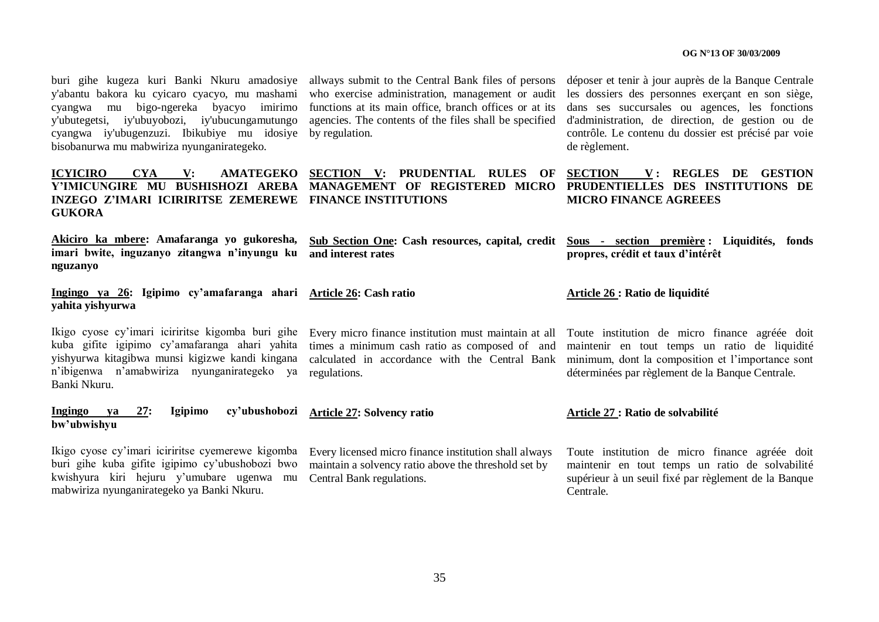buri gihe kugeza kuri Banki Nkuru amadosiye y'abantu bakora ku cyicaro cyacyo, mu mashami cyangwa mu bigo-ngereka byacyo imirimo y'ubutegetsi, iy'ubuyobozi, iy'ubucungamutungo cyangwa iy'ubugenzuzi. Ibikubiye mu idosiye bisobanurwa mu mabwiriza nyunganirategeko.

**ICYICIRO CYA V: AMATEGEKO Y'IMICUNGIRE MU BUSHISHOZI AREBA INZEGO Z'IMARI ICIRIRITSE ZEMEREWE GUKORA**

**Akiciro ka mbere: Amafaranga yo gukoresha, imari bwite, inguzanyo zitangwa n'inyungu ku nguzanyo**

**Ingingo ya 26: Igipimo cy'amafaranga ahari yahita yishyurwa**

Ikigo cyose cy'imari iciriritse kigomba buri gihe kuba gifite igipimo cy'amafaranga ahari yahita yishyurwa kitagibwa munsi kigizwe kandi kingana n'ibigenwa n'amabwiriza nyunganirategeko ya Banki Nkuru.

**Ingingo ya 27: Igipimo cy'ubushobozi bw'ubwishyu**

Ikigo cyose cy'imari iciriritse cyemerewe kigomba buri gihe kuba gifite igipimo cy'ubushobozi bwo kwishyura kiri hejuru y'umubare ugenwa mu mabwiriza nyunganirategeko ya Banki Nkuru.

allways submit to the Central Bank files of persons who exercise administration, management or audit functions at its main office, branch offices or at its agencies. The contents of the files shall be specified by regulation.

**SECTION V: PRUDENTIAL RULES OF MANAGEMENT OF REGISTERED MICRO FINANCE INSTITUTIONS**

**Sub Section One: Cash resources, capital, credit and interest rates**

**Article 26: Cash ratio**

Every micro finance institution must maintain at all times a minimum cash ratio as composed of and calculated in accordance with the Central Bank regulations.

**Article 27: Solvency ratio**

Every licensed micro finance institution shall always maintain a solvency ratio above the threshold set by Central Bank regulations.

déposer et tenir à jour auprès de la Banque Centrale les dossiers des personnes exerçant en son siège, dans ses succursales ou agences, les fonctions d'administration, de direction, de gestion ou de contrôle. Le contenu du dossier est précisé par voie de règlement.

**SECTION V : REGLES DE GESTION PRUDENTIELLES DES INSTITUTIONS DE MICRO FINANCE AGREEES**

**Sous - section première : Liquidités, fonds propres, crédit et taux d'intérêt**

**Article 26 : Ratio de liquidité**

Toute institution de micro finance agréée doit maintenir en tout temps un ratio de liquidité minimum, dont la composition et l'importance sont déterminées par règlement de la Banque Centrale.

**Article 27 : Ratio de solvabilité**

Toute institution de micro finance agréée doit maintenir en tout temps un ratio de solvabilité supérieur à un seuil fixé par règlement de la Banque Centrale.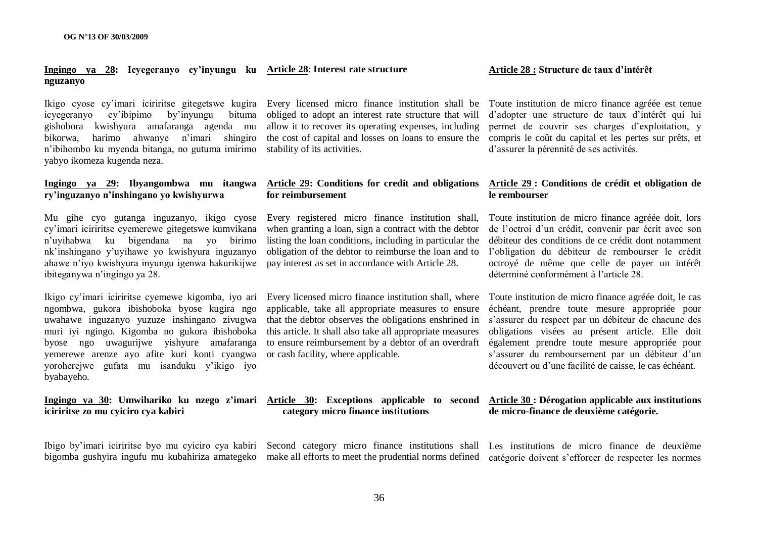**Ingingo ya 28: Icyegeranyo cy'inyungu ku nguzanyo**

Ikigo cyose cy'imari iciriritse gitegetswe kugira icyegeranyo cy'ibipimo by'inyungu bituma gishobora kwishyura amafaranga agenda mu bikorwa, harimo ahwanye n'imari shingiro n'ibihombo ku myenda bitanga, no gutuma imirimo yabyo ikomeza kugenda neza.

**Ingingo ya 29: Ibyangombwa mu itangwa ry'inguzanyo n'inshingano yo kwishyurwa**

Mu gihe cyo gutanga inguzanyo, ikigo cyose cy'imari iciriritse cyemerewe gitegetswe kumvikana n'uyihabwa ku bigendana na yo birimo nk'inshingano y'uyihawe yo kwishyura inguzanyo ahawe n'iyo kwishyura inyungu igenwa hakurikijwe ibiteganywa n'ingingo ya 28.

Ikigo cy'imari iciriritse cyemewe kigomba, iyo ari ngombwa, gukora ibishoboka byose kugira ngo uwahawe inguzanyo yuzuze inshingano zivugwa muri iyi ngingo. Kigomba no gukora ibishoboka byose ngo uwagurijwe yishyure amafaranga yemerewe arenze ayo afite kuri konti cyangwa yoroherejwe gufata mu isanduku y'ikigo iyo byabayeho.

**Ingingo ya 30: Umwihariko ku nzego z'imari iciriritse zo mu cyiciro cya kabiri**

Ibigo by'imari iciriritse byo mu cyiciro cya kabiri bigomba gushyira ingufu mu kubahiriza amategeko

**Article 28: Interest rate structure**

Every licensed micro finance institution shall be obliged to adopt an interest rate structure that will allow it to recover its operating expenses, including the cost of capital and losses on loans to ensure the stability of its activities.

**Article 29: Conditions for credit and obligations for reimbursement**

Every registered micro finance institution shall, when granting a loan, sign a contract with the debtor listing the loan conditions, including in particular the obligation of the debtor to reimburse the loan and to pay interest as set in accordance with Article 28.

Every licensed micro finance institution shall, where applicable, take all appropriate measures to ensure that the debtor observes the obligations enshrined in this article. It shall also take all appropriate measures to ensure reimbursement by a debtor of an overdraft or cash facility, where applicable.

**Article 30: Exceptions applicable to second category micro finance institutions**

Second category micro finance institutions shall make all efforts to meet the prudential norms defined

**Article 28 : Structure de taux d'intérêt**

Toute institution de micro finance agréée est tenue d'adopter une structure de taux d'intérêt qui lui permet de couvrir ses charges d'exploitation, y compris le coût du capital et les pertes sur prêts, et d'assurer la pérennité de ses activités.

**Article 29 : Conditions de crédit et obligation de le rembourser**

Toute institution de micro finance agréée doit, lors de l'octroi d'un crédit, convenir par écrit avec son débiteur des conditions de ce crédit dont notamment l'obligation du débiteur de rembourser le crédit octroyé de même que celle de payer un intérêt déterminé conformément à l'article 28.

Toute institution de micro finance agréée doit, le cas échéant, prendre toute mesure appropriée pour s'assurer du respect par un débiteur de chacune des obligations visées au présent article. Elle doit également prendre toute mesure appropriée pour s'assurer du remboursement par un débiteur d'un découvert ou d'une facilité de caisse, le cas échéant.

**Article 30 : Dérogation applicable aux institutions de micro-finance de deuxième catégorie.**

Les institutions de micro finance de deuxième catégorie doivent s'efforcer de respecter les normes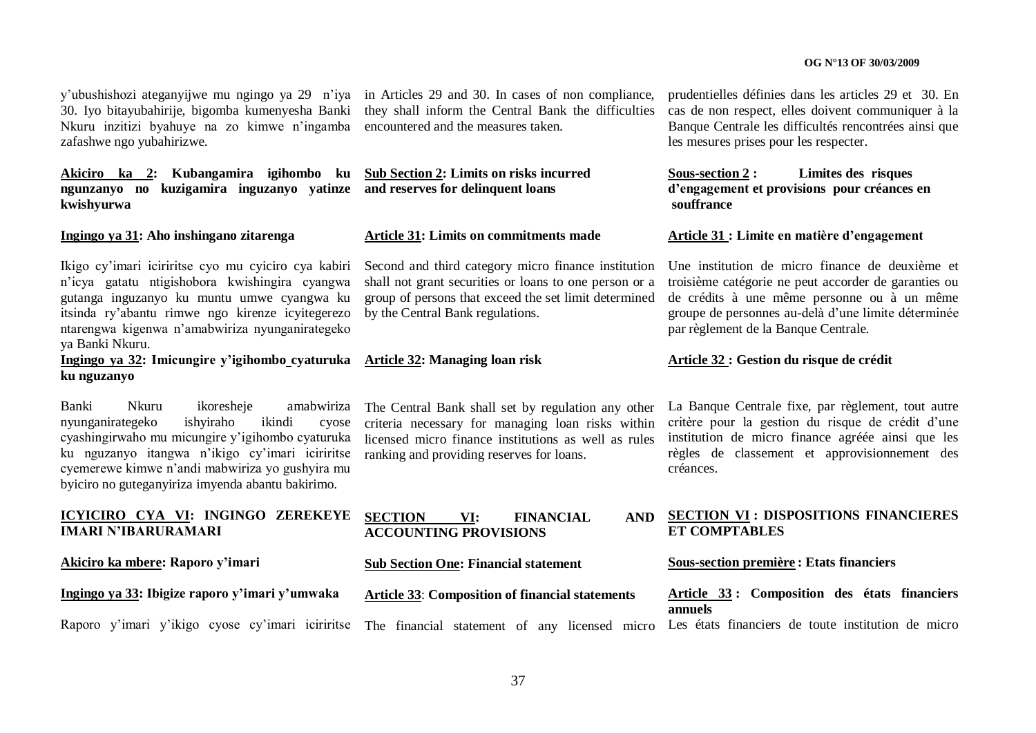y'ubushishozi ateganyijwe mu ngingo ya 29 n'iya 30. Iyo bitayubahirije, bigomba kumenyesha Banki Nkuru inzitizi byahuye na zo kimwe n'ingamba zafashwe ngo yubahirizwe.

**Akiciro ka 2: Kubangamira igihombo ku ngunzanyo no kuzigamira inguzanyo yatinze kwishyurwa**

**Ingingo ya 31: Aho inshingano zitarenga**

Ikigo cy'imari iciriritse cyo mu cyiciro cya kabiri n'icya gatatu ntigishobora kwishingira cyangwa gutanga inguzanyo ku muntu umwe cyangwa ku itsinda ry'abantu rimwe ngo kirenze icyitegerezo ntarengwa kigenwa n'amabwiriza nyunganirategeko ya Banki Nkuru.

**Ingingo ya 32: Imicungire y'igihombo cyaturuka ku nguzanyo**

Banki Nkuru ikoresheje amabwiriza nyunganirategeko ishyiraho ikindi cyose cyashingirwaho mu micungire y'igihombo cyaturuka ku nguzanyo itangwa n'ikigo cy'imari iciriritse cyemerewe kimwe n'andi mabwiriza yo gushyira mu byiciro no guteganyiriza imyenda abantu bakirimo.

**ICYICIRO CYA VI: INGINGO ZEREKEYE IMARI N'IBARURAMARI**

**Akiciro ka mbere: Raporo y'imari**

**Ingingo ya 33: Ibigize raporo y'imari y'umwaka**

Raporo y'imari y'ikigo cyose cy'imari iciriritse

in Articles 29 and 30. In cases of non compliance, they shall inform the Central Bank the difficulties encountered and the measures taken.

**Sub Section 2: Limits on risks incurred and reserves for delinquent loans**

**Article 31: Limits on commitments made**

Second and third category micro finance institution shall not grant securities or loans to one person or a group of persons that exceed the set limit determined by the Central Bank regulations.

**Article 32: Managing loan risk**

The Central Bank shall set by regulation any other criteria necessary for managing loan risks within licensed micro finance institutions as well as rules ranking and providing reserves for loans.

**SECTION VI: FINANCIAL AND ACCOUNTING PROVISIONS**

**Sub Section One: Financial statement**

**Article 33: Composition of financial statements**

The financial statement of any licensed micro

prudentielles définies dans les articles 29 et 30. En cas de non respect, elles doivent communiquer à la Banque Centrale les difficultés rencontrées ainsi que les mesures prises pour les respecter.

**Sous-section 2 : Limites des risques d'engagement et provisions pour créances en souffrance**

**Article 31 : Limite en matière d'engagement**

Une institution de micro finance de deuxième et troisième catégorie ne peut accorder de garanties ou de crédits à une même personne ou à un même groupe de personnes au-delà d'une limite déterminée par règlement de la Banque Centrale.

**Article 32 : Gestion du risque de crédit**

La Banque Centrale fixe, par règlement, tout autre critère pour la gestion du risque de crédit d'une institution de micro finance agréée ainsi que les règles de classement et approvisionnement des créances.

**SECTION VI : DISPOSITIONS FINANCIERES ET COMPTABLES**

**Sous-section première : Etats financiers**

**Article 33 : Composition des états financiers annuels**

Les états financiers de toute institution de micro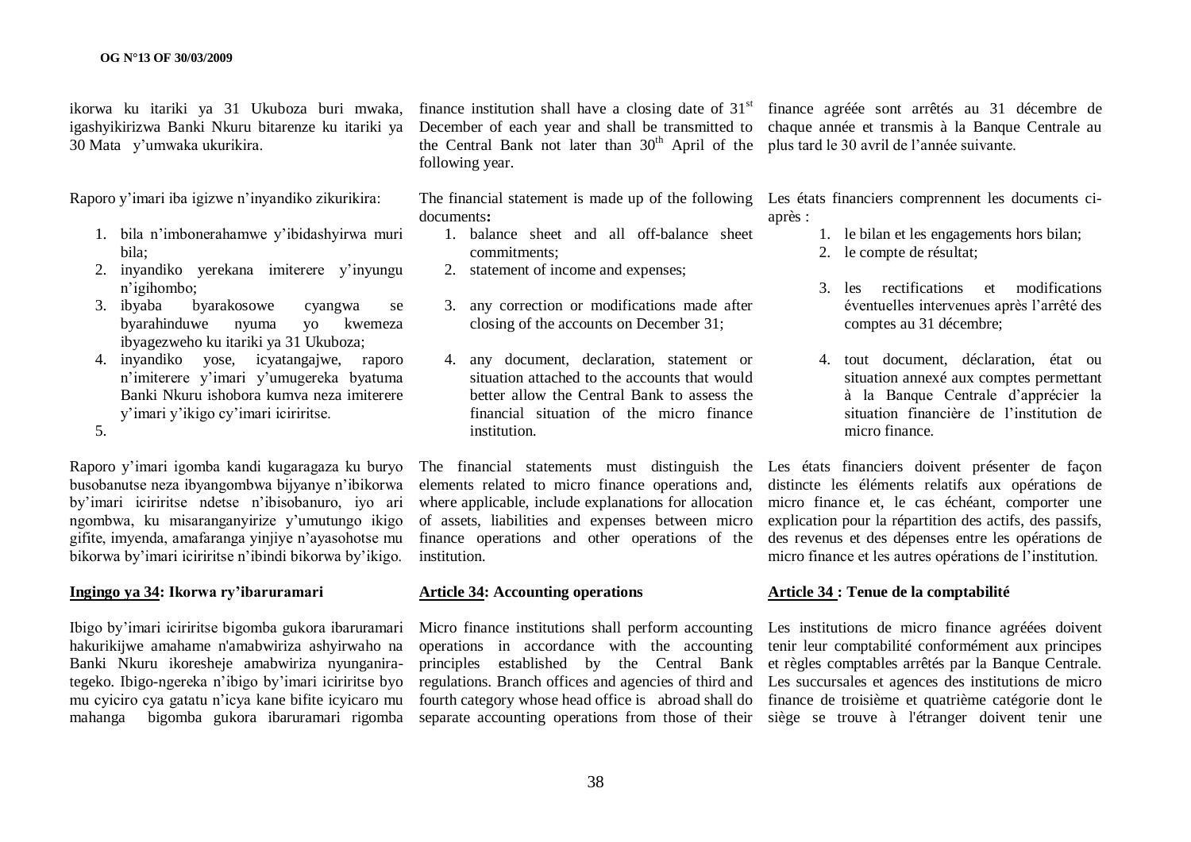ikorwa ku itariki ya 31 Ukuboza buri mwaka, igashyikirizwa Banki Nkuru bitarenze ku itariki ya 30 Mata y'umwaka ukurikira.

Raporo y'imari iba igizwe n'inyandiko zikurikira:

1. bila n'imbonerahamwe y'ibidashyirwa muri bila;
2. inyandiko yerekana imiterere y'inyungu n'igihombo;
3. ibyaba byarakosowe cyangwa se byarahinduwe nyuma yo kwemeza ibyagezweho ku itariki ya 31 Ukuboza;
4. inyandiko yose, icyatangajwe, raporo n'imiterere y'imari y'umugereka byatuma Banki Nkuru ishobora kumva neza imiterere y'imari y'ikigo cy'imari iciriritse.
5.

Raporo y'imari igomba kandi kugaragaza ku buryo busobanutse neza ibyangombwa bijyanye n'ibikorwa by'imari iciriritse ndetse n'ibisobanuro, iyo ari ngombwa, ku misaranganyirize y'umutungo ikigo gifite, imyenda, amafaranga yinjiye n'ayasohotse mu bikorwa by'imari iciriritse n'ibindi bikorwa by'ikigo.

**Ingingo ya 34: Ikorwa ry'ibaruramari**

Ibigo by'imari iciriritse bigomba gukora ibaruramari hakurikijwe amahame n'amabwiriza ashyirwaho na Banki Nkuru ikoresheje amabwiriza nyunganira-tegeko. Ibigo-ngereka n'ibigo by'imari iciriritse byo mu cyiciro cya gatatu n'icya kane bifite icyicaro mu mahanga bigomba gukora ibaruramari rigomba

finance institution shall have a closing date of 31[st] December of each year and shall be transmitted to the Central Bank not later than 30[th] April of the following year.

The financial statement is made up of the following documents**:**

1. balance sheet and all off-balance sheet commitments;
2. statement of income and expenses;
3. any correction or modifications made after closing of the accounts on December 31;
4. any document, declaration, statement or situation attached to the accounts that would better allow the Central Bank to assess the financial situation of the micro finance institution.

The financial statements must distinguish the elements related to micro finance operations and, where applicable, include explanations for allocation of assets, liabilities and expenses between micro finance operations and other operations of the institution.

**Article 34: Accounting operations**

Micro finance institutions shall perform accounting operations in accordance with the accounting principles established by the Central Bank regulations. Branch offices and agencies of third and fourth category whose head office is abroad shall do separate accounting operations from those of their

finance agréée sont arrêtés au 31 décembre de chaque année et transmis à la Banque Centrale au plus tard le 30 avril de l'année suivante.

Les états financiers comprennent les documents ci-après :

1. le bilan et les engagements hors bilan;
2. le compte de résultat;
3. les rectifications et modifications éventuelles intervenues après l'arrêté des comptes au 31 décembre;
4. tout document, déclaration, état ou situation annexé aux comptes permettant à la Banque Centrale d'apprécier la situation financière de l'institution de micro finance.

Les états financiers doivent présenter de façon distincte les éléments relatifs aux opérations de micro finance et, le cas échéant, comporter une explication pour la répartition des actifs, des passifs, des revenus et des dépenses entre les opérations de micro finance et les autres opérations de l'institution.

**Article 34 : Tenue de la comptabilité**

Les institutions de micro finance agréées doivent tenir leur comptabilité conformément aux principes et règles comptables arrêtés par la Banque Centrale. Les succursales et agences des institutions de micro finance de troisième et quatrième catégorie dont le siège se trouve à l'étranger doivent tenir une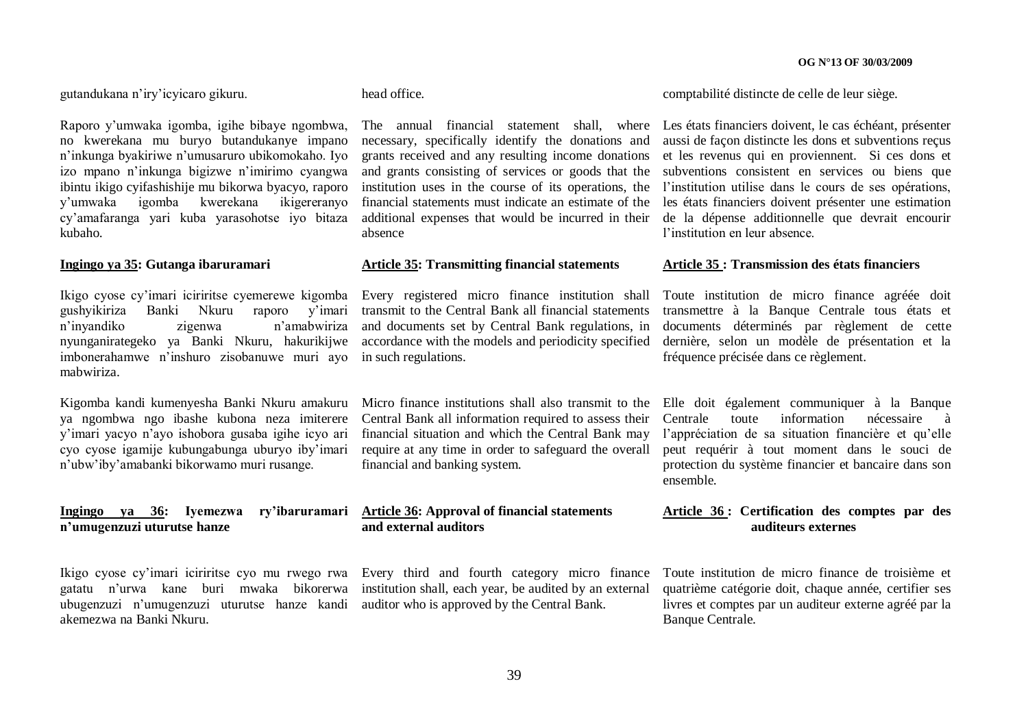gutandukana n'iry'icyicaro gikuru.

Raporo y'umwaka igomba, igihe bibaye ngombwa, no kwerekana mu buryo butandukanye impano n'inkunga byakiriwe n'umusaruro ubikomokaho. Iyo izo mpano n'inkunga bigizwe n'imirimo cyangwa ibintu ikigo cyifashishije mu bikorwa byacyo, raporo y'umwaka igomba kwerekana ikigereranyo cy'amafaranga yari kuba yarasohotse iyo bitaza kubaho.

**Ingingo ya 35: Gutanga ibaruramari**

Ikigo cyose cy'imari iciriritse cyemerewe kigomba gushyikiriza Banki Nkuru raporo y'imari n'inyandiko zigenwa n'amabwiriza nyunganirategeko ya Banki Nkuru, hakurikijwe imbonerahamwe n'inshuro zisobanuwe muri ayo mabwiriza.

Kigomba kandi kumenyesha Banki Nkuru amakuru ya ngombwa ngo ibashe kubona neza imiterere y'imari yacyo n'ayo ishobora gusaba igihe icyo ari cyo cyose igamije kubungabunga uburyo iby'imari n'ubw'iby'amabanki bikorwamo muri rusange.

**Ingingo ya 36: Iyemezwa ry'ibaruramari n'umugenzuzi uturutse hanze**

Ikigo cyose cy'imari iciriritse cyo mu rwego rwa gatatu n'urwa kane buri mwaka bikorerwa ubugenzuzi n'umugenzuzi uturutse hanze kandi akemezwa na Banki Nkuru.

head office.

The annual financial statement shall, where necessary, specifically identify the donations and grants received and any resulting income donations and grants consisting of services or goods that the institution uses in the course of its operations, the financial statements must indicate an estimate of the additional expenses that would be incurred in their absence

**Article 35: Transmitting financial statements**

Every registered micro finance institution shall transmit to the Central Bank all financial statements and documents set by Central Bank regulations, in accordance with the models and periodicity specified in such regulations.

Micro finance institutions shall also transmit to the Central Bank all information required to assess their financial situation and which the Central Bank may require at any time in order to safeguard the overall financial and banking system.

**Article 36: Approval of financial statements and external auditors**

Every third and fourth category micro finance institution shall, each year, be audited by an external auditor who is approved by the Central Bank.

comptabilité distincte de celle de leur siège.

Les états financiers doivent, le cas échéant, présenter aussi de façon distincte les dons et subventions reçus et les revenus qui en proviennent. Si ces dons et subventions consistent en services ou biens que l'institution utilise dans le cours de ses opérations, les états financiers doivent présenter une estimation de la dépense additionnelle que devrait encourir l'institution en leur absence.

**Article 35 : Transmission des états financiers**

Toute institution de micro finance agréée doit transmettre à la Banque Centrale tous états et documents déterminés par règlement de cette dernière, selon un modèle de présentation et la fréquence précisée dans ce règlement.

Elle doit également communiquer à la Banque Centrale toute information nécessaire à l'appréciation de sa situation financière et qu'elle peut requérir à tout moment dans le souci de protection du système financier et bancaire dans son ensemble.

**Article 36 : Certification des comptes par des auditeurs externes**

Toute institution de micro finance de troisième et quatrième catégorie doit, chaque année, certifier ses livres et comptes par un auditeur externe agréé par la Banque Centrale.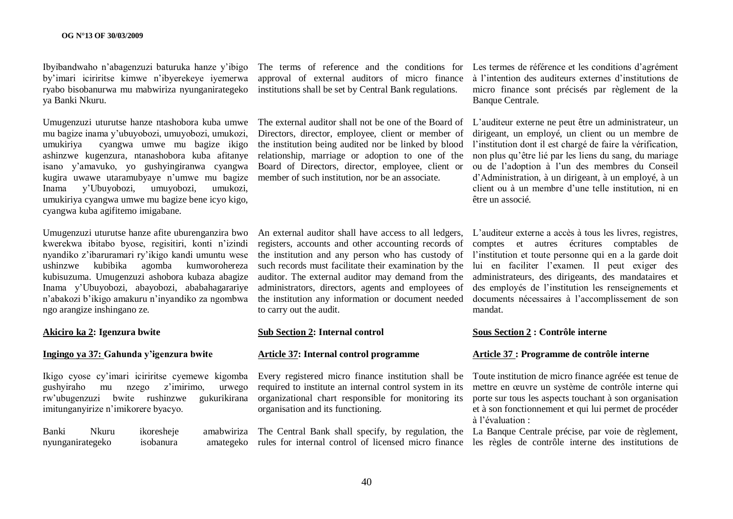Ibyibandwaho n'abagenzuzi baturuka hanze y'ibigo by'imari iciriritse kimwe n'ibyerekeye iyemerwa ryabo bisobanurwa mu mabwiriza nyunganirategeko ya Banki Nkuru.

Umugenzuzi uturutse hanze ntashobora kuba umwe mu bagize inama y'ubuyobozi, umuyobozi, umukozi, umukiriya cyangwa umwe mu bagize ikigo ashinzwe kugenzura, ntanashobora kuba afitanye isano y'amavuko, yo gushyingiranwa cyangwa kugira uwawe utaramubyaye n'umwe mu bagize Inama y'Ubuyobozi, umuyobozi, umukozi, umukiriya cyangwa umwe mu bagize bene icyo kigo, cyangwa kuba agifitemo imigabane.

Umugenzuzi uturutse hanze afite uburenganzira bwo kwerekwa ibitabo byose, regisitiri, konti n'izindi nyandiko z'ibaruramari ry'ikigo kandi umuntu wese ushinzwe kubibika agomba kumworohereza kubisuzuma. Umugenzuzi ashobora kubaza abagize Inama y'Ubuyobozi, abayobozi, ababahagarariye n'abakozi b'ikigo amakuru n'inyandiko za ngombwa ngo arangize inshingano ze.

**Akiciro ka 2: Igenzura bwite**

**Ingingo ya 37: Gahunda y'igenzura bwite**

Ikigo cyose cy'imari iciriritse cyemewe kigomba gushyiraho mu nzego z'imirimo, urwego rw'ubugenzuzi bwite rushinzwe gukurikirana imitunganyirize n'imikorere byacyo.

Banki Nkuru ikoresheje amabwiriza nyunganirategeko isobanura amategeko

The terms of reference and the conditions for approval of external auditors of micro finance institutions shall be set by Central Bank regulations.

The external auditor shall not be one of the Board of Directors, director, employee, client or member of the institution being audited nor be linked by blood relationship, marriage or adoption to one of the Board of Directors, director, employee, client or member of such institution, nor be an associate.

An external auditor shall have access to all ledgers, registers, accounts and other accounting records of the institution and any person who has custody of such records must facilitate their examination by the auditor. The external auditor may demand from the administrators, directors, agents and employees of the institution any information or document needed to carry out the audit.

**Sub Section 2: Internal control**

**Article 37: Internal control programme**

Every registered micro finance institution shall be required to institute an internal control system in its organizational chart responsible for monitoring its organisation and its functioning.

The Central Bank shall specify, by regulation, the rules for internal control of licensed micro finance

Les termes de référence et les conditions d'agrément à l'intention des auditeurs externes d'institutions de micro finance sont précisés par règlement de la Banque Centrale.

L'auditeur externe ne peut être un administrateur, un dirigeant, un employé, un client ou un membre de l'institution dont il est chargé de faire la vérification, non plus qu'être lié par les liens du sang, du mariage ou de l'adoption à l'un des membres du Conseil d'Administration, à un dirigeant, à un employé, à un client ou à un membre d'une telle institution, ni en être un associé.

L'auditeur externe a accès à tous les livres, registres, comptes et autres écritures comptables de l'institution et toute personne qui en a la garde doit lui en faciliter l'examen. Il peut exiger des administrateurs, des dirigeants, des mandataires et des employés de l'institution les renseignements et documents nécessaires à l'accomplissement de son mandat.

**Sous Section 2 : Contrôle interne**

**Article 37 : Programme de contrôle interne**

Toute institution de micro finance agréée est tenue de mettre en œuvre un système de contrôle interne qui porte sur tous les aspects touchant à son organisation et à son fonctionnement et qui lui permet de procéder à l'évaluation :

La Banque Centrale précise, par voie de règlement, les règles de contrôle interne des institutions de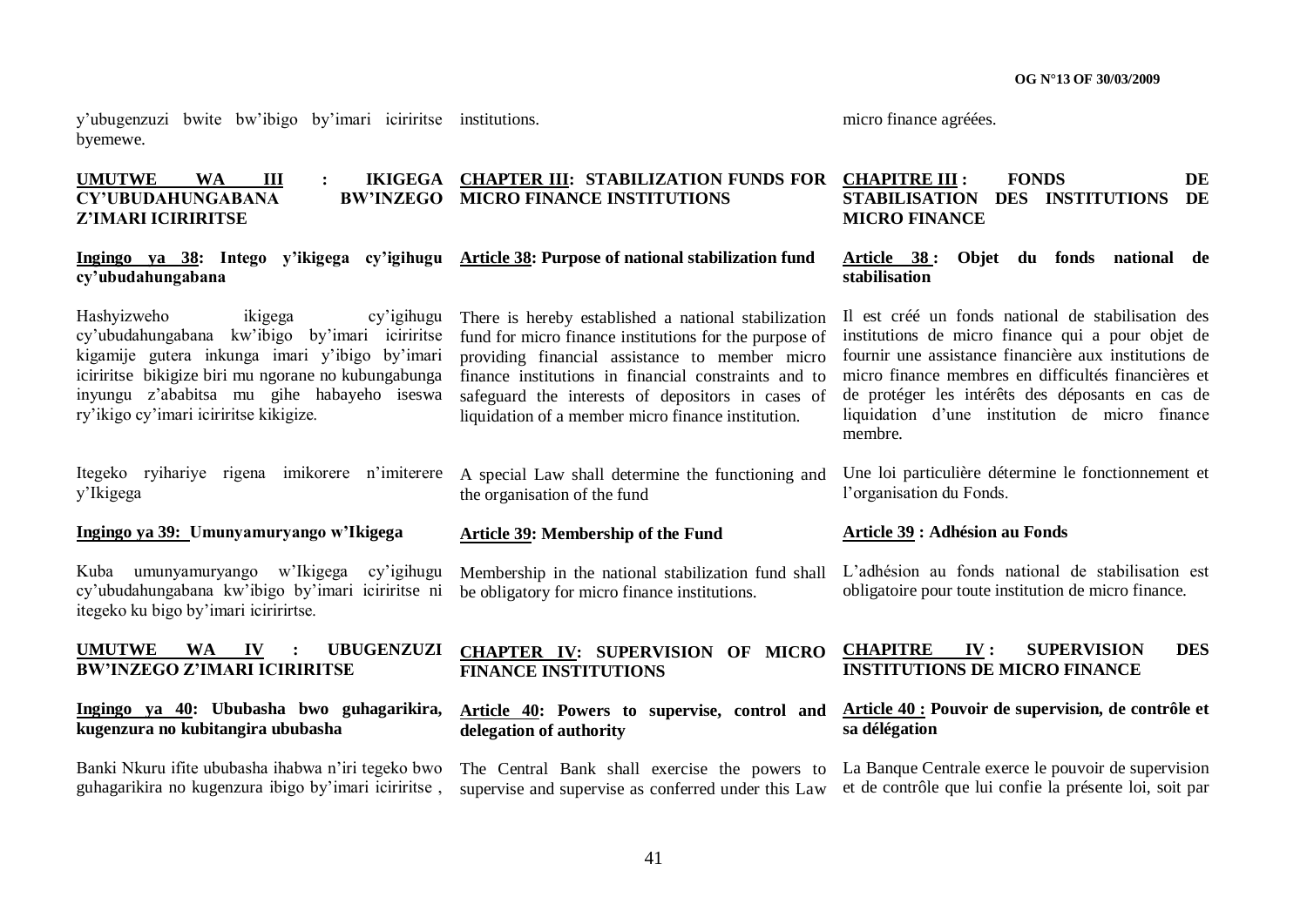y'ubugenzuzi bwite bw'ibigo by'imari iciriritse byemewe.

institutions.

micro finance agréées.

**UMUTWE WA III : IKIGEGA CY'UBUDAHUNGABANA BW'INZEGO Z'IMARI ICIRIRITSE**

**Ingingo ya 38: Intego y'ikigega cy'igihugu cy'ubudahungabana**

Hashyizweho ikigega cy'igihugu cy'ubudahungabana kw'ibigo by'imari iciriritse kigamije gutera inkunga imari y'ibigo by'imari iciriritse bikigize biri mu ngorane no kubungabunga inyungu z'ababitsa mu gihe habayeho iseswa ry'ikigo cy'imari iciriritse kikigize.

Itegeko ryihariye rigena imikorere n'imiterere y'Ikigega

**Ingingo ya 39: Umunyamuryango w'Ikigega**

Kuba umunyamuryango w'Ikigega cy'igihugu cy'ubudahungabana kw'ibigo by'imari iciriritse ni itegeko ku bigo by'imari iciririrtse.

**UMUTWE WA IV : UBUGENZUZI BW'INZEGO Z'IMARI ICIRIRITSE**

**Ingingo ya 40: Ububasha bwo guhagarikira, kugenzura no kubitangira ububasha**

Banki Nkuru ifite ububasha ihabwa n'iri tegeko bwo guhagarikira no kugenzura ibigo by'imari iciriritse ,

**CHAPTER III: STABILIZATION FUNDS FOR MICRO FINANCE INSTITUTIONS**

**Article 38: Purpose of national stabilization fund**

There is hereby established a national stabilization fund for micro finance institutions for the purpose of providing financial assistance to member micro finance institutions in financial constraints and to safeguard the interests of depositors in cases of liquidation of a member micro finance institution.

A special Law shall determine the functioning and the organisation of the fund

**Article 39: Membership of the Fund**

Membership in the national stabilization fund shall be obligatory for micro finance institutions.

**CHAPTER IV: SUPERVISION OF MICRO FINANCE INSTITUTIONS**

**Article 40: Powers to supervise, control and delegation of authority**

The Central Bank shall exercise the powers to supervise and supervise as conferred under this Law

**CHAPITRE III : FONDS DE STABILISATION DES INSTITUTIONS DE MICRO FINANCE**

**Article 38 : Objet du fonds national de stabilisation**

Il est créé un fonds national de stabilisation des institutions de micro finance qui a pour objet de fournir une assistance financière aux institutions de micro finance membres en difficultés financières et de protéger les intérêts des déposants en cas de liquidation d'une institution de micro finance membre.

Une loi particulière détermine le fonctionnement et l'organisation du Fonds.

**Article 39 : Adhésion au Fonds**

L'adhésion au fonds national de stabilisation est obligatoire pour toute institution de micro finance.

**CHAPITRE IV : SUPERVISION DES INSTITUTIONS DE MICRO FINANCE**

**Article 40 : Pouvoir de supervision, de contrôle et sa délégation**

La Banque Centrale exerce le pouvoir de supervision et de contrôle que lui confie la présente loi, soit par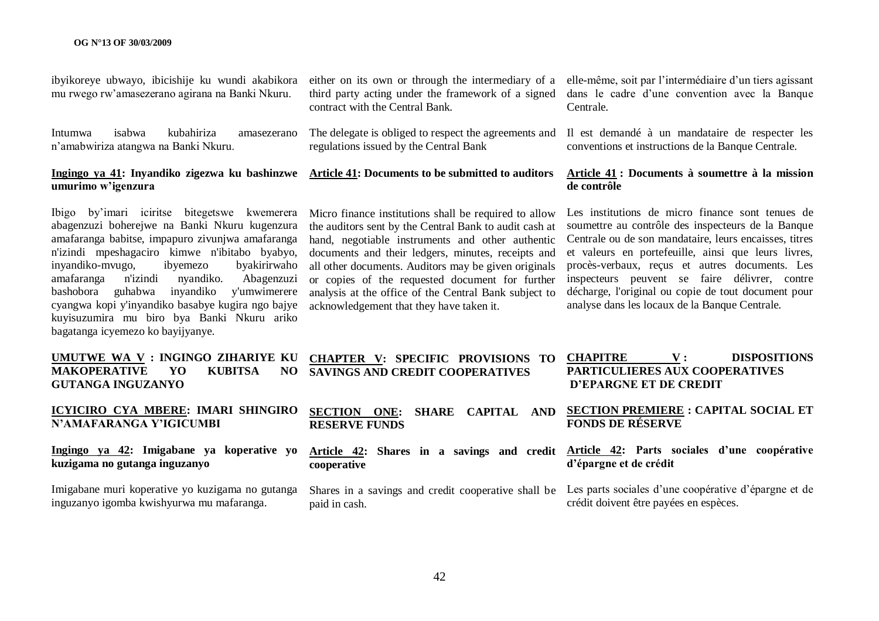ibyikoreye ubwayo, ibicishije ku wundi akabikora mu rwego rw'amasezerano agirana na Banki Nkuru.

Intumwa isabwa kubahiriza amasezerano n'amabwiriza atangwa na Banki Nkuru.

**Ingingo ya 41: Inyandiko zigezwa ku bashinzwe umurimo w'igenzura**

Ibigo by'imari iciritse bitegetswe kwemerera abagenzuzi boherejwe na Banki Nkuru kugenzura amafaranga babitse, impapuro zivunjwa amafaranga n'izindi mpeshagaciro kimwe n'ibitabo byabyo, inyandiko-mvugo, ibyemezo byakirirwaho amafaranga n'izindi nyandiko. Abagenzuzi bashobora guhabwa inyandiko y'umwimerere cyangwa kopi y'inyandiko basabye kugira ngo bajye kuyisuzumira mu biro bya Banki Nkuru ariko bagatanga icyemezo ko bayijyanye.

**UMUTWE WA V : INGINGO ZIHARIYE KU MAKOPERATIVE YO KUBITSA NO GUTANGA INGUZANYO**

**ICYICIRO CYA MBERE: IMARI SHINGIRO N'AMAFARANGA Y'IGICUMBI**

**Ingingo ya 42: Imigabane ya koperative yo kuzigama no gutanga inguzanyo**

Imigabane muri koperative yo kuzigama no gutanga inguzanyo igomba kwishyurwa mu mafaranga.

either on its own or through the intermediary of a third party acting under the framework of a signed contract with the Central Bank.

The delegate is obliged to respect the agreements and regulations issued by the Central Bank

**Article 41: Documents to be submitted to auditors**

Micro finance institutions shall be required to allow the auditors sent by the Central Bank to audit cash at hand, negotiable instruments and other authentic documents and their ledgers, minutes, receipts and all other documents. Auditors may be given originals or copies of the requested document for further analysis at the office of the Central Bank subject to acknowledgement that they have taken it.

**CHAPTER V: SPECIFIC PROVISIONS TO SAVINGS AND CREDIT COOPERATIVES**

**SECTION ONE: SHARE CAPITAL AND RESERVE FUNDS**

**Article 42: Shares in a savings and credit cooperative**

Shares in a savings and credit cooperative shall be paid in cash.

elle-même, soit par l'intermédiaire d'un tiers agissant dans le cadre d'une convention avec la Banque Centrale.

Il est demandé à un mandataire de respecter les conventions et instructions de la Banque Centrale.

**Article 41 : Documents à soumettre à la mission de contrôle**

Les institutions de micro finance sont tenues de soumettre au contrôle des inspecteurs de la Banque Centrale ou de son mandataire, leurs encaisses, titres et valeurs en portefeuille, ainsi que leurs livres, procès-verbaux, reçus et autres documents. Les inspecteurs peuvent se faire délivrer, contre décharge, l'original ou copie de tout document pour analyse dans les locaux de la Banque Centrale.

**CHAPITRE V : DISPOSITIONS PARTICULIERES AUX COOPERATIVES D'EPARGNE ET DE CREDIT**

**SECTION PREMIERE : CAPITAL SOCIAL ET FONDS DE RÉSERVE**

**Article 42: Parts sociales d'une coopérative d'épargne et de crédit**

Les parts sociales d'une coopérative d'épargne et de crédit doivent être payées en espèces.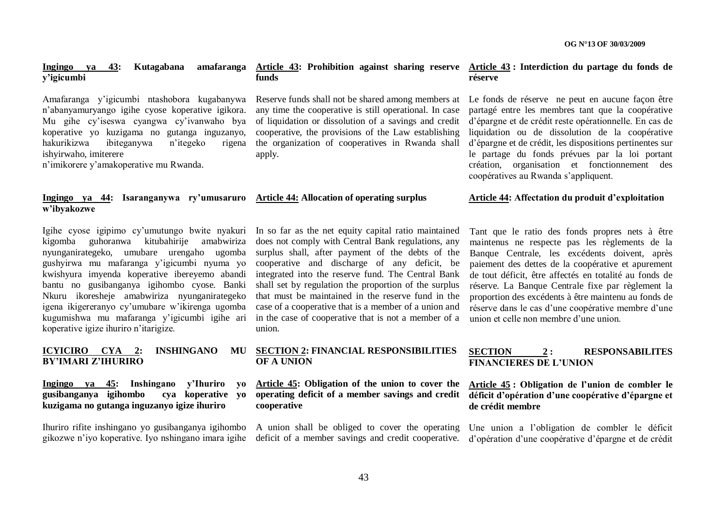**Ingingo ya 43: Kutagabana amafaranga y'igicumbi**

Amafaranga y'igicumbi ntashobora kugabanywa n'abanyamuryango igihe cyose koperative igikora. Mu gihe cy'iseswa cyangwa cy'ivanwaho bya koperative yo kuzigama no gutanga inguzanyo, hakurikizwa ibiteganywa n'itegeko rigena ishyirwaho, imiterere n'imikorere y'amakoperative mu Rwanda.

**Ingingo ya 44: Isaranganywa ry'umusaruro w'ibyakozwe**

Igihe cyose igipimo cy'umutungo bwite nyakuri kigomba guhoranwa kitubahirije amabwiriza nyunganirategeko, umubare urengaho ugomba gushyirwa mu mafaranga y'igicumbi nyuma yo kwishyura imyenda koperative ibereyemo abandi bantu no gusibanganya igihombo cyose. Banki Nkuru ikoresheje amabwiriza nyunganirategeko igena ikigereranyo cy'umubare w'ikirenga ugomba kugumishwa mu mafaranga y'igicumbi igihe ari koperative igize ihuriro n'itarigize.

**ICYICIRO CYA 2: INSHINGANO MU BY'IMARI Z'IHURIRO**

**Ingingo ya 45: Inshingano y'Ihuriro yo gusibanganya igihombo cya koperative yo kuzigama no gutanga inguzanyo igize ihuriro**

Ihuriro rifite inshingano yo gusibanganya igihombo gikozwe n'iyo koperative. Iyo nshingano imara igihe

**Article 43: Prohibition against sharing reserve funds**

Reserve funds shall not be shared among members at any time the cooperative is still operational. In case of liquidation or dissolution of a savings and credit cooperative, the provisions of the Law establishing the organization of cooperatives in Rwanda shall apply.

**Article 44: Allocation of operating surplus**

In so far as the net equity capital ratio maintained does not comply with Central Bank regulations, any surplus shall, after payment of the debts of the cooperative and discharge of any deficit, be integrated into the reserve fund. The Central Bank shall set by regulation the proportion of the surplus that must be maintained in the reserve fund in the case of a cooperative that is a member of a union and in the case of cooperative that is not a member of a union.

**SECTION 2: FINANCIAL RESPONSIBILITIES OF A UNION**

**Article 45: Obligation of the union to cover the operating deficit of a member savings and credit cooperative**

A union shall be obliged to cover the operating deficit of a member savings and credit cooperative.

**Article 43 : Interdiction du partage du fonds de réserve**

Le fonds de réserve ne peut en aucune façon être partagé entre les membres tant que la coopérative d'épargne et de crédit reste opérationnelle. En cas de liquidation ou de dissolution de la coopérative d'épargne et de crédit, les dispositions pertinentes sur le partage du fonds prévues par la loi portant création, organisation et fonctionnement des coopératives au Rwanda s'appliquent.

**Article 44: Affectation du produit d'exploitation**

Tant que le ratio des fonds propres nets à être maintenus ne respecte pas les règlements de la Banque Centrale, les excédents doivent, après paiement des dettes de la coopérative et apurement de tout déficit, être affectés en totalité au fonds de réserve. La Banque Centrale fixe par règlement la proportion des excédents à être maintenu au fonds de réserve dans le cas d'une coopérative membre d'une union et celle non membre d'une union.

**SECTION 2 : RESPONSABILITES FINANCIERES DE L'UNION**

**Article 45 : Obligation de l'union de combler le déficit d'opération d'une coopérative d'épargne et de crédit membre**

Une union a l'obligation de combler le déficit d'opération d'une coopérative d'épargne et de crédit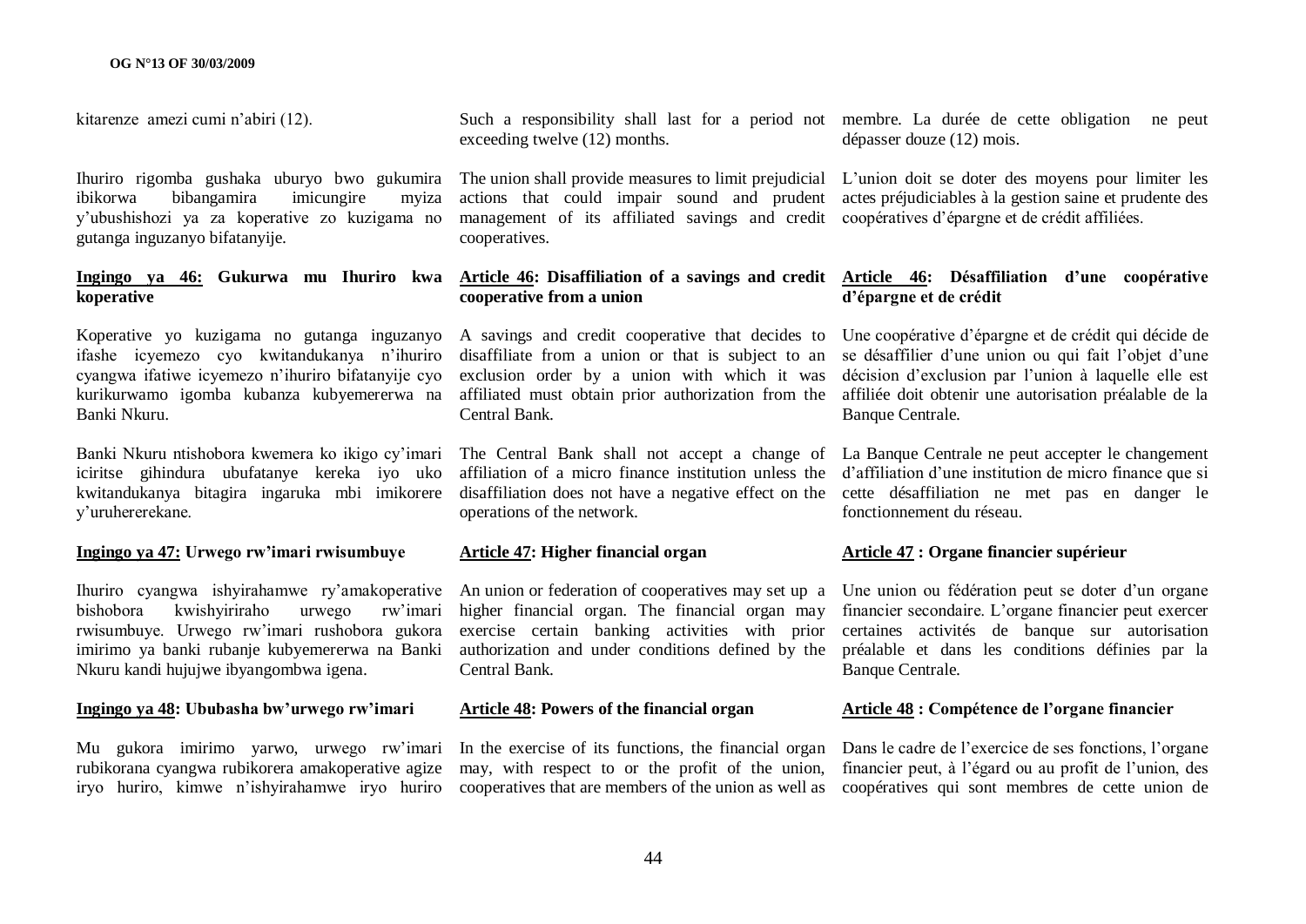kitarenze amezi cumi n'abiri (12).

Ihuriro rigomba gushaka uburyo bwo gukumira ibikorwa bibangamira imicungire myiza y'ubushishozi ya za koperative zo kuzigama no gutanga inguzanyo bifatanyije.

**Ingingo ya 46: Gukurwa mu Ihuriro kwa koperative**

Koperative yo kuzigama no gutanga inguzanyo ifashe icyemezo cyo kwitandukanya n'ihuriro cyangwa ifatiwe icyemezo n'ihuriro bifatanyije cyo kurikurwamo igomba kubanza kubyemererwa na Banki Nkuru.

Banki Nkuru ntishobora kwemera ko ikigo cy'imari iciritse gihindura ubufatanye kereka iyo uko kwitandukanya bitagira ingaruka mbi imikorere y'uruhererekane.

**Ingingo ya 47: Urwego rw'imari rwisumbuye**

Ihuriro cyangwa ishyirahamwe ry'amakoperative bishobora kwishyiriraho urwego rw'imari rwisumbuye. Urwego rw'imari rushobora gukora imirimo ya banki rubanje kubyemererwa na Banki Nkuru kandi hujujwe ibyangombwa igena.

**Ingingo ya 48: Ububasha bw'urwego rw'imari**

Mu gukora imirimo yarwo, urwego rw'imari rubikorana cyangwa rubikorera amakoperative agize iryo huriro, kimwe n'ishyirahamwe iryo huriro

Such a responsibility shall last for a period not exceeding twelve (12) months.

The union shall provide measures to limit prejudicial actions that could impair sound and prudent management of its affiliated savings and credit cooperatives.

**Article 46: Disaffiliation of a savings and credit cooperative from a union**

A savings and credit cooperative that decides to disaffiliate from a union or that is subject to an exclusion order by a union with which it was affiliated must obtain prior authorization from the Central Bank.

The Central Bank shall not accept a change of affiliation of a micro finance institution unless the disaffiliation does not have a negative effect on the operations of the network.

**Article 47: Higher financial organ**

An union or federation of cooperatives may set up a higher financial organ. The financial organ may exercise certain banking activities with prior authorization and under conditions defined by the Central Bank.

**Article 48: Powers of the financial organ**

In the exercise of its functions, the financial organ may, with respect to or the profit of the union, cooperatives that are members of the union as well as

membre. La durée de cette obligation ne peut dépasser douze (12) mois.

L'union doit se doter des moyens pour limiter les actes préjudiciables à la gestion saine et prudente des coopératives d'épargne et de crédit affiliées.

**Article 46: Désaffiliation d'une coopérative d'épargne et de crédit**

Une coopérative d'épargne et de crédit qui décide de se désaffilier d'une union ou qui fait l'objet d'une décision d'exclusion par l'union à laquelle elle est affiliée doit obtenir une autorisation préalable de la Banque Centrale.

La Banque Centrale ne peut accepter le changement d'affiliation d'une institution de micro finance que si cette désaffiliation ne met pas en danger le fonctionnement du réseau.

**Article 47 : Organe financier supérieur**

Une union ou fédération peut se doter d'un organe financier secondaire. L'organe financier peut exercer certaines activités de banque sur autorisation préalable et dans les conditions définies par la Banque Centrale.

**Article 48 : Compétence de l'organe financier**

Dans le cadre de l'exercice de ses fonctions, l'organe financier peut, à l'égard ou au profit de l'union, des coopératives qui sont membres de cette union de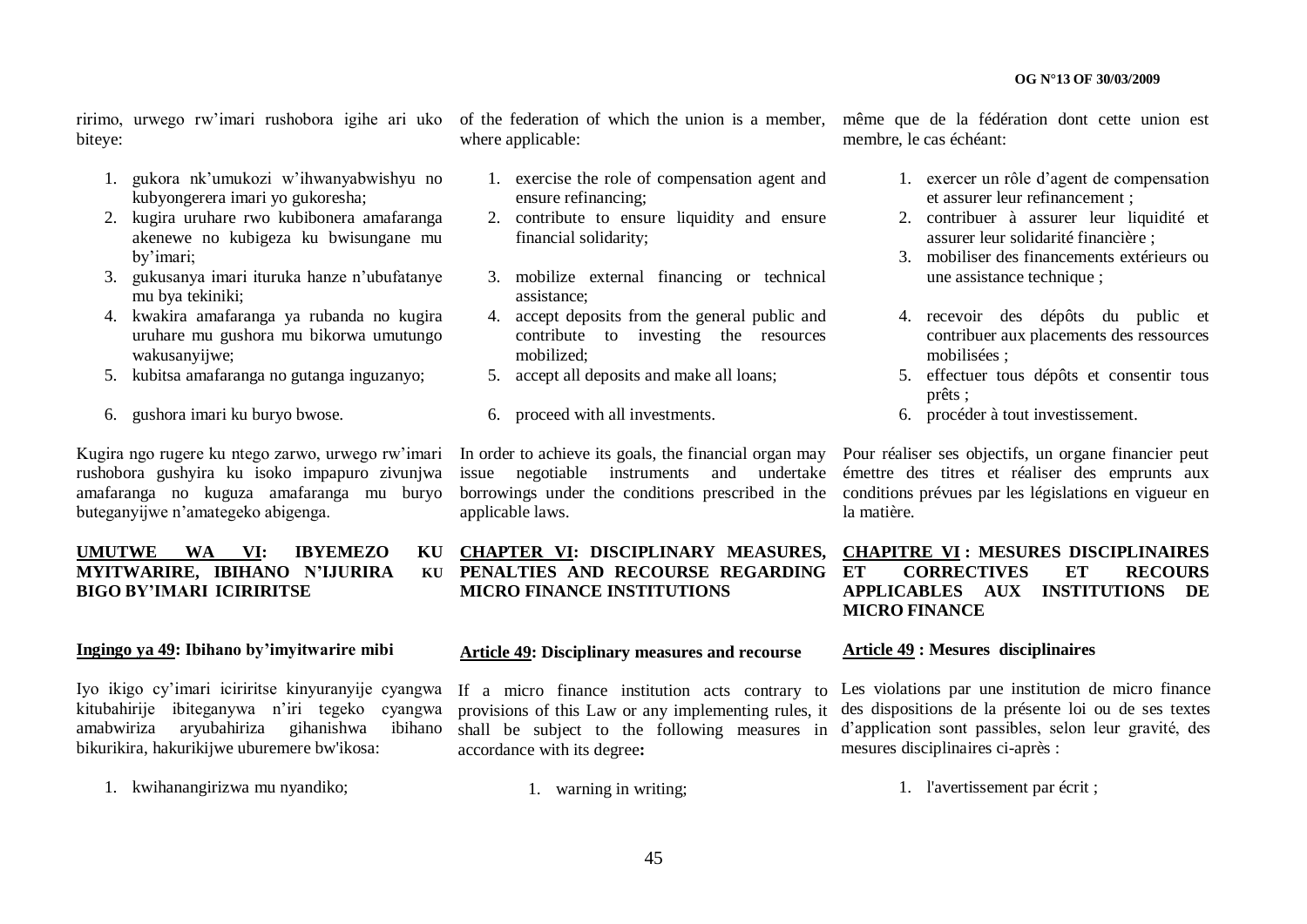ririmo, urwego rw'imari rushobora igihe ari uko biteye:

1. gukora nk'umukozi w'ihwanyabwishyu no kubyongerera imari yo gukoresha;
2. kugira uruhare rwo kubibonera amafaranga akenewe no kubigeza ku bwisungane mu by'imari;
3. gukusanya imari ituruka hanze n'ubufatanye mu bya tekiniki;
4. kwakira amafaranga ya rubanda no kugira uruhare mu gushora mu bikorwa umutungo wakusanyijwe;
5. kubitsa amafaranga no gutanga inguzanyo;
6. gushora imari ku buryo bwose.

Kugira ngo rugere ku ntego zarwo, urwego rw'imari rushobora gushyira ku isoko impapuro zivunjwa amafaranga no kuguza amafaranga mu buryo buteganyijwe n'amategeko abigenga.

**UMUTWE WA VI: IBYEMEZO KU MYITWARIRE, IBIHANO N'IJURIRA KU BIGO BY'IMARI ICIRIRITSE**

**Ingingo ya 49: Ibihano by'imyitwarire mibi**

Iyo ikigo cy'imari iciriritse kinyuranyije cyangwa kitubahirije ibiteganywa n'iri tegeko cyangwa amabwiriza aryubahiriza gihanishwa ibihano bikurikira, hakurikijwe uburemere bw'ikosa:

1. kwihanangirizwa mu nyandiko;

of the federation of which the union is a member, where applicable:

1. exercise the role of compensation agent and ensure refinancing;
2. contribute to ensure liquidity and ensure financial solidarity;
3. mobilize external financing or technical assistance;
4. accept deposits from the general public and contribute to investing the resources mobilized;
5. accept all deposits and make all loans;
6. proceed with all investments.

In order to achieve its goals, the financial organ may issue negotiable instruments and undertake borrowings under the conditions prescribed in the applicable laws.

**CHAPTER VI: DISCIPLINARY MEASURES, PENALTIES AND RECOURSE REGARDING MICRO FINANCE INSTITUTIONS**

**Article 49: Disciplinary measures and recourse**

If a micro finance institution acts contrary to provisions of this Law or any implementing rules, it shall be subject to the following measures in accordance with its degree**:**

1. warning in writing;

même que de la fédération dont cette union est membre, le cas échéant:

1. exercer un rôle d'agent de compensation et assurer leur refinancement ;
2. contribuer à assurer leur liquidité et assurer leur solidarité financière ;
3. mobiliser des financements extérieurs ou une assistance technique ;
4. recevoir des dépôts du public et contribuer aux placements des ressources mobilisées ;
5. effectuer tous dépôts et consentir tous prêts ;
6. procéder à tout investissement.

Pour réaliser ses objectifs, un organe financier peut émettre des titres et réaliser des emprunts aux conditions prévues par les législations en vigueur en la matière.

**CHAPITRE VI : MESURES DISCIPLINAIRES ET CORRECTIVES ET RECOURS APPLICABLES AUX INSTITUTIONS DE MICRO FINANCE**

**Article 49 : Mesures disciplinaires**

Les violations par une institution de micro finance des dispositions de la présente loi ou de ses textes d'application sont passibles, selon leur gravité, des mesures disciplinaires ci-après :

1. l'avertissement par écrit ;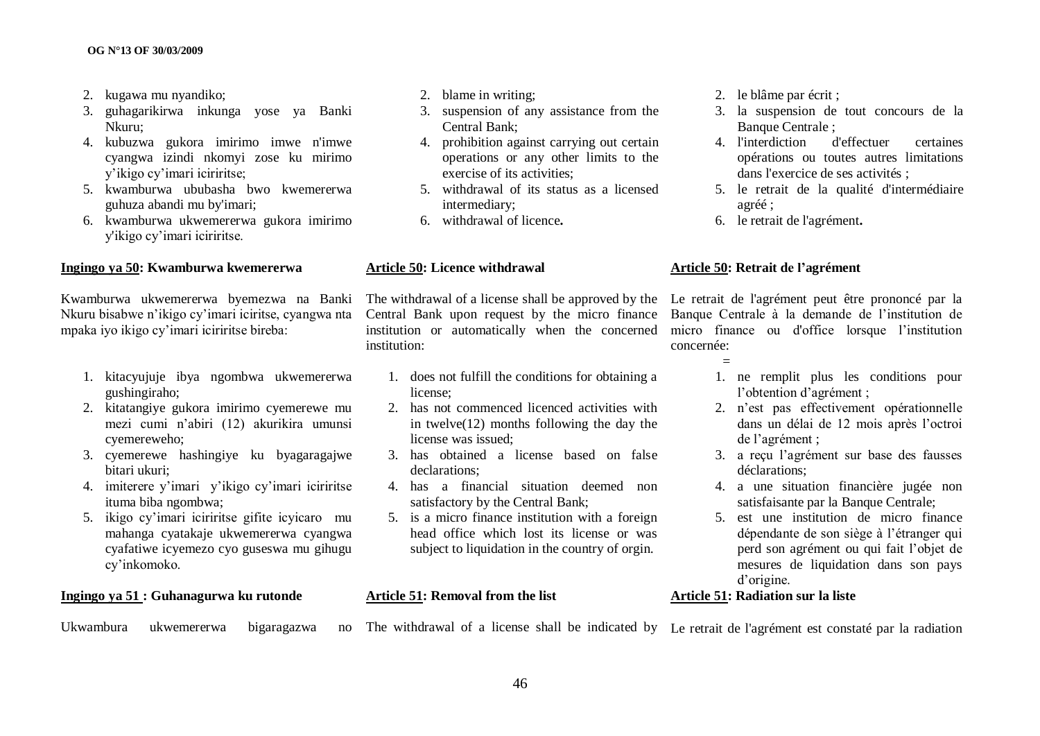2. kugawa mu nyandiko;
3. guhagarikirwa inkunga yose ya Banki Nkuru;
4. kubuzwa gukora imirimo imwe n'imwe cyangwa izindi nkomyi zose ku mirimo y'ikigo cy'imari iciriritse;
5. kwamburwa ububasha bwo kwemererwa guhuza abandi mu by'imari;
6. kwamburwa ukwemererwa gukora imirimo y'ikigo cy'imari iciriritse.

**Ingingo ya 50: Kwamburwa kwemererwa**

Kwamburwa ukwemererwa byemezwa na Banki Nkuru bisabwe n'ikigo cy'imari iciritse, cyangwa nta mpaka iyo ikigo cy'imari iciriritse bireba:

1. kitacyujuje ibya ngombwa ukwemererwa gushingiraho;
2. kitatangiye gukora imirimo cyemerewe mu mezi cumi n'abiri (12) akurikira umunsi cyemerewemo;
3. cyemerewe hashingiye ku byagaragajwe bitari ukuri;
4. imiterere y'imari y'ikigo cy'imari iciriritse ituma biba ngombwa;
5. ikigo cy'imari iciriritse gifite icyicaro mu mahanga cyatakaje ukwemererwa cyangwa cyafatiwe icyemezo cyo guseswa mu gihugu cy'inkomoko.

**Ingingo ya 51 : Guhanagurwa ku rutonde**

Ukwambura ukwemererwa bigaragazwa no

2. blame in writing;
3. suspension of any assistance from the Central Bank;
4. prohibition against carrying out certain operations or any other limits to the exercise of its activities;
5. withdrawal of its status as a licensed intermediary;
6. withdrawal of licence**.**

**Article 50: Licence withdrawal**

The withdrawal of a license shall be approved by the Central Bank upon request by the micro finance institution or automatically when the concerned institution:

1. does not fulfill the conditions for obtaining a license;
2. has not commenced licenced activities with in twelve(12) months following the day the license was issued;
3. has obtained a license based on false declarations;
4. has a financial situation deemed non satisfactory by the Central Bank;
5. is a micro finance institution with a foreign head office which lost its license or was subject to liquidation in the country of orgin.

**Article 51: Removal from the list**

The withdrawal of a license shall be indicated by

2. le blâme par écrit ;
3. la suspension de tout concours de la Banque Centrale ;
4. l'interdiction d'effectuer certaines opérations ou toutes autres limitations dans l'exercice de ses activités ;
5. le retrait de la qualité d'intermédiaire agréé ;
6. le retrait de l'agrément**.**

**Article 50: Retrait de l'agrément**

Le retrait de l'agrément peut être prononcé par la Banque Centrale à la demande de l'institution de micro finance ou d'office lorsque l'institution concernée:
=

1. ne remplit plus les conditions pour l'obtention d'agrément ;
2. n'est pas effectivement opérationnelle dans un délai de 12 mois après l'octroi de l'agrément ;
3. a reçu l'agrément sur base des fausses déclarations;
4. a une situation financière jugée non satisfaisante par la Banque Centrale;
5. est une institution de micro finance dépendante de son siège à l'étranger qui perd son agrément ou qui fait l'objet de mesures de liquidation dans son pays d'origine.

**Article 51: Radiation sur la liste**

Le retrait de l'agrément est constaté par la radiation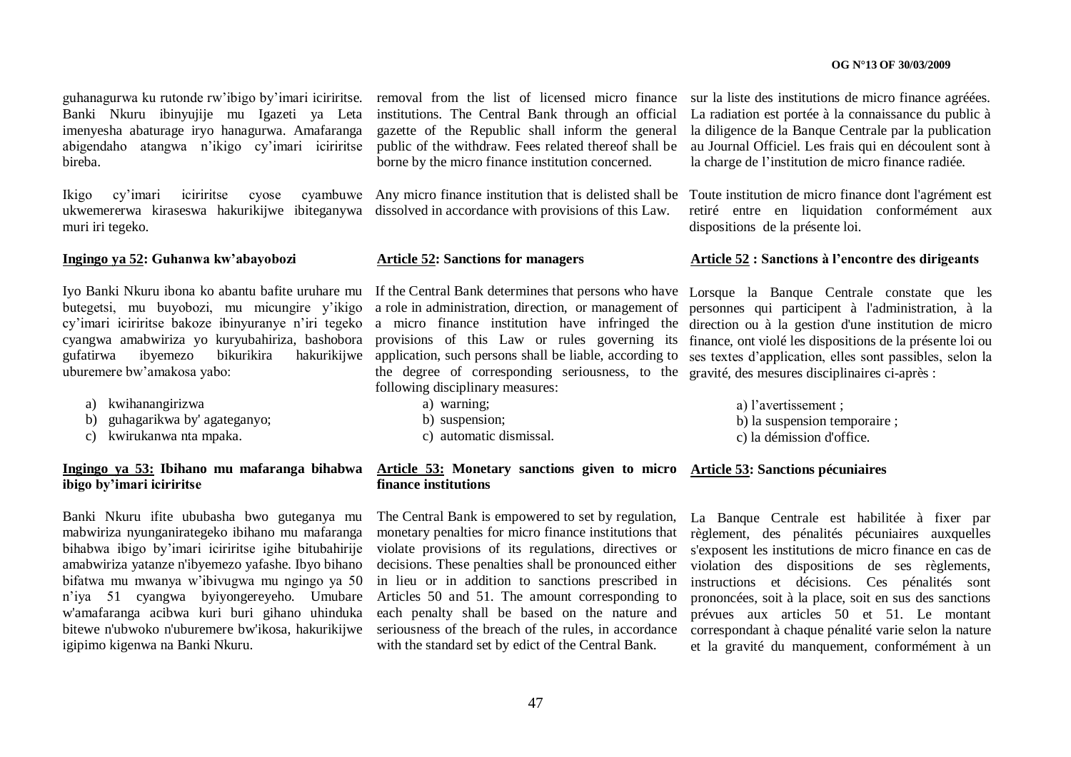guhanagurwa ku rutonde rw'ibigo by'imari iciriritse. Banki Nkuru ibinyujije mu Igazeti ya Leta imenyesha abaturage iryo hanagurwa. Amafaranga abigendaho atangwa n'ikigo cy'imari iciriritse bireba.

Ikigo cy'imari iciriritse cyose cyambuwe ukwemererwa kiraseswa hakurikijwe ibiteganywa muri iri tegeko.

**Ingingo ya 52: Guhanwa kw'abayobozi**

Iyo Banki Nkuru ibona ko abantu bafite uruhare mu butegetsi, mu buyobozi, mu micungire y'ikigo cy'imari iciriritse bakoze ibinyuranye n'iri tegeko cyangwa amabwiriza yo kuryubahiriza, bashobora gufatirwa ibyemezo bikurikira hakurikijwe uburemere bw'amakosa yabo:

a) kwihanangirizwa
b) guhagarikwa by' agateganyo;
c) kwirukanwa nta mpaka.

**Ingingo ya 53: Ibihano mu mafaranga bihabwa ibigo by'imari iciriritse**

Banki Nkuru ifite ububasha bwo guteganya mu mabwiriza nyunganiraтegeko ibihano mu mafaranga bihabwa ibigo by'imari iciriritse igihe bitubahirije amabwiriza yatanze n'ibyemezo yafashe. Ibyo bihano bifatwa mu mwanya w'ibivugwa mu ngingo ya 50 n'iya 51 cyangwa byiyongereyeho. Umubare w'amafaranga acibwa kuri buri gihano uhinduka bitewe n'ubwoko n'uburemere bw'ikosa, hakurikijwe igipimo kigenwa na Banki Nkuru.

removal from the list of licensed micro finance institutions. The Central Bank through an official gazette of the Republic shall inform the general public of the withdraw. Fees related thereof shall be borne by the micro finance institution concerned.

Any micro finance institution that is delisted shall be dissolved in accordance with provisions of this Law.

**Article 52: Sanctions for managers**

If the Central Bank determines that persons who have a role in administration, direction, or management of a micro finance institution have infringed the provisions of this Law or rules governing its application, such persons shall be liable, according to the degree of corresponding seriousness, to the following disciplinary measures:

a) warning;
b) suspension;
c) automatic dismissal.

**Article 53: Monetary sanctions given to micro finance institutions**

The Central Bank is empowered to set by regulation, monetary penalties for micro finance institutions that violate provisions of its regulations, directives or decisions. These penalties shall be pronounced either in lieu or in addition to sanctions prescribed in Articles 50 and 51. The amount corresponding to each penalty shall be based on the nature and seriousness of the breach of the rules, in accordance with the standard set by edict of the Central Bank.

sur la liste des institutions de micro finance agréées. La radiation est portée à la connaissance du public à la diligence de la Banque Centrale par la publication au Journal Officiel. Les frais qui en découlent sont à la charge de l'institution de micro finance radiée.

Toute institution de micro finance dont l'agrément est retiré entre en liquidation conformément aux dispositions de la présente loi.

**Article 52 : Sanctions à l'encontre des dirigeants**

Lorsque la Banque Centrale constate que les personnes qui participent à l'administration, à la direction ou à la gestion d'une institution de micro finance, ont violé les dispositions de la présente loi ou ses textes d'application, elles sont passibles, selon la gravité, des mesures disciplinaires ci-après :

a) l'avertissement ;
b) la suspension temporaire ;
c) la démission d'office.

**Article 53: Sanctions pécuniaires**

La Banque Centrale est habilitée à fixer par règlement, des pénalités pécuniaires auxquelles s'exposent les institutions de micro finance en cas de violation des dispositions de ses règlements, instructions et décisions. Ces pénalités sont prononcées, soit à la place, soit en sus des sanctions prévues aux articles 50 et 51. Le montant correspondant à chaque pénalité varie selon la nature et la gravité du manquement, conformément à un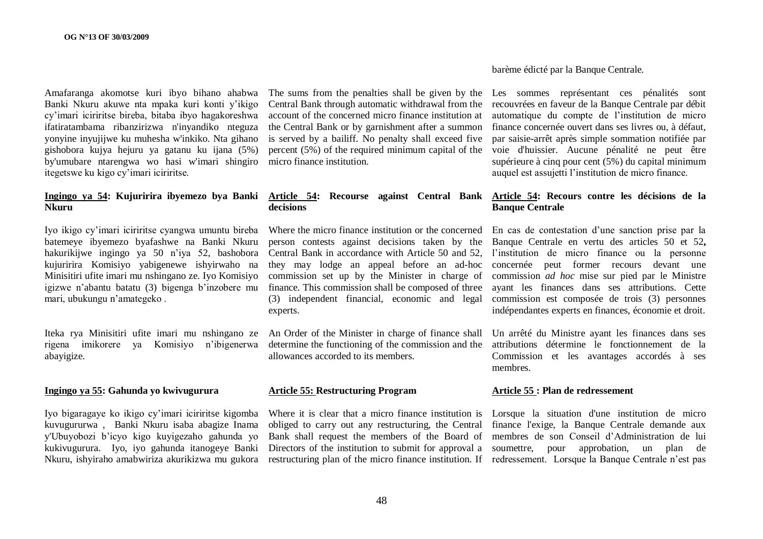barème édicté par la Banque Centrale.

Amafaranga akomotse kuri ibyo bihano ahabwa Banki Nkuru akuwe nta mpaka kuri konti y'ikigo cy'imari iciriritse bireba, bitaba ibyo hagakoreshwa ifatiratambama ribanzirizwa n'inyandiko nteguza yonyine inyujijwe ku muhesha w'inkiko. Nta gihano gishobora kujya hejuru ya gatanu ku ijana (5%) by'umubare ntarengwa wo hasi w'imari shingiro itegetswe ku kigo cy'imari iciriritse.

**Ingingo ya 54: Kujuririra ibyemezo bya Banki Nkuru**

Iyo ikigo cy'imari iciriritse cyangwa umuntu bireba batemeye ibyemezo byafashwe na Banki Nkuru hakurikijwe ingingo ya 50 n'iya 52, bashobora kujuririra Komisiyo yabigenewe ishyirwaho na Minisitiri ufite imari mu nshingano ze. Iyo Komisiyo igizwe n'abantu batatu (3) bigenga b'inzobere mu mari, ubukungu n'amategeko .

Iteka rya Minisitiri ufite imari mu nshingano ze rigena imikorere ya Komisiyo n'ibigenerwa abayigize.

**Ingingo ya 55: Gahunda yo kwivugurura**

Iyo bigaragaye ko ikigo cy'imari iciriritse kigomba kuvugururwa , Banki Nkuru isaba abagize Inama y'Ubuyobozi b'icyo kigo kuyigezaho gahunda yo kukivugurura. Iyo, iyo gahunda itanogeye Banki Nkuru, ishyiraho amabwiriza akurikizwa mu gukora

The sums from the penalties shall be given by the Central Bank through automatic withdrawal from the account of the concerned micro finance institution at the Central Bank or by garnishment after a summon is served by a bailiff. No penalty shall exceed five percent (5%) of the required minimum capital of the micro finance institution.

**Article 54: Recourse against Central Bank decisions**

Where the micro finance institution or the concerned person contests against decisions taken by the Central Bank in accordance with Article 50 and 52, they may lodge an appeal before an ad-hoc commission set up by the Minister in charge of finance. This commission shall be composed of three (3) independent financial, economic and legal experts.

An Order of the Minister in charge of finance shall determine the functioning of the commission and the allowances accorded to its members.

**Article 55: Restructuring Program**

Where it is clear that a micro finance institution is obliged to carry out any restructuring, the Central Bank shall request the members of the Board of Directors of the institution to submit for approval a restructuring plan of the micro finance institution. If

Les sommes représentant ces pénalités sont recouvrées en faveur de la Banque Centrale par débit automatique du compte de l'institution de micro finance concernée ouvert dans ses livres ou, à défaut, par saisie-arrêt après simple sommation notifiée par voie d'huissier. Aucune pénalité ne peut être supérieure à cinq pour cent (5%) du capital minimum auquel est assujetti l'institution de micro finance.

**Article 54: Recours contre les décisions de la Banque Centrale**

En cas de contestation d'une sanction prise par la Banque Centrale en vertu des articles 50 et 52**,** l'institution de micro finance ou la personne concernée peut former recours devant une commission *ad hoc* mise sur pied par le Ministre ayant les finances dans ses attributions. Cette commission est composée de trois (3) personnes indépendantes experts en finances, économie et droit.

Un arrêté du Ministre ayant les finances dans ses attributions détermine le fonctionnement de la Commission et les avantages accordés à ses membres.

**Article 55 : Plan de redressement**

Lorsque la situation d'une institution de micro finance l'exige, la Banque Centrale demande aux membres de son Conseil d'Administration de lui soumettre, pour approbation, un plan de redressement. Lorsque la Banque Centrale n'est pas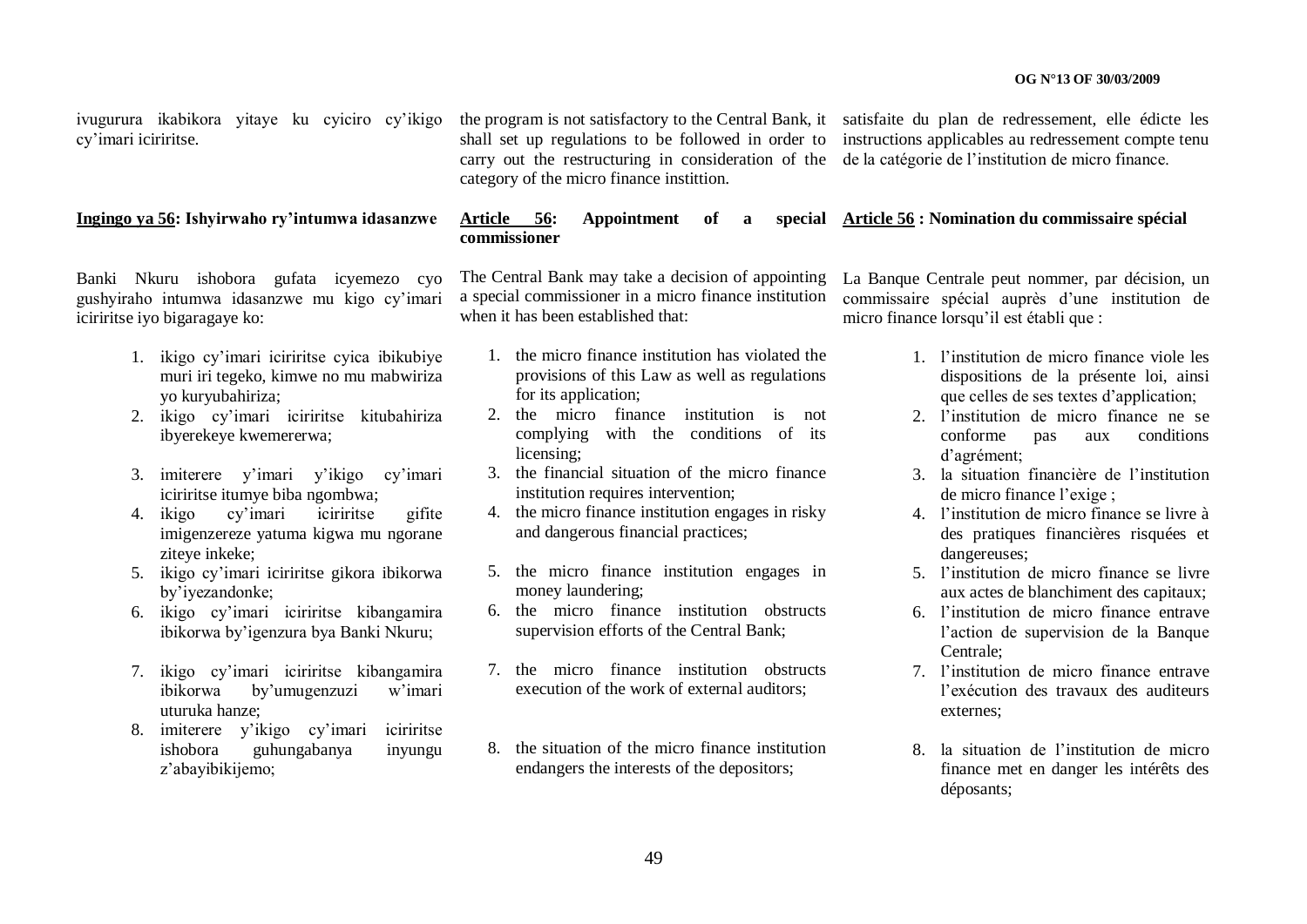ivugurura ikabikora yitaye ku cyiciro cy'ikigo cy'imari iciriritse.

**Ingingo ya 56: Ishyirwaho ry'intumwa idasanzwe**

Banki Nkuru ishobora gufata icyemezo cyo gushyiraho intumwa idasanzwe mu kigo cy'imari iciriritse iyo bigaragaye ko:

1. ikigo cy'imari iciriritse cyica ibikubiye muri iri tegeko, kimwe no mu mabwiriza yo kuryubahiriza;
2. ikigo cy'imari iciriritse kitubahiriza ibyerekeye kwemererwa;
3. imiterere y'imari y'ikigo cy'imari iciriritse itumye biba ngombwa;
4. ikigo cy'imari iciriritse gifite imigenzereze yatuma kigwa mu ngorane ziteye inkeke;
5. ikigo cy'imari iciriritse gikora ibikorwa by'iyezandonke;
6. ikigo cy'imari iciriritse kibangamira ibikorwa by'igenzura bya Banki Nkuru;
7. ikigo cy'imari iciriritse kibangamira ibikorwa by'umugenzuzi w'imari uturuka hanze;
8. imiterere y'ikigo cy'imari iciriritse ishobora guhungabanya inyungu z'abayibikijemo;

the program is not satisfactory to the Central Bank, it shall set up regulations to be followed in order to carry out the restructuring in consideration of the category of the micro finance instittion.

**Article 56: Appointment of a special commissioner**

The Central Bank may take a decision of appointing a special commissioner in a micro finance institution when it has been established that:

1. the micro finance institution has violated the provisions of this Law as well as regulations for its application;
2. the micro finance institution is not complying with the conditions of its licensing;
3. the financial situation of the micro finance institution requires intervention;
4. the micro finance institution engages in risky and dangerous financial practices;
5. the micro finance institution engages in money laundering;
6. the micro finance institution obstructs supervision efforts of the Central Bank;
7. the micro finance institution obstructs execution of the work of external auditors;
8. the situation of the micro finance institution endangers the interests of the depositors;

satisfaite du plan de redressement, elle édicte les instructions applicables au redressement compte tenu de la catégorie de l'institution de micro finance.

**Article 56 : Nomination du commissaire spécial**

La Banque Centrale peut nommer, par décision, un commissaire spécial auprès d'une institution de micro finance lorsqu'il est établi que :

1. l'institution de micro finance viole les dispositions de la présente loi, ainsi que celles de ses textes d'application;
2. l'institution de micro finance ne se conforme pas aux conditions d'agrément;
3. la situation financière de l'institution de micro finance l'exige ;
4. l'institution de micro finance se livre à des pratiques financières risquées et dangereuses;
5. l'institution de micro finance se livre aux actes de blanchiment des capitaux;
6. l'institution de micro finance entrave l'action de supervision de la Banque Centrale;
7. l'institution de micro finance entrave l'exécution des travaux des auditeurs externes;
8. la situation de l'institution de micro finance met en danger les intérêts des déposants;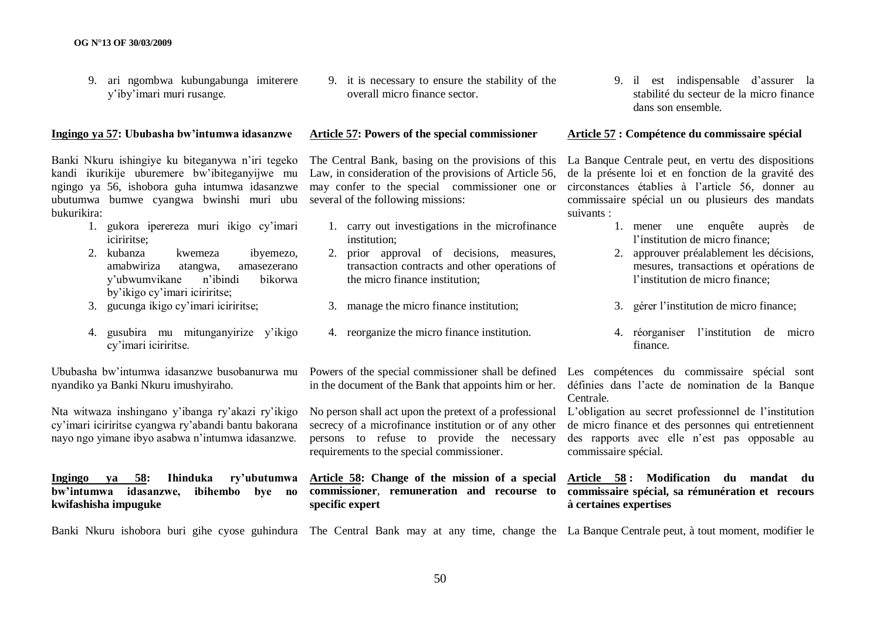9. ari ngombwa kubungabunga imiterere y'iby'imari muri rusange.

**Ingingo ya 57: Ububasha bw'intumwa idasanzwe**

Banki Nkuru ishingiye ku biteganywa n'iri tegeko kandi ikurikije uburemere bw'ibiteganyijwe mu ngingo ya 56, ishobora guha intumwa idasanzwe ubutumwa bumwe cyangwa bwinshi muri ubu bukurikira:

1. gukora iperereza muri ikigo cy'imari iciriritse;
2. kubanza kwemeza ibyemezo, amabwiriza atangwa, amasezerano y'ubwumvikane n'ibindi bikorwa by'ikigo cy'imari iciriritse;
3. gucunga ikigo cy'imari iciriritse;
4. gusubira mu mitunganyirize y'ikigo cy'imari iciriritse.

Ububasha bw'intumwa idasanzwe busobanurwa mu nyandiko ya Banki Nkuru imushyiraho.

Nta witwaza inshingano y'ibanga ry'akazi ry'ikigo cy'imari iciriritse cyangwa ry'abandi bantu bakorana nayo ngo yimane ibyo asabwa n'intumwa idasanzwe.

**Ingingo ya 58: Ihinduka ry'ubutumwa bw'intumwa idasanzwe, ibihembo bye no kwifashisha impuguke**

Banki Nkuru ishobora buri gihe cyose guhindura

9. it is necessary to ensure the stability of the overall micro finance sector.

**Article 57: Powers of the special commissioner**

The Central Bank, basing on the provisions of this Law, in consideration of the provisions of Article 56, may confer to the special commissioner one or several of the following missions:

1. carry out investigations in the microfinance institution;
2. prior approval of decisions, measures, transaction contracts and other operations of the micro finance institution;
3. manage the micro finance institution;
4. reorganize the micro finance institution.

Powers of the special commissioner shall be defined in the document of the Bank that appoints him or her.

No person shall act upon the pretext of a professional secrecy of a microfinance institution or of any other persons to refuse to provide the necessary requirements to the special commissioner.

**Article 58: Change of the mission of a special commissioner, remuneration and recourse to specific expert**

The Central Bank may at any time, change the

9. il est indispensable d'assurer la stabilité du secteur de la micro finance dans son ensemble.

**Article 57 : Compétence du commissaire spécial**

La Banque Centrale peut, en vertu des dispositions de la présente loi et en fonction de la gravité des circonstances établies à l'article 56, donner au commissaire spécial un ou plusieurs des mandats suivants :

1. mener une enquête auprès de l'institution de micro finance;
2. approuver préalablement les décisions, mesures, transactions et opérations de l'institution de micro finance;
3. gérer l'institution de micro finance;
4. réorganiser l'institution de micro finance.

Les compétences du commissaire spécial sont définies dans l'acte de nomination de la Banque Centrale.

L'obligation au secret professionnel de l'institution de micro finance et des personnes qui entretiennent des rapports avec elle n'est pas opposable au commissaire spécial.

**Article 58 : Modification du mandat du commissaire spécial, sa rémunération et recours à certaines expertises**

La Banque Centrale peut, à tout moment, modifier le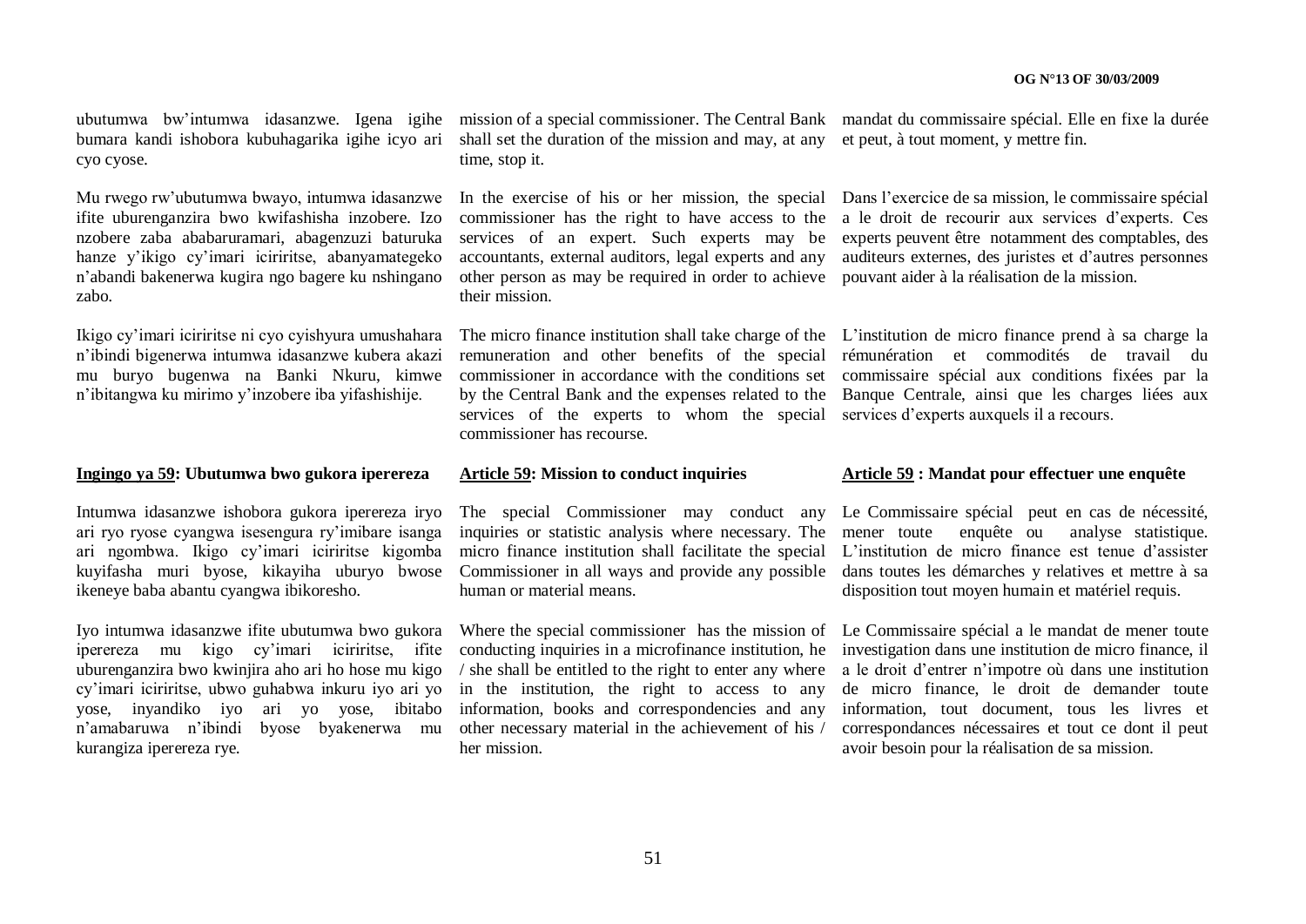ubutumwa bw'intumwa idasanzwe. Igena igihe bumara kandi ishobora kubuhagarika igihe icyo ari cyo cyose.

Mu rwego rw'ubutumwa bwayo, intumwa idasanzwe ifite uburenganzira bwo kwifashisha inzobere. Izo nzobere zaba ababaruramari, abagenzuzi baturuka hanze y'ikigo cy'imari iciriritse, abanyamategeko n'abandi bakenerwa kugira ngo bagere ku nshingano zabo.

Ikigo cy'imari iciriritse ni cyo cyishyura umushahara n'ibindi bigenerwa intumwa idasanzwe kubera akazi mu buryo bugenwa na Banki Nkuru, kimwe n'ibitangwa ku mirimo y'inzobere iba yifashishije.

**Ingingo ya 59: Ubutumwa bwo gukora iperereza**

Intumwa idasanzwe ishobora gukora iperereza iryo ari ryo ryose cyangwa isesengura ry'imibare isanga ari ngombwa. Ikigo cy'imari iciriritse kigomba kuyifasha muri byose, kikayiha uburyo bwose ikeneye baba abantu cyangwa ibikoresho.

Iyo intumwa idasanzwe ifite ubutumwa bwo gukora iperereza mu kigo cy'imari iciriritse, ifite uburenganzira bwo kwinjira aho ari ho hose mu kigo cy'imari iciriritse, ubwo guhabwa inkuru iyo ari yo yose, inyandiko iyo ari yo yose, ibitabo n'amabaruwa n'ibindi byose byakenerwa mu kurangiza iperereza rye.

mission of a special commissioner. The Central Bank shall set the duration of the mission and may, at any time, stop it.

In the exercise of his or her mission, the special commissioner has the right to have access to the services of an expert. Such experts may be accountants, external auditors, legal experts and any other person as may be required in order to achieve their mission.

The micro finance institution shall take charge of the remuneration and other benefits of the special commissioner in accordance with the conditions set by the Central Bank and the expenses related to the services of the experts to whom the special commissioner has recourse.

**Article 59: Mission to conduct inquiries**

The special Commissioner may conduct any inquiries or statistic analysis where necessary. The micro finance institution shall facilitate the special Commissioner in all ways and provide any possible human or material means.

Where the special commissioner has the mission of conducting inquiries in a microfinance institution, he / she shall be entitled to the right to enter any where in the institution, the right to access to any information, books and correspondencies and any other necessary material in the achievement of his / her mission.

mandat du commissaire spécial. Elle en fixe la durée et peut, à tout moment, y mettre fin.

Dans l'exercice de sa mission, le commissaire spécial a le droit de recourir aux services d'experts. Ces experts peuvent être notamment des comptables, des auditeurs externes, des juristes et d'autres personnes pouvant aider à la réalisation de la mission.

L'institution de micro finance prend à sa charge la rémunération et commodités de travail du commissaire spécial aux conditions fixées par la Banque Centrale, ainsi que les charges liées aux services d'experts auxquels il a recours.

**Article 59 : Mandat pour effectuer une enquête**

Le Commissaire spécial peut en cas de nécessité, mener toute enquête ou analyse statistique. L'institution de micro finance est tenue d'assister dans toutes les démarches y relatives et mettre à sa disposition tout moyen humain et matériel requis.

Le Commissaire spécial a le mandat de mener toute investigation dans une institution de micro finance, il a le droit d'entrer n'impotre où dans une institution de micro finance, le droit de demander toute information, tout document, tous les livres et correspondances nécessaires et tout ce dont il peut avoir besoin pour la réalisation de sa mission.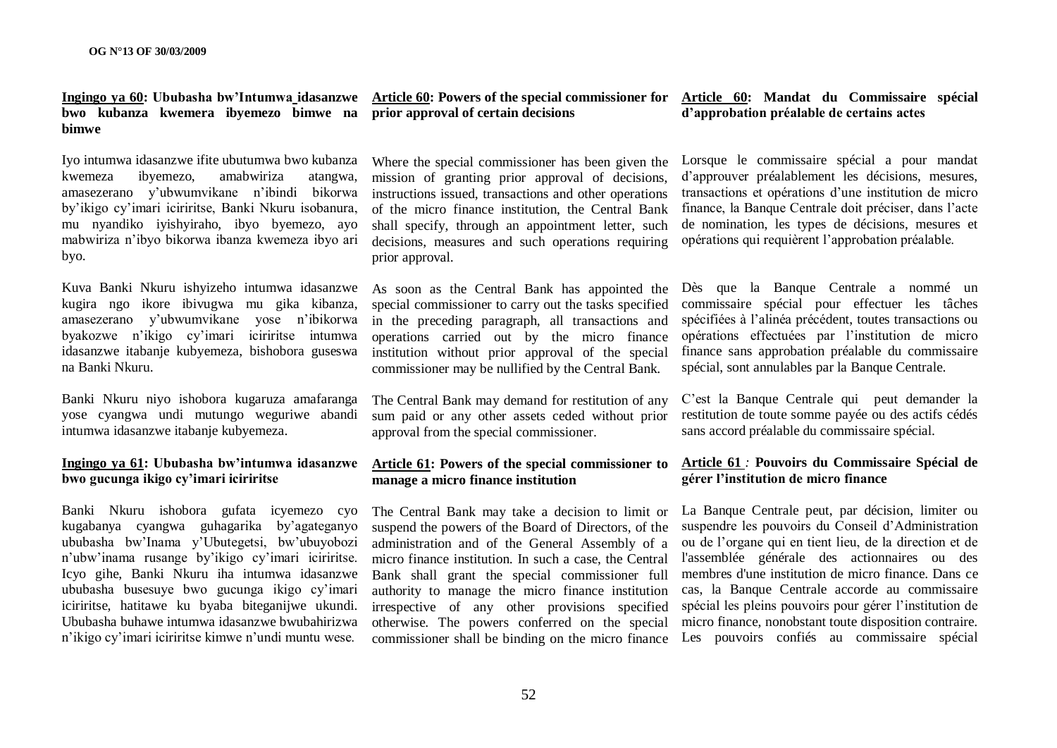**Ingingo ya 60: Ububasha bw'Intumwa idasanzwe bwo kubanza kwemera ibyemezo bimwe na bimwe**

Iyo intumwa idasanzwe ifite ubutumwa bwo kubanza kwemeza ibyemezo, amabwiriza atangwa, amasezerano y'ubwumvikane n'ibindi bikorwa by'ikigo cy'imari iciriritse, Banki Nkuru isobanura, mu nyandiko iyishyiraho, ibyo byemezo, ayo mabwiriza n'ibyo bikorwa ibanza kwemeza ibyo ari byo.

Kuva Banki Nkuru ishyizeho intumwa idasanzwe kugira ngo ikore ibivugwa mu gika kibanza, amasezerano y'ubwumvikane yose n'ibikorwa byakozwe n'ikigo cy'imari iciriritse intumwa idasanzwe itabanje kubyemeza, bishobora guseswa na Banki Nkuru.

Banki Nkuru niyo ishobora kugaruza amafaranga yose cyangwa undi mutungo weguriwe abandi intumwa idasanzwe itabanje kubyemeza.

**Ingingo ya 61: Ububasha bw'intumwa idasanzwe bwo gucunga ikigo cy'imari iciriritse**

Banki Nkuru ishobora gufata icyemezo cyo kugabanya cyangwa guhagarika by'agateganyo ububasha bw'Inama y'Ubutegetsi, bw'ubuyobozi n'ubw'inama rusange by'ikigo cy'imari iciriritse. Icyo gihe, Banki Nkuru iha intumwa idasanzwe ububasha busesuye bwo gucunga ikigo cy'imari iciriritse, hatitawe ku byaba biteganijwe ukundi. Ububasha buhawe intumwa idasanzwe bwubahirizwa n'ikigo cy'imari iciriritse kimwe n'undi muntu wese.

**Article 60: Powers of the special commissioner for prior approval of certain decisions**

Where the special commissioner has been given the mission of granting prior approval of decisions, instructions issued, transactions and other operations of the micro finance institution, the Central Bank shall specify, through an appointment letter, such decisions, measures and such operations requiring prior approval.

As soon as the Central Bank has appointed the special commissioner to carry out the tasks specified in the preceding paragraph, all transactions and operations carried out by the micro finance institution without prior approval of the special commissioner may be nullified by the Central Bank.

The Central Bank may demand for restitution of any sum paid or any other assets ceded without prior approval from the special commissioner.

**Article 61: Powers of the special commissioner to manage a micro finance institution**

The Central Bank may take a decision to limit or suspend the powers of the Board of Directors, of the administration and of the General Assembly of a micro finance institution. In such a case, the Central Bank shall grant the special commissioner full authority to manage the micro finance institution irrespective of any other provisions specified otherwise. The powers conferred on the special commissioner shall be binding on the micro finance

**Article 60: Mandat du Commissaire spécial d'approbation préalable de certains actes**

Lorsque le commissaire spécial a pour mandat d'approuver préalablement les décisions, mesures, transactions et opérations d'une institution de micro finance, la Banque Centrale doit préciser, dans l'acte de nomination, les types de décisions, mesures et opérations qui requièrent l'approbation préalable.

Dès que la Banque Centrale a nommé un commissaire spécial pour effectuer les tâches spécifiées à l'alinéa précédent, toutes transactions ou opérations effectuées par l'institution de micro finance sans approbation préalable du commissaire spécial, sont annulables par la Banque Centrale.

C'est la Banque Centrale qui peut demander la restitution de toute somme payée ou des actifs cédés sans accord préalable du commissaire spécial.

**Article 61 : Pouvoirs du Commissaire Spécial de gérer l'institution de micro finance**

La Banque Centrale peut, par décision, limiter ou suspendre les pouvoirs du Conseil d'Administration ou de l'organe qui en tient lieu, de la direction et de l'assemblée générale des actionnaires ou des membres d'une institution de micro finance. Dans ce cas, la Banque Centrale accorde au commissaire spécial les pleins pouvoirs pour gérer l'institution de micro finance, nonobstant toute disposition contraire. Les pouvoirs confiés au commissaire spécial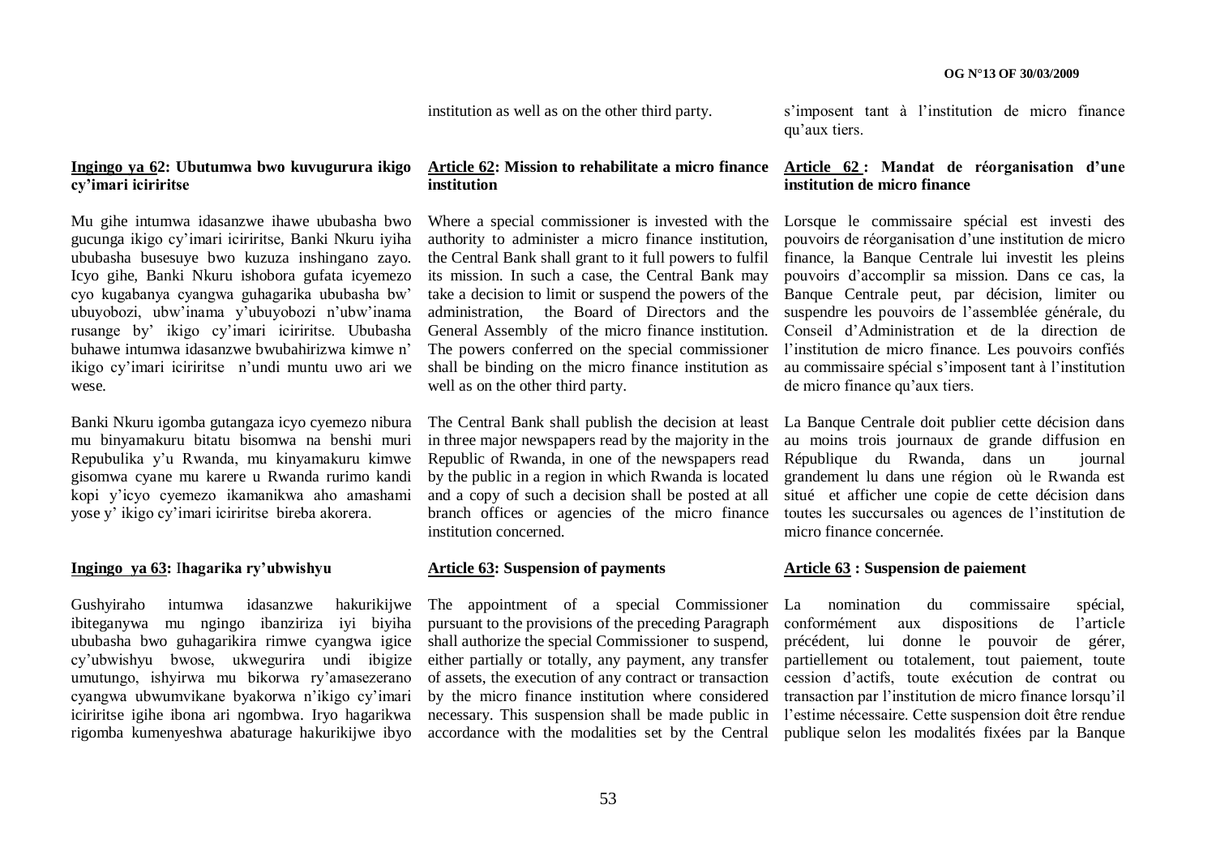institution as well as on the other third party.

s'imposent tant à l'institution de micro finance qu'aux tiers.

**Ingingo ya 62: Ubutumwa bwo kuvugurura ikigo cy'imari iciriritse**

Mu gihe intumwa idasanzwe ihawe ububasha bwo gucunga ikigo cy'imari iciriritse, Banki Nkuru iyiha ububasha busesuye bwo kuzuza inshingano zayo. Icyo gihe, Banki Nkuru ishobora gufata icyemezo cyo kugabanya cyangwa guhagarika ububasha bw' ubuyobozi, ubw'inama y'ubuyobozi n'ubw'inama rusange by' ikigo cy'imari iciriritse. Ububasha buhawe intumwa idasanzwe bwubahirizwa kimwe n' ikigo cy'imari iciriritse n'undi muntu uwo ari we wese.

Banki Nkuru igomba gutangaza icyo cyemezo nibura mu binyamakuru bitatu bisomwa na benshi muri Repubulika y'u Rwanda, mu kinyamakuru kimwe gisomwa cyane mu karere u Rwanda rurimo kandi kopi y'icyo cyemezo ikamanikwa aho amashami yose y' ikigo cy'imari iciriritse bireba akorera.

**Ingingo ya 63: Ihagarika ry'ubwishyu**

Gushyiraho intumwa idasanzwe hakurikijwe ibiteganywa mu ngingo ibanziriza iyi biyiha ububasha bwo guhagarikira rimwe cyangwa igice cy'ubwishyu bwose, ukwegurira undi ibigize umutungo, ishyirwa mu bikorwa ry'amasezerano cyangwa ubwumvikane byakorwa n'ikigo cy'imari iciriritse igihe ibona ari ngombwa. Iryo hagarikwa rigomba kumenyeshwa abaturage hakurikijwe ibyo

**Article 62: Mission to rehabilitate a micro finance institution**

Where a special commissioner is invested with the authority to administer a micro finance institution, the Central Bank shall grant to it full powers to fulfil its mission. In such a case, the Central Bank may take a decision to limit or suspend the powers of the administration, the Board of Directors and the General Assembly of the micro finance institution. The powers conferred on the special commissioner shall be binding on the micro finance institution as well as on the other third party.

The Central Bank shall publish the decision at least in three major newspapers read by the majority in the Republic of Rwanda, in one of the newspapers read by the public in a region in which Rwanda is located and a copy of such a decision shall be posted at all branch offices or agencies of the micro finance institution concerned.

**Article 63: Suspension of payments**

The appointment of a special Commissioner pursuant to the provisions of the preceding Paragraph shall authorize the special Commissioner to suspend, either partially or totally, any payment, any transfer of assets, the execution of any contract or transaction by the micro finance institution where considered necessary. This suspension shall be made public in accordance with the modalities set by the Central

**Article 62 : Mandat de réorganisation d'une institution de micro finance**

Lorsque le commissaire spécial est investi des pouvoirs de réorganisation d'une institution de micro finance, la Banque Centrale lui investit les pleins pouvoirs d'accomplir sa mission. Dans ce cas, la Banque Centrale peut, par décision, limiter ou suspendre les pouvoirs de l'assemblée générale, du Conseil d'Administration et de la direction de l'institution de micro finance. Les pouvoirs confiés au commissaire spécial s'imposent tant à l'institution de micro finance qu'aux tiers.

La Banque Centrale doit publier cette décision dans au moins trois journaux de grande diffusion en République du Rwanda, dans un journal grandement lu dans une région où le Rwanda est situé et afficher une copie de cette décision dans toutes les succursales ou agences de l'institution de micro finance concernée.

**Article 63 : Suspension de paiement**

La nomination du commissaire spécial, conformément aux dispositions de l'article précédent, lui donne le pouvoir de gérer, partiellement ou totalement, tout paiement, toute cession d'actifs, toute exécution de contrat ou transaction par l'institution de micro finance lorsqu'il l'estime nécessaire. Cette suspension doit être rendue publique selon les modalités fixées par la Banque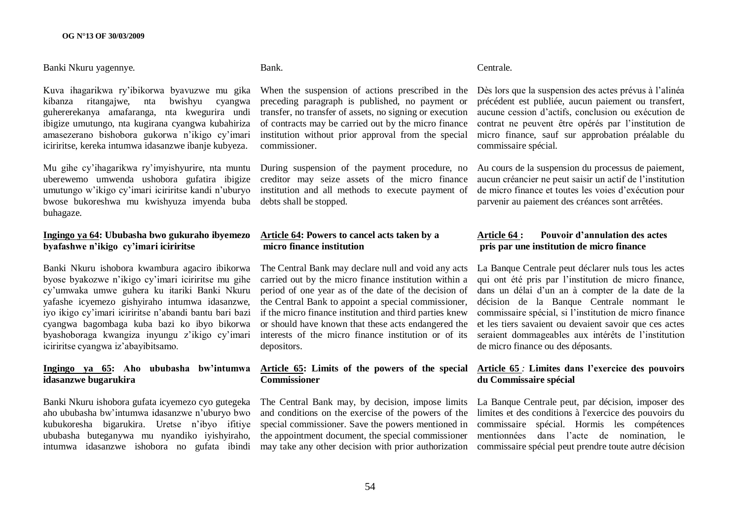Banki Nkuru yagennye.

Kuva ihagarikwa ry'ibikorwa byavuzwe mu gika kibanza ritangajwe, nta bwishyu cyangwa guhererekanya amafaranga, nta kwegurira undi ibigize umutungo, nta kugirana cyangwa kubahiriza amasezerano bishobora gukorwa n'ikigo cy'imari iciriritse, kereka intumwa idasanzwe ibanje kubyeza.

Mu gihe cy'ihagarikwa ry'imyishyurire, nta muntu uberewemo umwenda ushobora gufatira ibigize umutungo w'ikigo cy'imari iciriritse kandi n'uburyo bwose bukoreshwa mu kwishyuza imyenda buba buhagaze.

**Ingingo ya 64: Ububasha bwo gukuraho ibyemezo byafashwe n'ikigo cy'imari iciriritse**

Banki Nkuru ishobora kwambura agaciro ibikorwa byose byakozwe n'ikigo cy'imari iciriritse mu gihe cy'umwaka umwe guhera ku itariki Banki Nkuru yafashe icyemezo gishyiraho intumwa idasanzwe, iyo ikigo cy'imari iciriritse n'abandi bantu bari bazi cyangwa bagombaga kuba bazi ko ibyo bikorwa byashoboraga kwangiza inyungu z'ikigo cy'imari iciriritse cyangwa iz'abayibitsamo.

**Ingingo ya 65: Aho ububasha bw'intumwa idasanzwe bugarukira**

Banki Nkuru ishobora gufata icyemezo cyo gutegeka aho ububasha bw'intumwa idasanzwe n'uburyo bwo kubukoresha bigarukira. Uretse n'ibyo ifitiye ububasha buteganywa mu nyandiko iyishyiraho, intumwa idasanzwe ishobora no gufata ibindi

Bank.

When the suspension of actions prescribed in the preceding paragraph is published, no payment or transfer, no transfer of assets, no signing or execution of contracts may be carried out by the micro finance institution without prior approval from the special commissioner.

During suspension of the payment procedure, no creditor may seize assets of the micro finance institution and all methods to execute payment of debts shall be stopped.

**Article 64: Powers to cancel acts taken by a micro finance institution**

The Central Bank may declare null and void any acts carried out by the micro finance institution within a period of one year as of the date of the decision of the Central Bank to appoint a special commissioner, if the micro finance institution and third parties knew or should have known that these acts endangered the interests of the micro finance institution or of its depositors.

**Article 65: Limits of the powers of the special Commissioner**

The Central Bank may, by decision, impose limits and conditions on the exercise of the powers of the special commissioner. Save the powers mentioned in the appointment document, the special commissioner may take any other decision with prior authorization

Centrale.

Dès lors que la suspension des actes prévus à l'alinéa précédent est publiée, aucun paiement ou transfert, aucune cession d'actifs, conclusion ou exécution de contrat ne peuvent être opérés par l'institution de micro finance, sauf sur approbation préalable du commissaire spécial.

Au cours de la suspension du processus de paiement, aucun créancier ne peut saisir un actif de l'institution de micro finance et toutes les voies d'exécution pour parvenir au paiement des créances sont arrêtées.

**Article 64 : Pouvoir d'annulation des actes pris par une institution de micro finance**

La Banque Centrale peut déclarer nuls tous les actes qui ont été pris par l'institution de micro finance, dans un délai d'un an à compter de la date de la décision de la Banque Centrale nommant le commissaire spécial, si l'institution de micro finance et les tiers savaient ou devaient savoir que ces actes seraient dommageables aux intérêts de l'institution de micro finance ou des déposants.

**Article 65 : Limites dans l'exercice des pouvoirs du Commissaire spécial**

La Banque Centrale peut, par décision, imposer des limites et des conditions à l'exercice des pouvoirs du commissaire spécial. Hormis les compétences mentionnées dans l'acte de nomination, le commissaire spécial peut prendre toute autre décision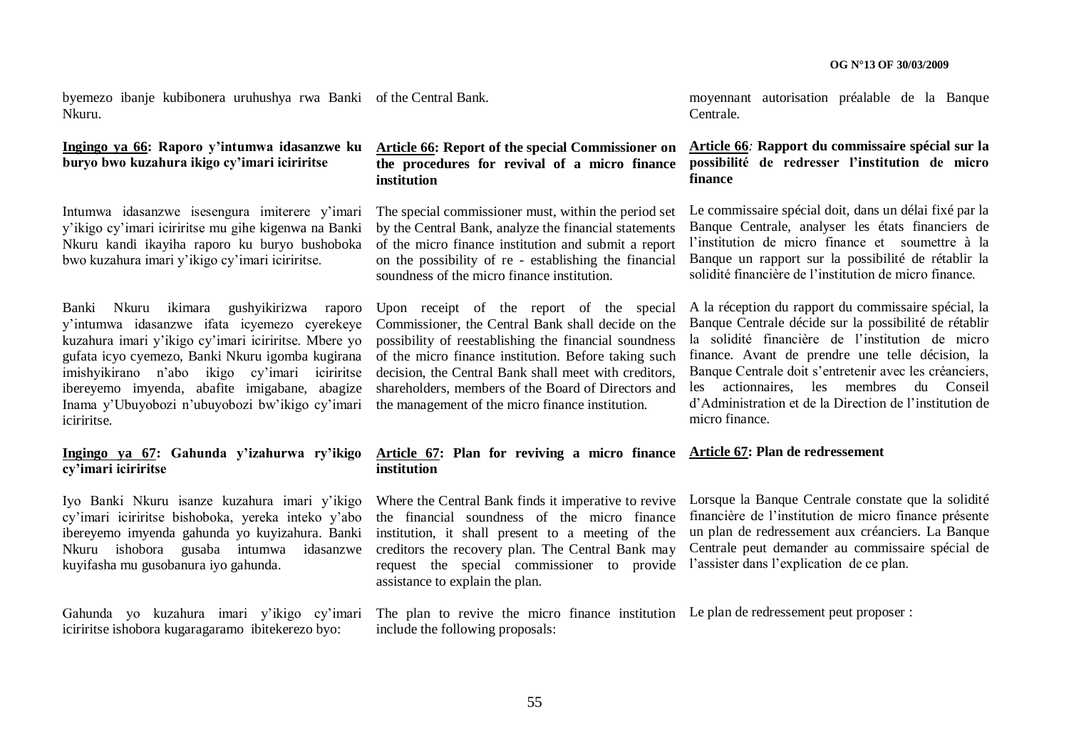byemezo ibanje kubibonera uruhushya rwa Banki Nkuru.

**Ingingo ya 66: Raporo y'intumwa idasanzwe ku buryo bwo kuzahura ikigo cy'imari iciriritse**

Intumwa idasanzwe isesengura imiterere y'imari y'ikigo cy'imari iciriritse mu gihe kigenwa na Banki Nkuru kandi ikayiha raporo ku buryo bushoboka bwo kuzahura imari y'ikigo cy'imari iciriritse.

Banki Nkuru ikimara gushyikirizwa raporo y'intumwa idasanzwe ifata icyemezo cyerekeye kuzahura imari y'ikigo cy'imari iciriritse. Mbere yo gufata icyo cyemezo, Banki Nkuru igomba kugirana imishyikirano n'abo ikigo cy'imari iciriritse ibereyemo imyenda, abafite imigabane, abagize Inama y'Ubuyobozi n'ubuyobozi bw'ikigo cy'imari iciriritse.

**Ingingo ya 67: Gahunda y'izahurwa ry'ikigo cy'imari iciriritse**

Iyo Banki Nkuru isanze kuzahura imari y'ikigo cy'imari iciriritse bishoboka, yereka inteko y'abo ibereyemo imyenda gahunda yo kuyizahura. Banki Nkuru ishobora gusaba intumwa idasanzwe kuyifasha mu gusobanura iyo gahunda.

Gahunda yo kuzahura imari y'ikigo cy'imari iciriritse ishobora kugaragaramo ibitekerezo byo:

of the Central Bank.

**Article 66: Report of the special Commissioner on the procedures for revival of a micro finance institution**

The special commissioner must, within the period set by the Central Bank, analyze the financial statements of the micro finance institution and submit a report on the possibility of re - establishing the financial soundness of the micro finance institution.

Upon receipt of the report of the special Commissioner, the Central Bank shall decide on the possibility of reestablishing the financial soundness of the micro finance institution. Before taking such decision, the Central Bank shall meet with creditors, shareholders, members of the Board of Directors and the management of the micro finance institution.

**Article 67: Plan for reviving a micro finance institution**

Where the Central Bank finds it imperative to revive the financial soundness of the micro finance institution, it shall present to a meeting of the creditors the recovery plan. The Central Bank may request the special commissioner to provide assistance to explain the plan.

The plan to revive the micro finance institution include the following proposals:

moyennant autorisation préalable de la Banque Centrale.

**Article 66: Rapport du commissaire spécial sur la possibilité de redresser l'institution de micro finance**

Le commissaire spécial doit, dans un délai fixé par la Banque Centrale, analyser les états financiers de l'institution de micro finance et soumettre à la Banque un rapport sur la possibilité de rétablir la solidité financière de l'institution de micro finance.

A la réception du rapport du commissaire spécial, la Banque Centrale décide sur la possibilité de rétablir la solidité financière de l'institution de micro finance. Avant de prendre une telle décision, la Banque Centrale doit s'entretenir avec les créanciers, les actionnaires, les membres du Conseil d'Administration et de la Direction de l'institution de micro finance.

**Article 67: Plan de redressement**

Lorsque la Banque Centrale constate que la solidité financière de l'institution de micro finance présente un plan de redressement aux créanciers. La Banque Centrale peut demander au commissaire spécial de l'assister dans l'explication de ce plan.

Le plan de redressement peut proposer :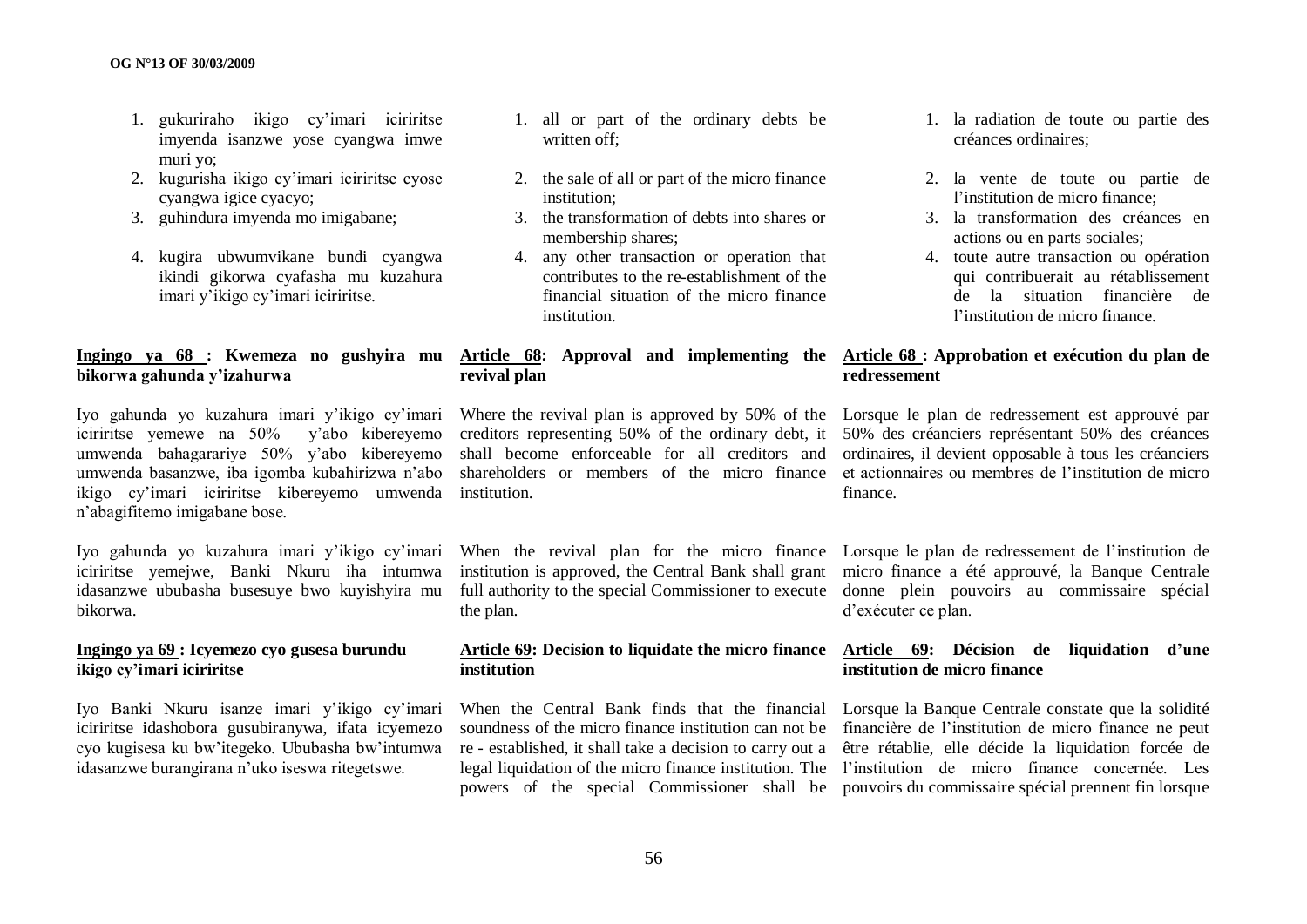1. gukuriraho ikigo cy'imari iciriritse imyenda isanzwe yose cyangwa imwe muri yo;
2. kugurisha ikigo cy'imari iciriritse cyose cyangwa igice cyacyo;
3. guhindura imyenda mo imigabane;
4. kugira ubwumvikane bundi cyangwa ikindi gikorwa cyafasha mu kuzahura imari y'ikigo cy'imari iciriritse.

**Ingingo ya 68 : Kwemeza no gushyira mu bikorwa gahunda y'izahurwa**

Iyo gahunda yo kuzahura imari y'ikigo cy'imari iciriritse yemewe na 50% y'abo kibereyemo umwenda bahagarariye 50% y'abo kibereyemo umwenda basanzwe, iba igomba kubahirizwa n'abo ikigo cy'imari iciriritse kibereyemo umwenda n'abagifitemo imigabane bose.

Iyo gahunda yo kuzahura imari y'ikigo cy'imari iciriritse yemejwe, Banki Nkuru iha intumwa idasanzwe ububasha busesuye bwo kuyishyira mu bikorwa.

**Ingingo ya 69 : Icyemezo cyo gusesa burundu ikigo cy'imari iciriritse**

Iyo Banki Nkuru isanze imari y'ikigo cy'imari iciriritse idashobora gusubiranywa, ifata icyemezo cyo kugisesa ku bw'itegeko. Ububasha bw'intumwa idasanzwe burangirana n'uko iseswa ritegetswe.

1. all or part of the ordinary debts be written off;
2. the sale of all or part of the micro finance institution;
3. the transformation of debts into shares or membership shares;
4. any other transaction or operation that contributes to the re-establishment of the financial situation of the micro finance institution.

**Article 68: Approval and implementing the revival plan**

Where the revival plan is approved by 50% of the creditors representing 50% of the ordinary debt, it shall become enforceable for all creditors and shareholders or members of the micro finance institution.

When the revival plan for the micro finance institution is approved, the Central Bank shall grant full authority to the special Commissioner to execute the plan.

**Article 69: Decision to liquidate the micro finance institution**

When the Central Bank finds that the financial soundness of the micro finance institution can not be re - established, it shall take a decision to carry out a legal liquidation of the micro finance institution. The powers of the special Commissioner shall be

1. la radiation de toute ou partie des créances ordinaires;
2. la vente de toute ou partie de l'institution de micro finance;
3. la transformation des créances en actions ou en parts sociales;
4. toute autre transaction ou opération qui contribuerait au rétablissement de la situation financière de l'institution de micro finance.

**Article 68 : Approbation et exécution du plan de redressement**

Lorsque le plan de redressement est approuvé par 50% des créanciers représentant 50% des créances ordinaires, il devient opposable à tous les créanciers et actionnaires ou membres de l'institution de micro finance.

Lorsque le plan de redressement de l'institution de micro finance a été approuvé, la Banque Centrale donne plein pouvoirs au commissaire spécial d'exécuter ce plan.

**Article 69: Décision de liquidation d'une institution de micro finance**

Lorsque la Banque Centrale constate que la solidité financière de l'institution de micro finance ne peut être rétablie, elle décide la liquidation forcée de l'institution de micro finance concernée. Les pouvoirs du commissaire spécial prennent fin lorsque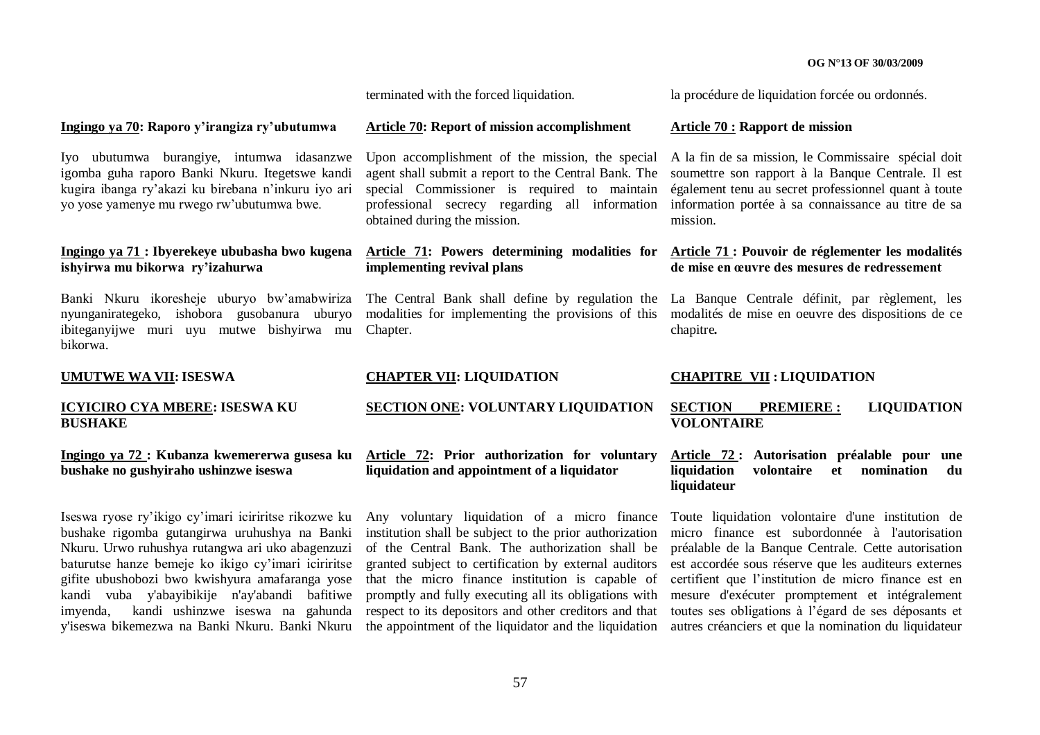terminated with the forced liquidation.

la procédure de liquidation forcée ou ordonnés.

**Ingingo ya 70: Raporo y'irangiza ry'ubutumwa**

Iyo ubutumwa burangiye, intumwa idasanzwe igomba guha raporo Banki Nkuru. Itegetswe kandi kugira ibanga ry'akazi ku birebana n'inkuru iyo ari yo yose yamenye mu rwego rw'ubutumwa bwe.

**Ingingo ya 71 : Ibyerekeye ububasha bwo kugena ishyirwa mu bikorwa ry'izahurwa**

Banki Nkuru ikoresheje uburyo bw'amabwiriza nyunganirategeko, ishobora gusobanura uburyo ibiteganyijwe muri uyu mutwe bishyirwa mu bikorwa.

**UMUTWE WA VII: ISESWA**

**ICYICIRO CYA MBERE: ISESWA KU BUSHAKE**

**Ingingo ya 72 : Kubanza kwemererwa gusesa ku bushake no gushyiraho ushinzwe iseswa**

Iseswa ryose ry'ikigo cy'imari iciriritse rikozwe ku bushake rigomba gutangirwa uruhushya na Banki Nkuru. Urwo ruhushya rutangwa ari uko abagenzuzi baturutse hanze bemeje ko ikigo cy'imari iciriritse gifite ubushobozi bwo kwishyura amafaranga yose kandi vuba y'abayibikije n'ay'abandi bafitiwe imyenda, kandi ushinzwe iseswa na gahunda y'iseswa bikemezwa na Banki Nkuru. Banki Nkuru

**Article 70: Report of mission accomplishment**

Upon accomplishment of the mission, the special agent shall submit a report to the Central Bank. The special Commissioner is required to maintain professional secrecy regarding all information obtained during the mission.

**Article 71: Powers determining modalities for implementing revival plans**

The Central Bank shall define by regulation the modalities for implementing the provisions of this Chapter.

**CHAPTER VII: LIQUIDATION**

**SECTION ONE: VOLUNTARY LIQUIDATION**

**Article 72: Prior authorization for voluntary liquidation and appointment of a liquidator**

Any voluntary liquidation of a micro finance institution shall be subject to the prior authorization of the Central Bank. The authorization shall be granted subject to certification by external auditors that the micro finance institution is capable of promptly and fully executing all its obligations with respect to its depositors and other creditors and that the appointment of the liquidator and the liquidation

**Article 70 : Rapport de mission**

A la fin de sa mission, le Commissaire spécial doit soumettre son rapport à la Banque Centrale. Il est également tenu au secret professionnel quant à toute information portée à sa connaissance au titre de sa mission.

**Article 71 : Pouvoir de réglementer les modalités de mise en œuvre des mesures de redressement**

La Banque Centrale définit, par règlement, les modalités de mise en oeuvre des dispositions de ce chapitre.

**CHAPITRE VII : LIQUIDATION**

**SECTION PREMIERE : LIQUIDATION VOLONTAIRE**

**Article 72 : Autorisation préalable pour une liquidation volontaire et nomination du liquidateur**

Toute liquidation volontaire d'une institution de micro finance est subordonnée à l'autorisation préalable de la Banque Centrale. Cette autorisation est accordée sous réserve que les auditeurs externes certifient que l'institution de micro finance est en mesure d'exécuter promptement et intégralement toutes ses obligations à l'égard de ses déposants et autres créanciers et que la nomination du liquidateur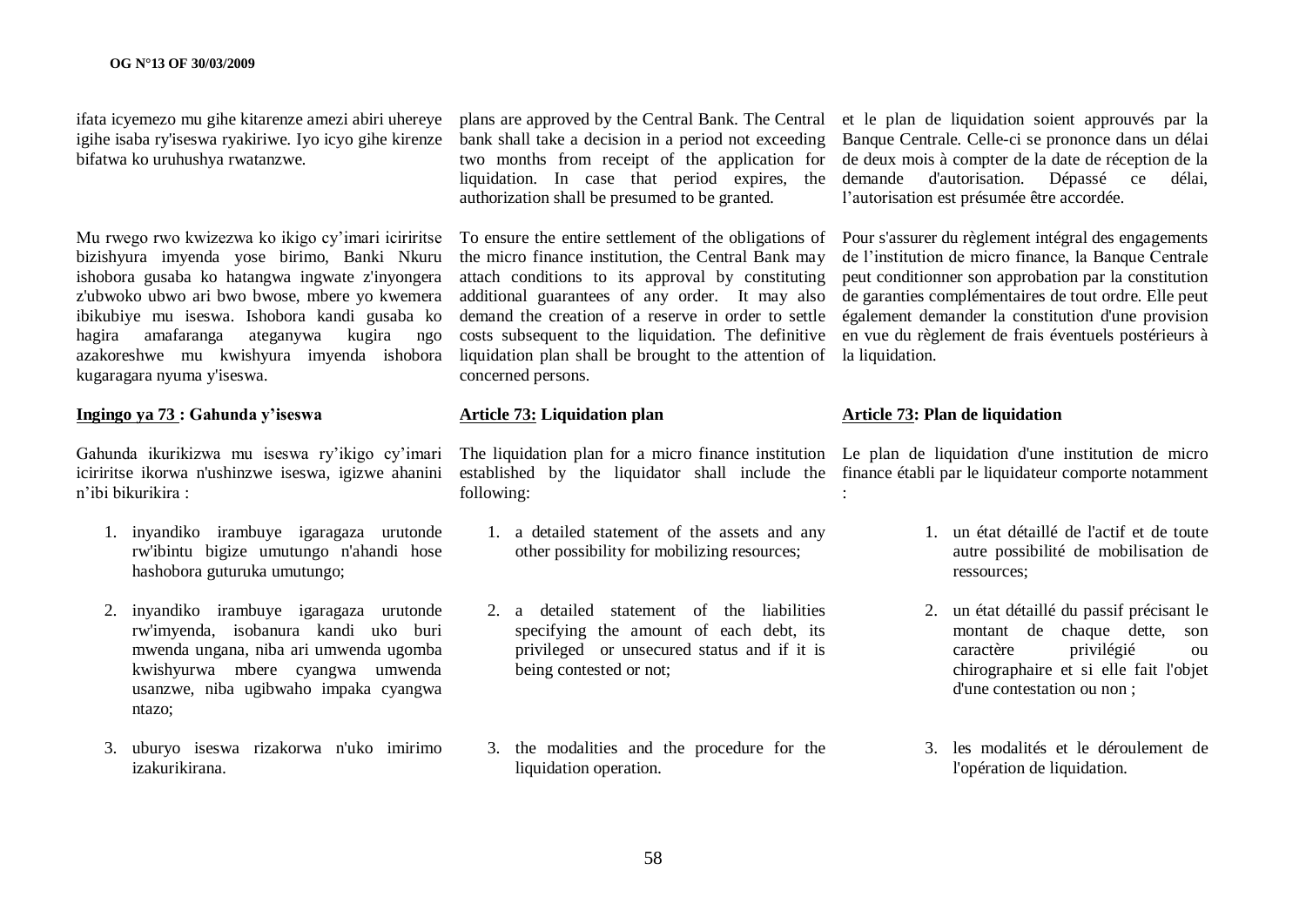ifata icyemezo mu gihe kitarenze amezi abiri uhereye igihe isaba ry'iseswa ryakiriwe. Iyo icyo gihe kirenze bifatwa ko uruhushya rwatanzwe.

Mu rwego rwo kwizezwa ko ikigo cy'imari iciriritse bizishyura imyenda yose birimo, Banki Nkuru ishobora gusaba ko hatangwa ingwate z'inyongera z'ubwoko ubwo ari bwo bwose, mbere yo kwemera ibikubiye mu iseswa. Ishobora kandi gusaba ko hagira amafaranga ateganywa kugira ngo azakoreshwe mu kwishyura imyenda ishobora kugaragara nyuma y'iseswa.

**Ingingo ya 73 : Gahunda y'iseswa**

Gahunda ikurikizwa mu iseswa ry'ikigo cy'imari iciriritse ikorwa n'ushinzwe iseswa, igizwe ahanini n'ibi bikurikira :

1. inyandiko irambuye igaragaza urutonde rw'ibintu bigize umutungo n'ahandi hose hashobora guturuka umutungo;
2. inyandiko irambuye igaragaza urutonde rw'imyenda, isobanura kandi uko buri mwenda ungana, niba ari umwenda ugomba kwishyurwa mbere cyangwa umwenda usanzwe, niba ugibwaho impaka cyangwa ntazo;
3. uburyo iseswa rizakorwa n'uko imirimo izakurikirana.

plans are approved by the Central Bank. The Central bank shall take a decision in a period not exceeding two months from receipt of the application for liquidation. In case that period expires, the authorization shall be presumed to be granted.

To ensure the entire settlement of the obligations of the micro finance institution, the Central Bank may attach conditions to its approval by constituting additional guarantees of any order. It may also demand the creation of a reserve in order to settle costs subsequent to the liquidation. The definitive liquidation plan shall be brought to the attention of concerned persons.

**Article 73: Liquidation plan**

The liquidation plan for a micro finance institution established by the liquidator shall include the following:

1. a detailed statement of the assets and any other possibility for mobilizing resources;
2. a detailed statement of the liabilities specifying the amount of each debt, its privileged or unsecured status and if it is being contested or not;
3. the modalities and the procedure for the liquidation operation.

et le plan de liquidation soient approuvés par la Banque Centrale. Celle-ci se prononce dans un délai de deux mois à compter de la date de réception de la demande d'autorisation. Dépassé ce délai, l'autorisation est présumée être accordée.

Pour s'assurer du règlement intégral des engagements de l'institution de micro finance, la Banque Centrale peut conditionner son approbation par la constitution de garanties complémentaires de tout ordre. Elle peut également demander la constitution d'une provision en vue du règlement de frais éventuels postérieurs à la liquidation.

**Article 73: Plan de liquidation**

Le plan de liquidation d'une institution de micro finance établi par le liquidateur comporte notamment :

1. un état détaillé de l'actif et de toute autre possibilité de mobilisation de ressources;
2. un état détaillé du passif précisant le montant de chaque dette, son caractère privilégié ou chirographaire et si elle fait l'objet d'une contestation ou non ;
3. les modalités et le déroulement de l'opération de liquidation.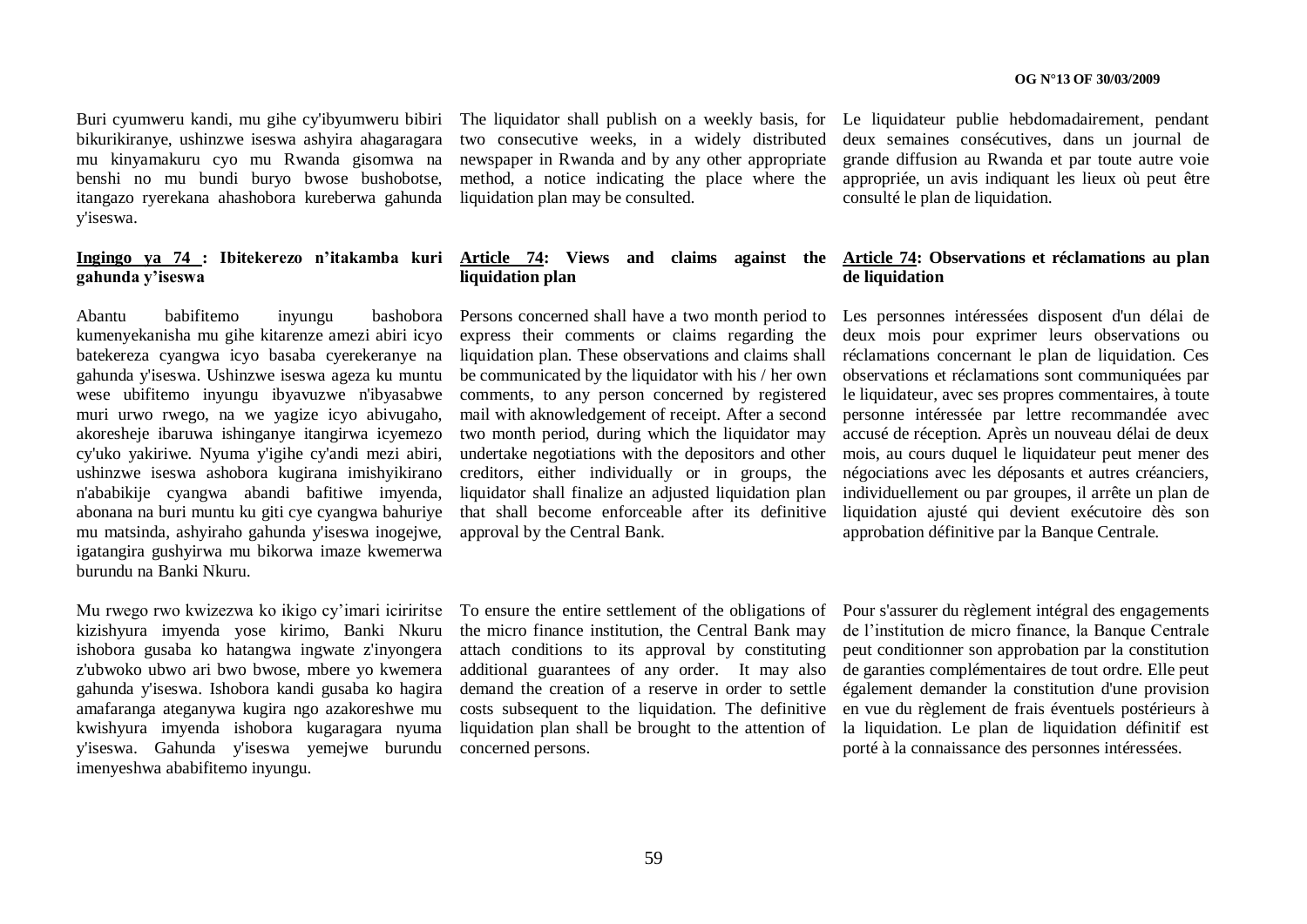Buri cyumweru kandi, mu gihe cy'ibyumweru bibiri bikurikiranye, ushinzwe iseswa ashyira ahagaragara mu kinyamakuru cyo mu Rwanda gisomwa na benshi no mu bundi buryo bwose bushobotse, itangazo ryerekana ahashobora kureberwa gahunda y'iseswa.

**Ingingo ya 74 : Ibitekerezo n'itakamba kuri gahunda y'iseswa**

Abantu babifitemo inyungu bashobora kumenyekanisha mu gihe kitarenze amezi abiri icyo batekereza cyangwa icyo basaba cyerekeranye na gahunda y'iseswa. Ushinzwe iseswa ageza ku muntu wese ubifitemo inyungu ibyavuzwe n'ibyasabwe muri urwo rwego, na we yagize icyo abivugaho, akoresheje ibaruwa ishinganye itangirwa icyemezo cy'uko yakiriwe. Nyuma y'igihe cy'andi mezi abiri, ushinzwe iseswa ashobora kugirana imishyikirano n'ababikije cyangwa abandi bafitiwe imyenda, abonana na buri muntu ku giti cye cyangwa bahuriye mu matsinda, ashyiraho gahunda y'iseswa inogejwe, igatangira gushyirwa mu bikorwa imaze kwemerwa burundu na Banki Nkuru.

Mu rwego rwo kwizezwa ko ikigo cy'imari iciriritse kizishyura imyenda yose kirimo, Banki Nkuru ishobora gusaba ko hatangwa ingwate z'inyongera z'ubwoko ubwo ari bwo bwose, mbere yo kwemera gahunda y'iseswa. Ishobora kandi gusaba ko hagira amafaranga ateganywa kugira ngo azakoreshwe mu kwishyura imyenda ishobora kugaragara nyuma y'iseswa. Gahunda y'iseswa yemejwe burundu imenyeshwa ababifitemo inyungu.

The liquidator shall publish on a weekly basis, for two consecutive weeks, in a widely distributed newspaper in Rwanda and by any other appropriate method, a notice indicating the place where the liquidation plan may be consulted.

**Article 74: Views and claims against the liquidation plan**

Persons concerned shall have a two month period to express their comments or claims regarding the liquidation plan. These observations and claims shall be communicated by the liquidator with his / her own comments, to any person concerned by registered mail with aknowledgement of receipt. After a second two month period, during which the liquidator may undertake negotiations with the depositors and other creditors, either individually or in groups, the liquidator shall finalize an adjusted liquidation plan that shall become enforceable after its definitive approval by the Central Bank.

To ensure the entire settlement of the obligations of the micro finance institution, the Central Bank may attach conditions to its approval by constituting additional guarantees of any order. It may also demand the creation of a reserve in order to settle costs subsequent to the liquidation. The definitive liquidation plan shall be brought to the attention of concerned persons.

Le liquidateur publie hebdomadairement, pendant deux semaines consécutives, dans un journal de grande diffusion au Rwanda et par toute autre voie appropriée, un avis indiquant les lieux où peut être consulté le plan de liquidation.

**Article 74: Observations et réclamations au plan de liquidation**

Les personnes intéressées disposent d'un délai de deux mois pour exprimer leurs observations ou réclamations concernant le plan de liquidation. Ces observations et réclamations sont communiquées par le liquidateur, avec ses propres commentaires, à toute personne intéressée par lettre recommandée avec accusé de réception. Après un nouveau délai de deux mois, au cours duquel le liquidateur peut mener des négociations avec les déposants et autres créanciers, individuellement ou par groupes, il arrête un plan de liquidation ajusté qui devient exécutoire dès son approbation définitive par la Banque Centrale.

Pour s'assurer du règlement intégral des engagements de l'institution de micro finance, la Banque Centrale peut conditionner son approbation par la constitution de garanties complémentaires de tout ordre. Elle peut également demander la constitution d'une provision en vue du règlement de frais éventuels postérieurs à la liquidation. Le plan de liquidation définitif est porté à la connaissance des personnes intéressées.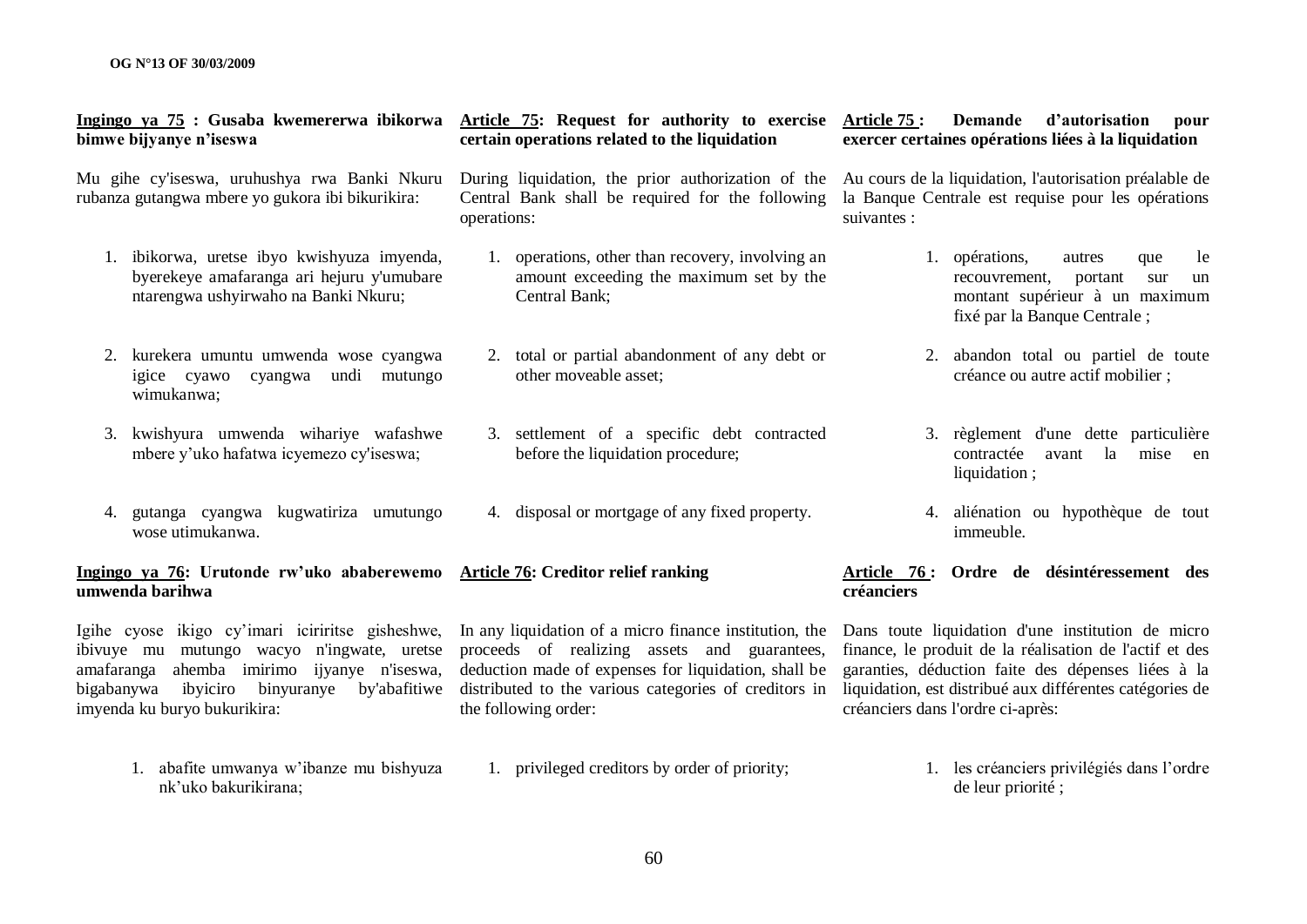**Ingingo ya 75 : Gusaba kwemererwa ibikorwa bimwe bijyanye n'iseswa**

Mu gihe cy'iseswa, uruhushya rwa Banki Nkuru rubanza gutangwa mbere yo gukora ibi bikurikira:

1. ibikorwa, uretse ibyo kwishyuza imyenda, byerekeye amafaranga ari hejuru y'umubare ntarengwa ushyirwaho na Banki Nkuru;
2. kurekera umuntu umwenda wose cyangwa igice cyawo cyangwa undi mutungo wimukanwa;
3. kwishyura umwenda wihariye wafashwe mbere y'uko hafatwa icyemezo cy'iseswa;
4. gutanga cyangwa kugwatiriza umutungo wose utimukanwa.

**Ingingo ya 76: Urutonde rw'uko ababerewemo umwenda barihwa**

Igihe cyose ikigo cy'imari iciriritse gisheshwe, ibivuye mu mutungo wacyo n'ingwate, uretse amafaranga ahemba imirimo ijyanye n'iseswa, bigabanywa ibyiciro binyuranye by'abafitiwe imyenda ku buryo bukurikira:

1. abafite umwanya w'ibanze mu bishyuza nk'uko bakurikirana;

**Article 75: Request for authority to exercise certain operations related to the liquidation**

During liquidation, the prior authorization of the Central Bank shall be required for the following operations:

1. operations, other than recovery, involving an amount exceeding the maximum set by the Central Bank;
2. total or partial abandonment of any debt or other moveable asset;
3. settlement of a specific debt contracted before the liquidation procedure;
4. disposal or mortgage of any fixed property.

**Article 76: Creditor relief ranking**

In any liquidation of a micro finance institution, the proceeds of realizing assets and guarantees, deduction made of expenses for liquidation, shall be distributed to the various categories of creditors in the following order:

1. privileged creditors by order of priority;

**Article 75 : Demande d'autorisation pour exercer certaines opérations liées à la liquidation**

Au cours de la liquidation, l'autorisation préalable de la Banque Centrale est requise pour les opérations suivantes :

1. opérations, autres que le recouvrement, portant sur un montant supérieur à un maximum fixé par la Banque Centrale ;
2. abandon total ou partiel de toute créance ou autre actif mobilier ;
3. règlement d'une dette particulière contractée avant la mise en liquidation ;
4. aliénation ou hypothèque de tout immeuble.

**Article 76 : Ordre de désintéressement des créanciers**

Dans toute liquidation d'une institution de micro finance, le produit de la réalisation de l'actif et des garanties, déduction faite des dépenses liées à la liquidation, est distribué aux différentes catégories de créanciers dans l'ordre ci-après:

1. les créanciers privilégiés dans l'ordre de leur priorité ;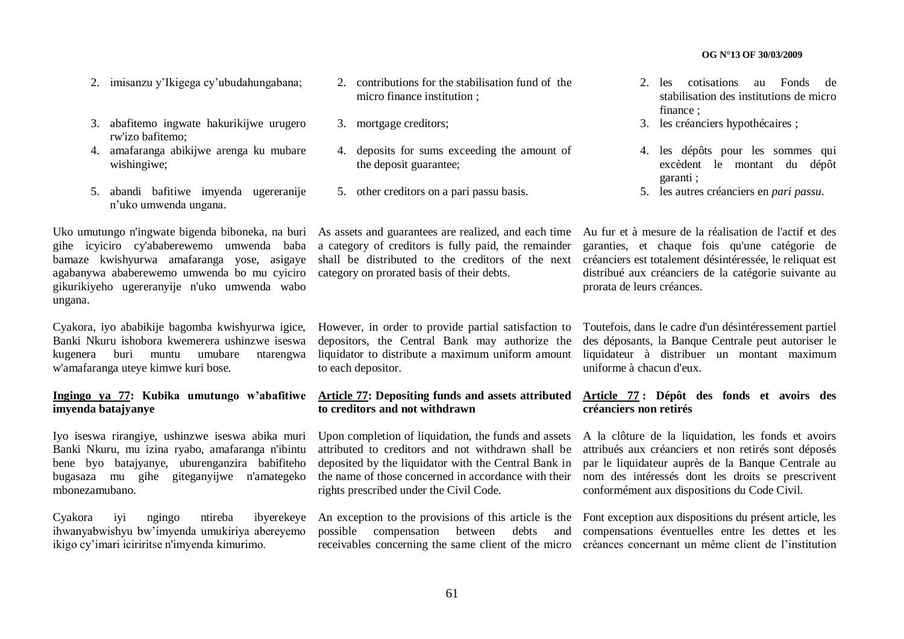2. imisanzu y'Ikigega cy'ubudahungabana;
3. abafitemo ingwate hakurikijwe urugero rw'izo bafitemo;
4. amafaranga abikijwe arenga ku mubare wishingiwe;
5. abandi bafitiwe imyenda ugereranije n'uko umwenda ungana.

Uko umutungo n'ingwate bigenda biboneka, na buri gihe icyiciro cy'ababerewemo umwenda baba bamaze kwishyurwa amafaranga yose, asigaye agabanywa ababerewemo umwenda bo mu cyiciro gikurikiyeho ugereranyije n'uko umwenda wabo ungana.

Cyakora, iyo ababikije bagomba kwishyurwa igice, Banki Nkuru ishobora kwemerera ushinzwe iseswa kugenera buri muntu umubare ntarengwa w'amafaranga uteye kimwe kuri bose.

**Ingingo ya 77: Kubika umutungo w'abafitiwe imyenda batajyanye**

Iyo iseswa rirangiye, ushinzwe iseswa abika muri Banki Nkuru, mu izina ryabo, amafaranga n'ibintu bene byo batajyanye, uburenganzira babifiteho bugasaza mu gihe giteganyijwe n'amategeko mbonezamubano.

Cyakora iyi ngingo ntireba ibyerekeye ihwanyabwishyu bw'imyenda umukiriya abereyemo ikigo cy'imari iciriritse n'imyenda kimurimo.

2. contributions for the stabilisation fund of the micro finance institution ;
3. mortgage creditors;
4. deposits for sums exceeding the amount of the deposit guarantee;
5. other creditors on a pari passu basis.

As assets and guarantees are realized, and each time a category of creditors is fully paid, the remainder shall be distributed to the creditors of the next category on prorated basis of their debts.

However, in order to provide partial satisfaction to depositors, the Central Bank may authorize the liquidator to distribute a maximum uniform amount to each depositor.

**Article 77: Depositing funds and assets attributed to creditors and not withdrawn**

Upon completion of liquidation, the funds and assets attributed to creditors and not withdrawn shall be deposited by the liquidator with the Central Bank in the name of those concerned in accordance with their rights prescribed under the Civil Code.

An exception to the provisions of this article is the possible compensation between debts and receivables concerning the same client of the micro

2. les cotisations au Fonds de stabilisation des institutions de micro finance ;
3. les créanciers hypothécaires ;
4. les dépôts pour les sommes qui excèdent le montant du dépôt garanti ;
5. les autres créanciers en *pari passu*.

Au fur et à mesure de la réalisation de l'actif et des garanties, et chaque fois qu'une catégorie de créanciers est totalement désintéressée, le reliquat est distribué aux créanciers de la catégorie suivante au prorata de leurs créances.

Toutefois, dans le cadre d'un désintéressement partiel des déposants, la Banque Centrale peut autoriser le liquidateur à distribuer un montant maximum uniforme à chacun d'eux.

**Article 77 : Dépôt des fonds et avoirs des créanciers non retirés**

A la clôture de la liquidation, les fonds et avoirs attribués aux créanciers et non retirés sont déposés par le liquidateur auprès de la Banque Centrale au nom des intéressés dont les droits se prescrivent conformément aux dispositions du Code Civil.

Font exception aux dispositions du présent article, les compensations éventuelles entre les dettes et les créances concernant un même client de l'institution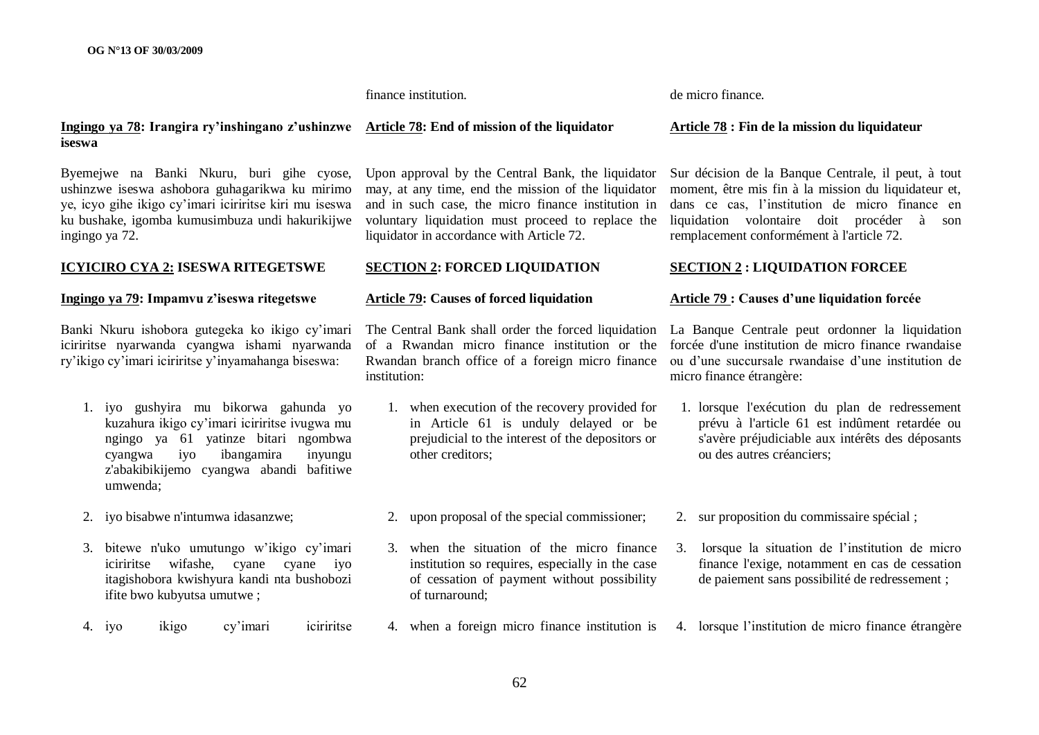finance institution.

de micro finance.

**Ingingo ya 78: Irangira ry'inshingano z'ushinzwe iseswa**

Byemejwe na Banki Nkuru, buri gihe cyose, ushinzwe iseswa ashobora guhagarikwa ku mirimo ye, icyo gihe ikigo cy'imari iciriritse kiri mu iseswa ku bushake, igomba kumusimbuza undi hakurikijwe ingingo ya 72.

**ICYICIRO CYA 2: ISESWA RITEGETSWE**

**Ingingo ya 79: Impamvu z'iseswa ritegetswe**

Banki Nkuru ishobora gutegeka ko ikigo cy'imari iciriritse nyarwanda cyangwa ishami nyarwanda ry'ikigo cy'imari iciriritse y'inyamahanga biseswa:

1. iyo gushyira mu bikorwa gahunda yo kuzahura ikigo cy'imari iciriritse ivugwa mu ngingo ya 61 yatinze bitari ngombwa cyangwa iyo ibangamira inyungu z'abakibikijemo cyangwa abandi bafitiwe umwenda;
2. iyo bisabwe n'intumwa idasanzwe;
3. bitewe n'uko umutungo w'ikigo cy'imari iciriritse wifashe, cyane cyane iyo itagishobora kwishyura kandi nta bushobozi ifite bwo kubyutsa umutwe ;
4. iyo ikigo cy'imari iciriritse

**Article 78: End of mission of the liquidator**

Upon approval by the Central Bank, the liquidator may, at any time, end the mission of the liquidator and in such case, the micro finance institution in voluntary liquidation must proceed to replace the liquidator in accordance with Article 72.

**SECTION 2: FORCED LIQUIDATION**

**Article 79: Causes of forced liquidation**

The Central Bank shall order the forced liquidation of a Rwandan micro finance institution or the Rwandan branch office of a foreign micro finance institution:

1. when execution of the recovery provided for in Article 61 is unduly delayed or be prejudicial to the interest of the depositors or other creditors;
2. upon proposal of the special commissioner;
3. when the situation of the micro finance institution so requires, especially in the case of cessation of payment without possibility of turnaround;
4. when a foreign micro finance institution is

**Article 78 : Fin de la mission du liquidateur**

Sur décision de la Banque Centrale, il peut, à tout moment, être mis fin à la mission du liquidateur et, dans ce cas, l'institution de micro finance en liquidation volontaire doit procéder à son remplacement conformément à l'article 72.

**SECTION 2 : LIQUIDATION FORCEE**

**Article 79 : Causes d'une liquidation forcée**

La Banque Centrale peut ordonner la liquidation forcée d'une institution de micro finance rwandaise ou d'une succursale rwandaise d'une institution de micro finance étrangère:

1. lorsque l'exécution du plan de redressement prévu à l'article 61 est indûment retardée ou s'avère préjudiciable aux intérêts des déposants ou des autres créanciers;
2. sur proposition du commissaire spécial ;
3. lorsque la situation de l'institution de micro finance l'exige, notamment en cas de cessation de paiement sans possibilité de redressement ;
4. lorsque l'institution de micro finance étrangère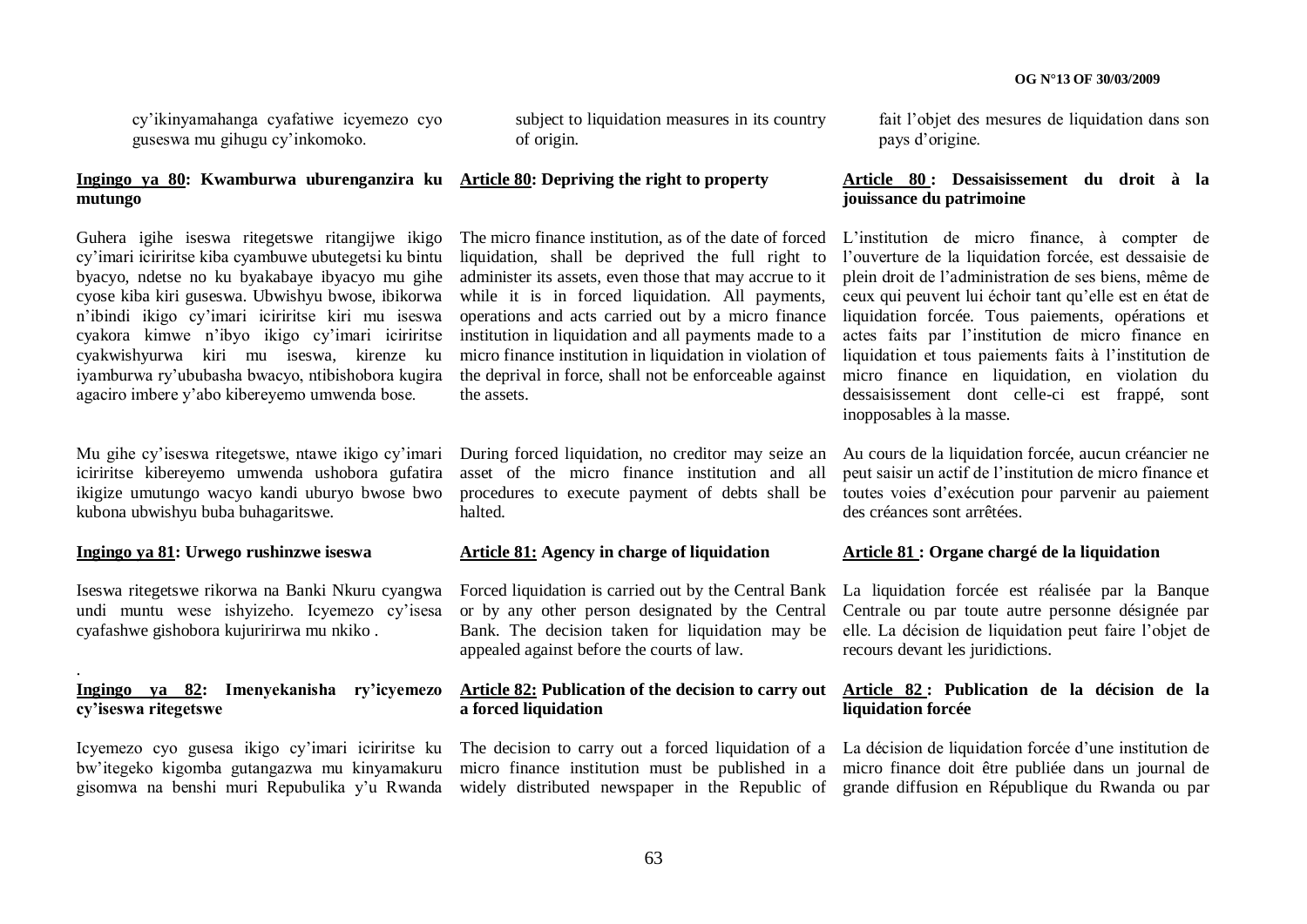cy'ikinyamahanga cyafatiwe icyemezo cyo guseswa mu gihugu cy'inkomoko.

subject to liquidation measures in its country of origin.

fait l'objet des mesures de liquidation dans son pays d'origine.

**Ingingo ya 80: Kwamburwa uburenganzira ku mutungo**

Guhera igihe iseswa ritegetswe ritangijwe ikigo cy'imari iciriritse kiba cyambuwe ubutegetsi ku bintu byacyo, ndetse no ku byakabaye ibyacyo mu gihe cyose kiba kiri guseswa. Ubwishyu bwose, ibikorwa n'ibindi ikigo cy'imari iciriritse kiri mu iseswa cyakora kimwe n'ibyo ikigo cy'imari iciriritse cyakwishyurwa kiri mu iseswa, kirenze ku iyamburwa ry'ububasha bwacyo, ntibishobora kugira agaciro imbere y'abo kibereyemo umwenda bose.

Mu gihe cy'iseswa ritegetswe, ntawe ikigo cy'imari iciriritse kibereyemo umwenda ushobora gufatira ikigize umutungo wacyo kandi uburyo bwose bwo kubona ubwishyu buba buhagaritswe.

**Ingingo ya 81: Urwego rushinzwe iseswa**

Iseswa ritegetswe rikorwa na Banki Nkuru cyangwa undi muntu wese ishyizeho. Icyemezo cy'isesa cyafashwe gishobora kujuririrwa mu nkiko .

.

**Ingingo ya 82: Imenyekanisha ry'icyemezo cy'iseswa ritegetswe**

Icyemezo cyo gusesa ikigo cy'imari iciriritse ku bw'itegeko kigomba gutangazwa mu kinyamakuru gisomwa na benshi muri Repubulika y'u Rwanda

**Article 80: Depriving the right to property**

The micro finance institution, as of the date of forced liquidation, shall be deprived the full right to administer its assets, even those that may accrue to it while it is in forced liquidation. All payments, operations and acts carried out by a micro finance institution in liquidation and all payments made to a micro finance institution in liquidation in violation of the deprival in force, shall not be enforceable against the assets.

During forced liquidation, no creditor may seize an asset of the micro finance institution and all procedures to execute payment of debts shall be halted.

**Article 81: Agency in charge of liquidation**

Forced liquidation is carried out by the Central Bank or by any other person designated by the Central Bank. The decision taken for liquidation may be appealed against before the courts of law.

**Article 82: Publication of the decision to carry out a forced liquidation**

The decision to carry out a forced liquidation of a micro finance institution must be published in a widely distributed newspaper in the Republic of

**Article 80 : Dessaisissement du droit à la jouissance du patrimoine**

L'institution de micro finance, à compter de l'ouverture de la liquidation forcée, est dessaisie de plein droit de l'administration de ses biens, même de ceux qui peuvent lui échoir tant qu'elle est en état de liquidation forcée. Tous paiements, opérations et actes faits par l'institution de micro finance en liquidation et tous paiements faits à l'institution de micro finance en liquidation, en violation du dessaisissement dont celle-ci est frappé, sont inopposables à la masse.

Au cours de la liquidation forcée, aucun créancier ne peut saisir un actif de l'institution de micro finance et toutes voies d'exécution pour parvenir au paiement des créances sont arrêtées.

**Article 81 : Organe chargé de la liquidation**

La liquidation forcée est réalisée par la Banque Centrale ou par toute autre personne désignée par elle. La décision de liquidation peut faire l'objet de recours devant les juridictions.

**Article 82 : Publication de la décision de la liquidation forcée**

La décision de liquidation forcée d'une institution de micro finance doit être publiée dans un journal de grande diffusion en République du Rwanda ou par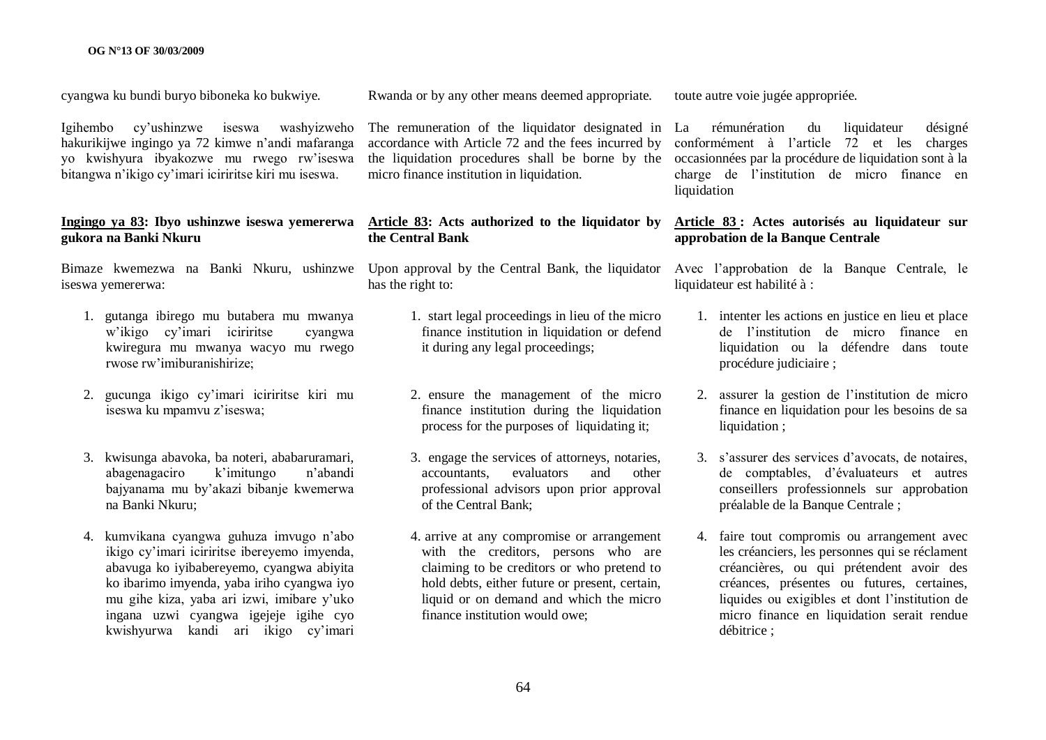cyangwa ku bundi buryo biboneka ko bukwiye.

Igihembo cy'ushinzwe iseswa washyizweho hakurikijwe ingingo ya 72 kimwe n'andi mafaranga yo kwishyura ibyakozwe mu rwego rw'iseswa bitangwa n'ikigo cy'imari iciriritse kiri mu iseswa.

**Ingingo ya 83: Ibyo ushinzwe iseswa yemererwa gukora na Banki Nkuru**

Bimaze kwemezwa na Banki Nkuru, ushinzwe iseswa yemererwa:

1. gutanga ibirego mu butabera mu mwanya w'ikigo cy'imari iciriritse cyangwa kwiregura mu mwanya wacyo mu rwego rwose rw'imiburanishirize;
2. gucunga ikigo cy'imari iciriritse kiri mu iseswa ku mpamvu z'iseswa;
3. kwisunga abavoka, ba noteri, ababaruramari, abagenagaciro k'imitungo n'abandi bajyanama mu by'akazi bibanje kwemerwa na Banki Nkuru;
4. kumvikana cyangwa guhuza imvugo n'abo ikigo cy'imari iciriritse ibereyemo imyenda, abavuga ko iyibabereyemo, cyangwa abiyita ko ibarimo imyenda, yaba iriho cyangwa iyo mu gihe kiza, yaba ari izwi, imibare y'uko ingana uzwi cyangwa igejeje igihe cyo kwishyurwa kandi ari ikigo cy'imari

Rwanda or by any other means deemed appropriate.

The remuneration of the liquidator designated in accordance with Article 72 and the fees incurred by the liquidation procedures shall be borne by the micro finance institution in liquidation.

**Article 83: Acts authorized to the liquidator by the Central Bank**

Upon approval by the Central Bank, the liquidator has the right to:

1. start legal proceedings in lieu of the micro finance institution in liquidation or defend it during any legal proceedings;
2. ensure the management of the micro finance institution during the liquidation process for the purposes of liquidating it;
3. engage the services of attorneys, notaries, accountants, evaluators and other professional advisors upon prior approval of the Central Bank;
4. arrive at any compromise or arrangement with the creditors, persons who are claiming to be creditors or who pretend to hold debts, either future or present, certain, liquid or on demand and which the micro finance institution would owe;

toute autre voie jugée appropriée.

La rémunération du liquidateur désigné conformément à l'article 72 et les charges occasionnées par la procédure de liquidation sont à la charge de l'institution de micro finance en liquidation

**Article 83 : Actes autorisés au liquidateur sur approbation de la Banque Centrale**

Avec l'approbation de la Banque Centrale, le liquidateur est habilité à :

1. intenter les actions en justice en lieu et place de l'institution de micro finance en liquidation ou la défendre dans toute procédure judiciaire ;
2. assurer la gestion de l'institution de micro finance en liquidation pour les besoins de sa liquidation ;
3. s'assurer des services d'avocats, de notaires, de comptables, d'évaluateurs et autres conseillers professionnels sur approbation préalable de la Banque Centrale ;
4. faire tout compromis ou arrangement avec les créanciers, les personnes qui se réclament créancières, ou qui prétendent avoir des créances, présentes ou futures, certaines, liquides ou exigibles et dont l'institution de micro finance en liquidation serait rendue débitrice ;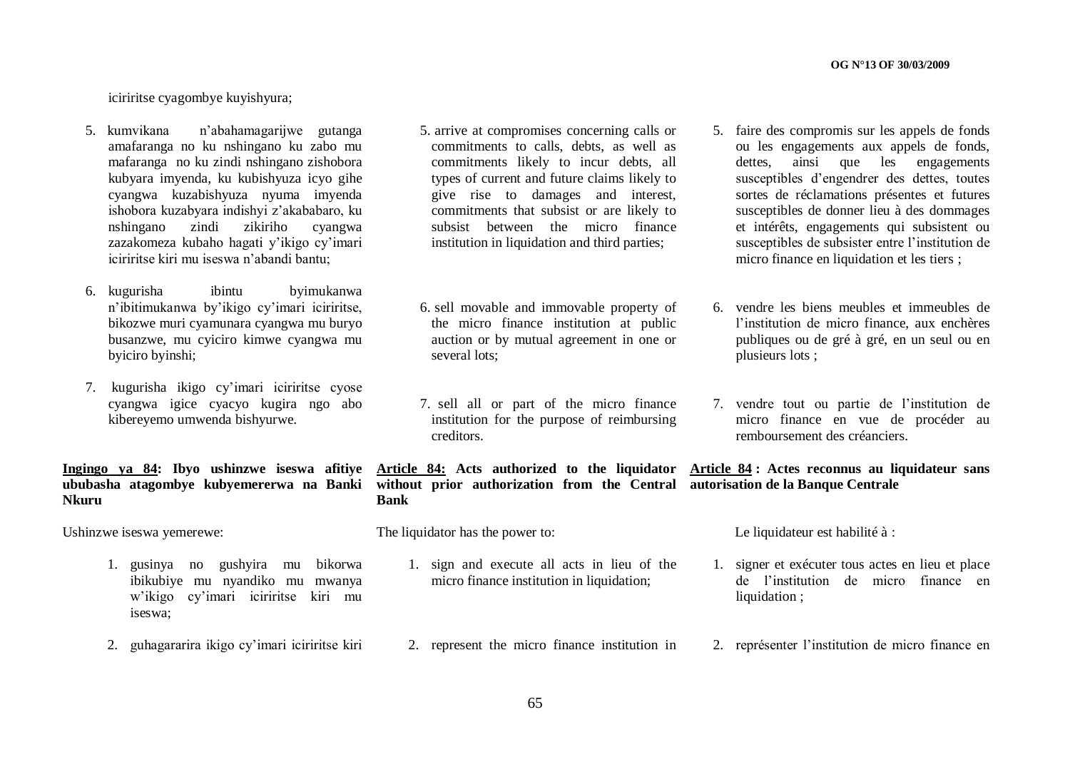iciriritse cyagombye kuyishyura;

5. kumvikana n'abahamagarijwe gutanga amafaranga no ku nshingano ku zabo mu mafaranga no ku zindi nshingano zishobora kubyara imyenda, ku kubishyuza icyo gihe cyangwa kuzabishyuza nyuma imyenda ishobora kuzabyara indishyi z'akababaro, ku nshingano zindi zikiriho cyangwa zazakomeza kubaho hagati y'ikigo cy'imari iciriritse kiri mu iseswa n'abandi bantu;

6. kugurisha ibintu byimukanwa n'ibitimukanwa by'ikigo cy'imari iciriritse, bikozwe muri cyamunara cyangwa mu buryo busanzwe, mu cyiciro kimwe cyangwa mu byiciro byinshi;

7. kugurisha ikigo cy'imari iciriritse cyose cyangwa igice cyacyo kugira ngo abo kibereyemo umwenda bishyurwe.

**Ingingo ya 84: Ibyo ushinzwe iseswa afitiye ububasha atagombye kubyemererwa na Banki Nkuru**

Ushinzwe iseswa yemerewe:

1. gusinya no gushyira mu bikorwa ibikubiye mu nyandiko mu mwanya w'ikigo cy'imari iciriritse kiri mu iseswa;

2. guhagararira ikigo cy'imari iciriritse kiri

5. arrive at compromises concerning calls or commitments to calls, debts, as well as commitments likely to incur debts, all types of current and future claims likely to give rise to damages and interest, commitments that subsist or are likely to subsist between the micro finance institution in liquidation and third parties;

6. sell movable and immovable property of the micro finance institution at public auction or by mutual agreement in one or several lots;

7. sell all or part of the micro finance institution for the purpose of reimbursing creditors.

**Article 84: Acts authorized to the liquidator without prior authorization from the Central Bank**

The liquidator has the power to:

1. sign and execute all acts in lieu of the micro finance institution in liquidation;

2. represent the micro finance institution in

5. faire des compromis sur les appels de fonds ou les engagements aux appels de fonds, dettes, ainsi que les engagements susceptibles d'engendrer des dettes, toutes sortes de réclamations présentes et futures susceptibles de donner lieu à des dommages et intérêts, engagements qui subsistent ou susceptibles de subsister entre l'institution de micro finance en liquidation et les tiers ;

6. vendre les biens meubles et immeubles de l'institution de micro finance, aux enchères publiques ou de gré à gré, en un seul ou en plusieurs lots ;

7. vendre tout ou partie de l'institution de micro finance en vue de procéder au remboursement des créanciers.

**Article 84 : Actes reconnus au liquidateur sans autorisation de la Banque Centrale**

Le liquidateur est habilité à :

1. signer et exécuter tous actes en lieu et place de l'institution de micro finance en liquidation ;

2. représenter l'institution de micro finance en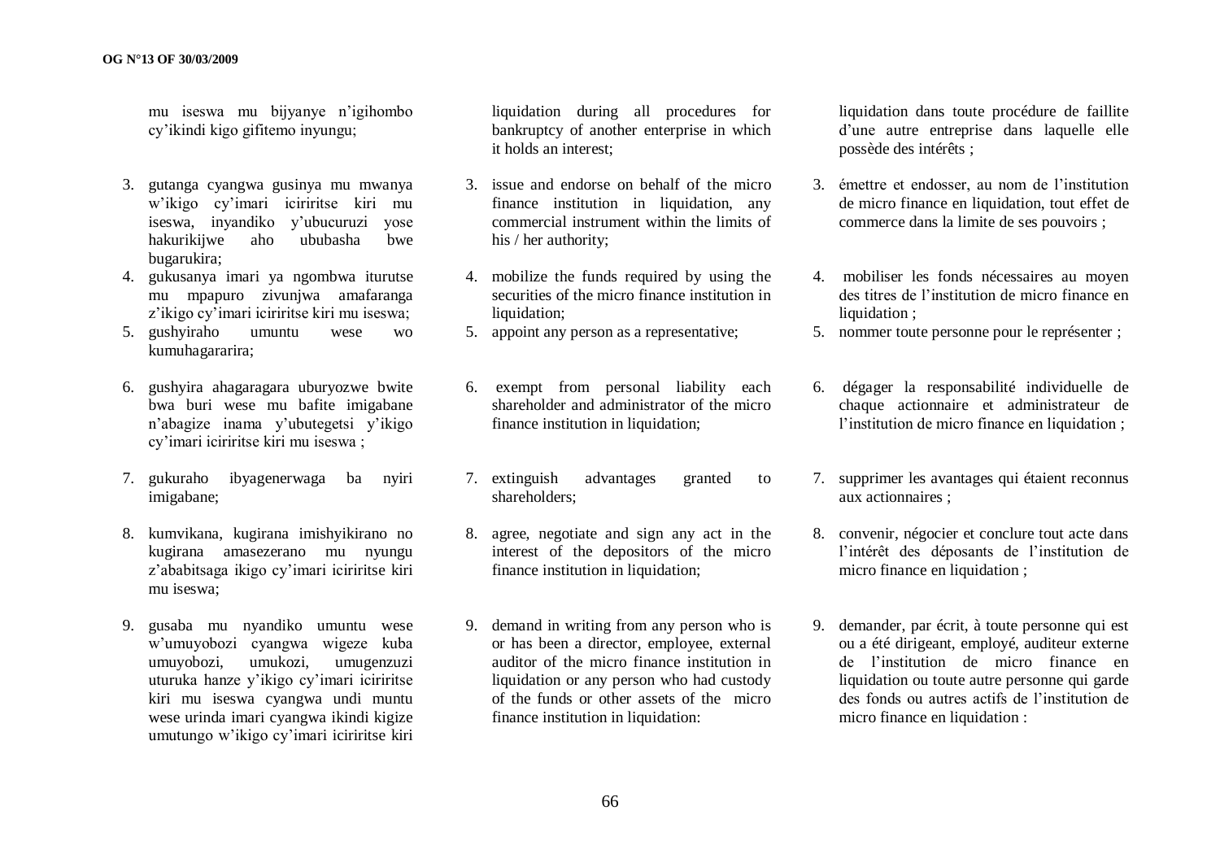mu iseswa mu bijyanye n'igihombo cy'ikindi kigo gifitemo inyungu;

3. gutanga cyangwa gusinya mu mwanya w'ikigo cy'imari iciriritse kiri mu iseswa, inyandiko y'ubucuruzi yose hakurikijwe aho ububasha bwe bugarukira;
4. gukusanya imari ya ngombwa iturutse mu mpapuro zivunjwa amafaranga z'ikigo cy'imari iciriritse kiri mu iseswa;
5. gushyiraho umuntu wese wo kumuhagararira;
6. gushyira ahagaragara uburyozwe bwite bwa buri wese mu bafite imigabane n'abagize inama y'ubutegetsi y'ikigo cy'imari iciriritse kiri mu iseswa ;
7. gukuraho ibyagenerwaga ba nyiri imigabane;
8. kumvikana, kugirana imishyikirano no kugirana amasezerano mu nyungu z'ababitsaga ikigo cy'imari iciriritse kiri mu iseswa;
9. gusaba mu nyandiko umuntu wese w'umuyobozi cyangwa wigeze kuba umuyobozi, umukozi, umugenzuzi uturuka hanze y'ikigo cy'imari iciriritse kiri mu iseswa cyangwa undi muntu wese urinda imari cyangwa ikindi kigize umutungo w'ikigo cy'imari iciriritse kiri

liquidation during all procedures for bankruptcy of another enterprise in which it holds an interest;

3. issue and endorse on behalf of the micro finance institution in liquidation, any commercial instrument within the limits of his / her authority;
4. mobilize the funds required by using the securities of the micro finance institution in liquidation;
5. appoint any person as a representative;
6. exempt from personal liability each shareholder and administrator of the micro finance institution in liquidation;
7. extinguish advantages granted to shareholders;
8. agree, negotiate and sign any act in the interest of the depositors of the micro finance institution in liquidation;
9. demand in writing from any person who is or has been a director, employee, external auditor of the micro finance institution in liquidation or any person who had custody of the funds or other assets of the micro finance institution in liquidation:

liquidation dans toute procédure de faillite d'une autre entreprise dans laquelle elle possède des intérêts ;

3. émettre et endosser, au nom de l'institution de micro finance en liquidation, tout effet de commerce dans la limite de ses pouvoirs ;
4. mobiliser les fonds nécessaires au moyen des titres de l'institution de micro finance en liquidation ;
5. nommer toute personne pour le représenter ;
6. dégager la responsabilité individuelle de chaque actionnaire et administrateur de l'institution de micro finance en liquidation ;
7. supprimer les avantages qui étaient reconnus aux actionnaires ;
8. convenir, négocier et conclure tout acte dans l'intérêt des déposants de l'institution de micro finance en liquidation ;
9. demander, par écrit, à toute personne qui est ou a été dirigeant, employé, auditeur externe de l'institution de micro finance en liquidation ou toute autre personne qui garde des fonds ou autres actifs de l'institution de micro finance en liquidation :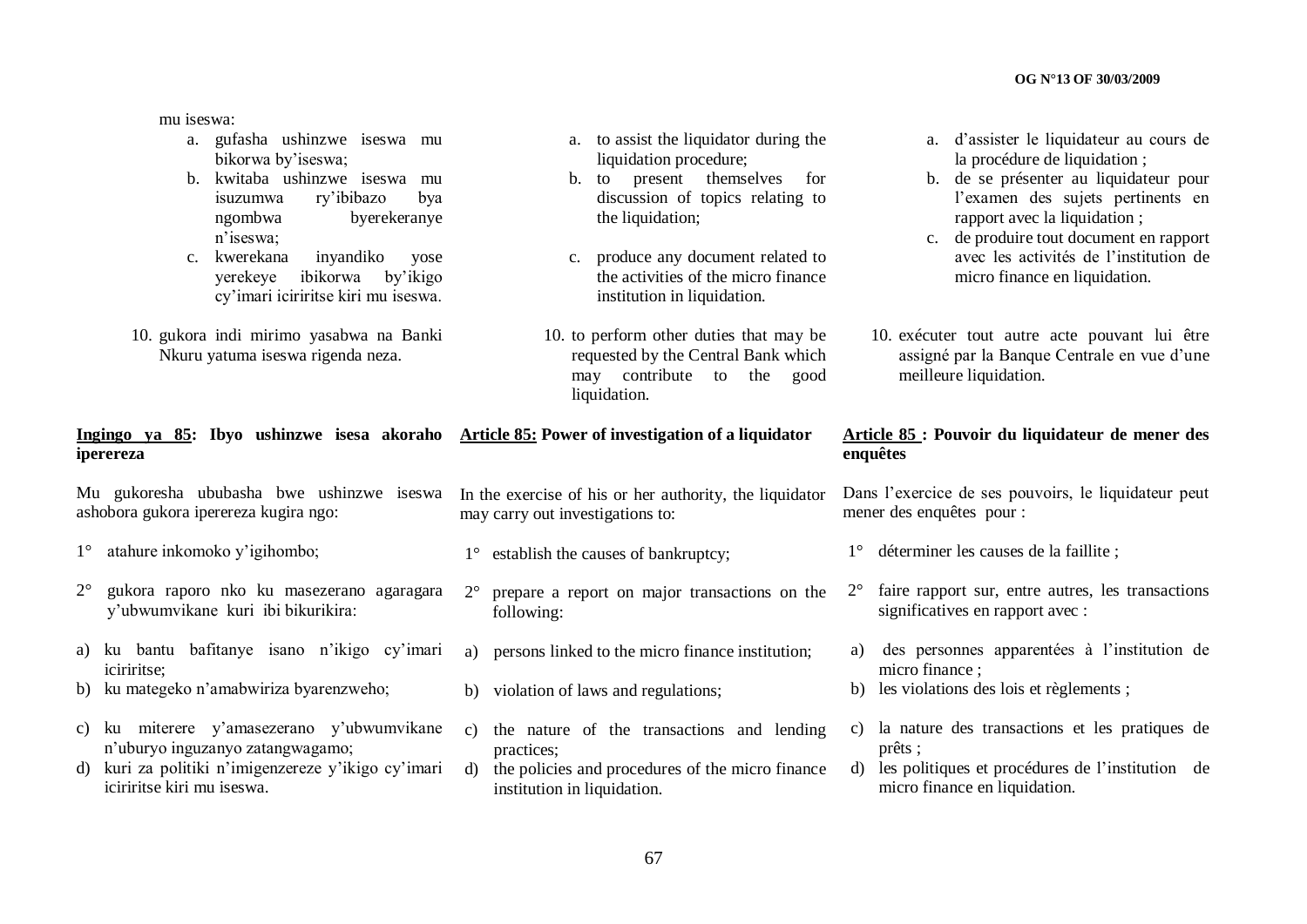mu iseswa:

a. gufasha ushinzwe iseswa mu bikorwa by'iseswa;
b. kwitaba ushinzwe iseswa mu isuzumwa ry'ibibazo bya ngombwa byerekeranye n'iseswa;
c. kwerekana inyandiko yose yerekeye ibikorwa by'ikigo cy'imari iciriritse kiri mu iseswa.

10. gukora indi mirimo yasabwa na Banki Nkuru yatuma iseswa rigenda neza.

**Ingingo ya 85: Ibyo ushinzwe isesa akoraho iperereza**

Mu gukoresha ububasha bwe ushinzwe iseswa ashobora gukora iperereza kugira ngo:

1° atahure inkomoko y'igihombo;

2° gukora raporo nko ku masezerano agaragara y'ubwumvikane kuri ibi bikurikira:

a) ku bantu bafitanye isano n'ikigo cy'imari iciriritse;
b) ku mategeko n'amabwiriza byarenzweho;
c) ku miterere y'amasezerano y'ubwumvikane n'uburyo inguzanyo zatangwagamo;
d) kuri za politiki n'imigenzereze y'ikigo cy'imari iciriritse kiri mu iseswa.

---

a. to assist the liquidator during the liquidation procedure;
b. to present themselves for discussion of topics relating to the liquidation;
c. produce any document related to the activities of the micro finance institution in liquidation.

10. to perform other duties that may be requested by the Central Bank which may contribute to the good liquidation.

**Article 85: Power of investigation of a liquidator**

In the exercise of his or her authority, the liquidator may carry out investigations to:

1° establish the causes of bankruptcy;

2° prepare a report on major transactions on the following:

a) persons linked to the micro finance institution;
b) violation of laws and regulations;
c) the nature of the transactions and lending practices;
d) the policies and procedures of the micro finance institution in liquidation.

---

a. d'assister le liquidateur au cours de la procédure de liquidation ;
b. de se présenter au liquidateur pour l'examen des sujets pertinents en rapport avec la liquidation ;
c. de produire tout document en rapport avec les activités de l'institution de micro finance en liquidation.

10. exécuter tout autre acte pouvant lui être assigné par la Banque Centrale en vue d'une meilleure liquidation.

**Article 85 : Pouvoir du liquidateur de mener des enquêtes**

Dans l'exercice de ses pouvoirs, le liquidateur peut mener des enquêtes pour :

1° déterminer les causes de la faillite ;

2° faire rapport sur, entre autres, les transactions significatives en rapport avec :

a) des personnes apparentées à l'institution de micro finance ;
b) les violations des lois et règlements ;
c) la nature des transactions et les pratiques de prêts ;
d) les politiques et procédures de l'institution de micro finance en liquidation.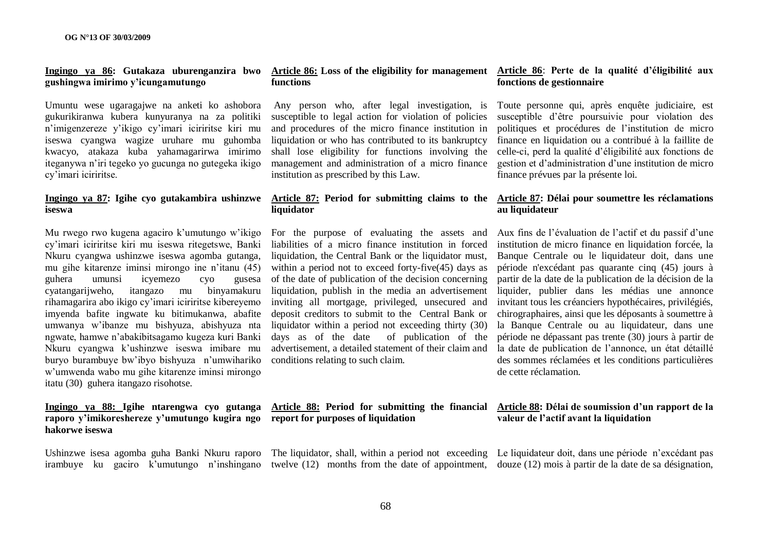**Ingingo ya 86: Gutakaza uburenganzira bwo gushingwa imirimo y'icungamutungo**

Umuntu wese ugaragajwe na anketi ko ashobora gukurikiranwa kubera kunyuranya na za politiki n'imigenzereze y'ikigo cy'imari iciriritse kiri mu iseswa cyangwa wagize uruhare mu guhomba kwacyo, atakaza kuba yahamagarirwa imirimo iteganywa n'iri tegeko yo gucunga no gutegeka ikigo cy'imari iciriritse.

**Ingingo ya 87: Igihe cyo gutakambira ushinzwe iseswa**

Mu rwego rwo kugena agaciro k'umutungo w'ikigo cy'imari iciriritse kiri mu iseswa ritegetswe, Banki Nkuru cyangwa ushinzwe iseswa agomba gutanga, mu gihe kitarenze iminsi mirongo ine n'itanu (45) guhera umunsi icyemezo cyo gusesa cyatangarijweho, itangazo mu binyamakuru rihamagarira abo ikigo cy'imari iciriritse kibereyemo imyenda bafite ingwate ku bitimukanwa, abafite umwanya w'ibanze mu bishyuza, abishyuza nta ngwate, hamwe n'abakibitsagamo kugeza kuri Banki Nkuru cyangwa k'ushinzwe iseswa imibare mu buryo burambuye bw'ibyo bishyuza n'umwihariko w'umwenda wabo mu gihe kitarenze iminsi mirongo itatu (30) guhera itangazo risohotse.

**Ingingo ya 88: Igihe ntarengwa cyo gutanga raporo y'imikoreshereze y'umutungo kugira ngo hakorwe iseswa**

Ushinzwe isesa agomba guha Banki Nkuru raporo irambuye ku gaciro k'umutungo n'inshingano

**Article 86: Loss of the eligibility for management functions**

Any person who, after legal investigation, is susceptible to legal action for violation of policies and procedures of the micro finance institution in liquidation or who has contributed to its bankruptcy shall lose eligibility for functions involving the management and administration of a micro finance institution as prescribed by this Law.

**Article 87: Period for submitting claims to the liquidator**

For the purpose of evaluating the assets and liabilities of a micro finance institution in forced liquidation, the Central Bank or the liquidator must, within a period not to exceed forty-five(45) days as of the date of publication of the decision concerning liquidation, publish in the media an advertisement inviting all mortgage, privileged, unsecured and deposit creditors to submit to the Central Bank or liquidator within a period not exceeding thirty (30) days as of the date of publication of the advertisement, a detailed statement of their claim and conditions relating to such claim.

**Article 88: Period for submitting the financial report for purposes of liquidation**

The liquidator, shall, within a period not exceeding twelve (12) months from the date of appointment,

**Article 86**: **Perte de la qualité d'éligibilité aux fonctions de gestionnaire**

Toute personne qui, après enquête judiciaire, est susceptible d'être poursuivie pour violation des politiques et procédures de l'institution de micro finance en liquidation ou a contribué à la faillite de celle-ci, perd la qualité d'éligibilité aux fonctions de gestion et d'administration d'une institution de micro finance prévues par la présente loi.

**Article 87: Délai pour soumettre les réclamations au liquidateur**

Aux fins de l'évaluation de l'actif et du passif d'une institution de micro finance en liquidation forcée, la Banque Centrale ou le liquidateur doit, dans une période n'excédant pas quarante cinq (45) jours à partir de la date de la publication de la décision de la liquider, publier dans les médias une annonce invitant tous les créanciers hypothécaires, privilégiés, chirographaires, ainsi que les déposants à soumettre à la Banque Centrale ou au liquidateur, dans une période ne dépassant pas trente (30) jours à partir de la date de publication de l'annonce, un état détaillé des sommes réclamées et les conditions particulières de cette réclamation.

**Article 88: Délai de soumission d'un rapport de la valeur de l'actif avant la liquidation**

Le liquidateur doit, dans une période n'excédant pas douze (12) mois à partir de la date de sa désignation,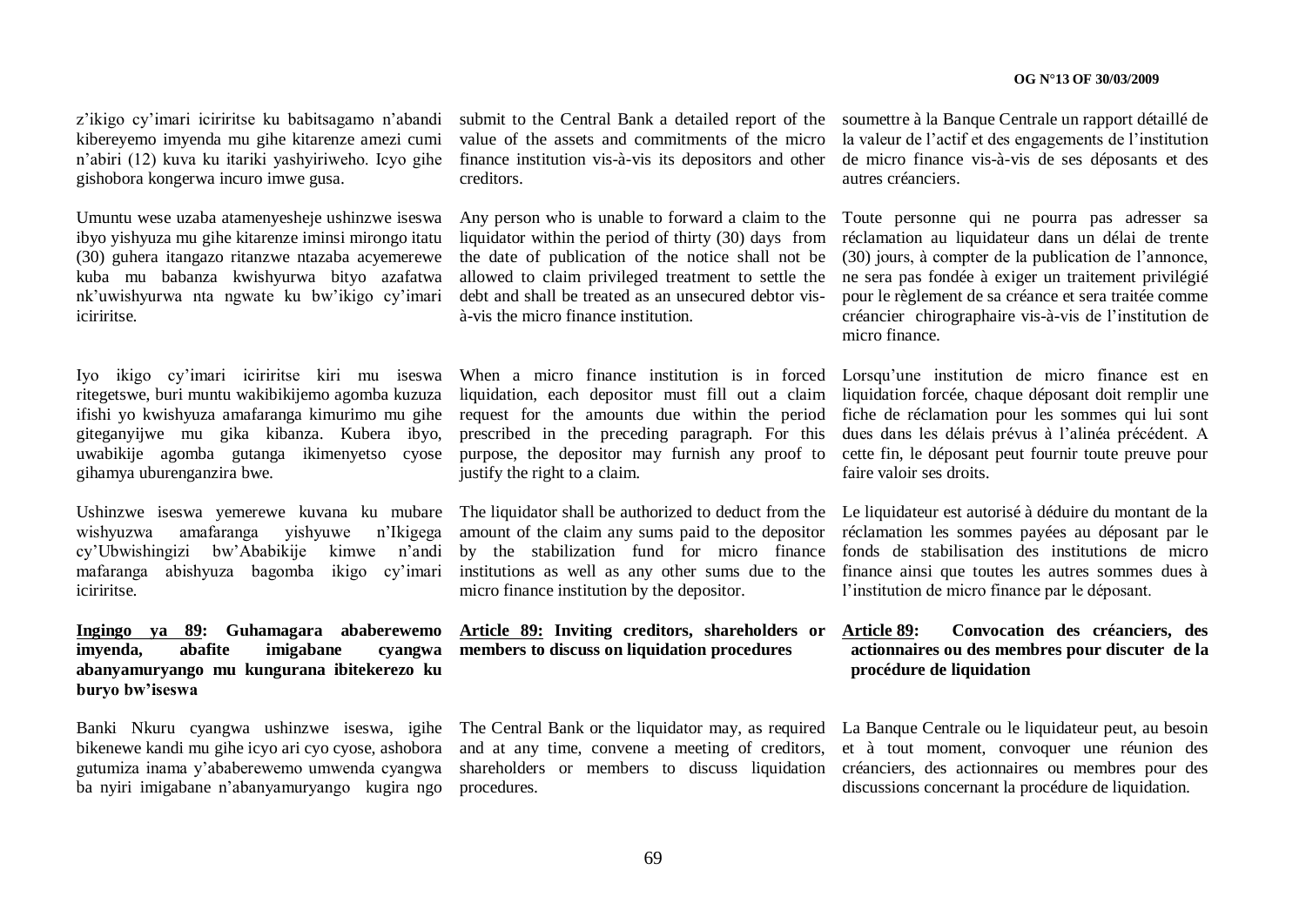z'ikigo cy'imari iciriritse ku babitsagamo n'abandi kibereyemo imyenda mu gihe kitarenze amezi cumi n'abiri (12) kuva ku itariki yashyiriweho. Icyo gihe gishobora kongerwa incuro imwe gusa.

Umuntu wese uzaba atamenyesheje ushinzwe iseswa ibyo yishyuza mu gihe kitarenze iminsi mirongo itatu (30) guhera itangazo ritanzwe ntazaba acyemerewe kuba mu babanza kwishyurwa bityo azafatwa nk'uwishyurwa nta ngwate ku bw'ikigo cy'imari iciriritse.

Iyo ikigo cy'imari iciriritse kiri mu iseswa ritegetswe, buri muntu wakibikijemo agomba kuzuza ifishi yo kwishyuza amafaranga kimurimo mu gihe giteganyijwe mu gika kibanza. Kubera ibyo, uwabikije agomba gutanga ikimenyetso cyose gihamya uburenganzira bwe.

Ushinzwe iseswa yemerewe kuvana ku mubare wishyuzwa amafaranga yishyuwe n'Ikigega cy'Ubwishingizi bw'Ababikije kimwe n'andi mafaranga abishyuza bagomba ikigo cy'imari iciriritse.

**Ingingo ya 89: Guhamagara ababerewemo imyenda, abafite imigabane cyangwa abanyamuryango mu kungurana ibitekerezo ku buryo bw'iseswa**

Banki Nkuru cyangwa ushinzwe iseswa, igihe bikenewe kandi mu gihe icyo ari cyo cyose, ashobora gutumiza inama y'ababerewemo umwenda cyangwa ba nyiri imigabane n'abanyamuryango kugira ngo

submit to the Central Bank a detailed report of the value of the assets and commitments of the micro finance institution vis-à-vis its depositors and other creditors.

Any person who is unable to forward a claim to the liquidator within the period of thirty (30) days from the date of publication of the notice shall not be allowed to claim privileged treatment to settle the debt and shall be treated as an unsecured debtor vis-à-vis the micro finance institution.

When a micro finance institution is in forced liquidation, each depositor must fill out a claim request for the amounts due within the period prescribed in the preceding paragraph. For this purpose, the depositor may furnish any proof to justify the right to a claim.

The liquidator shall be authorized to deduct from the amount of the claim any sums paid to the depositor by the stabilization fund for micro finance institutions as well as any other sums due to the micro finance institution by the depositor.

**Article 89: Inviting creditors, shareholders or members to discuss on liquidation procedures**

The Central Bank or the liquidator may, as required and at any time, convene a meeting of creditors, shareholders or members to discuss liquidation procedures.

soumettre à la Banque Centrale un rapport détaillé de la valeur de l'actif et des engagements de l'institution de micro finance vis-à-vis de ses déposants et des autres créanciers.

Toute personne qui ne pourra pas adresser sa réclamation au liquidateur dans un délai de trente (30) jours, à compter de la publication de l'annonce, ne sera pas fondée à exiger un traitement privilégié pour le règlement de sa créance et sera traitée comme créancier chirographaire vis-à-vis de l'institution de micro finance.

Lorsqu'une institution de micro finance est en liquidation forcée, chaque déposant doit remplir une fiche de réclamation pour les sommes qui lui sont dues dans les délais prévus à l'alinéa précédent. A cette fin, le déposant peut fournir toute preuve pour faire valoir ses droits.

Le liquidateur est autorisé à déduire du montant de la réclamation les sommes payées au déposant par le fonds de stabilisation des institutions de micro finance ainsi que toutes les autres sommes dues à l'institution de micro finance par le déposant.

**Article 89: Convocation des créanciers, des actionnaires ou des membres pour discuter de la procédure de liquidation**

La Banque Centrale ou le liquidateur peut, au besoin et à tout moment, convoquer une réunion des créanciers, des actionnaires ou membres pour des discussions concernant la procédure de liquidation.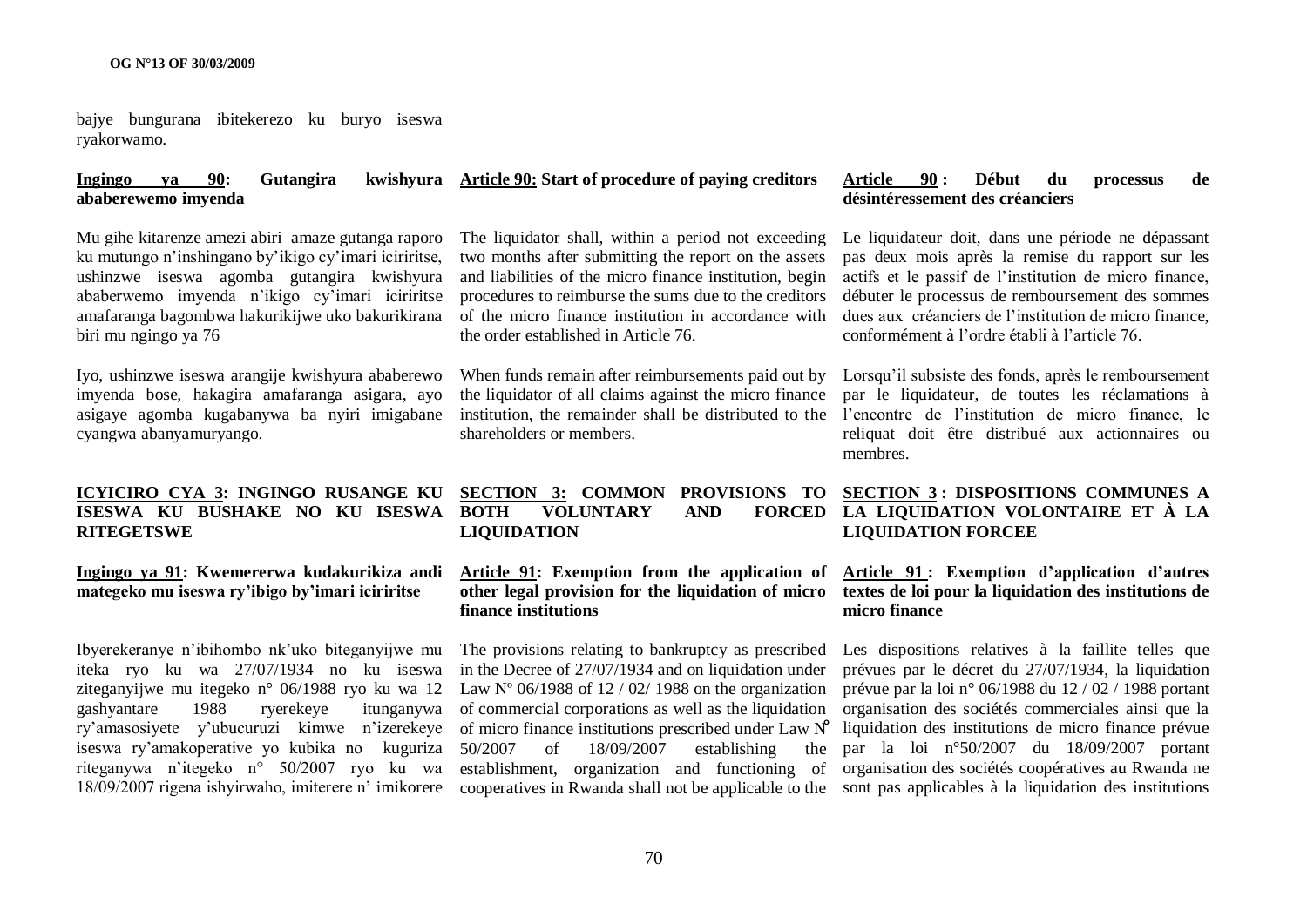bajye bungurana ibitekerezo ku buryo iseswa ryakorwamo.

**Ingingo ya 90: Gutangira kwishyura ababerewemo imyenda**

Mu gihe kitarenze amezi abiri amaze gutanga raporo ku mutungo n'inshingano by'ikigo cy'imari iciriritse, ushinzwe iseswa agomba gutangira kwishyura ababerewemo imyenda n'ikigo cy'imari iciriritse amafaranga bagombwa hakurikijwe uko bakurikirana biri mu ngingo ya 76

Iyo, ushinzwe iseswa arangije kwishyura ababerewo imyenda bose, hakagira amafaranga asigara, ayo asigaye agomba kugabanywa ba nyiri imigabane cyangwa abanyamuryango.

**ICYICIRO CYA 3: INGINGO RUSANGE KU ISESWA KU BUSHAKE NO KU ISESWA RITEGETSWE**

**Ingingo ya 91: Kwemererwa kudakurikiza andi mategeko mu iseswa ry'ibigo by'imari iciriritse**

Ibyerekeranye n'ibihombo nk'uko biteganyijwe mu iteka ryo ku wa 27/07/1934 no ku iseswa ziteganyijwe mu itegeko n° 06/1988 ryo ku wa 12 gashyantare 1988 ryerekeye itunganywa ry'amasosiyete y'ubucuruzi kimwe n'izerekeye iseswa ry'amakoperative yo kubika no kuguriza riteganywa n'itegeko n° 50/2007 ryo ku wa 18/09/2007 rigena ishyirwaho, imiterere n' imikorere

**Article 90: Start of procedure of paying creditors**

The liquidator shall, within a period not exceeding two months after submitting the report on the assets and liabilities of the micro finance institution, begin procedures to reimburse the sums due to the creditors of the micro finance institution in accordance with the order established in Article 76.

When funds remain after reimbursements paid out by the liquidator of all claims against the micro finance institution, the remainder shall be distributed to the shareholders or members.

**SECTION 3: COMMON PROVISIONS TO BOTH VOLUNTARY AND FORCED LIQUIDATION**

**Article 91: Exemption from the application of other legal provision for the liquidation of micro finance institutions**

The provisions relating to bankruptcy as prescribed in the Decree of 27/07/1934 and on liquidation under Law Nº 06/1988 of 12 / 02/ 1988 on the organization of commercial corporations as well as the liquidation of micro finance institutions prescribed under Law Nº 50/2007 of 18/09/2007 establishing the establishment, organization and functioning of cooperatives in Rwanda shall not be applicable to the

**Article 90 : Début du processus de désintéressement des créanciers**

Le liquidateur doit, dans une période ne dépassant pas deux mois après la remise du rapport sur les actifs et le passif de l'institution de micro finance, débuter le processus de remboursement des sommes dues aux créanciers de l'institution de micro finance, conformément à l'ordre établi à l'article 76.

Lorsqu'il subsiste des fonds, après le remboursement par le liquidateur, de toutes les réclamations à l'encontre de l'institution de micro finance, le reliquat doit être distribué aux actionnaires ou membres.

**SECTION 3 : DISPOSITIONS COMMUNES A LA LIQUIDATION VOLONTAIRE ET À LA LIQUIDATION FORCEE**

**Article 91 : Exemption d'application d'autres textes de loi pour la liquidation des institutions de micro finance**

Les dispositions relatives à la faillite telles que prévues par le décret du 27/07/1934, la liquidation prévue par la loi n° 06/1988 du 12 / 02 / 1988 portant organisation des sociétés commerciales ainsi que la liquidation des institutions de micro finance prévue par la loi n°50/2007 du 18/09/2007 portant organisation des sociétés coopératives au Rwanda ne sont pas applicables à la liquidation des institutions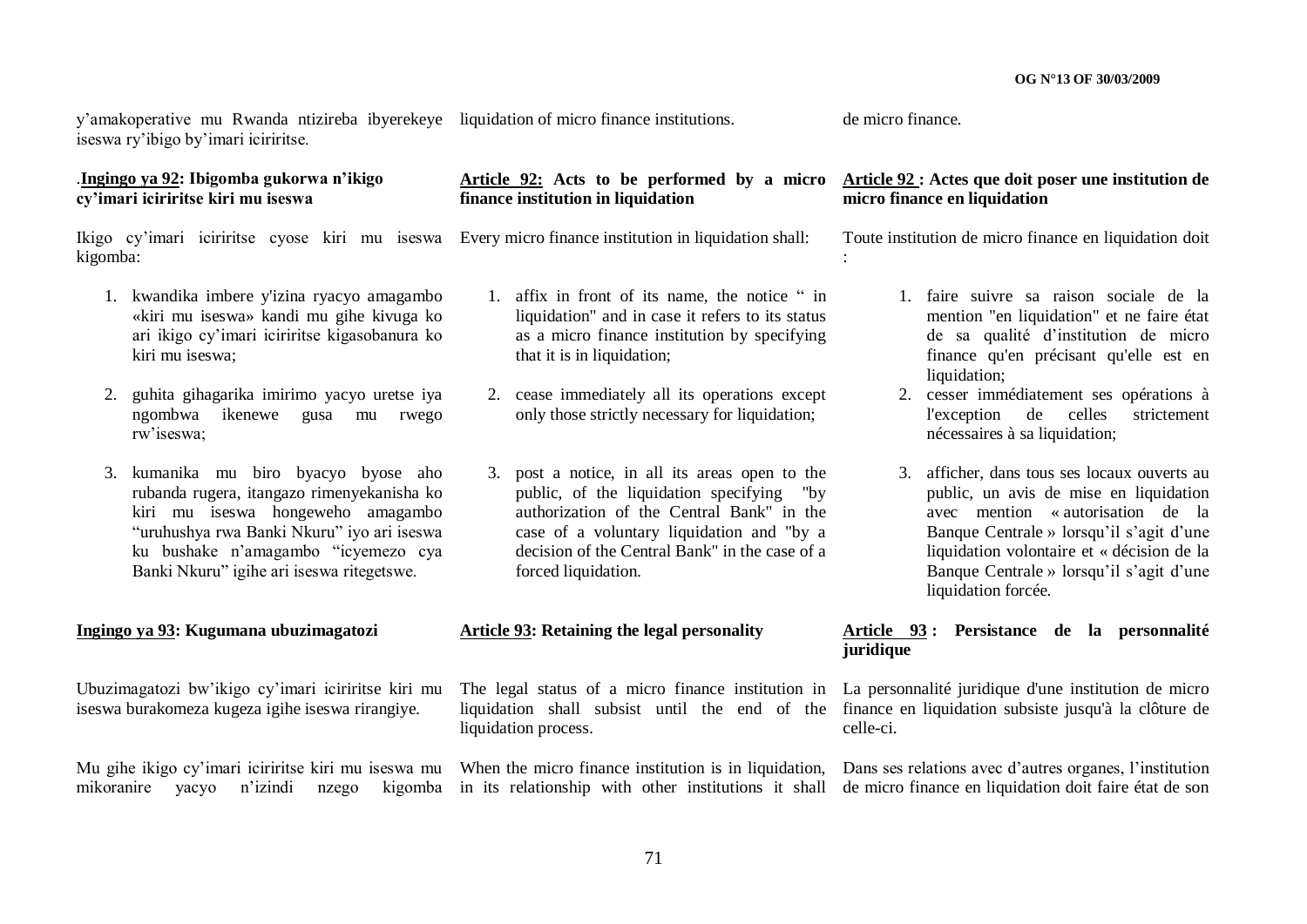y'amakoperative mu Rwanda ntizireba ibyerekeye iseswa ry'ibigo by'imari iciriritse.

.**Ingingo ya 92: Ibigomba gukorwa n'ikigo cy'imari iciriritse kiri mu iseswa**

Ikigo cy'imari iciriritse cyose kiri mu iseswa kigomba:

1. kwandika imbere y'izina ryacyo amagambo «kiri mu iseswa» kandi mu gihe kivuga ko ari ikigo cy'imari iciriritse kigasobanura ko kiri mu iseswa;
2. guhita gihagarika imirimo yacyo uretse iya ngombwa ikenewe gusa mu rwego rw'iseswa;
3. kumanika mu biro byacyo byose aho rubanda rugera, itangazo rimenyekanisha ko kiri mu iseswa hongeweho amagambo "uruhushya rwa Banki Nkuru" iyo ari iseswa ku bushake n'amagambo "icyemezo cya Banki Nkuru" igihe ari iseswa ritegetswe.

**Ingingo ya 93: Kugumana ubuzimagatozi**

Ubuzimagatozi bw'ikigo cy'imari iciriritse kiri mu iseswa burakomeza kugeza igihe iseswa rirangiye.

Mu gihe ikigo cy'imari iciriritse kiri mu iseswa mu mikoranire yacyo n'izindi nzego kigomba

liquidation of micro finance institutions.

**Article 92: Acts to be performed by a micro finance institution in liquidation**

Every micro finance institution in liquidation shall:

1. affix in front of its name, the notice " in liquidation" and in case it refers to its status as a micro finance institution by specifying that it is in liquidation;
2. cease immediately all its operations except only those strictly necessary for liquidation;
3. post a notice, in all its areas open to the public, of the liquidation specifying "by authorization of the Central Bank" in the case of a voluntary liquidation and "by a decision of the Central Bank" in the case of a forced liquidation.

**Article 93: Retaining the legal personality**

The legal status of a micro finance institution in liquidation shall subsist until the end of the liquidation process.

When the micro finance institution is in liquidation, in its relationship with other institutions it shall

de micro finance.

**Article 92 : Actes que doit poser une institution de micro finance en liquidation**

Toute institution de micro finance en liquidation doit :

1. faire suivre sa raison sociale de la mention "en liquidation" et ne faire état de sa qualité d'institution de micro finance qu'en précisant qu'elle est en liquidation;
2. cesser immédiatement ses opérations à l'exception de celles strictement nécessaires à sa liquidation;
3. afficher, dans tous ses locaux ouverts au public, un avis de mise en liquidation avec mention « autorisation de la Banque Centrale » lorsqu'il s'agit d'une liquidation volontaire et « décision de la Banque Centrale » lorsqu'il s'agit d'une liquidation forcée.

**Article 93 : Persistance de la personnalité juridique**

La personnalité juridique d'une institution de micro finance en liquidation subsiste jusqu'à la clôture de celle-ci.

Dans ses relations avec d'autres organes, l'institution de micro finance en liquidation doit faire état de son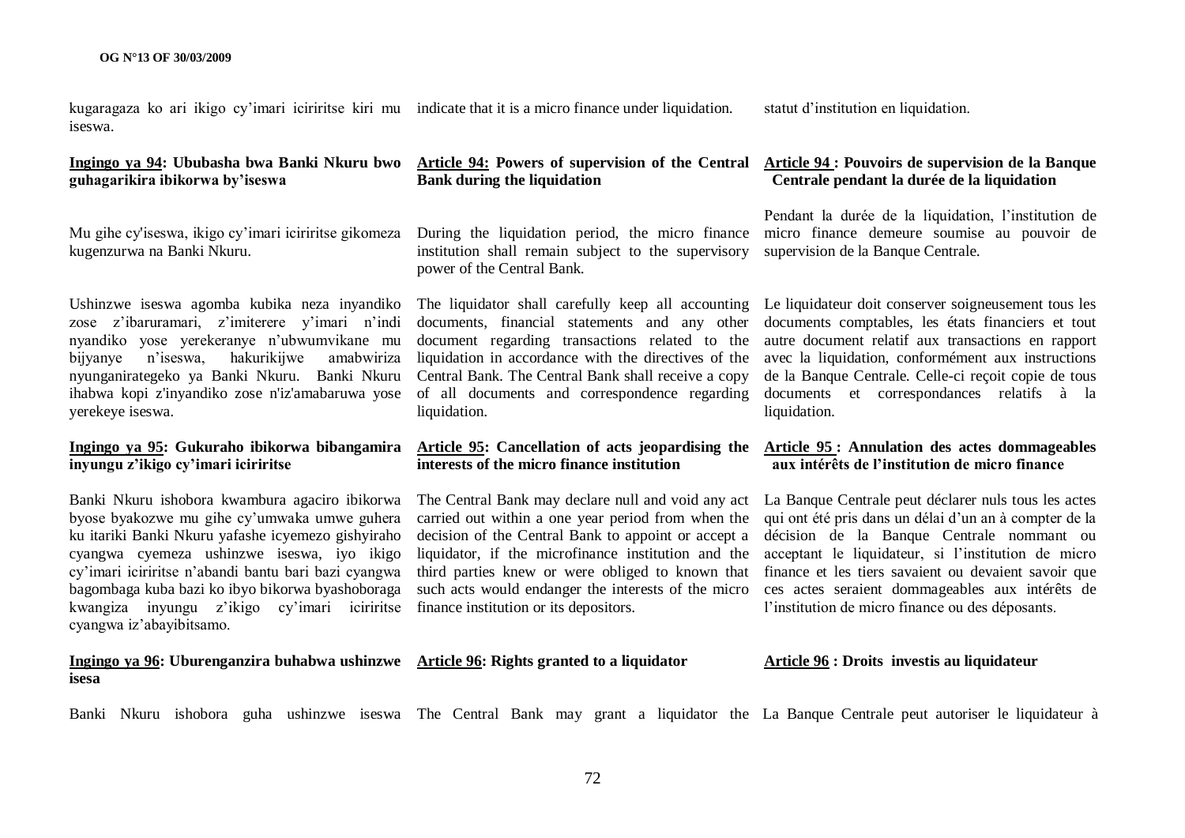kugaragaza ko ari ikigo cy'imari iciriritse kiri mu iseswa.

indicate that it is a micro finance under liquidation.

statut d'institution en liquidation.

**<u>Ingingo ya 94</u>: Ububasha bwa Banki Nkuru bwo guhagarikira ibikorwa by'iseswa**

Mu gihe cy'iseswa, ikigo cy'imari iciriritse gikomeza kugenzurwa na Banki Nkuru.

Ushinzwe iseswa agomba kubika neza inyandiko zose z'ibaruramari, z'imiterere y'imari n'indi nyandiko yose yerekeranye n'ubwumvikane mu bijyanye n'iseswa, hakurikijwe amabwiriza nyunganirategeko ya Banki Nkuru. Banki Nkuru ihabwa kopi z'inyandiko zose n'iz'amabaruwa yose yerekeye iseswa.

**<u>Ingingo ya 95</u>: Gukuraho ibikorwa bibangamira inyungu z'ikigo cy'imari iciriritse**

Banki Nkuru ishobora kwambura agaciro ibikorwa byose byakozwe mu gihe cy'umwaka umwe guhera ku itariki Banki Nkuru yafashe icyemezo gishyiraho cyangwa cyemeza ushinzwe iseswa, iyo ikigo cy'imari iciriritse n'abandi bantu bari bazi cyangwa bagombaga kuba bazi ko ibyo bikorwa byashoboraga kwangiza inyungu z'ikigo cy'imari iciriritse cyangwa iz'abayibitsamo.

**<u>Ingingo ya 96</u>: Uburenganzira buhabwa ushinzwe isesa**

Banki Nkuru ishobora guha ushinzwe iseswa

**<u>Article 94:</u> Powers of supervision of the Central Bank during the liquidation**

During the liquidation period, the micro finance institution shall remain subject to the supervisory power of the Central Bank.

The liquidator shall carefully keep all accounting documents, financial statements and any other document regarding transactions related to the liquidation in accordance with the directives of the Central Bank. The Central Bank shall receive a copy of all documents and correspondence regarding liquidation.

**<u>Article 95</u>: Cancellation of acts jeopardising the interests of the micro finance institution**

The Central Bank may declare null and void any act carried out within a one year period from when the decision of the Central Bank to appoint or accept a liquidator, if the microfinance institution and the third parties knew or were obliged to known that such acts would endanger the interests of the micro finance institution or its depositors.

**<u>Article 96</u>: Rights granted to a liquidator**

The Central Bank may grant a liquidator the

**<u>Article 94 </u>: Pouvoirs de supervision de la Banque Centrale pendant la durée de la liquidation**

Pendant la durée de la liquidation, l'institution de micro finance demeure soumise au pouvoir de supervision de la Banque Centrale.

Le liquidateur doit conserver soigneusement tous les documents comptables, les états financiers et tout autre document relatif aux transactions en rapport avec la liquidation, conformément aux instructions de la Banque Centrale. Celle-ci reçoit copie de tous documents et correspondances relatifs à la liquidation.

**<u>Article 95 </u>: Annulation des actes dommageables aux intérêts de l'institution de micro finance**

La Banque Centrale peut déclarer nuls tous les actes qui ont été pris dans un délai d'un an à compter de la décision de la Banque Centrale nommant ou acceptant le liquidateur, si l'institution de micro finance et les tiers savaient ou devaient savoir que ces actes seraient dommageables aux intérêts de l'institution de micro finance ou des déposants.

**<u>Article 96</u> : Droits investis au liquidateur**

La Banque Centrale peut autoriser le liquidateur à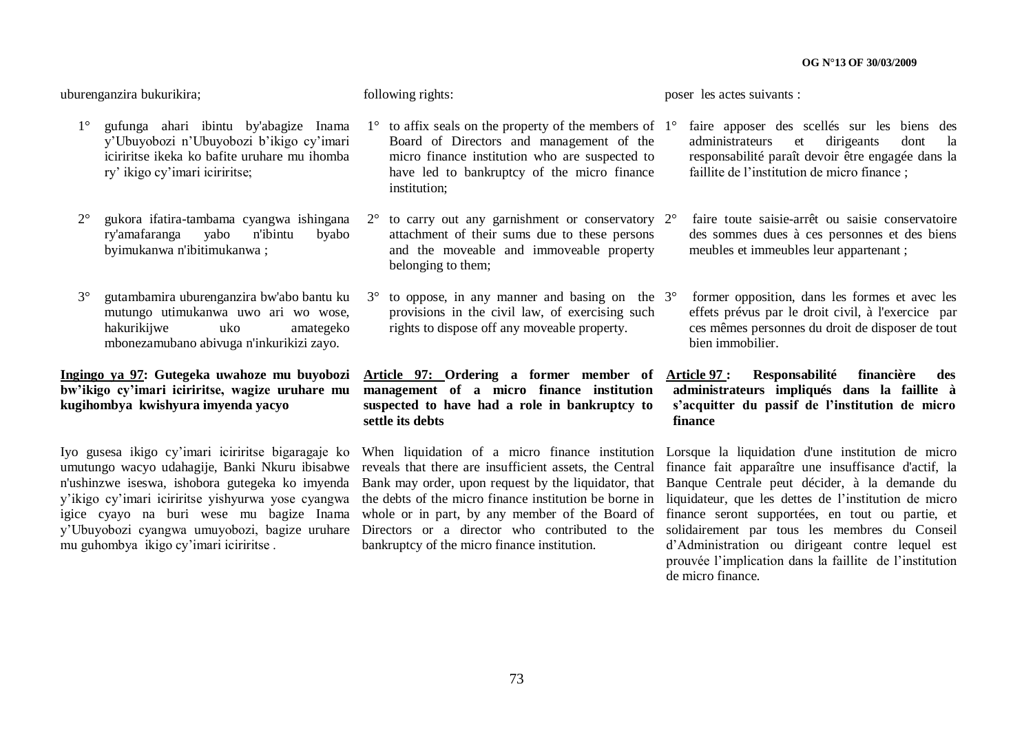uburenganzira bukurikira;

1° gufunga ahari ibintu by'abagize Inama y'Ubuyobozi n'Ubuyobozi b'ikigo cy'imari iciriritse ikeka ko bafite uruhare mu ihomba ry' ikigo cy'imari iciriritse;

2° gukora ifatira-tambama cyangwa ishingana ry'amafaranga yabo n'ibintu byabo byimukanwa n'ibitimukanwa ;

3° gutambamira uburenganzira bw'abo bantu ku mutungo utimukanwa uwo ari wo wose, hakurikijwe uko amategeko mbonezamubano abivuga n'inkurikizi zayo.

**Ingingo ya 97: Gutegeka uwahoze mu buyobozi bw'ikigo cy'imari iciriritse, wagize uruhare mu kugihombya kwishyura imyenda yacyo**

Iyo gusesa ikigo cy'imari iciriritse bigaragaje ko umutungo wacyo udahagije, Banki Nkuru ibisabwe n'ushinzwe iseswa, ishobora gutegeka ko imyenda y'ikigo cy'imari iciriritse yishyurwa yose cyangwa igice cyayo na buri wese mu bagize Inama y'Ubuyobozi cyangwa umuyobozi, bagize uruhare mu guhombya ikigo cy'imari iciriritse .

following rights:

1° to affix seals on the property of the members of Board of Directors and management of the micro finance institution who are suspected to have led to bankruptcy of the micro finance institution;

2° to carry out any garnishment or conservatory attachment of their sums due to these persons and the moveable and immoveable property belonging to them;

3° to oppose, in any manner and basing on the provisions in the civil law, of exercising such rights to dispose off any moveable property.

**Article 97: Ordering a former member of management of a micro finance institution suspected to have had a role in bankruptcy to settle its debts**

When liquidation of a micro finance institution reveals that there are insufficient assets, the Central Bank may order, upon request by the liquidator, that the debts of the micro finance institution be borne in whole or in part, by any member of the Board of Directors or a director who contributed to the bankruptcy of the micro finance institution.

poser les actes suivants :

1° faire apposer des scellés sur les biens des administrateurs et dirigeants dont la responsabilité paraît devoir être engagée dans la faillite de l'institution de micro finance ;

2° faire toute saisie-arrêt ou saisie conservatoire des sommes dues à ces personnes et des biens meubles et immeubles leur appartenant ;

3° former opposition, dans les formes et avec les effets prévus par le droit civil, à l'exercice par ces mêmes personnes du droit de disposer de tout bien immobilier.

**Article 97 : Responsabilité financière des administrateurs impliqués dans la faillite à s'acquitter du passif de l'institution de micro finance**

Lorsque la liquidation d'une institution de micro finance fait apparaître une insuffisance d'actif, la Banque Centrale peut décider, à la demande du liquidateur, que les dettes de l'institution de micro finance seront supportées, en tout ou partie, et solidairement par tous les membres du Conseil d'Administration ou dirigeant contre lequel est prouvée l'implication dans la faillite de l'institution de micro finance.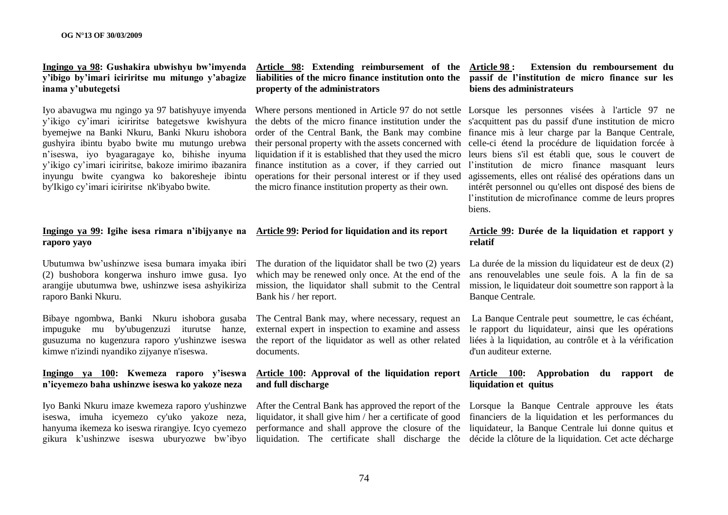**Ingingo ya 98: Gushakira ubwishyu bw'imyenda y'ibigo by'imari iciriritse mu mitungo y'abagize inama y'ubutegetsi**

Iyo abavugwa mu ngingo ya 97 batishyuye imyenda y'ikigo cy'imari iciriritse bategetswe kwishyura byemejwe na Banki Nkuru, Banki Nkuru ishobora gushyira ibintu byabo bwite mu mutungo urebwa n'iseswa, iyo byagaragaye ko, bihishe inyuma y'ikigo cy'imari iciriritse, bakoze imirimo ibazanira inyungu bwite cyangwa ko bakoresheje ibintu by'Ikigo cy'imari iciriritse nk'ibyabo bwite.

**Ingingo ya 99: Igihe isesa rimara n'ibijyanye na raporo yayo**

Ubutumwa bw'ushinzwe isesa bumara imyaka ibiri (2) bushobora kongerwa inshuro imwe gusa. Iyo arangije ubutumwa bwe, ushinzwe isesa ashyikiriza raporo Banki Nkuru.

Bibaye ngombwa, Banki Nkuru ishobora gusaba impuguke mu by'ubugenzuzi iturutse hanze, gusuzuma no kugenzura raporo y'ushinzwe iseswa kimwe n'izindi nyandiko zijyanye n'iseswa.

**Ingingo ya 100: Kwemeza raporo y'iseswa n'icyemezo baha ushinzwe iseswa ko yakoze neza**

Iyo Banki Nkuru imaze kwemeza raporo y'ushinzwe iseswa, imuha icyemezo cy'uko yakoze neza, hanyuma ikemeza ko iseswa rirangiye. Icyo cyemezo gikura k'ushinzwe iseswa uburyozwe bw'ibyo

**Article 98: Extending reimbursement of the liabilities of the micro finance institution onto the property of the administrators**

Where persons mentioned in Article 97 do not settle the debts of the micro finance institution under the order of the Central Bank, the Bank may combine their personal property with the assets concerned with liquidation if it is established that they used the micro finance institution as a cover, if they carried out operations for their personal interest or if they used the micro finance institution property as their own.

**Article 99: Period for liquidation and its report**

The duration of the liquidator shall be two (2) years which may be renewed only once. At the end of the mission, the liquidator shall submit to the Central Bank his / her report.

The Central Bank may, where necessary, request an external expert in inspection to examine and assess the report of the liquidator as well as other related documents.

**Article 100: Approval of the liquidation report and full discharge**

After the Central Bank has approved the report of the liquidator, it shall give him / her a certificate of good performance and shall approve the closure of the liquidation. The certificate shall discharge the

**Article 98 : Extension du remboursement du passif de l'institution de micro finance sur les biens des administrateurs**

Lorsque les personnes visées à l'article 97 ne s'acquittent pas du passif d'une institution de micro finance mis à leur charge par la Banque Centrale, celle-ci étend la procédure de liquidation forcée à leurs biens s'il est établi que, sous le couvert de l'institution de micro finance masquant leurs agissements, elles ont réalisé des opérations dans un intérêt personnel ou qu'elles ont disposé des biens de l'institution de microfinance comme de leurs propres biens.

**Article 99: Durée de la liquidation et rapport y relatif**

La durée de la mission du liquidateur est de deux (2) ans renouvelables une seule fois. A la fin de sa mission, le liquidateur doit soumettre son rapport à la Banque Centrale.

La Banque Centrale peut soumettre, le cas échéant, le rapport du liquidateur, ainsi que les opérations liées à la liquidation, au contrôle et à la vérification d'un auditeur externe.

**Article 100: Approbation du rapport de liquidation et quitus**

Lorsque la Banque Centrale approuve les états financiers de la liquidation et les performances du liquidateur, la Banque Centrale lui donne quitus et décide la clôture de la liquidation. Cet acte décharge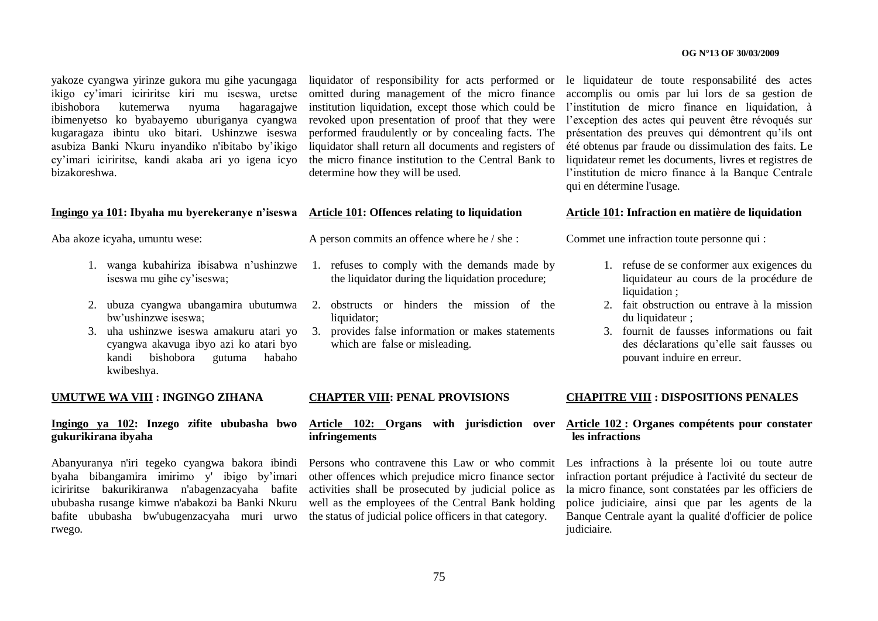yakoze cyangwa yirinze gukora mu gihe yacungaga ikigo cy'imari iciriritse kiri mu iseswa, uretse ibishobora kutemerwa nyuma hagaragajwe ibimenyetso ko byabayemo uburiganya cyangwa kugaragaza ibintu uko bitari. Ushinzwe iseswa asubiza Banki Nkuru inyandiko n'ibitabo by'ikigo cy'imari iciriritse, kandi akaba ari yo igena icyo bizakoreshwa.

**Ingingo ya 101: Ibyaha mu byerekeranye n'iseswa**

Aba akoze icyaha, umuntu wese:

1. wanga kubahiriza ibisabwa n'ushinzwe iseswa mu gihe cy'iseswa;
2. ubuza cyangwa ubangamira ubutumwa bw'ushinzwe iseswa;
3. uha ushinzwe iseswa amakuru atari yo cyangwa akavuga ibyo azi ko atari byo kandi bishobora gutuma habaho kwibeshya.

**UMUTWE WA VIII : INGINGO ZIHANA**

**Ingingo ya 102: Inzego zifite ububasha bwo gukurikirana ibyaha**

Abanyuranya n'iri tegeko cyangwa bakora ibindi byaha bibangamira imirimo y' ibigo by'imari iciriritse bakurikiranwa n'abagenzacyaha bafite ububasha rusange kimwe n'abakozi ba Banki Nkuru bafite ububasha bw'ubugenzacyaha muri urwo rwego.

liquidator of responsibility for acts performed or omitted during management of the micro finance institution liquidation, except those which could be revoked upon presentation of proof that they were performed fraudulently or by concealing facts. The liquidator shall return all documents and registers of the micro finance institution to the Central Bank to determine how they will be used.

**Article 101: Offences relating to liquidation**

A person commits an offence where he / she :

1. refuses to comply with the demands made by the liquidator during the liquidation procedure;
2. obstructs or hinders the mission of the liquidator;
3. provides false information or makes statements which are false or misleading.

**CHAPTER VIII: PENAL PROVISIONS**

**Article 102: Organs with jurisdiction over infringements**

Persons who contravene this Law or who commit other offences which prejudice micro finance sector activities shall be prosecuted by judicial police as well as the employees of the Central Bank holding the status of judicial police officers in that category.

le liquidateur de toute responsabilité des actes accomplis ou omis par lui lors de sa gestion de l'institution de micro finance en liquidation, à l'exception des actes qui peuvent être révoqués sur présentation des preuves qui démontrent qu'ils ont été obtenus par fraude ou dissimulation des faits. Le liquidateur remet les documents, livres et registres de l'institution de micro finance à la Banque Centrale qui en détermine l'usage.

**Article 101: Infraction en matière de liquidation**

Commet une infraction toute personne qui :

1. refuse de se conformer aux exigences du liquidateur au cours de la procédure de liquidation ;
2. fait obstruction ou entrave à la mission du liquidateur ;
3. fournit de fausses informations ou fait des déclarations qu'elle sait fausses ou pouvant induire en erreur.

**CHAPITRE VIII : DISPOSITIONS PENALES**

**Article 102 : Organes compétents pour constater les infractions**

Les infractions à la présente loi ou toute autre infraction portant préjudice à l'activité du secteur de la micro finance, sont constatées par les officiers de police judiciaire, ainsi que par les agents de la Banque Centrale ayant la qualité d'officier de police judiciaire.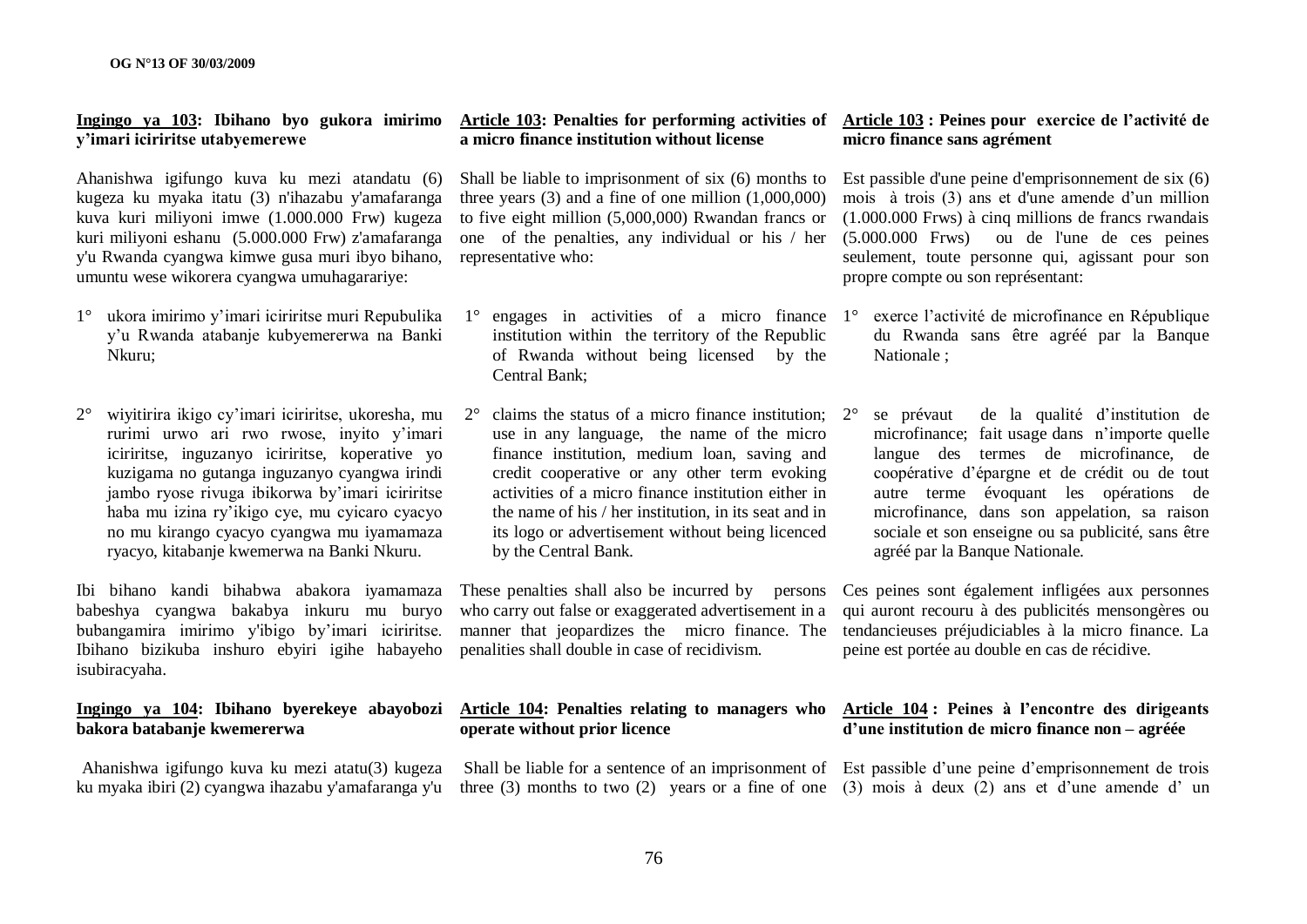**Ingingo ya 103: Ibihano byo gukora imirimo y'imari iciriritse utabyemerewe**

Ahanishwa igifungo kuva ku mezi atandatu (6) kugeza ku myaka itatu (3) n'ihazabu y'amafaranga kuva kuri miliyoni imwe (1.000.000 Frw) kugeza kuri miliyoni eshanu (5.000.000 Frw) z'amafaranga y'u Rwanda cyangwa kimwe gusa muri ibyo bihano, umuntu wese wikorera cyangwa umuhagarariye:

1° ukora imirimo y'imari iciriritse muri Repubulika y'u Rwanda atabanje kubyemererwa na Banki Nkuru;

2° wiyitirira ikigo cy'imari iciriritse, ukoresha, mu rurimi urwo ari rwo rwose, inyito y'imari iciriritse, inguzanyo iciriritse, koperative yo kuzigama no gutanga inguzanyo cyangwa irindi jambo ryose rivuga ibikorwa by'imari iciriritse haba mu izina ry'ikigo cye, mu cyicaro cyacyo no mu kirango cyacyo cyangwa mu iyamamaza ryacyo, kitabanje kwemerwa na Banki Nkuru.

Ibi bihano kandi bihabwa abakora iyamamaza babeshya cyangwa bakabya inkuru mu buryo bubangamira imirimo y'ibigo by'imari iciriritse. Ibihano bizikuba inshuro ebyiri igihe habayeho isubiracyaha.

**Ingingo ya 104: Ibihano byerekeye abayobozi bakora batabanje kwemererwa**

Ahanishwa igifungo kuva ku mezi atatu(3) kugeza ku myaka ibiri (2) cyangwa ihazabu y'amafaranga y'u

**Article 103: Penalties for performing activities of a micro finance institution without license**

Shall be liable to imprisonment of six (6) months to three years (3) and a fine of one million (1,000,000) to five eight million (5,000,000) Rwandan francs or one of the penalties, any individual or his / her representative who:

1° engages in activities of a micro finance institution within the territory of the Republic of Rwanda without being licensed by the Central Bank;

2° claims the status of a micro finance institution; use in any language, the name of the micro finance institution, medium loan, saving and credit cooperative or any other term evoking activities of a micro finance institution either in the name of his / her institution, in its seat and in its logo or advertisement without being licenced by the Central Bank.

These penalties shall also be incurred by persons who carry out false or exaggerated advertisement in a manner that jeopardizes the micro finance. The penalities shall double in case of recidivism.

**Article 104: Penalties relating to managers who operate without prior licence**

Shall be liable for a sentence of an imprisonment of three (3) months to two (2) years or a fine of one

**Article 103 : Peines pour exercice de l'activité de micro finance sans agrément**

Est passible d'une peine d'emprisonnement de six (6) mois à trois (3) ans et d'une amende d'un million (1.000.000 Frws) à cinq millions de francs rwandais (5.000.000 Frws) ou de l'une de ces peines seulement, toute personne qui, agissant pour son propre compte ou son représentant:

1° exerce l'activité de microfinance en République du Rwanda sans être agréé par la Banque Nationale ;

2° se prévaut de la qualité d'institution de microfinance; fait usage dans n'importe quelle langue des termes de microfinance, de coopérative d'épargne et de crédit ou de tout autre terme évoquant les opérations de microfinance, dans son appelation, sa raison sociale et son enseigne ou sa publicité, sans être agréé par la Banque Nationale.

Ces peines sont également infligées aux personnes qui auront recouru à des publicités mensongères ou tendancieuses préjudiciables à la micro finance. La peine est portée au double en cas de récidive.

**Article 104 : Peines à l'encontre des dirigeants d'une institution de micro finance non – agréée**

Est passible d'une peine d'emprisonnement de trois (3) mois à deux (2) ans et d'une amende d' un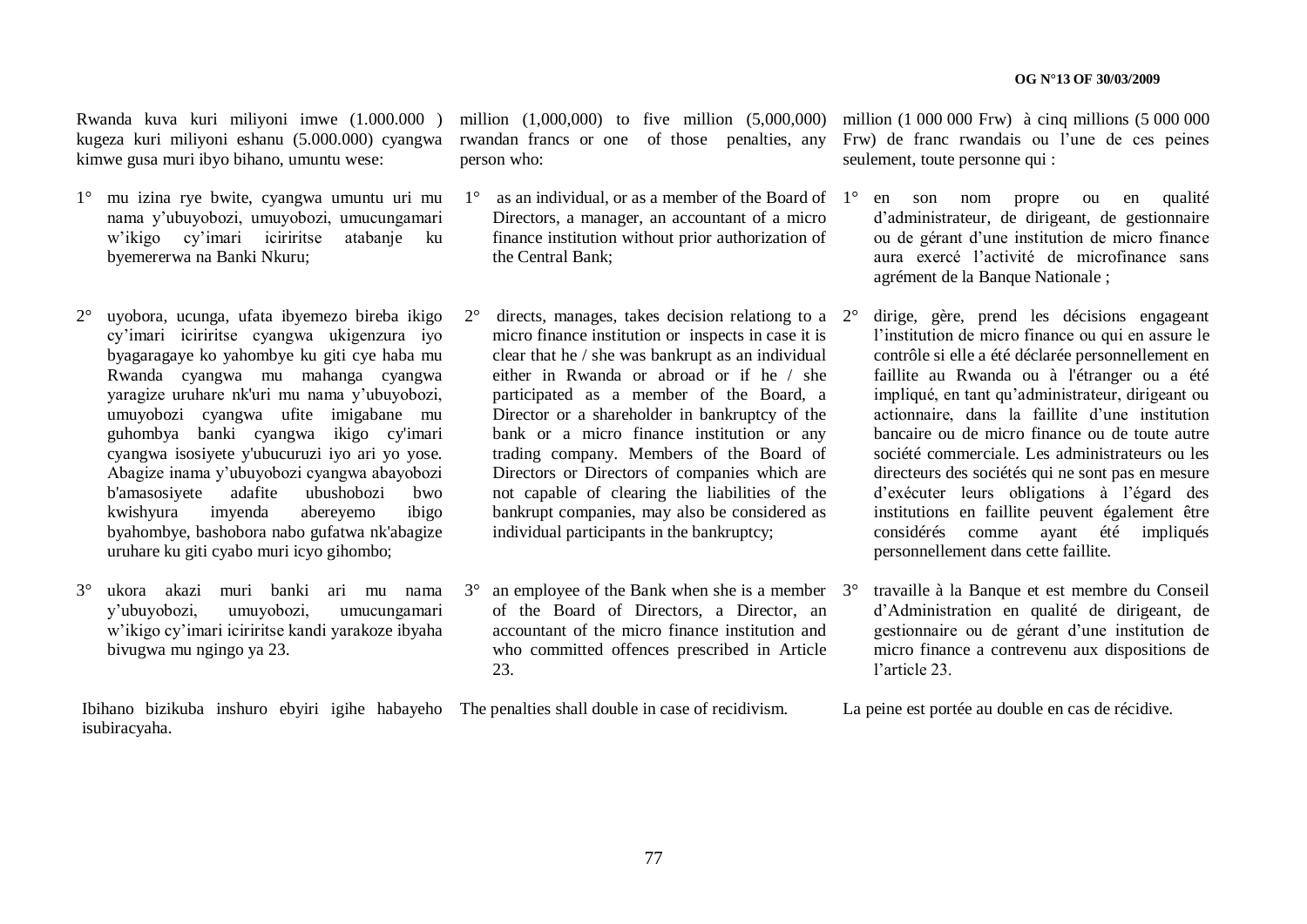Rwanda kuva kuri miliyoni imwe (1.000.000 ) kugeza kuri miliyoni eshanu (5.000.000) cyangwa kimwe gusa muri ibyo bihano, umuntu wese:

1° mu izina rye bwite, cyangwa umuntu uri mu nama y'ubuyobozi, umuyobozi, umucungamari w'ikigo cy'imari iciriritse atabanje ku byemererwa na Banki Nkuru;

2° uyobora, ucunga, ufata ibyemezo bireba ikigo cy'imari iciriritse cyangwa ukigenzura iyo byagaragaye ko yahombye ku giti cye haba mu Rwanda cyangwa mu mahanga cyangwa yaragize uruhare nk'uri mu nama y'ubuyobozi, umuyobozi cyangwa ufite imigabane mu guhombya banki cyangwa ikigo cy'imari cyangwa isosiyete y'ubucuruzi iyo ari yo yose. Abagize inama y'ubuyobozi cyangwa abayobozi b'amasosiyete adafite ubushobozi bwo kwishyura imyenda abereyemo ibigo byahombye, bashobora nabo gufatwa nk'abagize uruhare ku giti cyabo muri icyo gihombo;

3° ukora akazi muri banki ari mu nama y'ubuyobozi, umuyobozi, umucungamari w'ikigo cy'imari iciriritse kandi yarakoze ibyaha bivugwa mu ngingo ya 23.

Ibihano bizikuba inshuro ebyiri igihe habayeho isubiracyaha.

million (1,000,000) to five million (5,000,000) rwandan francs or one of those penalties, any person who:

1° as an individual, or as a member of the Board of Directors, a manager, an accountant of a micro finance institution without prior authorization of the Central Bank;

2° directs, manages, takes decision relationg to a micro finance institution or inspects in case it is clear that he / she was bankrupt as an individual either in Rwanda or abroad or if he / she participated as a member of the Board, a Director or a shareholder in bankruptcy of the bank or a micro finance institution or any trading company. Members of the Board of Directors or Directors of companies which are not capable of clearing the liabilities of the bankrupt companies, may also be considered as individual participants in the bankruptcy;

3° an employee of the Bank when she is a member of the Board of Directors, a Director, an accountant of the micro finance institution and who committed offences prescribed in Article 23.

The penalties shall double in case of recidivism.

million (1 000 000 Frw) à cinq millions (5 000 000 Frw) de franc rwandais ou l'une de ces peines seulement, toute personne qui :

1° en son nom propre ou en qualité d'administrateur, de dirigeant, de gestionnaire ou de gérant d'une institution de micro finance aura exercé l'activité de microfinance sans agrément de la Banque Nationale ;

2° dirige, gère, prend les décisions engageant l'institution de micro finance ou qui en assure le contrôle si elle a été déclarée personnellement en faillite au Rwanda ou à l'étranger ou a été impliqué, en tant qu'administrateur, dirigeant ou actionnaire, dans la faillite d'une institution bancaire ou de micro finance ou de toute autre société commerciale. Les administrateurs ou les directeurs des sociétés qui ne sont pas en mesure d'exécuter leurs obligations à l'égard des institutions en faillite peuvent également être considérés comme ayant été impliqués personnellement dans cette faillite.

3° travaille à la Banque et est membre du Conseil d'Administration en qualité de dirigeant, de gestionnaire ou de gérant d'une institution de micro finance a contrevenu aux dispositions de l'article 23.

La peine est portée au double en cas de récidive.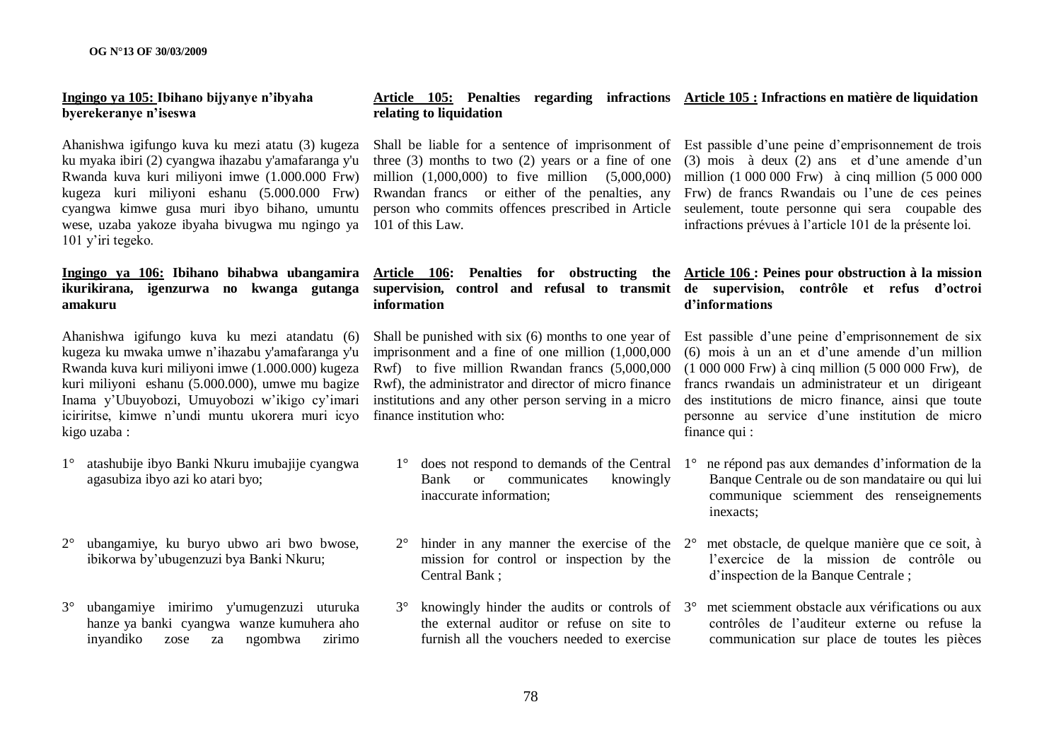**Ingingo ya 105: Ibihano bijyanye n'ibyaha byerekeranye n'iseswa**

Ahanishwa igifungo kuva ku mezi atatu (3) kugeza ku myaka ibiri (2) cyangwa ihazabu y'amafaranga y'u Rwanda kuva kuri miliyoni imwe (1.000.000 Frw) kugeza kuri miliyoni eshanu (5.000.000 Frw) cyangwa kimwe gusa muri ibyo bihano, umuntu wese, uzaba yakoze ibyaha bivugwa mu ngingo ya 101 y'iri tegeko.

**Ingingo ya 106: Ibihano bihabwa ubangamira ikurikirana, igenzurwa no kwanga gutanga amakuru**

Ahanishwa igifungo kuva ku mezi atandatu (6) kugeza ku mwaka umwe n'ihazabu y'amafaranga y'u Rwanda kuva kuri miliyoni imwe (1.000.000) kugeza kuri miliyoni eshanu (5.000.000), umwe mu bagize Inama y'Ubuyobozi, Umuyobozi w'ikigo cy'imari iciriritse, kimwe n'undi muntu ukorera muri icyo kigo uzaba :

1° atashubije ibyo Banki Nkuru imubajije cyangwa agasubiza ibyo azi ko atari byo;

2° ubangamiye, ku buryo ubwo ari bwo bwose, ibikorwa by'ubugenzuzi bya Banki Nkuru;

3° ubangamiye imirimo y'umugenzuzi uturuka hanze ya banki cyangwa wanze kumuhera aho inyandiko zose za ngombwa zirimo

**Article 105: Penalties regarding infractions relating to liquidation**

Shall be liable for a sentence of imprisonment of three (3) months to two (2) years or a fine of one million (1,000,000) to five million (5,000,000) Rwandan francs or either of the penalties, any person who commits offences prescribed in Article 101 of this Law.

**Article 106: Penalties for obstructing the supervision, control and refusal to transmit information**

Shall be punished with six (6) months to one year of imprisonment and a fine of one million (1,000,000 Rwf) to five million Rwandan francs (5,000,000 Rwf), the administrator and director of micro finance institutions and any other person serving in a micro finance institution who:

1° does not respond to demands of the Central Bank or communicates knowingly inaccurate information;

2° hinder in any manner the exercise of the mission for control or inspection by the Central Bank ;

3° knowingly hinder the audits or controls of the external auditor or refuse on site to furnish all the vouchers needed to exercise

**Article 105 : Infractions en matière de liquidation**

Est passible d'une peine d'emprisonnement de trois (3) mois à deux (2) ans et d'une amende d'un million (1 000 000 Frw) à cinq million (5 000 000 Frw) de francs Rwandais ou l'une de ces peines seulement, toute personne qui sera coupable des infractions prévues à l'article 101 de la présente loi.

**Article 106 : Peines pour obstruction à la mission de supervision, contrôle et refus d'octroi d'informations**

Est passible d'une peine d'emprisonnement de six (6) mois à un an et d'une amende d'un million (1 000 000 Frw) à cinq million (5 000 000 Frw), de francs rwandais un administrateur et un dirigeant des institutions de micro finance, ainsi que toute personne au service d'une institution de micro finance qui :

1° ne répond pas aux demandes d'information de la Banque Centrale ou de son mandataire ou qui lui communique sciemment des renseignements inexacts;

2° met obstacle, de quelque manière que ce soit, à l'exercice de la mission de contrôle ou d'inspection de la Banque Centrale ;

3° met sciemment obstacle aux vérifications ou aux contrôles de l'auditeur externe ou refuse la communication sur place de toutes les pièces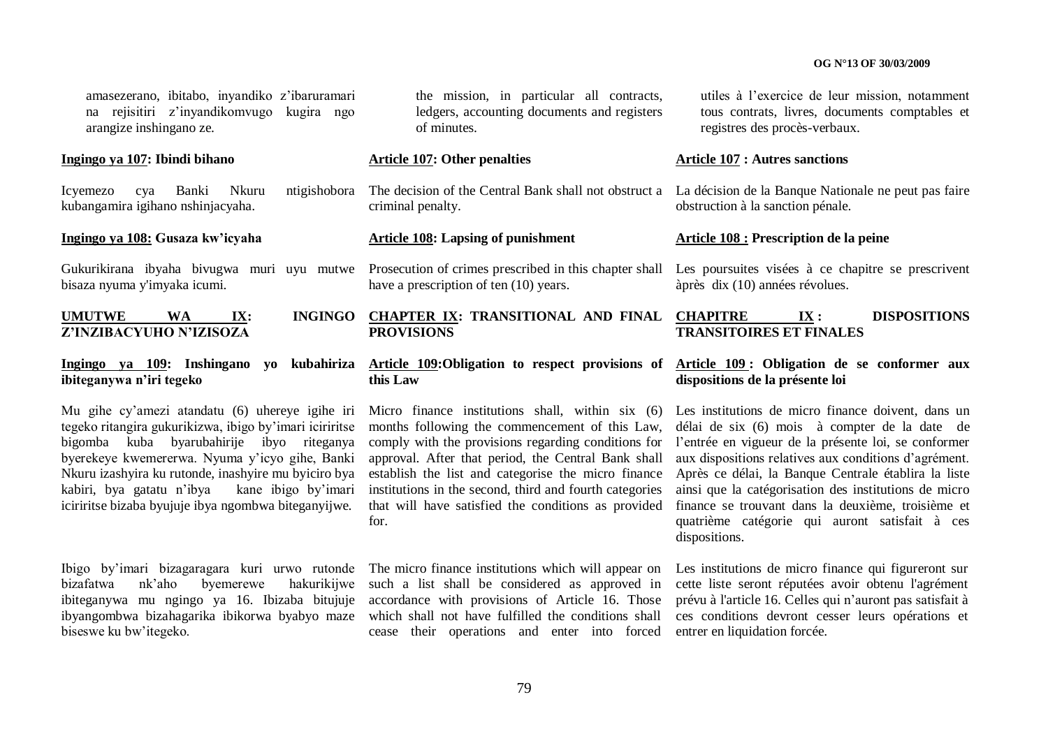amasezerano, ibitabo, inyandiko z'ibaruramari na rejisitiri z'inyandikomvugo kugira ngo arangize inshingano ze.

**Ingingo ya 107: Ibindi bihano**

Icyemezo cya Banki Nkuru ntigishobora kubangamira igihano nshinjacyaha.

**Ingingo ya 108: Gusaza kw'icyaha**

Gukurikirana ibyaha bivugwa muri uyu mutwe bisaza nyuma y'imyaka icumi.

**UMUTWE WA IX: INGINGO Z'INZIBACYUHO N'IZISOZA**

**Ingingo ya 109: Inshingano yo kubahiriza ibiteganywa n'iri tegeko**

Mu gihe cy'amezi atandatu (6) uhereye igihe iri tegeko ritangira gukurikizwa, ibigo by'imari iciriritse bigomba kuba byarubahirije ibyo riteganya byerekeye kwemererwa. Nyuma y'icyo gihe, Banki Nkuru izashyira ku rutonde, inashyire mu byiciro bya kabiri, bya gatatu n'ibya kane ibigo by'imari iciriritse bizaba byujuje ibya ngombwa biteganyijwe.

Ibigo by'imari bizagaragara kuri urwo rutonde bizafatwa nk'aho byemerewe hakurikijwe ibiteganywa mu ngingo ya 16. Ibizaba bitujuje ibyangombwa bizahagarika ibikorwa byabyo maze biseswe ku bw'itegeko.

the mission, in particular all contracts, ledgers, accounting documents and registers of minutes.

**Article 107: Other penalties**

The decision of the Central Bank shall not obstruct a criminal penalty.

**Article 108: Lapsing of punishment**

Prosecution of crimes prescribed in this chapter shall have a prescription of ten (10) years.

**CHAPTER IX: TRANSITIONAL AND FINAL PROVISIONS**

**Article 109:Obligation to respect provisions of this Law**

Micro finance institutions shall, within six (6) months following the commencement of this Law, comply with the provisions regarding conditions for approval. After that period, the Central Bank shall establish the list and categorise the micro finance institutions in the second, third and fourth categories that will have satisfied the conditions as provided for.

The micro finance institutions which will appear on such a list shall be considered as approved in accordance with provisions of Article 16. Those which shall not have fulfilled the conditions shall cease their operations and enter into forced

utiles à l'exercice de leur mission, notamment tous contrats, livres, documents comptables et registres des procès-verbaux.

**Article 107 : Autres sanctions**

La décision de la Banque Nationale ne peut pas faire obstruction à la sanction pénale.

**Article 108 : Prescription de la peine**

Les poursuites visées à ce chapitre se prescrivent àprès dix (10) années révolues.

**CHAPITRE IX : DISPOSITIONS TRANSITOIRES ET FINALES**

**Article 109 : Obligation de se conformer aux dispositions de la présente loi**

Les institutions de micro finance doivent, dans un délai de six (6) mois à compter de la date de l'entrée en vigueur de la présente loi, se conformer aux dispositions relatives aux conditions d'agrément. Après ce délai, la Banque Centrale établira la liste ainsi que la catégorisation des institutions de micro finance se trouvant dans la deuxième, troisième et quatrième catégorie qui auront satisfait à ces dispositions.

Les institutions de micro finance qui figureront sur cette liste seront réputées avoir obtenu l'agrément prévu à l'article 16. Celles qui n'auront pas satisfait à ces conditions devront cesser leurs opérations et entrer en liquidation forcée.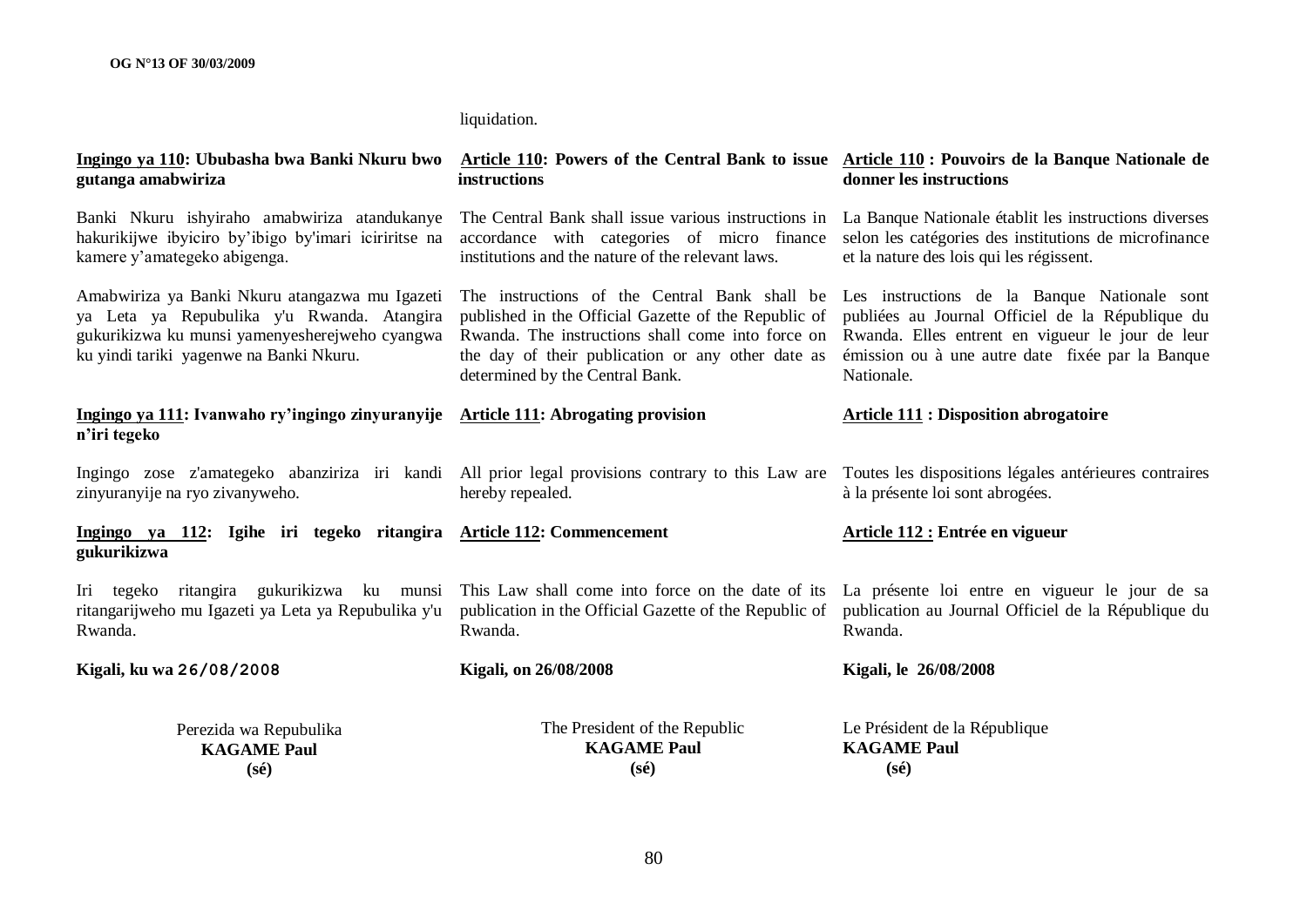liquidation.

**Ingingo ya 110: Ububasha bwa Banki Nkuru bwo gutanga amabwiriza**

Banki Nkuru ishyiraho amabwiriza atandukanye hakurikijwe ibyiciro by'ibigo by'imari iciriritse na kamere y'amategeko abigenga.

Amabwiriza ya Banki Nkuru atangazwa mu Igazeti ya Leta ya Repubulika y'u Rwanda. Atangira gukurikizwa ku munsi yamenyesherejweho cyangwa ku yindi tariki yagenwe na Banki Nkuru.

**Ingingo ya 111: Ivanwaho ry'ingingo zinyuranyije n'iri tegeko**

Ingingo zose z'amategeko abanziriza iri kandi zinyuranyije na ryo zivanyweho.

**Ingingo ya 112: Igihe iri tegeko ritangira gukurikizwa**

Iri tegeko ritangira gukurikizwa ku munsi ritangarijweho mu Igazeti ya Leta ya Repubulika y'u Rwanda.

**Kigali, ku wa 26/08/2008**

Perezida wa Repubulika
**KAGAME Paul**
**(sé)**

**Article 110: Powers of the Central Bank to issue instructions**

The Central Bank shall issue various instructions in accordance with categories of micro finance institutions and the nature of the relevant laws.

The instructions of the Central Bank shall be published in the Official Gazette of the Republic of Rwanda. The instructions shall come into force on the day of their publication or any other date as determined by the Central Bank.

**Article 111: Abrogating provision**

All prior legal provisions contrary to this Law are hereby repealed.

**Article 112: Commencement**

This Law shall come into force on the date of its publication in the Official Gazette of the Republic of Rwanda.

**Kigali, on 26/08/2008**

The President of the Republic
**KAGAME Paul**
**(sé)**

**Article 110 : Pouvoirs de la Banque Nationale de donner les instructions**

La Banque Nationale établit les instructions diverses selon les catégories des institutions de microfinance et la nature des lois qui les régissent.

Les instructions de la Banque Nationale sont publiées au Journal Officiel de la République du Rwanda. Elles entrent en vigueur le jour de leur émission ou à une autre date fixée par la Banque Nationale.

**Article 111 : Disposition abrogatoire**

Toutes les dispositions légales antérieures contraires à la présente loi sont abrogées.

**Article 112 : Entrée en vigueur**

La présente loi entre en vigueur le jour de sa publication au Journal Officiel de la République du Rwanda.

**Kigali, le 26/08/2008**

Le Président de la République
**KAGAME Paul**
**(sé)**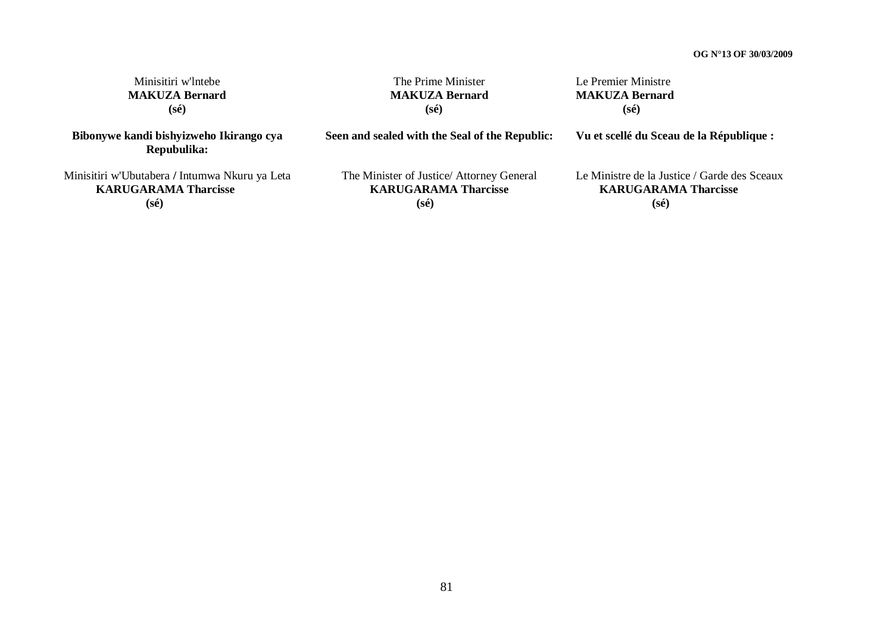Minisitiri w'lntebe
**MAKUZA Bernard**
**(sé)**

**Bibonywe kandi bishyizweho Ikirango cya Repubulika:**

Minisitiri w'Ubutabera / Intumwa Nkuru ya Leta
**KARUGARAMA Tharcisse**
**(sé)**

The Prime Minister
**MAKUZA Bernard**
**(sé)**

**Seen and sealed with the Seal of the Republic:**

The Minister of Justice/ Attorney General
**KARUGARAMA Tharcisse**
**(sé)**

Le Premier Ministre
**MAKUZA Bernard**
**(sé)**

**Vu et scellé du Sceau de la République :**

Le Ministre de la Justice / Garde des Sceaux
**KARUGARAMA Tharcisse**
**(sé)**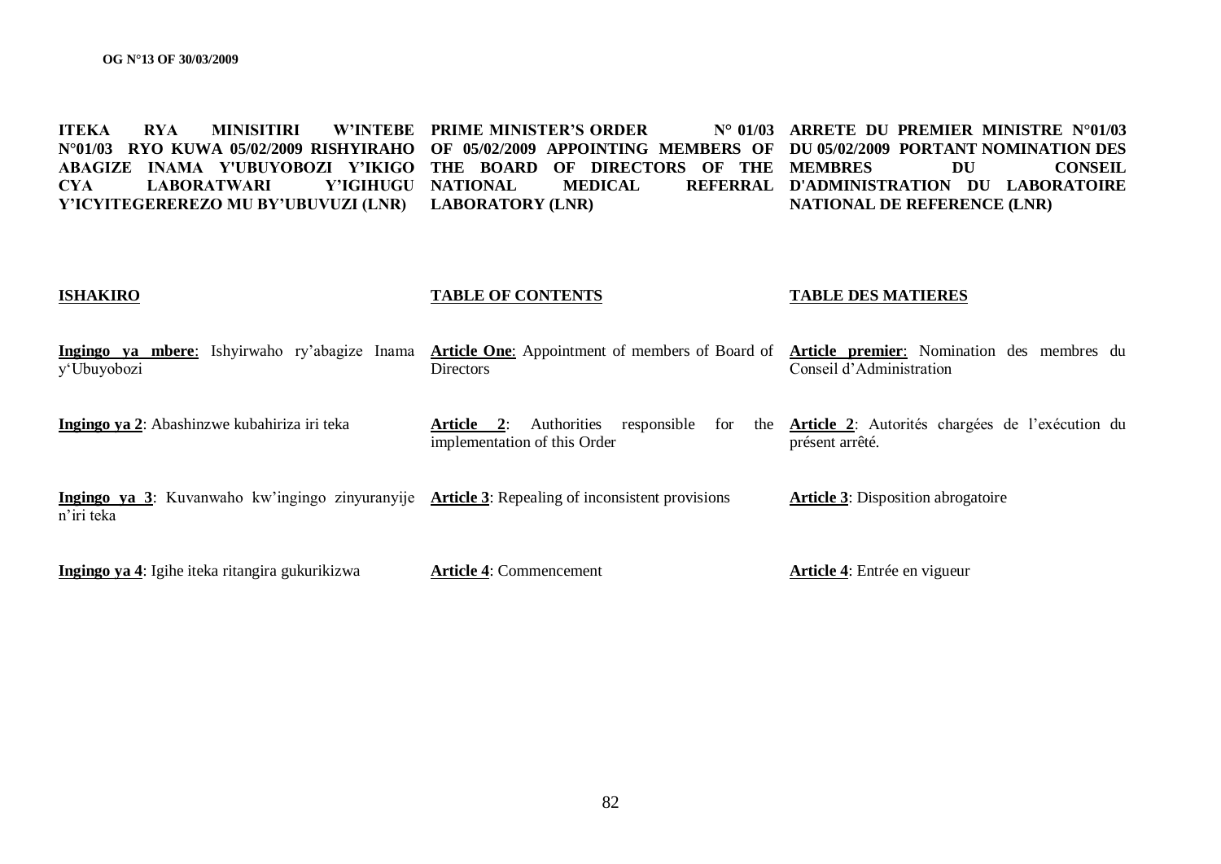**ITEKA RYA MINISITIRI W'INTEBE N°01/03 RYO KUWA 05/02/2009 RISHYIRAHO ABAGIZE INAMA Y'UBUYOBOZI Y'IKIGO CYA LABORATWARI Y'IGIHUGU Y'ICYITEGEREREZO MU BY'UBUVUZI (LNR)**

**ISHAKIRO**

**Ingingo ya mbere**: Ishyirwaho ry'abagize Inama y'Ubuyobozi

**Ingingo ya 2**: Abashinzwe kubahiriza iri teka

**Ingingo ya 3**: Kuvanwaho kw'ingingo zinyuranyije n'iri teka

**Ingingo ya 4**: Igihe iteka ritangira gukurikizwa

**PRIME MINISTER'S ORDER N° 01/03 OF 05/02/2009 APPOINTING MEMBERS OF THE BOARD OF DIRECTORS OF THE NATIONAL MEDICAL REFERRAL LABORATORY (LNR)**

**TABLE OF CONTENTS**

**Article One**: Appointment of members of Board of Directors

**Article 2**: Authorities responsible for the implementation of this Order

**Article 3**: Repealing of inconsistent provisions

**Article 4**: Commencement

**ARRETE DU PREMIER MINISTRE N°01/03 DU 05/02/2009 PORTANT NOMINATION DES MEMBRES DU CONSEIL D'ADMINISTRATION DU LABORATOIRE NATIONAL DE REFERENCE (LNR)**

**TABLE DES MATIERES**

**Article premier**: Nomination des membres du Conseil d'Administration

**Article 2**: Autorités chargées de l'exécution du présent arrêté.

**Article 3**: Disposition abrogatoire

**Article 4**: Entrée en vigueur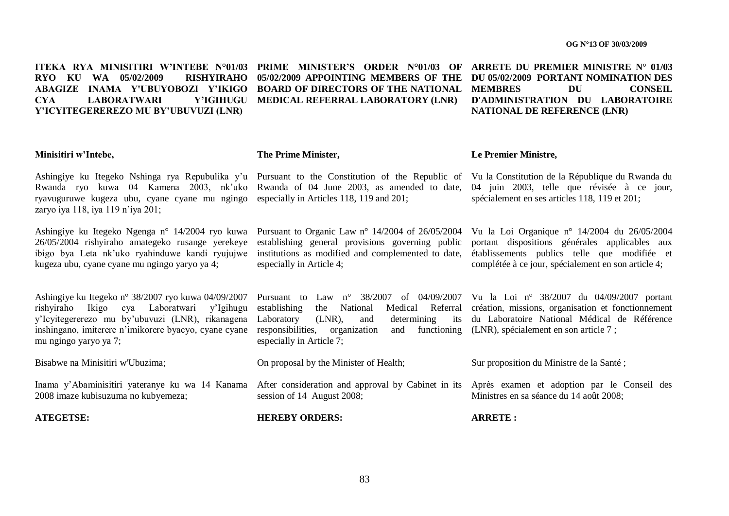**ITEKA RYA MINISITIRI W'INTEBE N°01/03 RYO KU WA 05/02/2009 RISHYIRAHO ABAGIZE INAMA Y'UBUYOBOZI Y'IKIGO CYA LABORATWARI Y'IGIHUGU Y'ICYITEGEREREZO MU BY'UBUVUZI (LNR)**

**Minisitiri w'Intebe,**

Ashingiye ku Itegeko Nshinga rya Repubulika y'u Rwanda ryo kuwa 04 Kamena 2003, nk'uko ryavuguruwe kugeza ubu, cyane cyane mu ngingo zaryo iya 118, iya 119 n'iya 201;

Ashingiye ku Itegeko Ngenga n° 14/2004 ryo kuwa 26/05/2004 rishyiraho amategeko rusange yerekeye ibigo bya Leta nk'uko ryahinduwe kandi ryujujwe kugeza ubu, cyane cyane mu ngingo yaryo ya 4;

Ashingiye ku Itegeko n° 38/2007 ryo kuwa 04/09/2007 rishyiraho Ikigo cya Laboratwari y'Igihugu y'Icyitegererezo mu by'ubuvuzi (LNR), rikanagena inshingano, imiterere n'imikorere byacyo, cyane cyane mu ngingo yaryo ya 7;

Bisabwe na Minisitiri w'Ubuzima;

Inama y'Abaminisitiri yateranye ku wa 14 Kanama 2008 imaze kubisuzuma no kubyemeza;

**ATEGETSE:**

**PRIME MINISTER'S ORDER N°01/03 OF 05/02/2009 APPOINTING MEMBERS OF THE BOARD OF DIRECTORS OF THE NATIONAL MEDICAL REFERRAL LABORATORY (LNR)**

**The Prime Minister,**

Pursuant to the Constitution of the Republic of Rwanda of 04 June 2003, as amended to date, especially in Articles 118, 119 and 201;

Pursuant to Organic Law n° 14/2004 of 26/05/2004 establishing general provisions governing public institutions as modified and complemented to date, especially in Article 4;

Pursuant to Law n° 38/2007 of 04/09/2007 establishing the National Medical Referral Laboratory (LNR), and determining its responsibilities, organization and functioning especially in Article 7;

On proposal by the Minister of Health;

After consideration and approval by Cabinet in its session of 14 August 2008;

**HEREBY ORDERS:**

**ARRETE DU PREMIER MINISTRE N° 01/03 DU 05/02/2009 PORTANT NOMINATION DES MEMBRES DU CONSEIL D'ADMINISTRATION DU LABORATOIRE NATIONAL DE REFERENCE (LNR)**

**Le Premier Ministre,**

Vu la Constitution de la République du Rwanda du 04 juin 2003, telle que révisée à ce jour, spécialement en ses articles 118, 119 et 201;

Vu la Loi Organique n° 14/2004 du 26/05/2004 portant dispositions générales applicables aux établissements publics telle que modifiée et complétée à ce jour, spécialement en son article 4;

Vu la Loi n° 38/2007 du 04/09/2007 portant création, missions, organisation et fonctionnement du Laboratoire National Médical de Référence (LNR), spécialement en son article 7 ;

Sur proposition du Ministre de la Santé ;

Après examen et adoption par le Conseil des Ministres en sa séance du 14 août 2008;

**ARRETE :**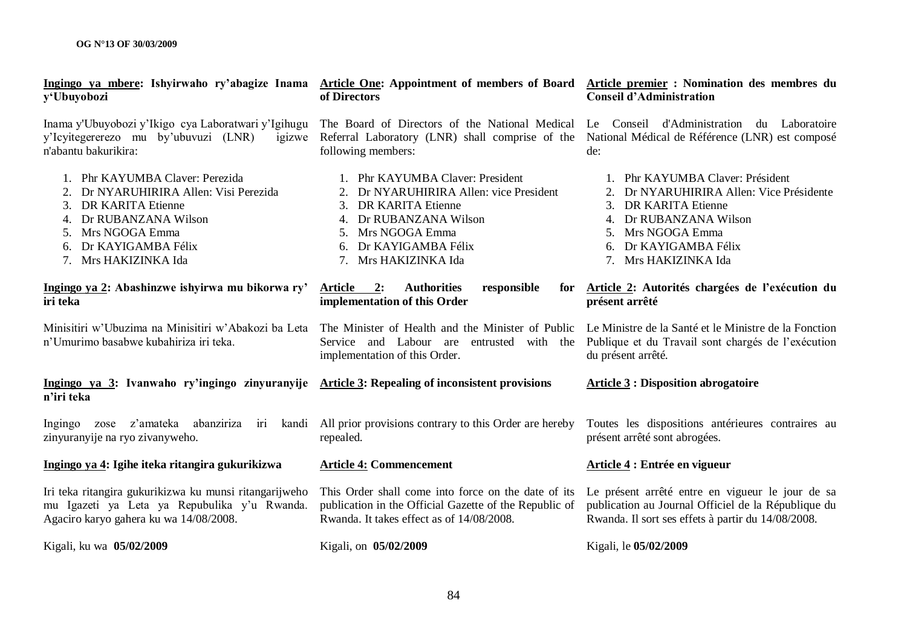**Ingingo ya mbere: Ishyirwaho ry'abagize Inama y'Ubuyobozi**

Inama y'Ubuyobozi y'Ikigo cya Laboratwari y'Igihugu y'Icyitegererezo mu by'ubuvuzi (LNR) igizwe n'abantu bakurikira:

1. Phr KAYUMBA Claver: Perezida
2. Dr NYARUHIRIRA Allen: Visi Perezida
3. DR KARITA Etienne
4. Dr RUBANZANA Wilson
5. Mrs NGOGA Emma
6. Dr KAYIGAMBA Félix
7. Mrs HAKIZINKA Ida

**Ingingo ya 2: Abashinzwe ishyirwa mu bikorwa ry' iri teka**

Minisitiri w'Ubuzima na Minisitiri w'Abakozi ba Leta n'Umurimo basabwe kubahiriza iri teka.

**Ingingo ya 3: Ivanwaho ry'ingingo zinyuranyije n'iri teka**

Ingingo zose z'amateka abanziriza iri kandi zinyuranyije na ryo zivanyweho.

**Ingingo ya 4: Igihe iteka ritangira gukurikizwa**

Iri teka ritangira gukurikizwa ku munsi ritangarijweho mu Igazeti ya Leta ya Repubulika y'u Rwanda. Agaciro karyo gahera ku wa 14/08/2008.

Kigali, ku wa **05/02/2009**

**Article One: Appointment of members of Board of Directors**

The Board of Directors of the National Medical Referral Laboratory (LNR) shall comprise of the following members:

1. Phr KAYUMBA Claver: President
2. Dr NYARUHIRIRA Allen: vice President
3. DR KARITA Etienne
4. Dr RUBANZANA Wilson
5. Mrs NGOGA Emma
6. Dr KAYIGAMBA Félix
7. Mrs HAKIZINKA Ida

**Article 2: Authorities responsible for implementation of this Order**

The Minister of Health and the Minister of Public Service and Labour are entrusted with the implementation of this Order.

**Article 3: Repealing of inconsistent provisions**

All prior provisions contrary to this Order are hereby repealed.

**Article 4: Commencement**

This Order shall come into force on the date of its publication in the Official Gazette of the Republic of Rwanda. It takes effect as of 14/08/2008.

Kigali, on **05/02/2009**

**Article premier : Nomination des membres du Conseil d'Administration**

Le Conseil d'Administration du Laboratoire National Médical de Référence (LNR) est composé de:

1. Phr KAYUMBA Claver: Président
2. Dr NYARUHIRIRA Allen: Vice Présidente
3. DR KARITA Etienne
4. Dr RUBANZANA Wilson
5. Mrs NGOGA Emma
6. Dr KAYIGAMBA Félix
7. Mrs HAKIZINKA Ida

**Article 2: Autorités chargées de l'exécution du présent arrêté**

Le Ministre de la Santé et le Ministre de la Fonction Publique et du Travail sont chargés de l'exécution du présent arrêté.

**Article 3 : Disposition abrogatoire**

Toutes les dispositions antérieures contraires au présent arrêté sont abrogées.

**Article 4 : Entrée en vigueur**

Le présent arrêté entre en vigueur le jour de sa publication au Journal Officiel de la République du Rwanda. Il sort ses effets à partir du 14/08/2008.

Kigali, le **05/02/2009**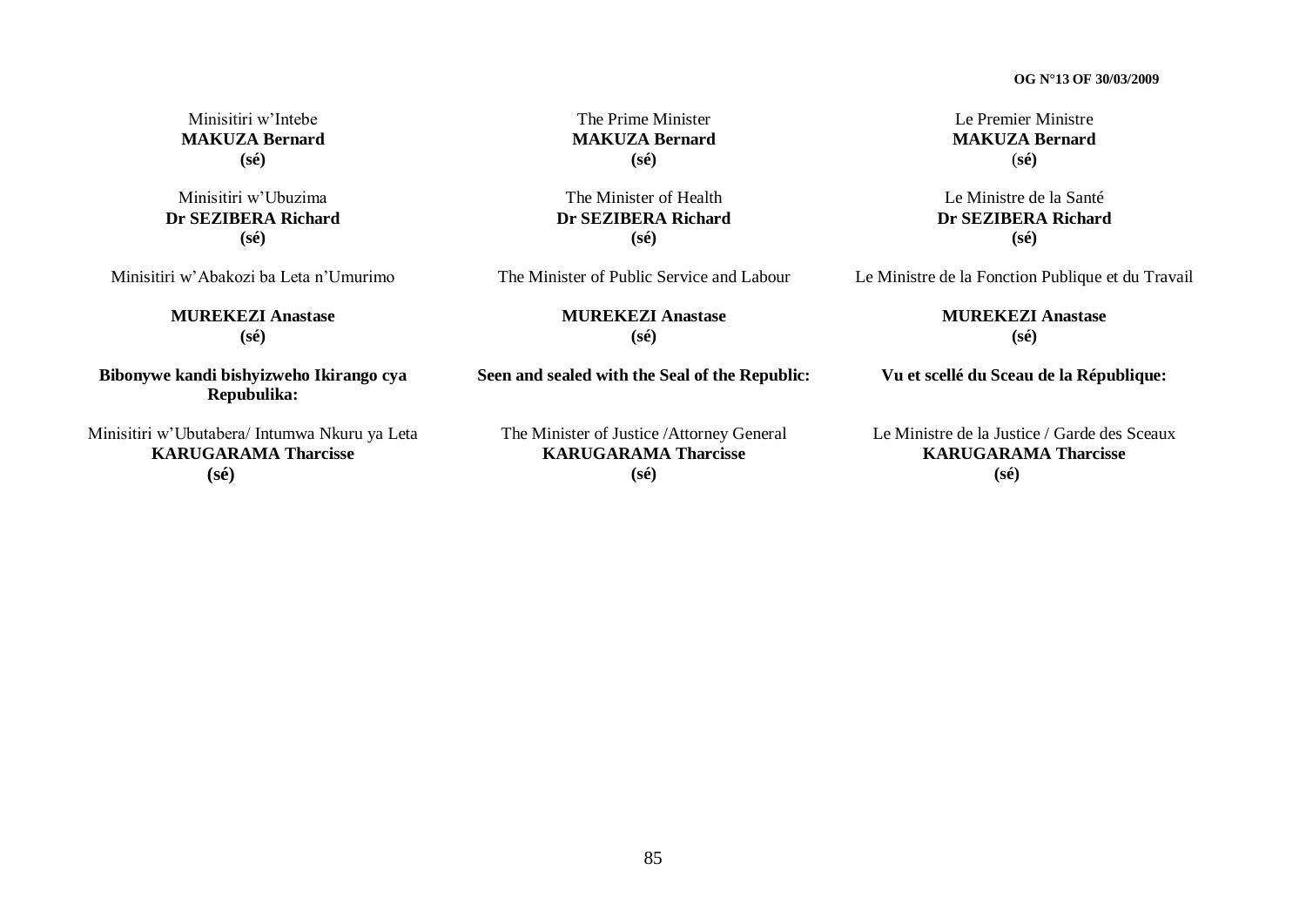Minisitiri w'Intebe
**MAKUZA Bernard**
**(sé)**

Minisitiri w'Ubuzima
**Dr SEZIBERA Richard**
**(sé)**

Minisitiri w'Abakozi ba Leta n'Umurimo

**MUREKEZI Anastase**
**(sé)**

**Bibonywe kandi bishyizweho Ikirango cya Repubulika:**

Minisitiri w'Ubutabera/ Intumwa Nkuru ya Leta
**KARUGARAMA Tharcisse**
**(sé)**

The Prime Minister
**MAKUZA Bernard**
**(sé)**

The Minister of Health
**Dr SEZIBERA Richard**
**(sé)**

The Minister of Public Service and Labour

**MUREKEZI Anastase**
**(sé)**

**Seen and sealed with the Seal of the Republic:**

The Minister of Justice /Attorney General
**KARUGARAMA Tharcisse**
**(sé)**

Le Premier Ministre
**MAKUZA Bernard**
(**sé)**

Le Ministre de la Santé
**Dr SEZIBERA Richard**
**(sé)**

Le Ministre de la Fonction Publique et du Travail

**MUREKEZI Anastase**
**(sé)**

**Vu et scellé du Sceau de la République:**

Le Ministre de la Justice / Garde des Sceaux
**KARUGARAMA Tharcisse**
**(sé)**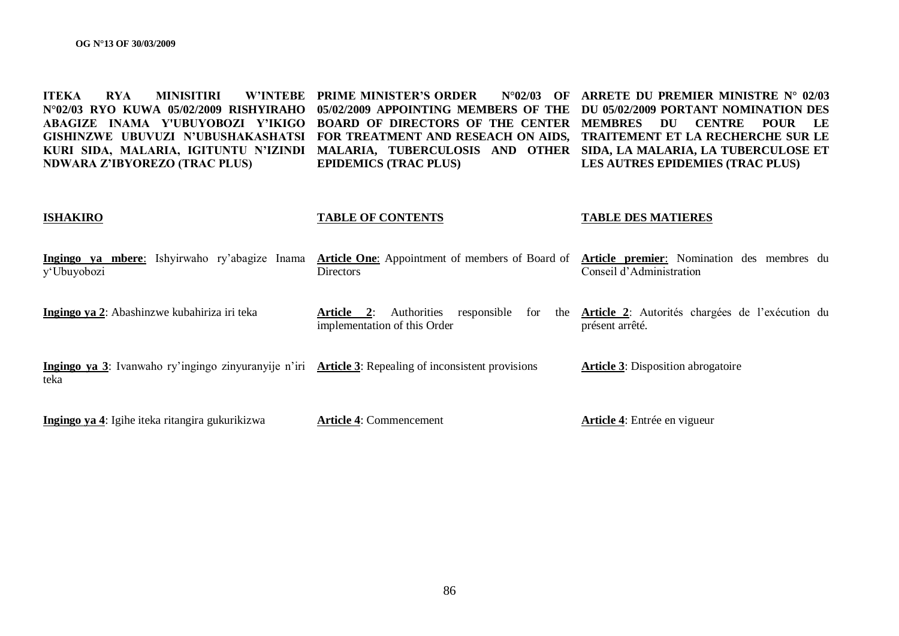**ITEKA RYA MINISITIRI W'INTEBE N°02/03 RYO KUWA 05/02/2009 RISHYIRAHO ABAGIZE INAMA Y'UBUYOBOZI Y'IKIGO GISHINZWE UBUVUZI N'UBUSHAKASHATSI KURI SIDA, MALARIA, IGITUNTU N'IZINDI NDWARA Z'IBYOREZO (TRAC PLUS)**

**ISHAKIRO**

**Ingingo ya mbere**: Ishyirwaho ry'abagize Inama y'Ubuyobozi

**Ingingo ya 2**: Abashinzwe kubahiriza iri teka

**Ingingo ya 3**: Ivanwaho ry'ingingo zinyuranyije n'iri teka

**Ingingo ya 4**: Igihe iteka ritangira gukurikizwa

**PRIME MINISTER'S ORDER N°02/03 OF 05/02/2009 APPOINTING MEMBERS OF THE BOARD OF DIRECTORS OF THE CENTER FOR TREATMENT AND RESEACH ON AIDS, MALARIA, TUBERCULOSIS AND OTHER EPIDEMICS (TRAC PLUS)**

**TABLE OF CONTENTS**

**Article One**: Appointment of members of Board of Directors

**Article 2**: Authorities responsible for the implementation of this Order

**Article 3**: Repealing of inconsistent provisions

**Article 4**: Commencement

**ARRETE DU PREMIER MINISTRE N° 02/03 DU 05/02/2009 PORTANT NOMINATION DES MEMBRES DU CENTRE POUR LE TRAITEMENT ET LA RECHERCHE SUR LE SIDA, LA MALARIA, LA TUBERCULOSE ET LES AUTRES EPIDEMIES (TRAC PLUS)**

**TABLE DES MATIERES**

**Article premier**: Nomination des membres du Conseil d'Administration

**Article 2**: Autorités chargées de l'exécution du présent arrêté.

**Article 3**: Disposition abrogatoire

**Article 4**: Entrée en vigueur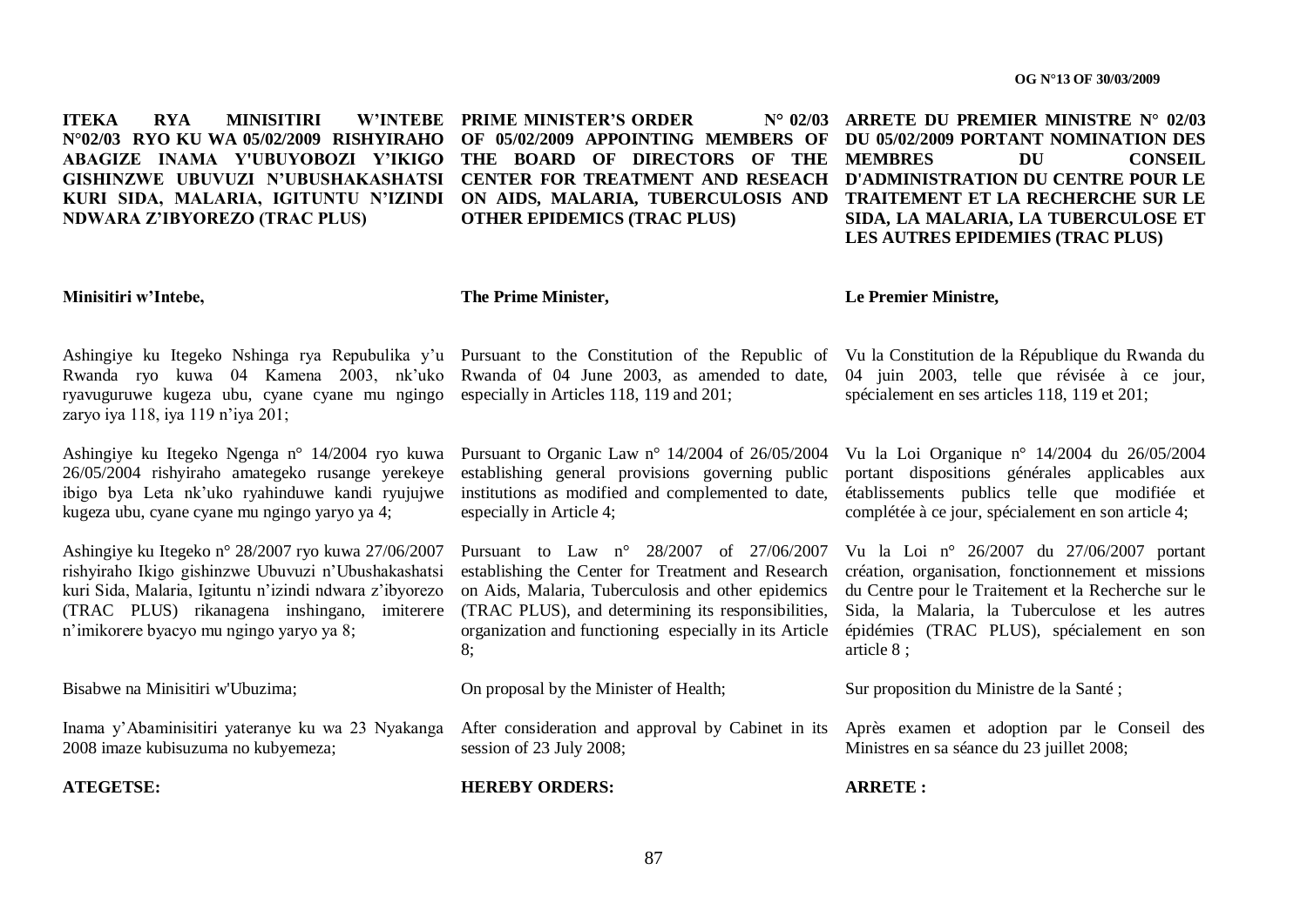**ITEKA RYA MINISITIRI W'INTEBE N°02/03 RYO KU WA 05/02/2009 RISHYIRAHO ABAGIZE INAMA Y'UBUYOBOZI Y'IKIGO GISHINZWE UBUVUZI N'UBUSHAKASHATSI KURI SIDA, MALARIA, IGITUNTU N'IZINDI NDWARA Z'IBYOREZO (TRAC PLUS)**

**Minisitiri w'Intebe,**

Ashingiye ku Itegeko Nshinga rya Repubulika y'u Rwanda ryo kuwa 04 Kamena 2003, nk'uko ryavuguruwe kugeza ubu, cyane cyane mu ngingo zaryo iya 118, iya 119 n'iya 201;

Ashingiye ku Itegeko Ngenga n° 14/2004 ryo kuwa 26/05/2004 rishyiraho amategeko rusange yerekeye ibigo bya Leta nk'uko ryahinduwe kandi ryujujwe kugeza ubu, cyane cyane mu ngingo yaryo ya 4;

Ashingiye ku Itegeko n° 28/2007 ryo kuwa 27/06/2007 rishyiraho Ikigo gishinzwe Ubuvuzi n'Ubushakashatsi kuri Sida, Malaria, Igituntu n'izindi ndwara z'ibyorezo (TRAC PLUS) rikanagena inshingano, imiterere n'imikorere byacyo mu ngingo yaryo ya 8;

Bisabwe na Minisitiri w'Ubuzima;

Inama y'Abaminisitiri yateranye ku wa 23 Nyakanga 2008 imaze kubisuzuma no kubyemeza;

**ATEGETSE:**

**PRIME MINISTER'S ORDER N° 02/03 OF 05/02/2009 APPOINTING MEMBERS OF THE BOARD OF DIRECTORS OF THE CENTER FOR TREATMENT AND RESEACH ON AIDS, MALARIA, TUBERCULOSIS AND OTHER EPIDEMICS (TRAC PLUS)**

**The Prime Minister,**

Pursuant to the Constitution of the Republic of Rwanda of 04 June 2003, as amended to date, especially in Articles 118, 119 and 201;

Pursuant to Organic Law n° 14/2004 of 26/05/2004 establishing general provisions governing public institutions as modified and complemented to date, especially in Article 4;

Pursuant to Law n° 28/2007 of 27/06/2007 establishing the Center for Treatment and Research on Aids, Malaria, Tuberculosis and other epidemics (TRAC PLUS), and determining its responsibilities, organization and functioning especially in its Article 8;

On proposal by the Minister of Health;

After consideration and approval by Cabinet in its session of 23 July 2008;

**HEREBY ORDERS:**

**ARRETE DU PREMIER MINISTRE N° 02/03 DU 05/02/2009 PORTANT NOMINATION DES MEMBRES DU CONSEIL D'ADMINISTRATION DU CENTRE POUR LE TRAITEMENT ET LA RECHERCHE SUR LE SIDA, LA MALARIA, LA TUBERCULOSE ET LES AUTRES EPIDEMIES (TRAC PLUS)**

**Le Premier Ministre,**

Vu la Constitution de la République du Rwanda du 04 juin 2003, telle que révisée à ce jour, spécialement en ses articles 118, 119 et 201;

Vu la Loi Organique n° 14/2004 du 26/05/2004 portant dispositions générales applicables aux établissements publics telle que modifiée et complétée à ce jour, spécialement en son article 4;

Vu la Loi n° 26/2007 du 27/06/2007 portant création, organisation, fonctionnement et missions du Centre pour le Traitement et la Recherche sur le Sida, la Malaria, la Tuberculose et les autres épidémies (TRAC PLUS), spécialement en son article 8 ;

Sur proposition du Ministre de la Santé ;

Après examen et adoption par le Conseil des Ministres en sa séance du 23 juillet 2008;

**ARRETE :**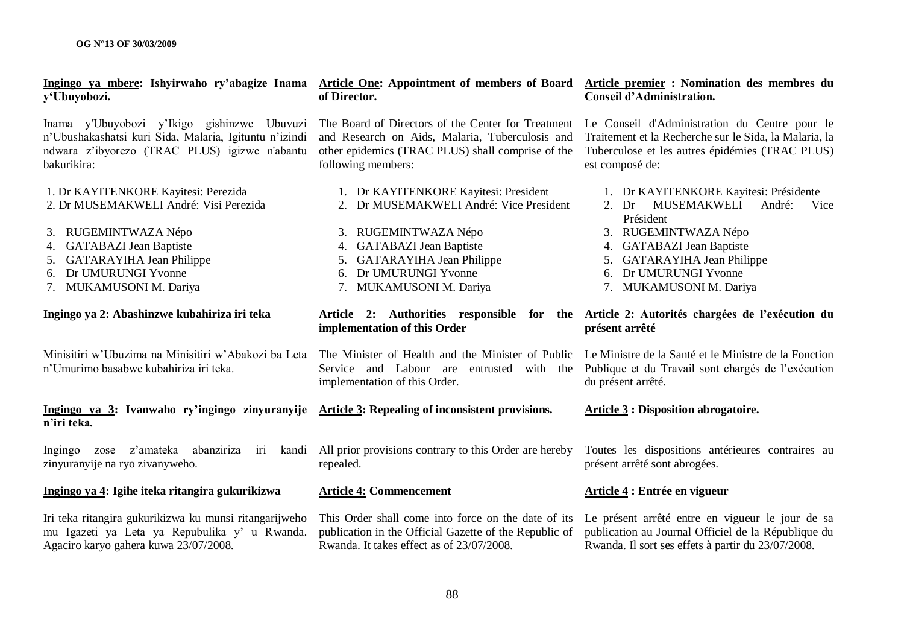**Ingingo ya mbere: Ishyirwaho ry'abagize Inama y'Ubuyobozi.**

Inama y'Ubuyobozi y'Ikigo gishinzwe Ubuvuzi n'Ubushakashatsi kuri Sida, Malaria, Igituntu n'izindi ndwara z'ibyorezo (TRAC PLUS) igizwe n'abantu bakurikira:

1. Dr KAYITENKORE Kayitesi: Perezida
2. Dr MUSEMAKWELI André: Visi Perezida
3. RUGEMINTWAZA Népo
4. GATABAZI Jean Baptiste
5. GATARAYIHA Jean Philippe
6. Dr UMURUNGI Yvonne
7. MUKAMUSONI M. Dariya

**Ingingo ya 2: Abashinzwe kubahiriza iri teka**

Minisitiri w'Ubuzima na Minisitiri w'Abakozi ba Leta n'Umurimo basabwe kubahiriza iri teka.

**Ingingo ya 3: Ivanwaho ry'ingingo zinyuranyije n'iri teka.**

Ingingo zose z'amateka abanziriza iri kandi zinyuranyije na ryo zivanyweho.

**Ingingo ya 4: Igihe iteka ritangira gukurikizwa**

Iri teka ritangira gukurikizwa ku munsi ritangarijweho mu Igazeti ya Leta ya Repubulika y' u Rwanda. Agaciro karyo gahera kuwa 23/07/2008.

**Article One: Appointment of members of Board of Director.**

The Board of Directors of the Center for Treatment and Research on Aids, Malaria, Tuberculosis and other epidemics (TRAC PLUS) shall comprise of the following members:

1. Dr KAYITENKORE Kayitesi: President
2. Dr MUSEMAKWELI André: Vice President
3. RUGEMINTWAZA Népo
4. GATABAZI Jean Baptiste
5. GATARAYIHA Jean Philippe
6. Dr UMURUNGI Yvonne
7. MUKAMUSONI M. Dariya

**Article 2: Authorities responsible for the implementation of this Order**

The Minister of Health and the Minister of Public Service and Labour are entrusted with the implementation of this Order.

**Article 3: Repealing of inconsistent provisions.**

All prior provisions contrary to this Order are hereby repealed.

**Article 4: Commencement**

This Order shall come into force on the date of its publication in the Official Gazette of the Republic of Rwanda. It takes effect as of 23/07/2008.

**Article premier : Nomination des membres du Conseil d'Administration.**

Le Conseil d'Administration du Centre pour le Traitement et la Recherche sur le Sida, la Malaria, la Tuberculose et les autres épidémies (TRAC PLUS) est composé de:

1. Dr KAYITENKORE Kayitesi: Présidente
2. Dr MUSEMAKWELI André: Vice Président
3. RUGEMINTWAZA Népo
4. GATABAZI Jean Baptiste
5. GATARAYIHA Jean Philippe
6. Dr UMURUNGI Yvonne
7. MUKAMUSONI M. Dariya

**Article 2: Autorités chargées de l'exécution du présent arrêté**

Le Ministre de la Santé et le Ministre de la Fonction Publique et du Travail sont chargés de l'exécution du présent arrêté.

**Article 3 : Disposition abrogatoire.**

Toutes les dispositions antérieures contraires au présent arrêté sont abrogées.

**Article 4 : Entrée en vigueur**

Le présent arrêté entre en vigueur le jour de sa publication au Journal Officiel de la République du Rwanda. Il sort ses effets à partir du 23/07/2008.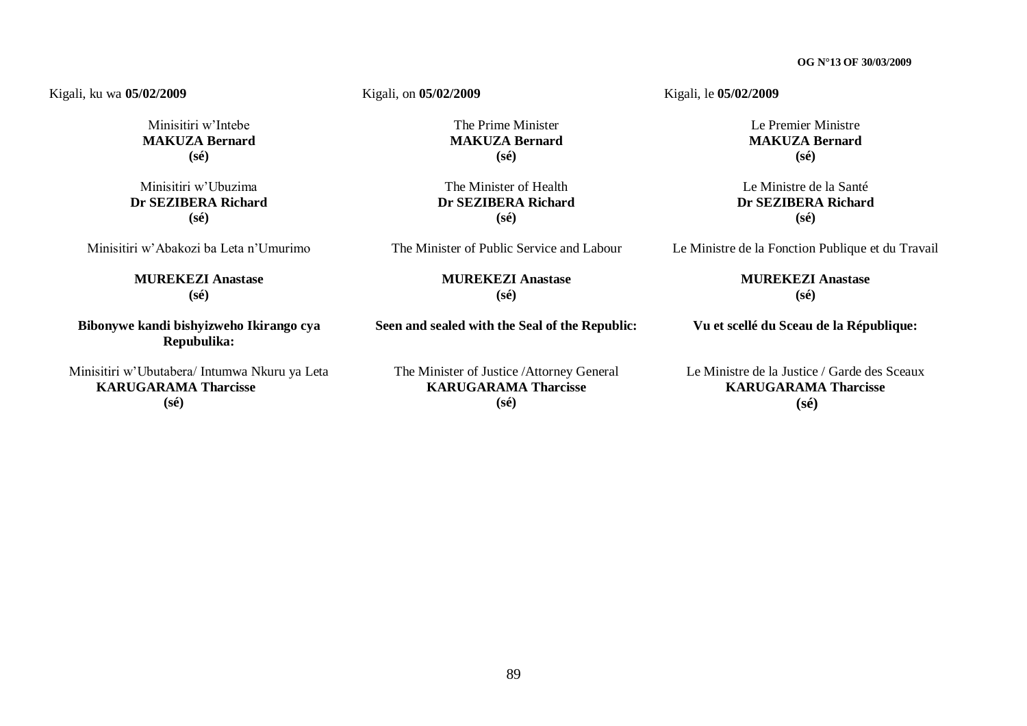Kigali, ku wa **05/02/2009**

Minisitiri w'Intebe
**MAKUZA Bernard**
**(sé)**

Minisitiri w'Ubuzima
**Dr SEZIBERA Richard**
**(sé)**

Minisitiri w'Abakozi ba Leta n'Umurimo

**MUREKEZI Anastase**
**(sé)**

**Bibonywe kandi bishyizweho Ikirango cya Repubulika:**

Minisitiri w'Ubutabera/ Intumwa Nkuru ya Leta
**KARUGARAMA Tharcisse**
**(sé)**

Kigali, on **05/02/2009**

The Prime Minister
**MAKUZA Bernard**
**(sé)**

The Minister of Health
**Dr SEZIBERA Richard**
**(sé)**

The Minister of Public Service and Labour

**MUREKEZI Anastase**
**(sé)**

**Seen and sealed with the Seal of the Republic:**

The Minister of Justice /Attorney General
**KARUGARAMA Tharcisse**
**(sé)**

Kigali, le **05/02/2009**

Le Premier Ministre
**MAKUZA Bernard**
**(sé)**

Le Ministre de la Santé
**Dr SEZIBERA Richard**
**(sé)**

Le Ministre de la Fonction Publique et du Travail

**MUREKEZI Anastase**
**(sé)**

**Vu et scellé du Sceau de la République:**

Le Ministre de la Justice / Garde des Sceaux
**KARUGARAMA Tharcisse**
**(sé)**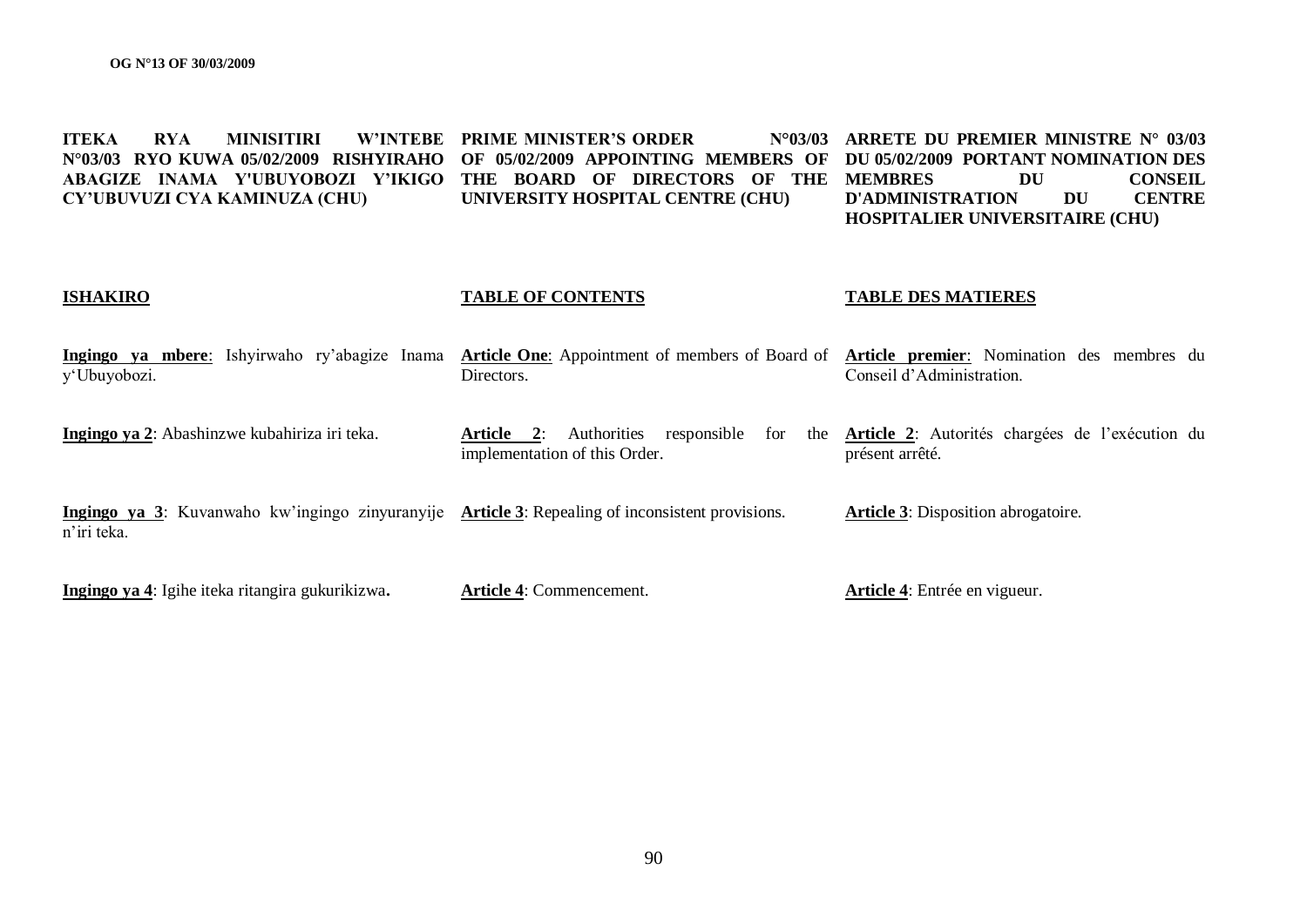**ITEKA RYA MINISITIRI W'INTEBE N°03/03 RYO KUWA 05/02/2009 RISHYIRAHO ABAGIZE INAMA Y'UBUYOBOZI Y'IKIGO CY'UBUVUZI CYA KAMINUZA (CHU)**

**ISHAKIRO**

**Ingingo ya mbere**: Ishyirwaho ry'abagize Inama y'Ubuyobozi.

**Ingingo ya 2**: Abashinzwe kubahiriza iri teka.

**Ingingo ya 3**: Kuvanwaho kw'ingingo zinyuranyije n'iri teka.

**Ingingo ya 4**: Igihe iteka ritangira gukurikizwa**.**

**PRIME MINISTER'S ORDER N°03/03 OF 05/02/2009 APPOINTING MEMBERS OF THE BOARD OF DIRECTORS OF THE UNIVERSITY HOSPITAL CENTRE (CHU)**

**TABLE OF CONTENTS**

**Article One**: Appointment of members of Board of Directors.

**Article 2**: Authorities responsible for the implementation of this Order.

**Article 3**: Repealing of inconsistent provisions.

**Article 4**: Commencement.

**ARRETE DU PREMIER MINISTRE N° 03/03 DU 05/02/2009 PORTANT NOMINATION DES MEMBRES DU CONSEIL D'ADMINISTRATION DU CENTRE HOSPITALIER UNIVERSITAIRE (CHU)**

**TABLE DES MATIERES**

**Article premier**: Nomination des membres du Conseil d'Administration.

**Article 2**: Autorités chargées de l'exécution du présent arrêté.

**Article 3**: Disposition abrogatoire.

**Article 4**: Entrée en vigueur.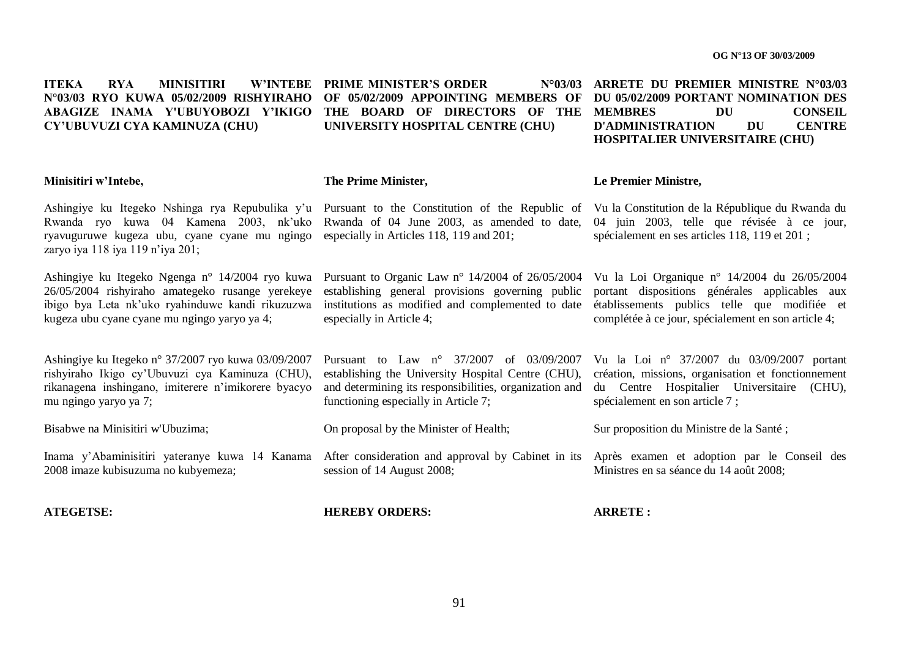**ITEKA RYA MINISITIRI W'INTEBE N°03/03 RYO KUWA 05/02/2009 RISHYIRAHO ABAGIZE INAMA Y'UBUYOBOZI Y'IKIGO CY'UBUVUZI CYA KAMINUZA (CHU)**

**Minisitiri w'Intebe,**

Ashingiye ku Itegeko Nshinga rya Repubulika y'u Rwanda ryo kuwa 04 Kamena 2003, nk'uko ryavuguruwe kugeza ubu, cyane cyane mu ngingo zaryo iya 118 iya 119 n'iya 201;

Ashingiye ku Itegeko Ngenga n° 14/2004 ryo kuwa 26/05/2004 rishyiraho amategeko rusange yerekeye ibigo bya Leta nk'uko ryahinduwe kandi rikuzuzwa kugeza ubu cyane cyane mu ngingo yaryo ya 4;

Ashingiye ku Itegeko n° 37/2007 ryo kuwa 03/09/2007 rishyiraho Ikigo cy'Ubuvuzi cya Kaminuza (CHU), rikanagena inshingano, imiterere n'imikorere byacyo mu ngingo yaryo ya 7;

Bisabwe na Minisitiri w'Ubuzima;

Inama y'Abaminisitiri yateranye kuwa 14 Kanama 2008 imaze kubisuzuma no kubyemeza;

**ATEGETSE:**

**PRIME MINISTER'S ORDER N°03/03 OF 05/02/2009 APPOINTING MEMBERS OF THE BOARD OF DIRECTORS OF THE UNIVERSITY HOSPITAL CENTRE (CHU)**

**The Prime Minister,**

Pursuant to the Constitution of the Republic of Rwanda of 04 June 2003, as amended to date, especially in Articles 118, 119 and 201;

Pursuant to Organic Law n° 14/2004 of 26/05/2004 establishing general provisions governing public institutions as modified and complemented to date especially in Article 4;

Pursuant to Law n° 37/2007 of 03/09/2007 establishing the University Hospital Centre (CHU), and determining its responsibilities, organization and functioning especially in Article 7;

On proposal by the Minister of Health;

After consideration and approval by Cabinet in its session of 14 August 2008;

**HEREBY ORDERS:**

**ARRETE DU PREMIER MINISTRE N°03/03 DU 05/02/2009 PORTANT NOMINATION DES MEMBRES DU CONSEIL D'ADMINISTRATION DU CENTRE HOSPITALIER UNIVERSITAIRE (CHU)**

**Le Premier Ministre,**

Vu la Constitution de la République du Rwanda du 04 juin 2003, telle que révisée à ce jour, spécialement en ses articles 118, 119 et 201 ;

Vu la Loi Organique n° 14/2004 du 26/05/2004 portant dispositions générales applicables aux établissements publics telle que modifiée et complétée à ce jour, spécialement en son article 4;

Vu la Loi n° 37/2007 du 03/09/2007 portant création, missions, organisation et fonctionnement du Centre Hospitalier Universitaire (CHU), spécialement en son article 7 ;

Sur proposition du Ministre de la Santé ;

Après examen et adoption par le Conseil des Ministres en sa séance du 14 août 2008;

**ARRETE :**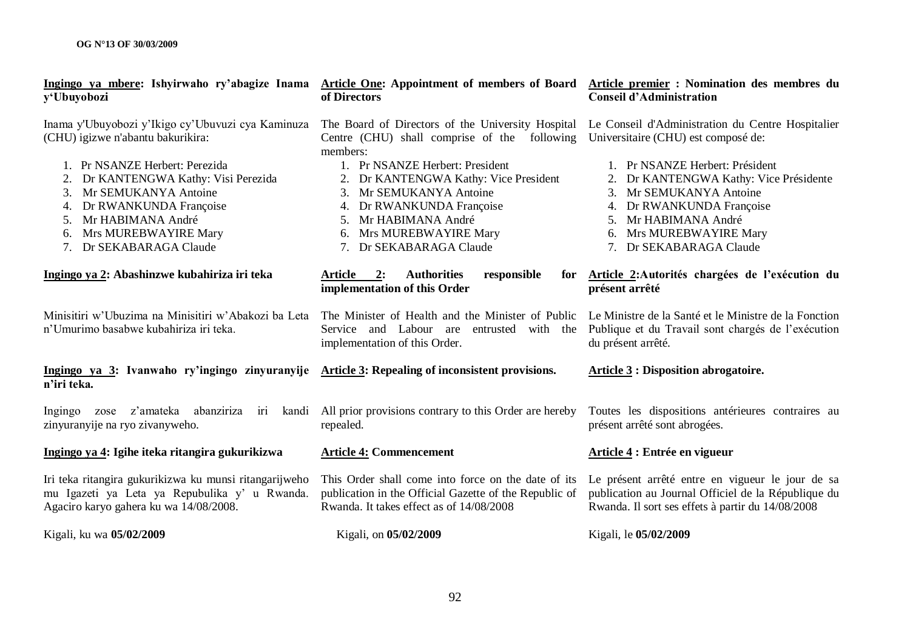**Ingingo ya mbere: Ishyirwaho ry'abagize Inama y'Ubuyobozi**

Inama y'Ubuyobozi y'Ikigo cy'Ubuvuzi cya Kaminuza (CHU) igizwe n'abantu bakurikira:

1. Pr NSANZE Herbert: Perezida
2. Dr KANTENGWA Kathy: Visi Perezida
3. Mr SEMUKANYA Antoine
4. Dr RWANKUNDA Françoise
5. Mr HABIMANA André
6. Mrs MUREBWAYIRE Mary
7. Dr SEKABARAGA Claude

**Ingingo ya 2: Abashinzwe kubahiriza iri teka**

Minisitiri w'Ubuzima na Minisitiri w'Abakozi ba Leta n'Umurimo basabwe kubahiriza iri teka.

**Ingingo ya 3: Ivanwaho ry'ingingo zinyuranyije n'iri teka.**

Ingingo zose z'amateka abanziriza iri kandi zinyuranyije na ryo zivanyweho.

**Ingingo ya 4: Igihe iteka ritangira gukurikizwa**

Iri teka ritangira gukurikizwa ku munsi ritangarijweho mu Igazeti ya Leta ya Repubulika y' u Rwanda. Agaciro karyo gahera ku wa 14/08/2008.

Kigali, ku wa **05/02/2009**

**Article One: Appointment of members of Board of Directors**

The Board of Directors of the University Hospital Centre (CHU) shall comprise of the following members:

1. Pr NSANZE Herbert: President
2. Dr KANTENGWA Kathy: Vice President
3. Mr SEMUKANYA Antoine
4. Dr RWANKUNDA Françoise
5. Mr HABIMANA André
6. Mrs MUREBWAYIRE Mary
7. Dr SEKABARAGA Claude

**Article 2: Authorities responsible for implementation of this Order**

The Minister of Health and the Minister of Public Service and Labour are entrusted with the implementation of this Order.

**Article 3: Repealing of inconsistent provisions.**

All prior provisions contrary to this Order are hereby repealed.

**Article 4: Commencement**

This Order shall come into force on the date of its publication in the Official Gazette of the Republic of Rwanda. It takes effect as of 14/08/2008

Kigali, on **05/02/2009**

**Article premier : Nomination des membres du Conseil d'Administration**

Le Conseil d'Administration du Centre Hospitalier Universitaire (CHU) est composé de:

1. Pr NSANZE Herbert: Président
2. Dr KANTENGWA Kathy: Vice Présidente
3. Mr SEMUKANYA Antoine
4. Dr RWANKUNDA Françoise
5. Mr HABIMANA André
6. Mrs MUREBWAYIRE Mary
7. Dr SEKABARAGA Claude

**Article 2:Autorités chargées de l'exécution du présent arrêté**

Le Ministre de la Santé et le Ministre de la Fonction Publique et du Travail sont chargés de l'exécution du présent arrêté.

**Article 3 : Disposition abrogatoire.**

Toutes les dispositions antérieures contraires au présent arrêté sont abrogées.

**Article 4 : Entrée en vigueur**

Le présent arrêté entre en vigueur le jour de sa publication au Journal Officiel de la République du Rwanda. Il sort ses effets à partir du 14/08/2008

Kigali, le **05/02/2009**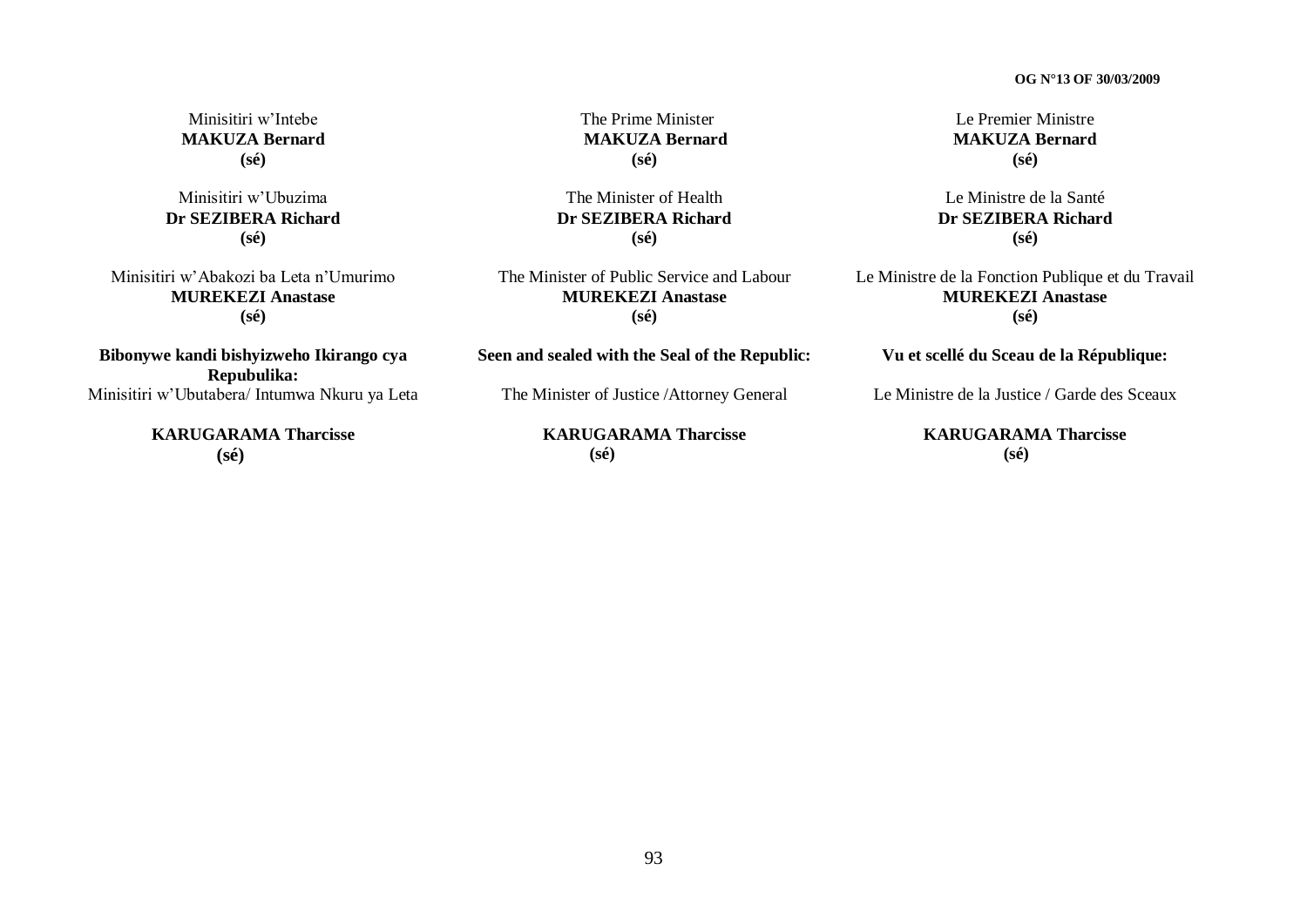Minisitiri w'Intebe
**MAKUZA Bernard**
**(sé)**

Minisitiri w'Ubuzima
**Dr SEZIBERA Richard**
**(sé)**

Minisitiri w'Abakozi ba Leta n'Umurimo
**MUREKEZI Anastase**
**(sé)**

**Bibonywe kandi bishyizweho Ikirango cya Repubulika:**
Minisitiri w'Ubutabera/ Intumwa Nkuru ya Leta

**KARUGARAMA Tharcisse**
**(sé)**

The Prime Minister
**MAKUZA Bernard**
**(sé)**

The Minister of Health
**Dr SEZIBERA Richard**
**(sé)**

The Minister of Public Service and Labour
**MUREKEZI Anastase**
**(sé)**

**Seen and sealed with the Seal of the Republic:**

The Minister of Justice /Attorney General

**KARUGARAMA Tharcisse**
**(sé)**

Le Premier Ministre
**MAKUZA Bernard**
**(sé)**

Le Ministre de la Santé
**Dr SEZIBERA Richard**
**(sé)**

Le Ministre de la Fonction Publique et du Travail
**MUREKEZI Anastase**
**(sé)**

**Vu et scellé du Sceau de la République:**

Le Ministre de la Justice / Garde des Sceaux

**KARUGARAMA Tharcisse**
**(sé)**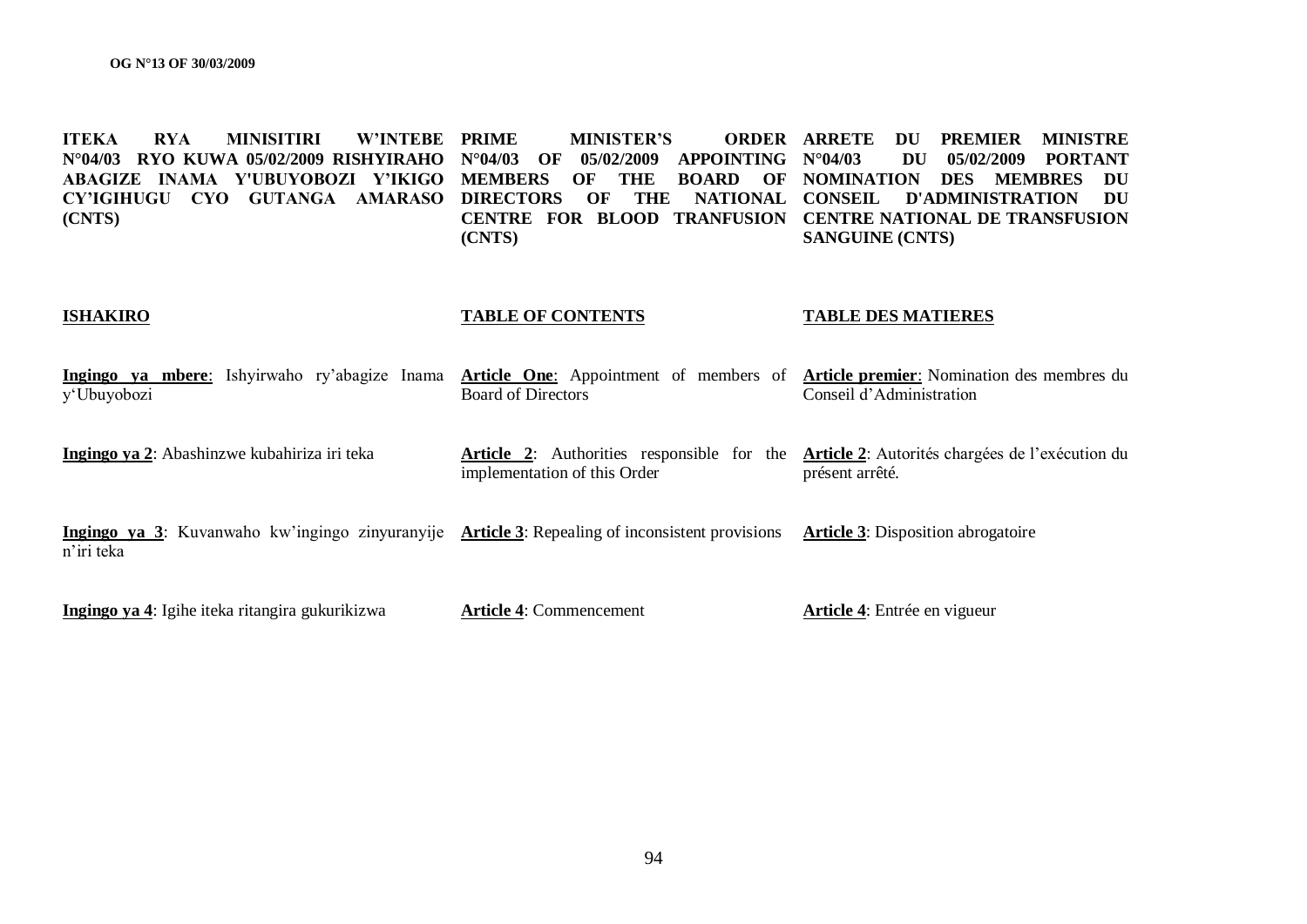**ITEKA RYA MINISITIRI W'INTEBE N°04/03 RYO KUWA 05/02/2009 RISHYIRAHO ABAGIZE INAMA Y'UBUYOBOZI Y'IKIGO CY'IGIHUGU CYO GUTANGA AMARASO (CNTS)**

**ISHAKIRO**

**Ingingo ya mbere**: Ishyirwaho ry'abagize Inama y'Ubuyobozi

**Ingingo ya 2**: Abashinzwe kubahiriza iri teka

**Ingingo ya 3**: Kuvanwaho kw'ingingo zinyuranyije n'iri teka

**Ingingo ya 4**: Igihe iteka ritangira gukurikizwa

**PRIME MINISTER'S ORDER N°04/03 OF 05/02/2009 APPOINTING MEMBERS OF THE BOARD OF DIRECTORS OF THE NATIONAL CENTRE FOR BLOOD TRANFUSION (CNTS)**

**TABLE OF CONTENTS**

**Article One**: Appointment of members of Board of Directors

**Article 2**: Authorities responsible for the implementation of this Order

**Article 3**: Repealing of inconsistent provisions

**Article 4**: Commencement

**ARRETE DU PREMIER MINISTRE N°04/03 DU 05/02/2009 PORTANT NOMINATION DES MEMBRES DU CONSEIL D'ADMINISTRATION DU CENTRE NATIONAL DE TRANSFUSION SANGUINE (CNTS)**

**TABLE DES MATIERES**

**Article premier**: Nomination des membres du Conseil d'Administration

**Article 2**: Autorités chargées de l'exécution du présent arrêté.

**Article 3**: Disposition abrogatoire

**Article 4**: Entrée en vigueur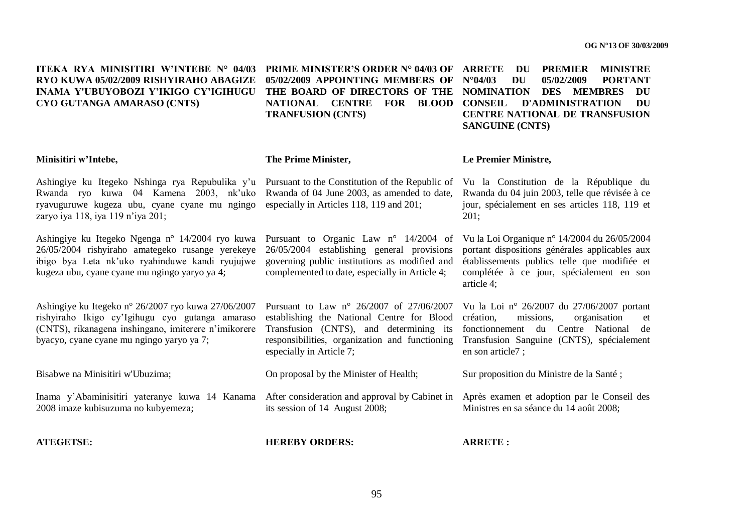**ITEKA RYA MINISITIRI W'INTEBE N° 04/03 RYO KUWA 05/02/2009 RISHYIRAHO ABAGIZE INAMA Y'UBUYOBOZI Y'IKIGO CY'IGIHUGU CYO GUTANGA AMARASO (CNTS)**

**Minisitiri w'Intebe,**

Ashingiye ku Itegeko Nshinga rya Repubulika y'u Rwanda ryo kuwa 04 Kamena 2003, nk'uko ryavuguruwe kugeza ubu, cyane cyane mu ngingo zaryo iya 118, iya 119 n'iya 201;

Ashingiye ku Itegeko Ngenga n° 14/2004 ryo kuwa 26/05/2004 rishyiraho amategeko rusange yerekeye ibigo bya Leta nk'uko ryahinduwe kandi ryujujwe kugeza ubu, cyane cyane mu ngingo yaryo ya 4;

Ashingiye ku Itegeko n° 26/2007 ryo kuwa 27/06/2007 rishyiraho Ikigo cy'Igihugu cyo gutanga amaraso (CNTS), rikanagena inshingano, imiterere n'imikorere byacyo, cyane cyane mu ngingo yaryo ya 7;

Bisabwe na Minisitiri w'Ubuzima;

Inama y'Abaminisitiri yateranye kuwa 14 Kanama 2008 imaze kubisuzuma no kubyemeza;

**ATEGETSE:**

**PRIME MINISTER'S ORDER N° 04/03 OF 05/02/2009 APPOINTING MEMBERS OF THE BOARD OF DIRECTORS OF THE NATIONAL CENTRE FOR BLOOD TRANFUSION (CNTS)**

**The Prime Minister,**

Pursuant to the Constitution of the Republic of Rwanda of 04 June 2003, as amended to date, especially in Articles 118, 119 and 201;

Pursuant to Organic Law n° 14/2004 of 26/05/2004 establishing general provisions governing public institutions as modified and complemented to date, especially in Article 4;

Pursuant to Law n° 26/2007 of 27/06/2007 establishing the National Centre for Blood Transfusion (CNTS), and determining its responsibilities, organization and functioning especially in Article 7;

On proposal by the Minister of Health;

After consideration and approval by Cabinet in its session of 14 August 2008;

**HEREBY ORDERS:**

**ARRETE DU PREMIER MINISTRE N°04/03 DU 05/02/2009 PORTANT NOMINATION DES MEMBRES DU CONSEIL D'ADMINISTRATION DU CENTRE NATIONAL DE TRANSFUSION SANGUINE (CNTS)**

**Le Premier Ministre,**

Vu la Constitution de la République du Rwanda du 04 juin 2003, telle que révisée à ce jour, spécialement en ses articles 118, 119 et 201;

Vu la Loi Organique n° 14/2004 du 26/05/2004 portant dispositions générales applicables aux établissements publics telle que modifiée et complétée à ce jour, spécialement en son article 4;

Vu la Loi n° 26/2007 du 27/06/2007 portant création, missions, organisation et fonctionnement du Centre National de Transfusion Sanguine (CNTS), spécialement en son article7 ;

Sur proposition du Ministre de la Santé ;

Après examen et adoption par le Conseil des Ministres en sa séance du 14 août 2008;

**ARRETE :**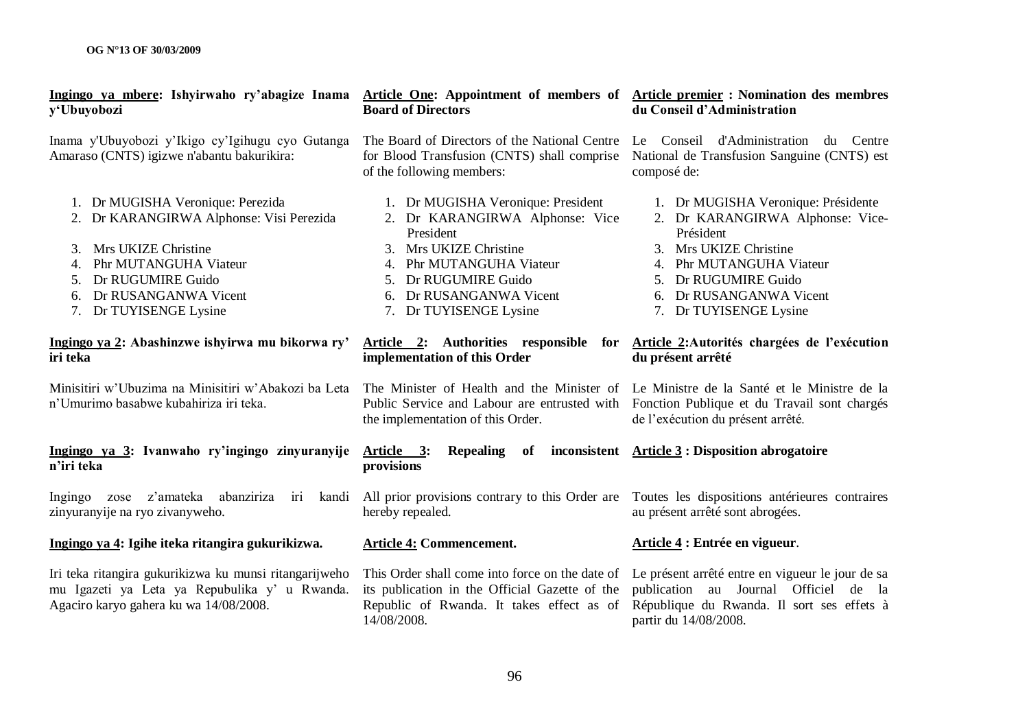**Ingingo ya mbere: Ishyirwaho ry'abagize Inama y'Ubuyobozi**

Inama y'Ubuyobozi y'Ikigo cy'Igihugu cyo Gutanga Amaraso (CNTS) igizwe n'abantu bakurikira:

1. Dr MUGISHA Veronique: Perezida
2. Dr KARANGIRWA Alphonse: Visi Perezida
3. Mrs UKIZE Christine
4. Phr MUTANGUHA Viateur
5. Dr RUGUMIRE Guido
6. Dr RUSANGANWA Vicent
7. Dr TUYISENGE Lysine

**Ingingo ya 2: Abashinzwe ishyirwa mu bikorwa ry' iri teka**

Minisitiri w'Ubuzima na Minisitiri w'Abakozi ba Leta n'Umurimo basabwe kubahiriza iri teka.

**Ingingo ya 3: Ivanwaho ry'ingingo zinyuranyije n'iri teka**

Ingingo zose z'amateka abanziriza iri kandi zinyuranyije na ryo zivanyweho.

**Ingingo ya 4: Igihe iteka ritangira gukurikizwa.**

Iri teka ritangira gukurikizwa ku munsi ritangarijweho mu Igazeti ya Leta ya Repubulika y' u Rwanda. Agaciro karyo gahera ku wa 14/08/2008.

**Article One: Appointment of members of Board of Directors**

The Board of Directors of the National Centre for Blood Transfusion (CNTS) shall comprise of the following members:

1. Dr MUGISHA Veronique: President
2. Dr KARANGIRWA Alphonse: Vice President
3. Mrs UKIZE Christine
4. Phr MUTANGUHA Viateur
5. Dr RUGUMIRE Guido
6. Dr RUSANGANWA Vicent
7. Dr TUYISENGE Lysine

**Article 2: Authorities responsible for implementation of this Order**

The Minister of Health and the Minister of Public Service and Labour are entrusted with the implementation of this Order.

**Article 3: Repealing of inconsistent provisions**

All prior provisions contrary to this Order are hereby repealed.

**Article 4: Commencement.**

This Order shall come into force on the date of its publication in the Official Gazette of the Republic of Rwanda. It takes effect as of 14/08/2008.

**Article premier : Nomination des membres du Conseil d'Administration**

Le Conseil d'Administration du Centre National de Transfusion Sanguine (CNTS) est composé de:

1. Dr MUGISHA Veronique: Présidente
2. Dr KARANGIRWA Alphonse: Vice-Président
3. Mrs UKIZE Christine
4. Phr MUTANGUHA Viateur
5. Dr RUGUMIRE Guido
6. Dr RUSANGANWA Vicent
7. Dr TUYISENGE Lysine

**Article 2:Autorités chargées de l'exécution du présent arrêté**

Le Ministre de la Santé et le Ministre de la Fonction Publique et du Travail sont chargés de l'exécution du présent arrêté.

**Article 3 : Disposition abrogatoire**

Toutes les dispositions antérieures contraires au présent arrêté sont abrogées.

**Article 4 : Entrée en vigueur**.

Le présent arrêté entre en vigueur le jour de sa publication au Journal Officiel de la République du Rwanda. Il sort ses effets à partir du 14/08/2008.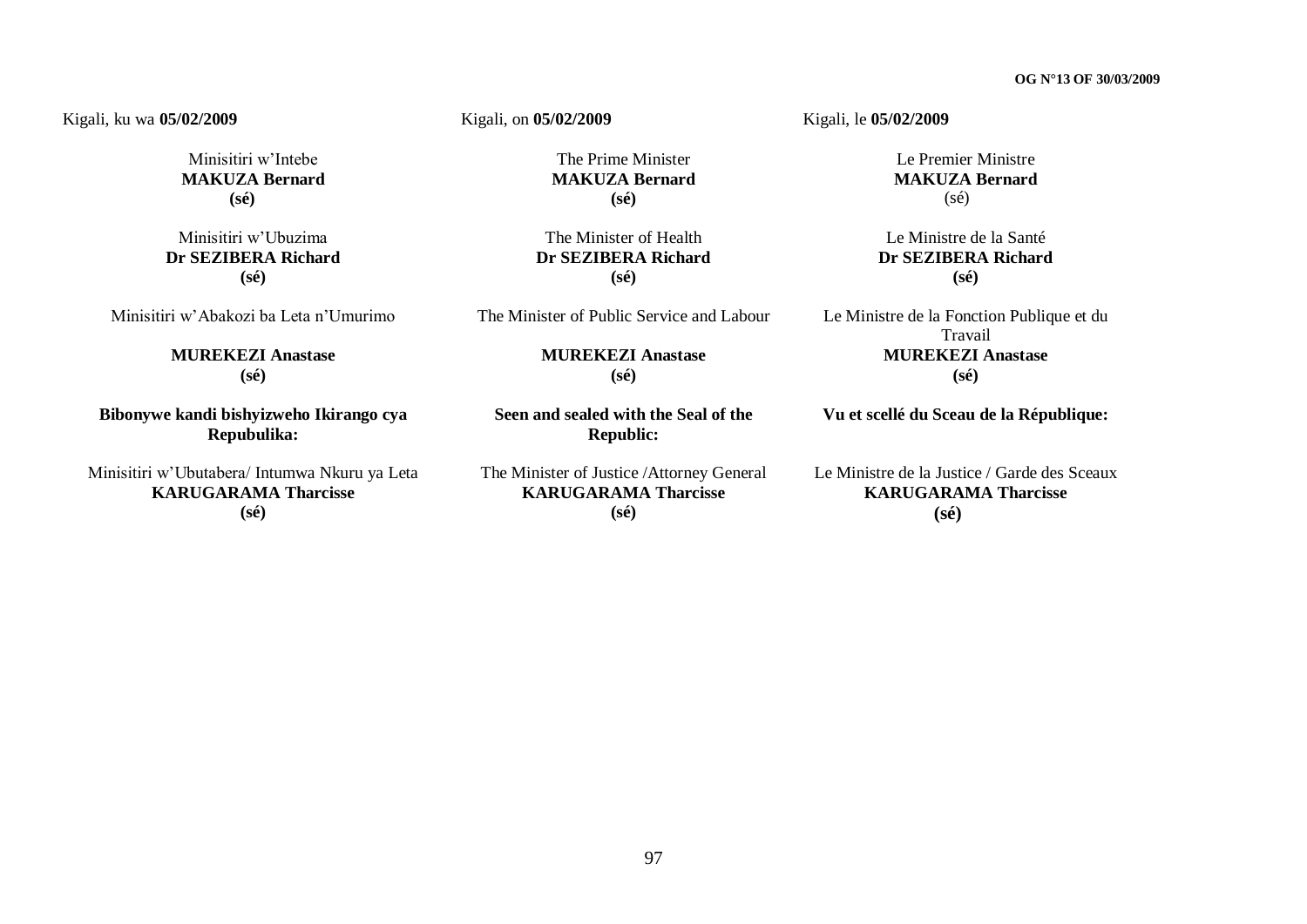Kigali, ku wa **05/02/2009**

Minisitiri w'Intebe
**MAKUZA Bernard**
**(sé)**

Minisitiri w'Ubuzima
**Dr SEZIBERA Richard**
**(sé)**

Minisitiri w'Abakozi ba Leta n'Umurimo

**MUREKEZI Anastase**
**(sé)**

**Bibonywe kandi bishyizweho Ikirango cya Repubulika:**

Minisitiri w'Ubutabera/ Intumwa Nkuru ya Leta
**KARUGARAMA Tharcisse**
**(sé)**

Kigali, on **05/02/2009**

The Prime Minister
**MAKUZA Bernard**
**(sé)**

The Minister of Health
**Dr SEZIBERA Richard**
**(sé)**

The Minister of Public Service and Labour

**MUREKEZI Anastase**
**(sé)**

**Seen and sealed with the Seal of the Republic:**

The Minister of Justice /Attorney General
**KARUGARAMA Tharcisse**
**(sé)**

Kigali, le **05/02/2009**

Le Premier Ministre
**MAKUZA Bernard**
(sé)

Le Ministre de la Santé
**Dr SEZIBERA Richard**
**(sé)**

Le Ministre de la Fonction Publique et du Travail
**MUREKEZI Anastase**
**(sé)**

**Vu et scellé du Sceau de la République:**

Le Ministre de la Justice / Garde des Sceaux
**KARUGARAMA Tharcisse**
**(sé)**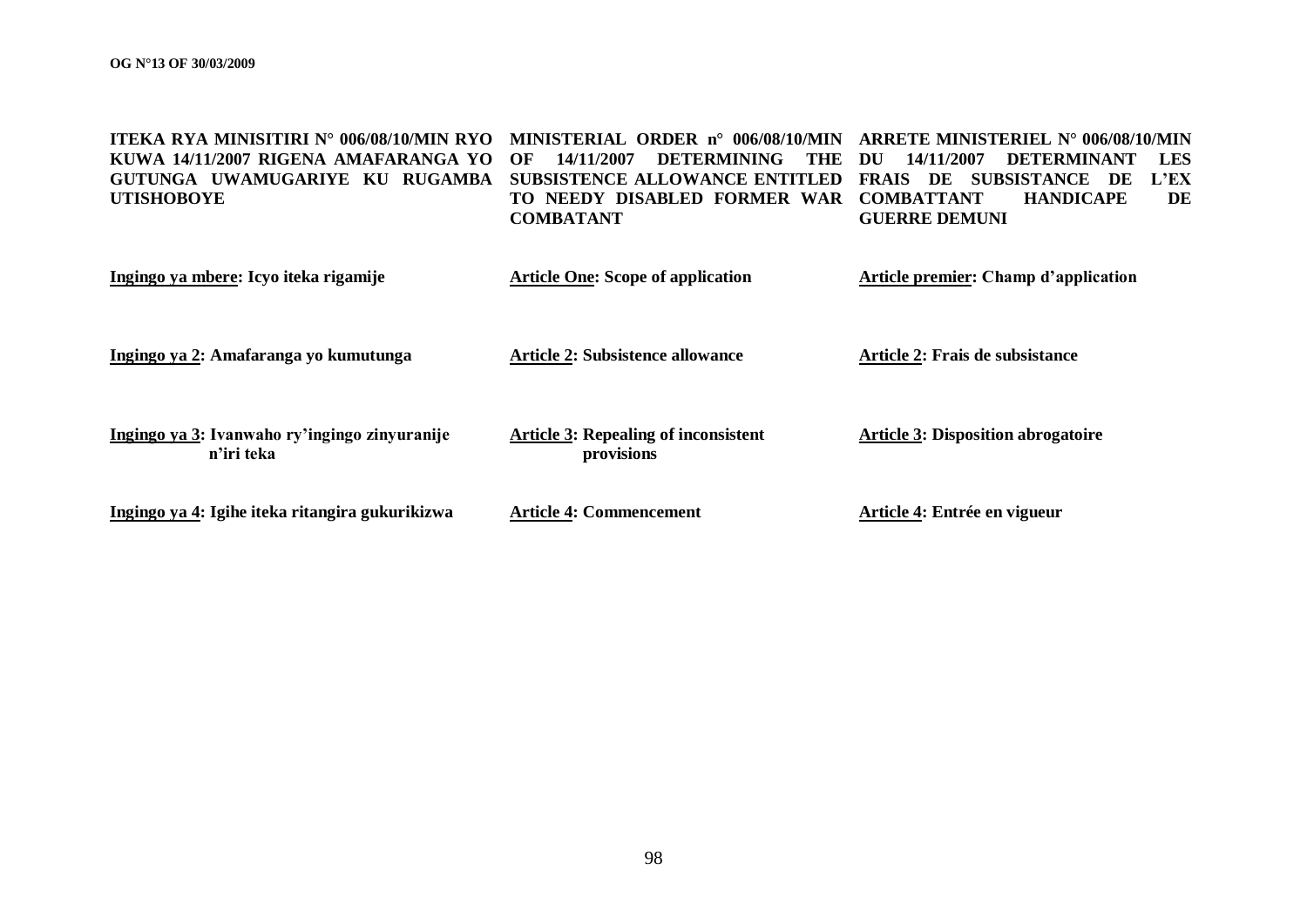**ITEKA RYA MINISITIRI N° 006/08/10/MIN RYO KUWA 14/11/2007 RIGENA AMAFARANGA YO GUTUNGA UWAMUGARIYE KU RUGAMBA UTISHOBOYE**

**Ingingo ya mbere: Icyo iteka rigamije**

**Ingingo ya 2: Amafaranga yo kumutunga**

**Ingingo ya 3: Ivanwaho ry'ingingo zinyuranije n'iri teka**

**Ingingo ya 4: Igihe iteka ritangira gukurikizwa**

**MINISTERIAL ORDER n° 006/08/10/MIN OF 14/11/2007 DETERMINING THE SUBSISTENCE ALLOWANCE ENTITLED TO NEEDY DISABLED FORMER WAR COMBATANT**

**Article One: Scope of application**

**Article 2: Subsistence allowance**

**Article 3: Repealing of inconsistent provisions**

**Article 4: Commencement**

**ARRETE MINISTERIEL N° 006/08/10/MIN DU 14/11/2007 DETERMINANT LES FRAIS DE SUBSISTANCE DE L'EX COMBATTANT HANDICAPE DE GUERRE DEMUNI**

**Article premier: Champ d'application**

**Article 2: Frais de subsistance**

**Article 3: Disposition abrogatoire**

**Article 4: Entrée en vigueur**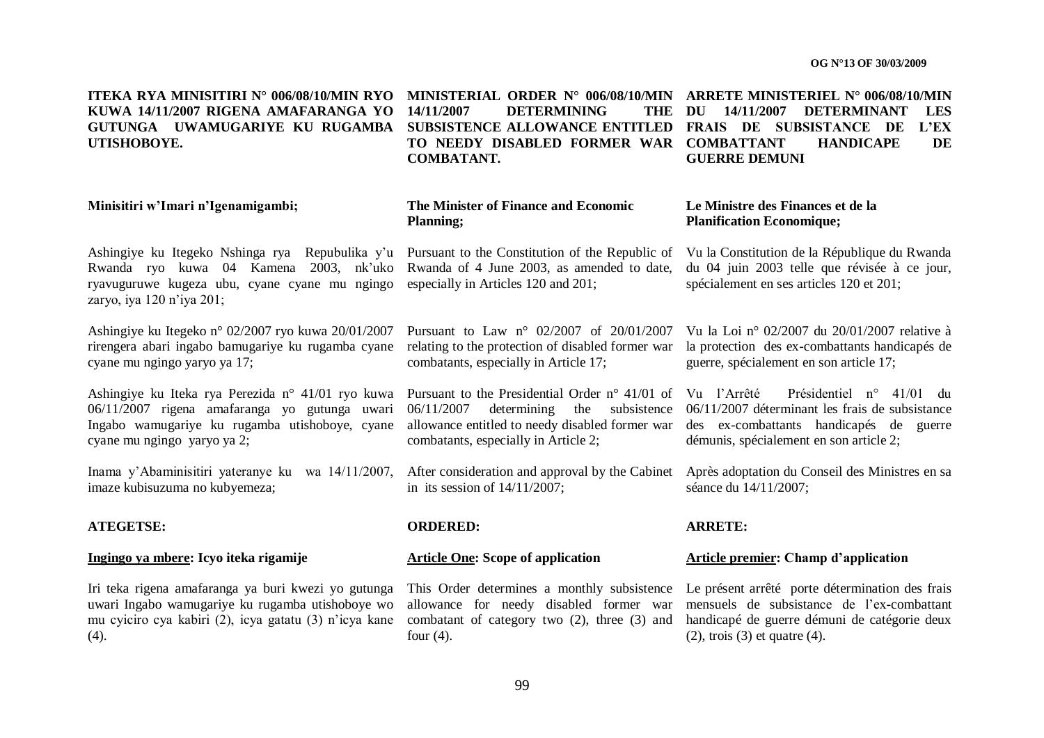**ITEKA RYA MINISITIRI N° 006/08/10/MIN RYO KUWA 14/11/2007 RIGENA AMAFARANGA YO GUTUNGA UWAMUGARIYE KU RUGAMBA UTISHOBOYE.**

**Minisitiri w'Imari n'Igenamigambi;**

Ashingiye ku Itegeko Nshinga rya Repubulika y'u Rwanda ryo kuwa 04 Kamena 2003, nk'uko ryavuguruwe kugeza ubu, cyane cyane mu ngingo zaryo, iya 120 n'iya 201;

Ashingiye ku Itegeko n° 02/2007 ryo kuwa 20/01/2007 rirengera abari ingabo bamugariye ku rugamba cyane cyane mu ngingo yaryo ya 17;

Ashingiye ku Iteka rya Perezida n° 41/01 ryo kuwa 06/11/2007 rigena amafaranga yo gutunga uwari Ingabo wamugariye ku rugamba utishoboye, cyane cyane mu ngingo yaryo ya 2;

Inama y'Abaminisitiri yateranye ku wa 14/11/2007, imaze kubisuzuma no kubyemeza;

**ATEGETSE:**

**<u>Ingingo ya mbere</u>: Icyo iteka rigamije**

Iri teka rigena amafaranga ya buri kwezi yo gutunga uwari Ingabo wamugariye ku rugamba utishoboye wo mu cyiciro cya kabiri (2), icya gatatu (3) n'icya kane (4).

**MINISTERIAL ORDER N° 006/08/10/MIN 14/11/2007 DETERMINING THE SUBSISTENCE ALLOWANCE ENTITLED TO NEEDY DISABLED FORMER WAR COMBATANT.**

**The Minister of Finance and Economic Planning;**

Pursuant to the Constitution of the Republic of Rwanda of 4 June 2003, as amended to date, especially in Articles 120 and 201;

Pursuant to Law n° 02/2007 of 20/01/2007 relating to the protection of disabled former war combatants, especially in Article 17;

Pursuant to the Presidential Order n° 41/01 of 06/11/2007 determining the subsistence allowance entitled to needy disabled former war combatants, especially in Article 2;

After consideration and approval by the Cabinet in its session of 14/11/2007;

**ORDERED:**

**<u>Article One</u>: Scope of application**

This Order determines a monthly subsistence allowance for needy disabled former war combatant of category two (2), three (3) and four (4).

**ARRETE MINISTERIEL N° 006/08/10/MIN DU 14/11/2007 DETERMINANT LES FRAIS DE SUBSISTANCE DE L'EX COMBATTANT HANDICAPE DE GUERRE DEMUNI**

**Le Ministre des Finances et de la Planification Economique;**

Vu la Constitution de la République du Rwanda du 04 juin 2003 telle que révisée à ce jour, spécialement en ses articles 120 et 201;

Vu la Loi n° 02/2007 du 20/01/2007 relative à la protection des ex-combattants handicapés de guerre, spécialement en son article 17;

Vu l'Arrêté Présidentiel n° 41/01 du 06/11/2007 déterminant les frais de subsistance des ex-combattants handicapés de guerre démunis, spécialement en son article 2;

Après adoptation du Conseil des Ministres en sa séance du 14/11/2007;

**ARRETE:**

**<u>Article premier</u>: Champ d'application**

Le présent arrêté porte détermination des frais mensuels de subsistance de l'ex-combattant handicapé de guerre démuni de catégorie deux (2), trois (3) et quatre (4).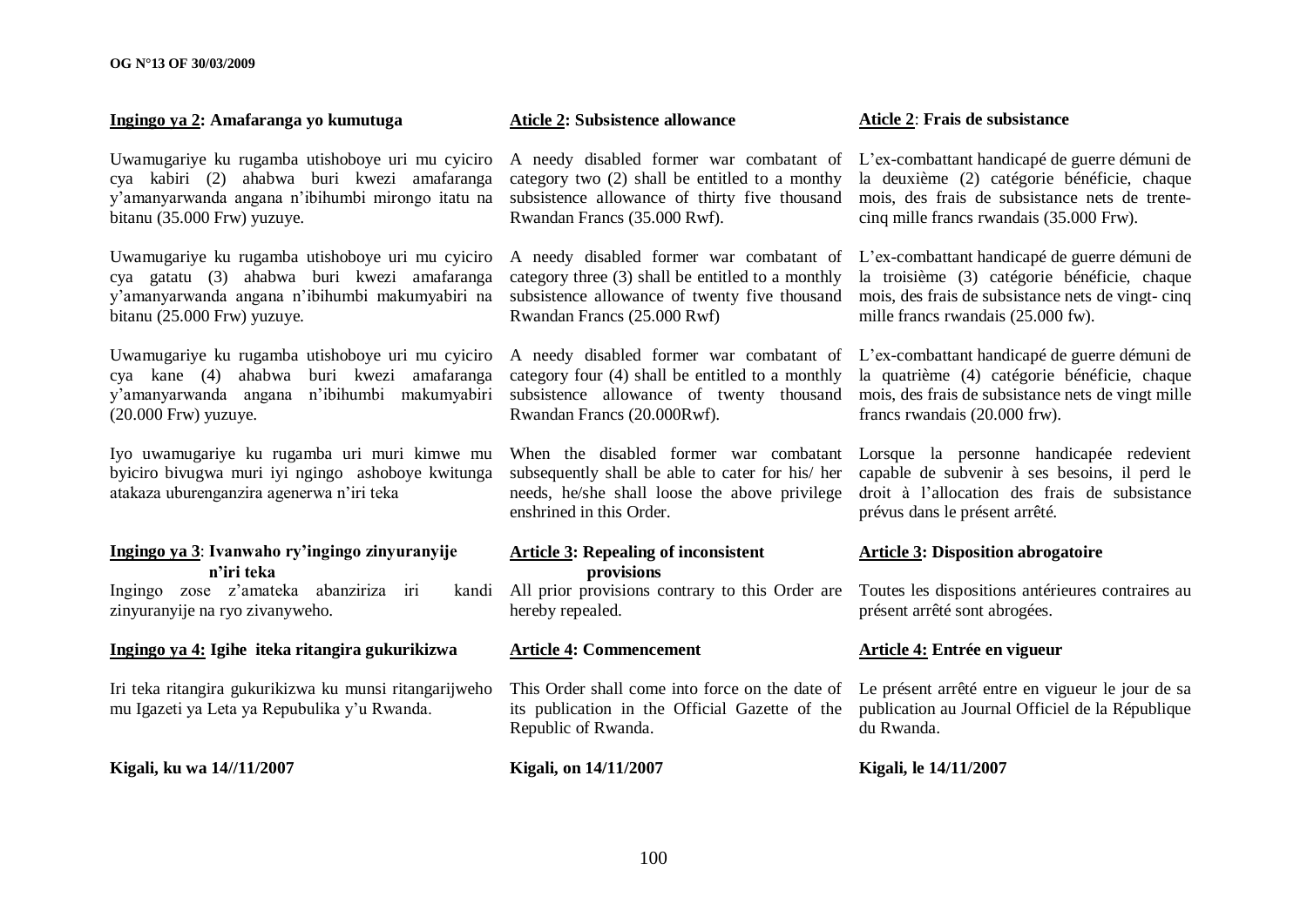**Ingingo ya 2: Amafaranga yo kumutuga**

Uwamugariye ku rugamba utishoboye uri mu cyiciro cya kabiri (2) ahabwa buri kwezi amafaranga y'amanyarwanda angana n'ibihumbi mirongo itatu na bitanu (35.000 Frw) yuzuye.

Uwamugariye ku rugamba utishoboye uri mu cyiciro cya gatatu (3) ahabwa buri kwezi amafaranga y'amanyarwanda angana n'ibihumbi makumyabiri na bitanu (25.000 Frw) yuzuye.

Uwamugariye ku rugamba utishoboye uri mu cyiciro cya kane (4) ahabwa buri kwezi amafaranga y'amanyarwanda angana n'ibihumbi makumyabiri (20.000 Frw) yuzuye.

Iyo uwamugariye ku rugamba uri muri kimwe mu byiciro bivugwa muri iyi ngingo ashoboye kwitunga atakaza uburenganzira agenerwa n'iri teka

**Ingingo ya 3: Ivanwaho ry'ingingo zinyuranyije n'iri teka**

Ingingo zose z'amateka abanziriza iri kandi zinyuranyije na ryo zivanyweho.

**Ingingo ya 4: Igihe iteka ritangira gukurikizwa**

Iri teka ritangira gukurikizwa ku munsi ritangarijweho mu Igazeti ya Leta ya Repubulika y'u Rwanda.

**Kigali, ku wa 14//11/2007**

**Aticle 2: Subsistence allowance**

A needy disabled former war combatant of category two (2) shall be entitled to a monthy subsistence allowance of thirty five thousand Rwandan Francs (35.000 Rwf).

A needy disabled former war combatant of category three (3) shall be entitled to a monthly subsistence allowance of twenty five thousand Rwandan Francs (25.000 Rwf)

A needy disabled former war combatant of category four (4) shall be entitled to a monthly subsistence allowance of twenty thousand Rwandan Francs (20.000Rwf).

When the disabled former war combatant subsequently shall be able to cater for his/ her needs, he/she shall loose the above privilege enshrined in this Order.

**Article 3: Repealing of inconsistent provisions**

All prior provisions contrary to this Order are hereby repealed.

**Article 4: Commencement**

This Order shall come into force on the date of its publication in the Official Gazette of the Republic of Rwanda.

**Kigali, on 14/11/2007**

**Aticle 2: Frais de subsistance**

L'ex-combattant handicapé de guerre démuni de la deuxième (2) catégorie bénéficie, chaque mois, des frais de subsistance nets de trente-cinq mille francs rwandais (35.000 Frw).

L'ex-combattant handicapé de guerre démuni de la troisième (3) catégorie bénéficie, chaque mois, des frais de subsistance nets de vingt- cinq mille francs rwandais (25.000 fw).

L'ex-combattant handicapé de guerre démuni de la quatrième (4) catégorie bénéficie, chaque mois, des frais de subsistance nets de vingt mille francs rwandais (20.000 frw).

Lorsque la personne handicapée redevient capable de subvenir à ses besoins, il perd le droit à l'allocation des frais de subsistance prévus dans le présent arrêté.

**Article 3: Disposition abrogatoire**

Toutes les dispositions antérieures contraires au présent arrêté sont abrogées.

**Article 4: Entrée en vigueur**

Le présent arrêté entre en vigueur le jour de sa publication au Journal Officiel de la République du Rwanda.

**Kigali, le 14/11/2007**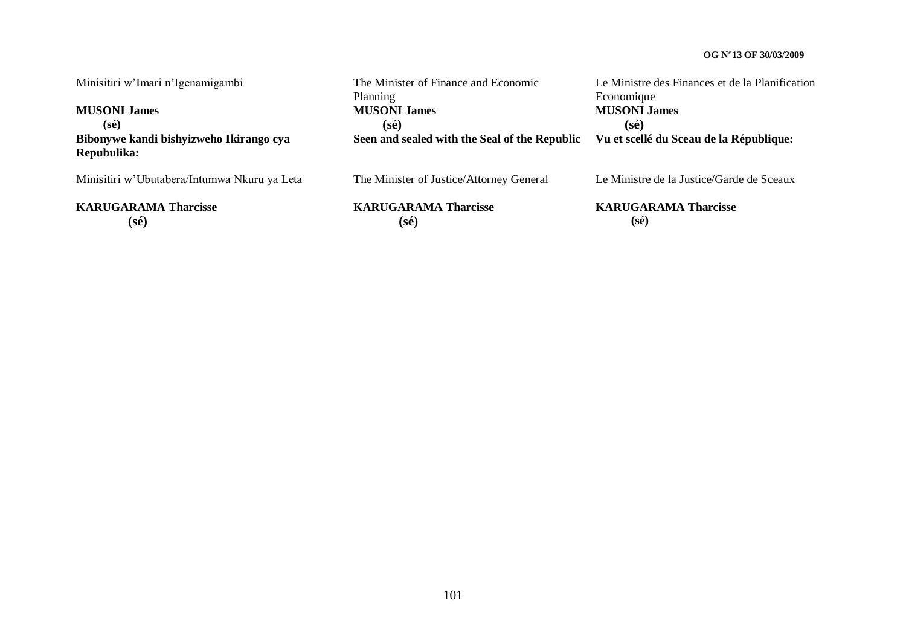Minisitiri w'Imari n'Igenamigambi

**MUSONI James**
**(sé)**

**Bibonywe kandi bishyizweho Ikirango cya Repubulika:**

Minisitiri w'Ubutabera/Intumwa Nkuru ya Leta

**KARUGARAMA Tharcisse**
**(sé)**

The Minister of Finance and Economic Planning

**MUSONI James**
**(sé)**

**Seen and sealed with the Seal of the Republic**

The Minister of Justice/Attorney General

**KARUGARAMA Tharcisse**
**(sé)**

Le Ministre des Finances et de la Planification Economique

**MUSONI James**
**(sé)**

**Vu et scellé du Sceau de la République:**

Le Ministre de la Justice/Garde de Sceaux

**KARUGARAMA Tharcisse**
**(sé)**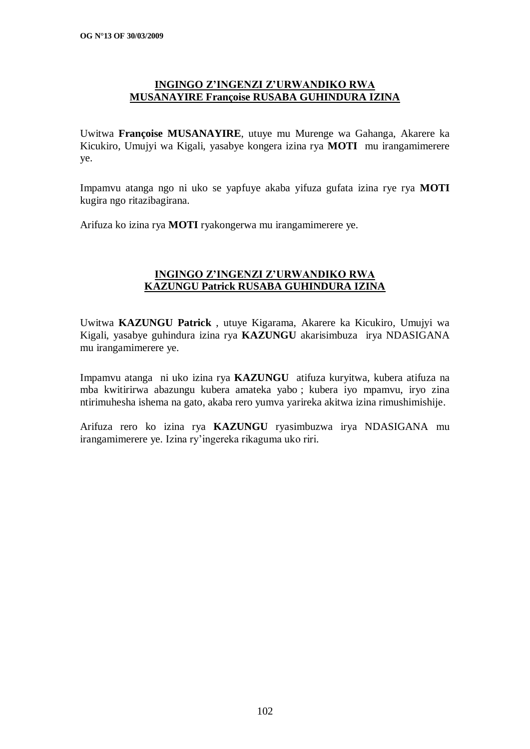## INGINGO Z'INGENZI Z'URWANDIKO RWA MUSANAYIRE Françoise RUSABA GUHINDURA IZINA

Uwitwa **Françoise MUSANAYIRE**, utuye mu Murenge wa Gahanga, Akarere ka Kicukiro, Umujyi wa Kigali, yasabye kongera izina rya **MOTI** mu irangamimerere ye.

Impamvu atanga ngo ni uko se yapfuye akaba yifuza gufata izina rye rya **MOTI** kugira ngo ritazibagirana.

Arifuza ko izina rya **MOTI** ryakongerwa mu irangamimerere ye.

## INGINGO Z'INGENZI Z'URWANDIKO RWA KAZUNGU Patrick RUSABA GUHINDURA IZINA

Uwitwa **KAZUNGU Patrick** , utuye Kigarama, Akarere ka Kicukiro, Umujyi wa Kigali, yasabye guhindura izina rya **KAZUNGU** akarisimbuza irya NDASIGANA mu irangamimerere ye.

Impamvu atanga ni uko izina rya **KAZUNGU** atifuza kuryitwa, kubera atifuza na mba kwitirirwa abazungu kubera amateka yabo ; kubera iyo mpamvu, iryo zina ntirimuhesha ishema na gato, akaba rero yumva yarireka akitwa izina rimushimishije.

Arifuza rero ko izina rya **KAZUNGU** ryasimbuzwa irya NDASIGANA mu irangamimerere ye. Izina ry'ingereka rikaguma uko riri.